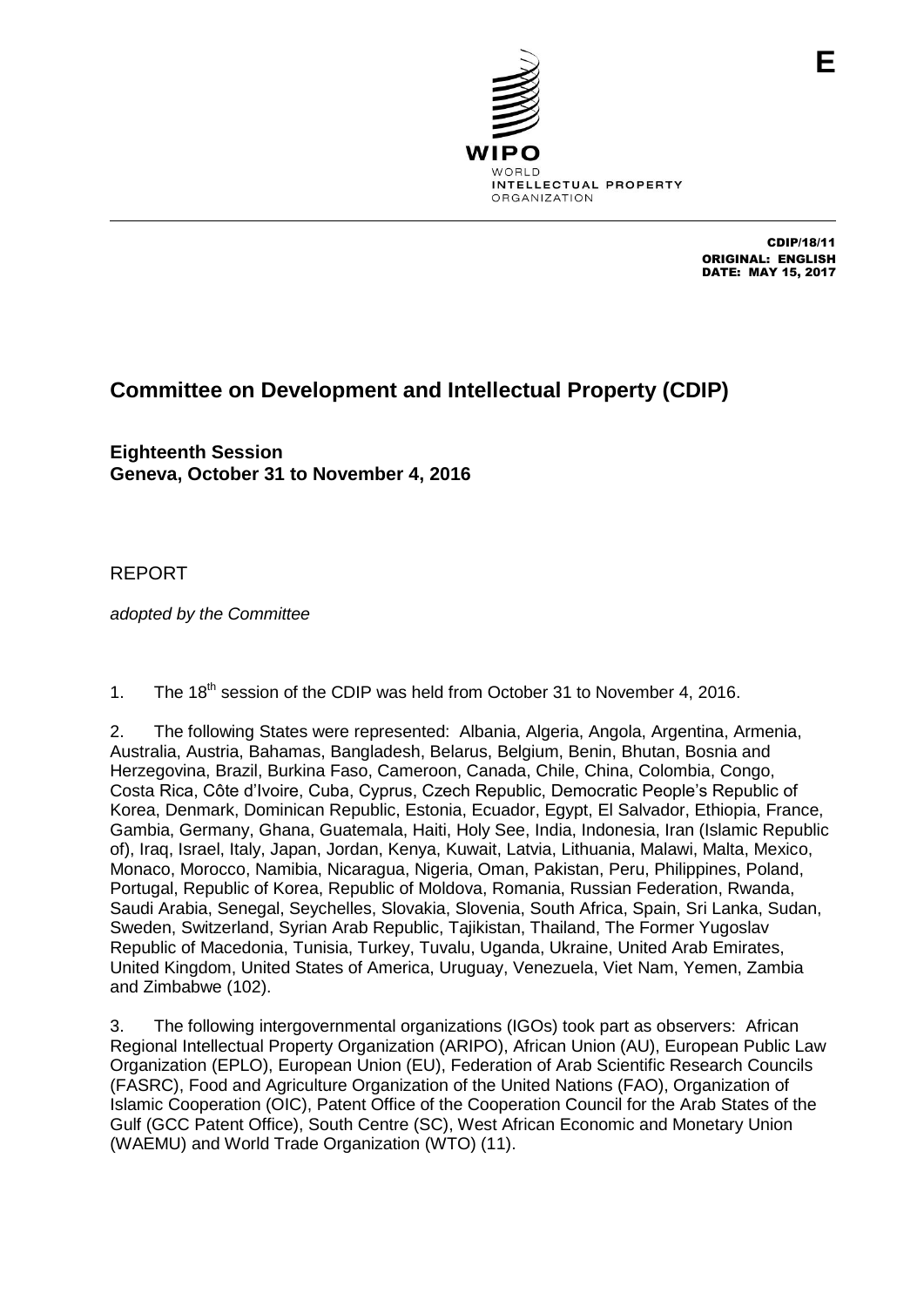E

WIPO
WORLD
INTELLECTUAL PROPERTY
ORGANIZATION

CDIP/18/11
ORIGINAL: ENGLISH
DATE: MAY 15, 2017

# Committee on Development and Intellectual Property (CDIP)

**Eighteenth Session**
**Geneva, October 31 to November 4, 2016**

REPORT

*adopted by the Committee*

1. The 18th session of the CDIP was held from October 31 to November 4, 2016.

2. The following States were represented: Albania, Algeria, Angola, Argentina, Armenia, Australia, Austria, Bahamas, Bangladesh, Belarus, Belgium, Benin, Bhutan, Bosnia and Herzegovina, Brazil, Burkina Faso, Cameroon, Canada, Chile, China, Colombia, Congo, Costa Rica, Côte d'Ivoire, Cuba, Cyprus, Czech Republic, Democratic People's Republic of Korea, Denmark, Dominican Republic, Estonia, Ecuador, Egypt, El Salvador, Ethiopia, France, Gambia, Germany, Ghana, Guatemala, Haiti, Holy See, India, Indonesia, Iran (Islamic Republic of), Iraq, Israel, Italy, Japan, Jordan, Kenya, Kuwait, Latvia, Lithuania, Malawi, Malta, Mexico, Monaco, Morocco, Namibia, Nicaragua, Nigeria, Oman, Pakistan, Peru, Philippines, Poland, Portugal, Republic of Korea, Republic of Moldova, Romania, Russian Federation, Rwanda, Saudi Arabia, Senegal, Seychelles, Slovakia, Slovenia, South Africa, Spain, Sri Lanka, Sudan, Sweden, Switzerland, Syrian Arab Republic, Tajikistan, Thailand, The Former Yugoslav Republic of Macedonia, Tunisia, Turkey, Tuvalu, Uganda, Ukraine, United Arab Emirates, United Kingdom, United States of America, Uruguay, Venezuela, Viet Nam, Yemen, Zambia and Zimbabwe (102).

3. The following intergovernmental organizations (IGOs) took part as observers: African Regional Intellectual Property Organization (ARIPO), African Union (AU), European Public Law Organization (EPLO), European Union (EU), Federation of Arab Scientific Research Councils (FASRC), Food and Agriculture Organization of the United Nations (FAO), Organization of Islamic Cooperation (OIC), Patent Office of the Cooperation Council for the Arab States of the Gulf (GCC Patent Office), South Centre (SC), West African Economic and Monetary Union (WAEMU) and World Trade Organization (WTO) (11).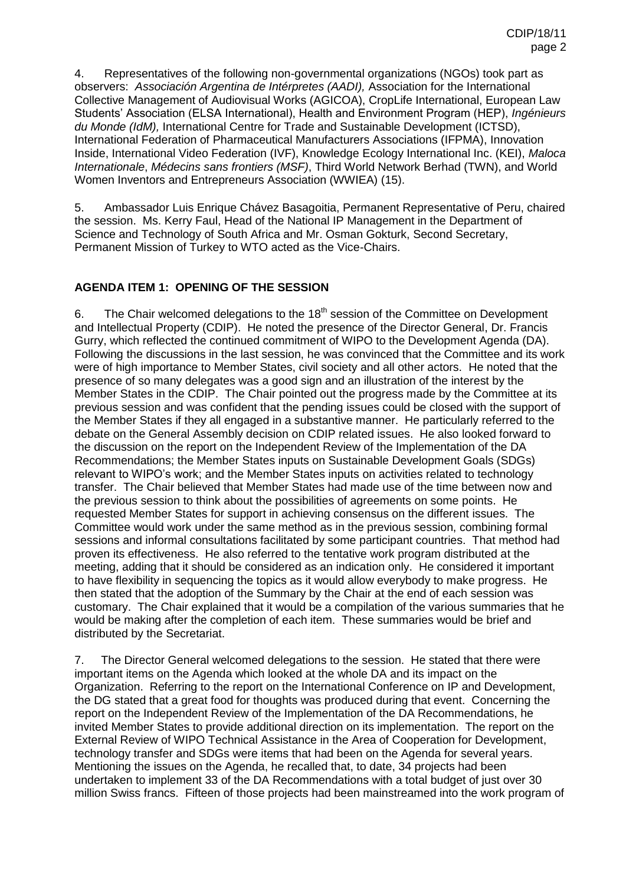4. Representatives of the following non-governmental organizations (NGOs) took part as observers: *Associación Argentina de Intérpretes (AADI),* Association for the International Collective Management of Audiovisual Works (AGICOA), CropLife International, European Law Students' Association (ELSA International), Health and Environment Program (HEP), *Ingénieurs du Monde (IdM),* International Centre for Trade and Sustainable Development (ICTSD), International Federation of Pharmaceutical Manufacturers Associations (IFPMA), Innovation Inside, International Video Federation (IVF), Knowledge Ecology International Inc. (KEI), *Maloca Internationale*, *Médecins sans frontiers (MSF)*, Third World Network Berhad (TWN), and World Women Inventors and Entrepreneurs Association (WWIEA) (15).

5. Ambassador Luis Enrique Chávez Basagoitia, Permanent Representative of Peru, chaired the session. Ms. Kerry Faul, Head of the National IP Management in the Department of Science and Technology of South Africa and Mr. Osman Gokturk, Second Secretary, Permanent Mission of Turkey to WTO acted as the Vice-Chairs.

## AGENDA ITEM 1: OPENING OF THE SESSION

6. The Chair welcomed delegations to the 18th session of the Committee on Development and Intellectual Property (CDIP). He noted the presence of the Director General, Dr. Francis Gurry, which reflected the continued commitment of WIPO to the Development Agenda (DA). Following the discussions in the last session, he was convinced that the Committee and its work were of high importance to Member States, civil society and all other actors. He noted that the presence of so many delegates was a good sign and an illustration of the interest by the Member States in the CDIP. The Chair pointed out the progress made by the Committee at its previous session and was confident that the pending issues could be closed with the support of the Member States if they all engaged in a substantive manner. He particularly referred to the debate on the General Assembly decision on CDIP related issues. He also looked forward to the discussion on the report on the Independent Review of the Implementation of the DA Recommendations; the Member States inputs on Sustainable Development Goals (SDGs) relevant to WIPO's work; and the Member States inputs on activities related to technology transfer. The Chair believed that Member States had made use of the time between now and the previous session to think about the possibilities of agreements on some points. He requested Member States for support in achieving consensus on the different issues. The Committee would work under the same method as in the previous session, combining formal sessions and informal consultations facilitated by some participant countries. That method had proven its effectiveness. He also referred to the tentative work program distributed at the meeting, adding that it should be considered as an indication only. He considered it important to have flexibility in sequencing the topics as it would allow everybody to make progress. He then stated that the adoption of the Summary by the Chair at the end of each session was customary. The Chair explained that it would be a compilation of the various summaries that he would be making after the completion of each item. These summaries would be brief and distributed by the Secretariat.

7. The Director General welcomed delegations to the session. He stated that there were important items on the Agenda which looked at the whole DA and its impact on the Organization. Referring to the report on the International Conference on IP and Development, the DG stated that a great food for thoughts was produced during that event. Concerning the report on the Independent Review of the Implementation of the DA Recommendations, he invited Member States to provide additional direction on its implementation. The report on the External Review of WIPO Technical Assistance in the Area of Cooperation for Development, technology transfer and SDGs were items that had been on the Agenda for several years. Mentioning the issues on the Agenda, he recalled that, to date, 34 projects had been undertaken to implement 33 of the DA Recommendations with a total budget of just over 30 million Swiss francs. Fifteen of those projects had been mainstreamed into the work program of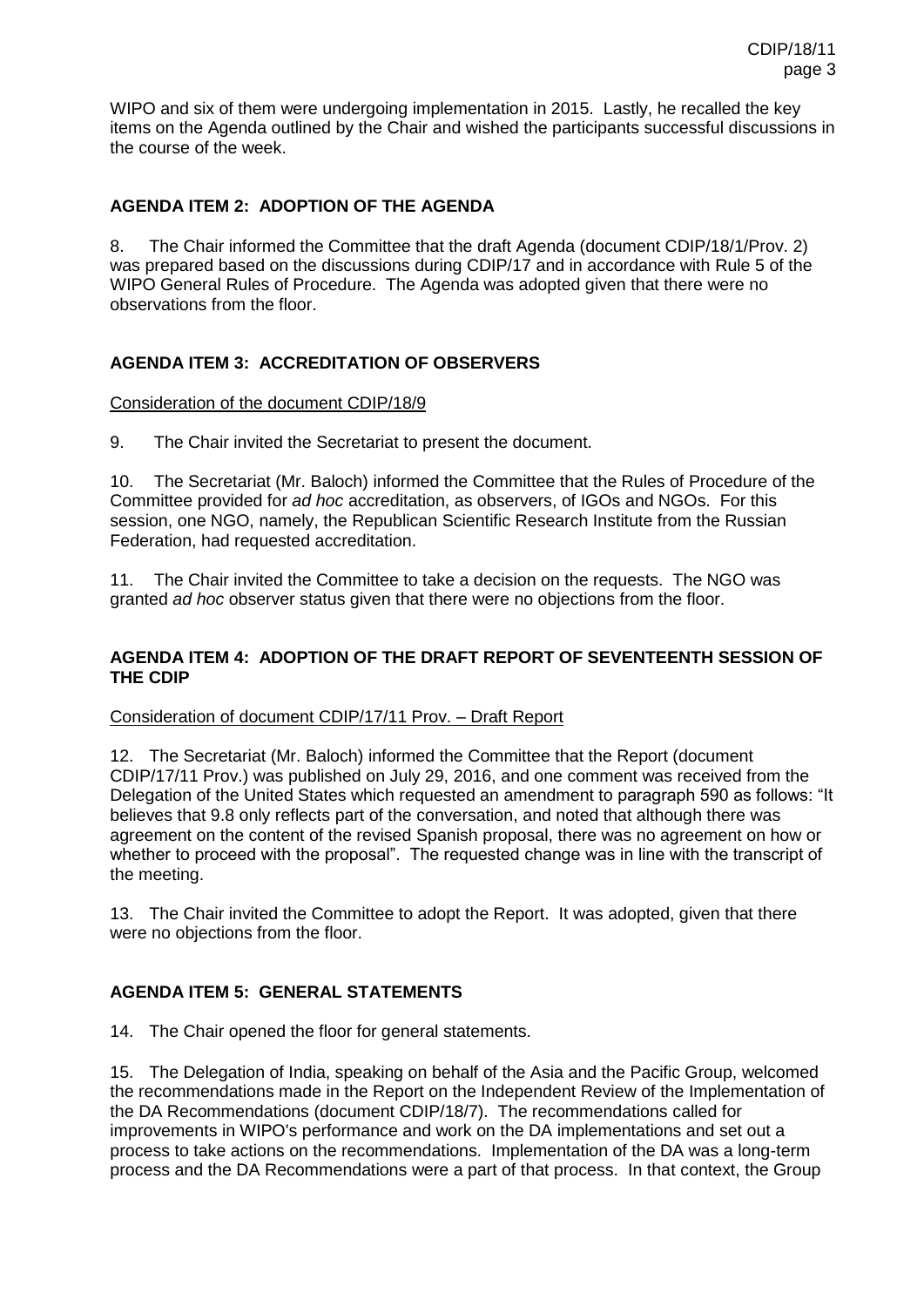WIPO and six of them were undergoing implementation in 2015. Lastly, he recalled the key items on the Agenda outlined by the Chair and wished the participants successful discussions in the course of the week.

## AGENDA ITEM 2: ADOPTION OF THE AGENDA

8. The Chair informed the Committee that the draft Agenda (document CDIP/18/1/Prov. 2) was prepared based on the discussions during CDIP/17 and in accordance with Rule 5 of the WIPO General Rules of Procedure. The Agenda was adopted given that there were no observations from the floor.

## AGENDA ITEM 3: ACCREDITATION OF OBSERVERS

Consideration of the document CDIP/18/9

9. The Chair invited the Secretariat to present the document.

10. The Secretariat (Mr. Baloch) informed the Committee that the Rules of Procedure of the Committee provided for *ad hoc* accreditation, as observers, of IGOs and NGOs. For this session, one NGO, namely, the Republican Scientific Research Institute from the Russian Federation, had requested accreditation.

11. The Chair invited the Committee to take a decision on the requests. The NGO was granted *ad hoc* observer status given that there were no objections from the floor.

## AGENDA ITEM 4: ADOPTION OF THE DRAFT REPORT OF SEVENTEENTH SESSION OF THE CDIP

Consideration of document CDIP/17/11 Prov. – Draft Report

12. The Secretariat (Mr. Baloch) informed the Committee that the Report (document CDIP/17/11 Prov.) was published on July 29, 2016, and one comment was received from the Delegation of the United States which requested an amendment to paragraph 590 as follows: "It believes that 9.8 only reflects part of the conversation, and noted that although there was agreement on the content of the revised Spanish proposal, there was no agreement on how or whether to proceed with the proposal". The requested change was in line with the transcript of the meeting.

13. The Chair invited the Committee to adopt the Report. It was adopted, given that there were no objections from the floor.

## AGENDA ITEM 5: GENERAL STATEMENTS

14. The Chair opened the floor for general statements.

15. The Delegation of India, speaking on behalf of the Asia and the Pacific Group, welcomed the recommendations made in the Report on the Independent Review of the Implementation of the DA Recommendations (document CDIP/18/7). The recommendations called for improvements in WIPO's performance and work on the DA implementations and set out a process to take actions on the recommendations. Implementation of the DA was a long-term process and the DA Recommendations were a part of that process. In that context, the Group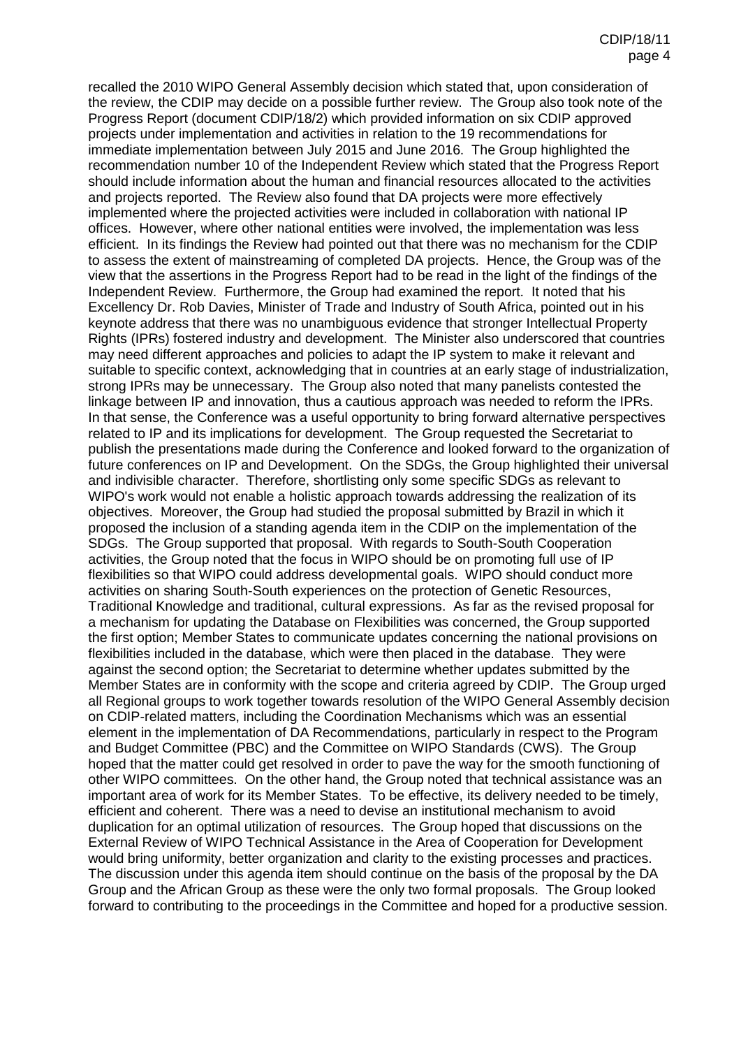recalled the 2010 WIPO General Assembly decision which stated that, upon consideration of the review, the CDIP may decide on a possible further review. The Group also took note of the Progress Report (document CDIP/18/2) which provided information on six CDIP approved projects under implementation and activities in relation to the 19 recommendations for immediate implementation between July 2015 and June 2016. The Group highlighted the recommendation number 10 of the Independent Review which stated that the Progress Report should include information about the human and financial resources allocated to the activities and projects reported. The Review also found that DA projects were more effectively implemented where the projected activities were included in collaboration with national IP offices. However, where other national entities were involved, the implementation was less efficient. In its findings the Review had pointed out that there was no mechanism for the CDIP to assess the extent of mainstreaming of completed DA projects. Hence, the Group was of the view that the assertions in the Progress Report had to be read in the light of the findings of the Independent Review. Furthermore, the Group had examined the report. It noted that his Excellency Dr. Rob Davies, Minister of Trade and Industry of South Africa, pointed out in his keynote address that there was no unambiguous evidence that stronger Intellectual Property Rights (IPRs) fostered industry and development. The Minister also underscored that countries may need different approaches and policies to adapt the IP system to make it relevant and suitable to specific context, acknowledging that in countries at an early stage of industrialization, strong IPRs may be unnecessary. The Group also noted that many panelists contested the linkage between IP and innovation, thus a cautious approach was needed to reform the IPRs. In that sense, the Conference was a useful opportunity to bring forward alternative perspectives related to IP and its implications for development. The Group requested the Secretariat to publish the presentations made during the Conference and looked forward to the organization of future conferences on IP and Development. On the SDGs, the Group highlighted their universal and indivisible character. Therefore, shortlisting only some specific SDGs as relevant to WIPO's work would not enable a holistic approach towards addressing the realization of its objectives. Moreover, the Group had studied the proposal submitted by Brazil in which it proposed the inclusion of a standing agenda item in the CDIP on the implementation of the SDGs. The Group supported that proposal. With regards to South-South Cooperation activities, the Group noted that the focus in WIPO should be on promoting full use of IP flexibilities so that WIPO could address developmental goals. WIPO should conduct more activities on sharing South-South experiences on the protection of Genetic Resources, Traditional Knowledge and traditional, cultural expressions. As far as the revised proposal for a mechanism for updating the Database on Flexibilities was concerned, the Group supported the first option; Member States to communicate updates concerning the national provisions on flexibilities included in the database, which were then placed in the database. They were against the second option; the Secretariat to determine whether updates submitted by the Member States are in conformity with the scope and criteria agreed by CDIP. The Group urged all Regional groups to work together towards resolution of the WIPO General Assembly decision on CDIP-related matters, including the Coordination Mechanisms which was an essential element in the implementation of DA Recommendations, particularly in respect to the Program and Budget Committee (PBC) and the Committee on WIPO Standards (CWS). The Group hoped that the matter could get resolved in order to pave the way for the smooth functioning of other WIPO committees. On the other hand, the Group noted that technical assistance was an important area of work for its Member States. To be effective, its delivery needed to be timely, efficient and coherent. There was a need to devise an institutional mechanism to avoid duplication for an optimal utilization of resources. The Group hoped that discussions on the External Review of WIPO Technical Assistance in the Area of Cooperation for Development would bring uniformity, better organization and clarity to the existing processes and practices. The discussion under this agenda item should continue on the basis of the proposal by the DA Group and the African Group as these were the only two formal proposals. The Group looked forward to contributing to the proceedings in the Committee and hoped for a productive session.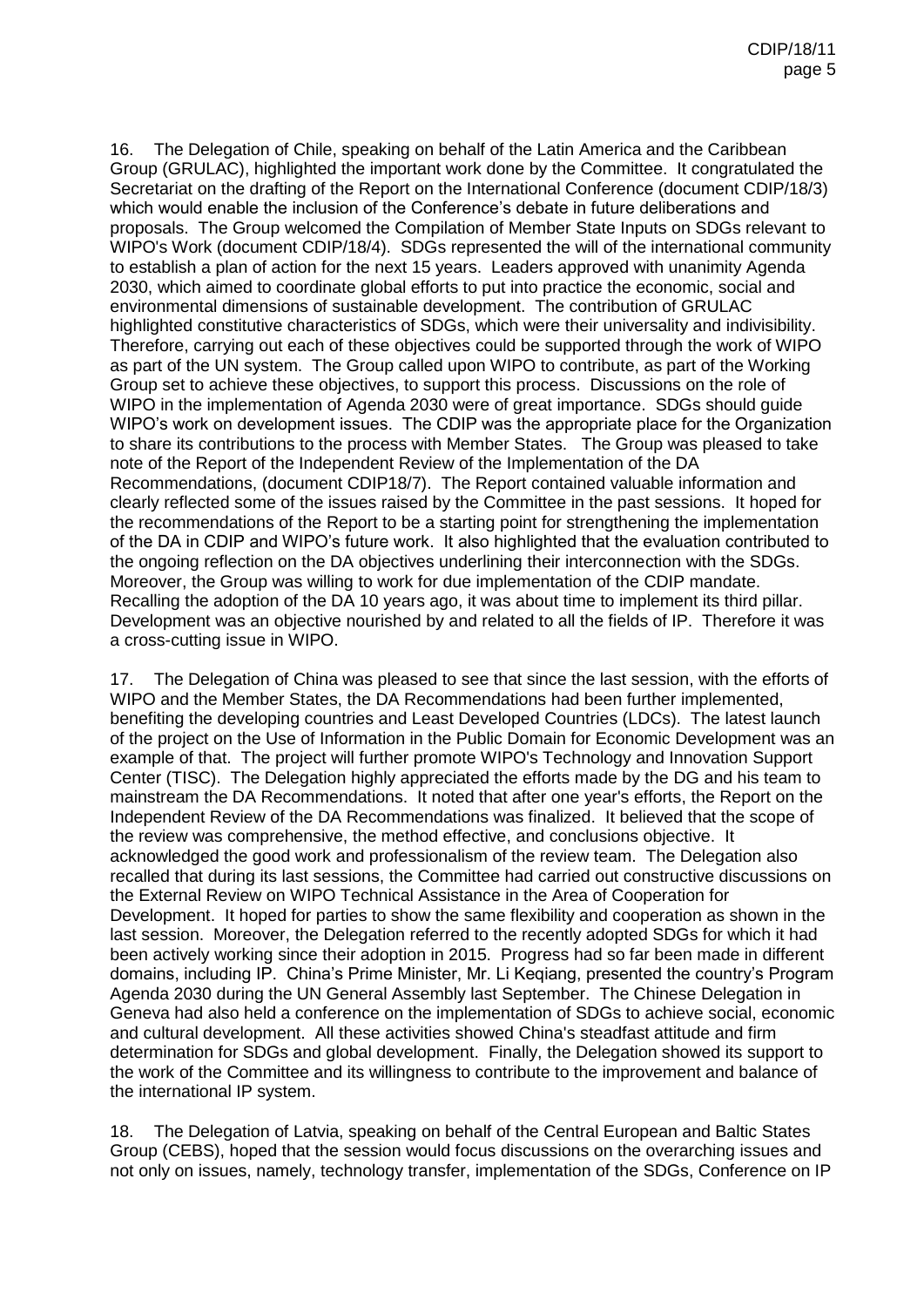16. The Delegation of Chile, speaking on behalf of the Latin America and the Caribbean Group (GRULAC), highlighted the important work done by the Committee. It congratulated the Secretariat on the drafting of the Report on the International Conference (document CDIP/18/3) which would enable the inclusion of the Conference's debate in future deliberations and proposals. The Group welcomed the Compilation of Member State Inputs on SDGs relevant to WIPO's Work (document CDIP/18/4). SDGs represented the will of the international community to establish a plan of action for the next 15 years. Leaders approved with unanimity Agenda 2030, which aimed to coordinate global efforts to put into practice the economic, social and environmental dimensions of sustainable development. The contribution of GRULAC highlighted constitutive characteristics of SDGs, which were their universality and indivisibility. Therefore, carrying out each of these objectives could be supported through the work of WIPO as part of the UN system. The Group called upon WIPO to contribute, as part of the Working Group set to achieve these objectives, to support this process. Discussions on the role of WIPO in the implementation of Agenda 2030 were of great importance. SDGs should guide WIPO's work on development issues. The CDIP was the appropriate place for the Organization to share its contributions to the process with Member States. The Group was pleased to take note of the Report of the Independent Review of the Implementation of the DA Recommendations, (document CDIP18/7). The Report contained valuable information and clearly reflected some of the issues raised by the Committee in the past sessions. It hoped for the recommendations of the Report to be a starting point for strengthening the implementation of the DA in CDIP and WIPO's future work. It also highlighted that the evaluation contributed to the ongoing reflection on the DA objectives underlining their interconnection with the SDGs. Moreover, the Group was willing to work for due implementation of the CDIP mandate. Recalling the adoption of the DA 10 years ago, it was about time to implement its third pillar. Development was an objective nourished by and related to all the fields of IP. Therefore it was a cross-cutting issue in WIPO.

17. The Delegation of China was pleased to see that since the last session, with the efforts of WIPO and the Member States, the DA Recommendations had been further implemented, benefiting the developing countries and Least Developed Countries (LDCs). The latest launch of the project on the Use of Information in the Public Domain for Economic Development was an example of that. The project will further promote WIPO's Technology and Innovation Support Center (TISC). The Delegation highly appreciated the efforts made by the DG and his team to mainstream the DA Recommendations. It noted that after one year's efforts, the Report on the Independent Review of the DA Recommendations was finalized. It believed that the scope of the review was comprehensive, the method effective, and conclusions objective. It acknowledged the good work and professionalism of the review team. The Delegation also recalled that during its last sessions, the Committee had carried out constructive discussions on the External Review on WIPO Technical Assistance in the Area of Cooperation for Development. It hoped for parties to show the same flexibility and cooperation as shown in the last session. Moreover, the Delegation referred to the recently adopted SDGs for which it had been actively working since their adoption in 2015. Progress had so far been made in different domains, including IP. China's Prime Minister, Mr. Li Keqiang, presented the country's Program Agenda 2030 during the UN General Assembly last September. The Chinese Delegation in Geneva had also held a conference on the implementation of SDGs to achieve social, economic and cultural development. All these activities showed China's steadfast attitude and firm determination for SDGs and global development. Finally, the Delegation showed its support to the work of the Committee and its willingness to contribute to the improvement and balance of the international IP system.

18. The Delegation of Latvia, speaking on behalf of the Central European and Baltic States Group (CEBS), hoped that the session would focus discussions on the overarching issues and not only on issues, namely, technology transfer, implementation of the SDGs, Conference on IP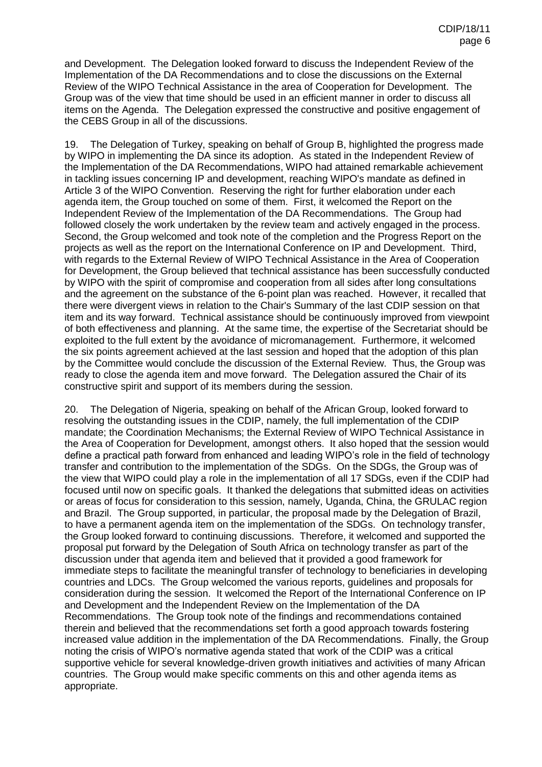and Development. The Delegation looked forward to discuss the Independent Review of the Implementation of the DA Recommendations and to close the discussions on the External Review of the WIPO Technical Assistance in the area of Cooperation for Development. The Group was of the view that time should be used in an efficient manner in order to discuss all items on the Agenda. The Delegation expressed the constructive and positive engagement of the CEBS Group in all of the discussions.

19. The Delegation of Turkey, speaking on behalf of Group B, highlighted the progress made by WIPO in implementing the DA since its adoption. As stated in the Independent Review of the Implementation of the DA Recommendations, WIPO had attained remarkable achievement in tackling issues concerning IP and development, reaching WIPO's mandate as defined in Article 3 of the WIPO Convention. Reserving the right for further elaboration under each agenda item, the Group touched on some of them. First, it welcomed the Report on the Independent Review of the Implementation of the DA Recommendations. The Group had followed closely the work undertaken by the review team and actively engaged in the process. Second, the Group welcomed and took note of the completion and the Progress Report on the projects as well as the report on the International Conference on IP and Development. Third, with regards to the External Review of WIPO Technical Assistance in the Area of Cooperation for Development, the Group believed that technical assistance has been successfully conducted by WIPO with the spirit of compromise and cooperation from all sides after long consultations and the agreement on the substance of the 6-point plan was reached. However, it recalled that there were divergent views in relation to the Chair's Summary of the last CDIP session on that item and its way forward. Technical assistance should be continuously improved from viewpoint of both effectiveness and planning. At the same time, the expertise of the Secretariat should be exploited to the full extent by the avoidance of micromanagement. Furthermore, it welcomed the six points agreement achieved at the last session and hoped that the adoption of this plan by the Committee would conclude the discussion of the External Review. Thus, the Group was ready to close the agenda item and move forward. The Delegation assured the Chair of its constructive spirit and support of its members during the session.

20. The Delegation of Nigeria, speaking on behalf of the African Group, looked forward to resolving the outstanding issues in the CDIP, namely, the full implementation of the CDIP mandate; the Coordination Mechanisms; the External Review of WIPO Technical Assistance in the Area of Cooperation for Development, amongst others. It also hoped that the session would define a practical path forward from enhanced and leading WIPO's role in the field of technology transfer and contribution to the implementation of the SDGs. On the SDGs, the Group was of the view that WIPO could play a role in the implementation of all 17 SDGs, even if the CDIP had focused until now on specific goals. It thanked the delegations that submitted ideas on activities or areas of focus for consideration to this session, namely, Uganda, China, the GRULAC region and Brazil. The Group supported, in particular, the proposal made by the Delegation of Brazil, to have a permanent agenda item on the implementation of the SDGs. On technology transfer, the Group looked forward to continuing discussions. Therefore, it welcomed and supported the proposal put forward by the Delegation of South Africa on technology transfer as part of the discussion under that agenda item and believed that it provided a good framework for immediate steps to facilitate the meaningful transfer of technology to beneficiaries in developing countries and LDCs. The Group welcomed the various reports, guidelines and proposals for consideration during the session. It welcomed the Report of the International Conference on IP and Development and the Independent Review on the Implementation of the DA Recommendations. The Group took note of the findings and recommendations contained therein and believed that the recommendations set forth a good approach towards fostering increased value addition in the implementation of the DA Recommendations. Finally, the Group noting the crisis of WIPO's normative agenda stated that work of the CDIP was a critical supportive vehicle for several knowledge-driven growth initiatives and activities of many African countries. The Group would make specific comments on this and other agenda items as appropriate.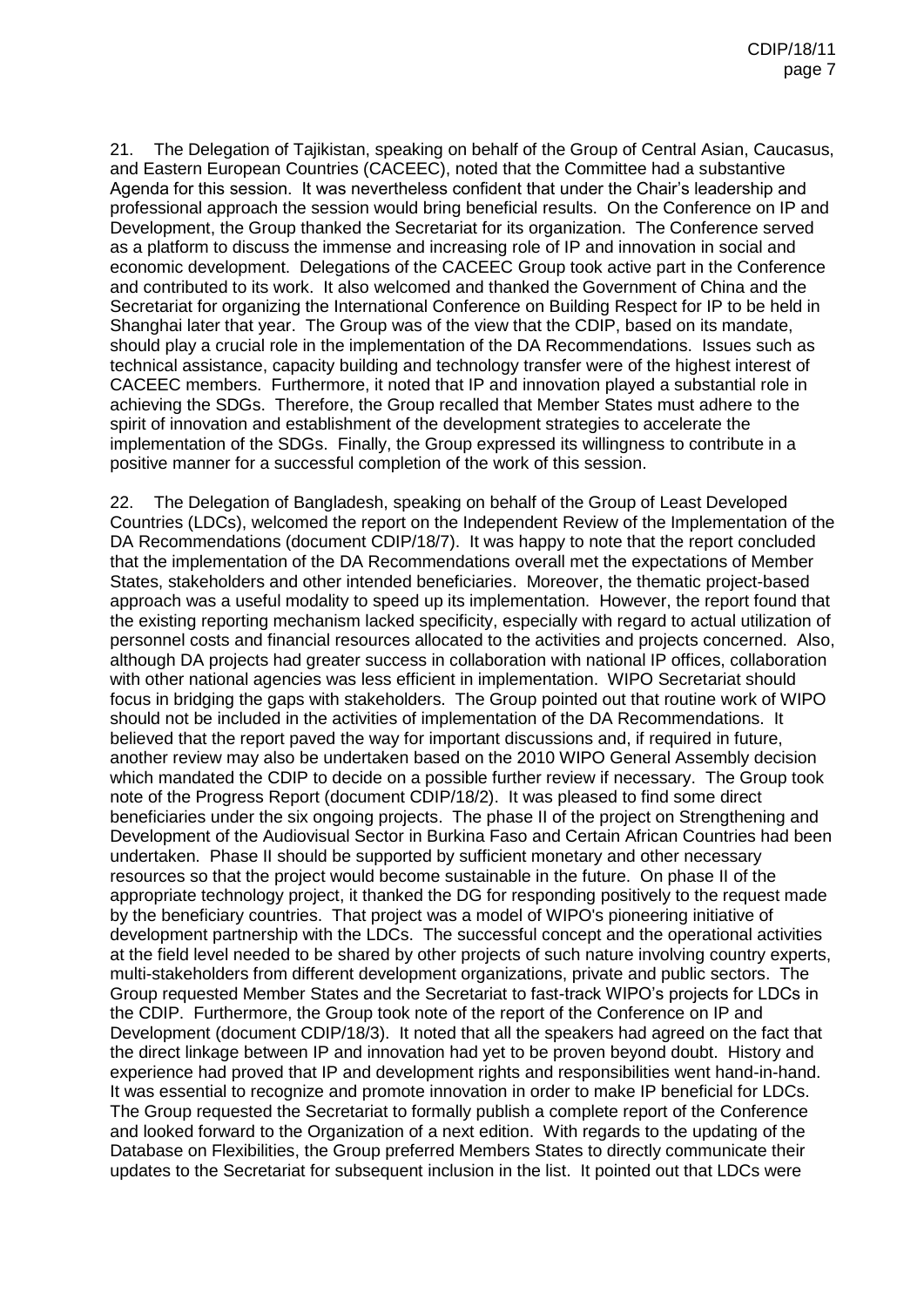21. The Delegation of Tajikistan, speaking on behalf of the Group of Central Asian, Caucasus, and Eastern European Countries (CACEEC), noted that the Committee had a substantive Agenda for this session. It was nevertheless confident that under the Chair's leadership and professional approach the session would bring beneficial results. On the Conference on IP and Development, the Group thanked the Secretariat for its organization. The Conference served as a platform to discuss the immense and increasing role of IP and innovation in social and economic development. Delegations of the CACEEC Group took active part in the Conference and contributed to its work. It also welcomed and thanked the Government of China and the Secretariat for organizing the International Conference on Building Respect for IP to be held in Shanghai later that year. The Group was of the view that the CDIP, based on its mandate, should play a crucial role in the implementation of the DA Recommendations. Issues such as technical assistance, capacity building and technology transfer were of the highest interest of CACEEC members. Furthermore, it noted that IP and innovation played a substantial role in achieving the SDGs. Therefore, the Group recalled that Member States must adhere to the spirit of innovation and establishment of the development strategies to accelerate the implementation of the SDGs. Finally, the Group expressed its willingness to contribute in a positive manner for a successful completion of the work of this session.

22. The Delegation of Bangladesh, speaking on behalf of the Group of Least Developed Countries (LDCs), welcomed the report on the Independent Review of the Implementation of the DA Recommendations (document CDIP/18/7). It was happy to note that the report concluded that the implementation of the DA Recommendations overall met the expectations of Member States, stakeholders and other intended beneficiaries. Moreover, the thematic project-based approach was a useful modality to speed up its implementation. However, the report found that the existing reporting mechanism lacked specificity, especially with regard to actual utilization of personnel costs and financial resources allocated to the activities and projects concerned. Also, although DA projects had greater success in collaboration with national IP offices, collaboration with other national agencies was less efficient in implementation. WIPO Secretariat should focus in bridging the gaps with stakeholders. The Group pointed out that routine work of WIPO should not be included in the activities of implementation of the DA Recommendations. It believed that the report paved the way for important discussions and, if required in future, another review may also be undertaken based on the 2010 WIPO General Assembly decision which mandated the CDIP to decide on a possible further review if necessary. The Group took note of the Progress Report (document CDIP/18/2). It was pleased to find some direct beneficiaries under the six ongoing projects. The phase II of the project on Strengthening and Development of the Audiovisual Sector in Burkina Faso and Certain African Countries had been undertaken. Phase II should be supported by sufficient monetary and other necessary resources so that the project would become sustainable in the future. On phase II of the appropriate technology project, it thanked the DG for responding positively to the request made by the beneficiary countries. That project was a model of WIPO's pioneering initiative of development partnership with the LDCs. The successful concept and the operational activities at the field level needed to be shared by other projects of such nature involving country experts, multi-stakeholders from different development organizations, private and public sectors. The Group requested Member States and the Secretariat to fast-track WIPO's projects for LDCs in the CDIP. Furthermore, the Group took note of the report of the Conference on IP and Development (document CDIP/18/3). It noted that all the speakers had agreed on the fact that the direct linkage between IP and innovation had yet to be proven beyond doubt. History and experience had proved that IP and development rights and responsibilities went hand-in-hand. It was essential to recognize and promote innovation in order to make IP beneficial for LDCs. The Group requested the Secretariat to formally publish a complete report of the Conference and looked forward to the Organization of a next edition. With regards to the updating of the Database on Flexibilities, the Group preferred Members States to directly communicate their updates to the Secretariat for subsequent inclusion in the list. It pointed out that LDCs were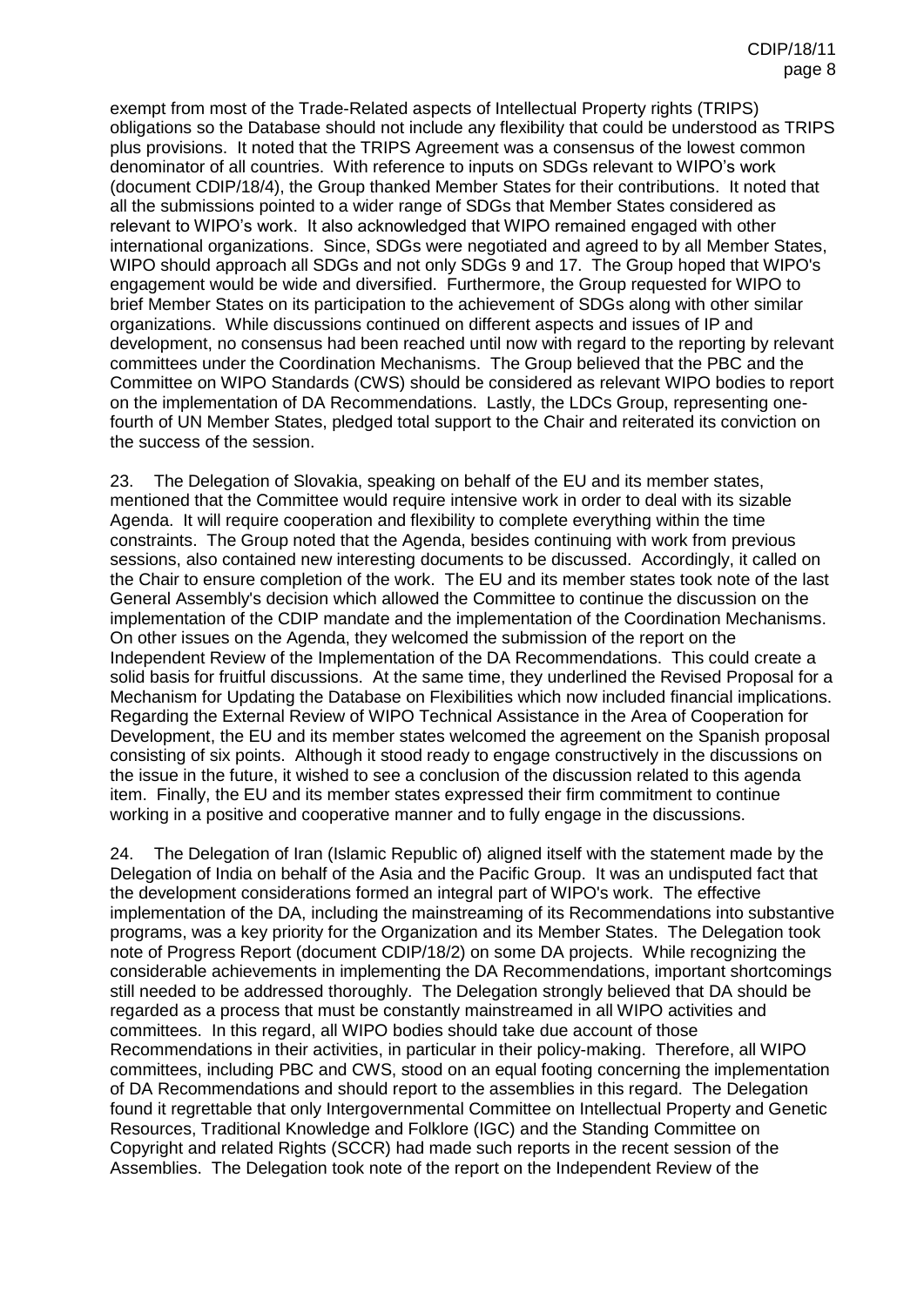exempt from most of the Trade-Related aspects of Intellectual Property rights (TRIPS) obligations so the Database should not include any flexibility that could be understood as TRIPS plus provisions. It noted that the TRIPS Agreement was a consensus of the lowest common denominator of all countries. With reference to inputs on SDGs relevant to WIPO's work (document CDIP/18/4), the Group thanked Member States for their contributions. It noted that all the submissions pointed to a wider range of SDGs that Member States considered as relevant to WIPO's work. It also acknowledged that WIPO remained engaged with other international organizations. Since, SDGs were negotiated and agreed to by all Member States, WIPO should approach all SDGs and not only SDGs 9 and 17. The Group hoped that WIPO's engagement would be wide and diversified. Furthermore, the Group requested for WIPO to brief Member States on its participation to the achievement of SDGs along with other similar organizations. While discussions continued on different aspects and issues of IP and development, no consensus had been reached until now with regard to the reporting by relevant committees under the Coordination Mechanisms. The Group believed that the PBC and the Committee on WIPO Standards (CWS) should be considered as relevant WIPO bodies to report on the implementation of DA Recommendations. Lastly, the LDCs Group, representing one-fourth of UN Member States, pledged total support to the Chair and reiterated its conviction on the success of the session.

23. The Delegation of Slovakia, speaking on behalf of the EU and its member states, mentioned that the Committee would require intensive work in order to deal with its sizable Agenda. It will require cooperation and flexibility to complete everything within the time constraints. The Group noted that the Agenda, besides continuing with work from previous sessions, also contained new interesting documents to be discussed. Accordingly, it called on the Chair to ensure completion of the work. The EU and its member states took note of the last General Assembly's decision which allowed the Committee to continue the discussion on the implementation of the CDIP mandate and the implementation of the Coordination Mechanisms. On other issues on the Agenda, they welcomed the submission of the report on the Independent Review of the Implementation of the DA Recommendations. This could create a solid basis for fruitful discussions. At the same time, they underlined the Revised Proposal for a Mechanism for Updating the Database on Flexibilities which now included financial implications. Regarding the External Review of WIPO Technical Assistance in the Area of Cooperation for Development, the EU and its member states welcomed the agreement on the Spanish proposal consisting of six points. Although it stood ready to engage constructively in the discussions on the issue in the future, it wished to see a conclusion of the discussion related to this agenda item. Finally, the EU and its member states expressed their firm commitment to continue working in a positive and cooperative manner and to fully engage in the discussions.

24. The Delegation of Iran (Islamic Republic of) aligned itself with the statement made by the Delegation of India on behalf of the Asia and the Pacific Group. It was an undisputed fact that the development considerations formed an integral part of WIPO's work. The effective implementation of the DA, including the mainstreaming of its Recommendations into substantive programs, was a key priority for the Organization and its Member States. The Delegation took note of Progress Report (document CDIP/18/2) on some DA projects. While recognizing the considerable achievements in implementing the DA Recommendations, important shortcomings still needed to be addressed thoroughly. The Delegation strongly believed that DA should be regarded as a process that must be constantly mainstreamed in all WIPO activities and committees. In this regard, all WIPO bodies should take due account of those Recommendations in their activities, in particular in their policy-making. Therefore, all WIPO committees, including PBC and CWS, stood on an equal footing concerning the implementation of DA Recommendations and should report to the assemblies in this regard. The Delegation found it regrettable that only Intergovernmental Committee on Intellectual Property and Genetic Resources, Traditional Knowledge and Folklore (IGC) and the Standing Committee on Copyright and related Rights (SCCR) had made such reports in the recent session of the Assemblies. The Delegation took note of the report on the Independent Review of the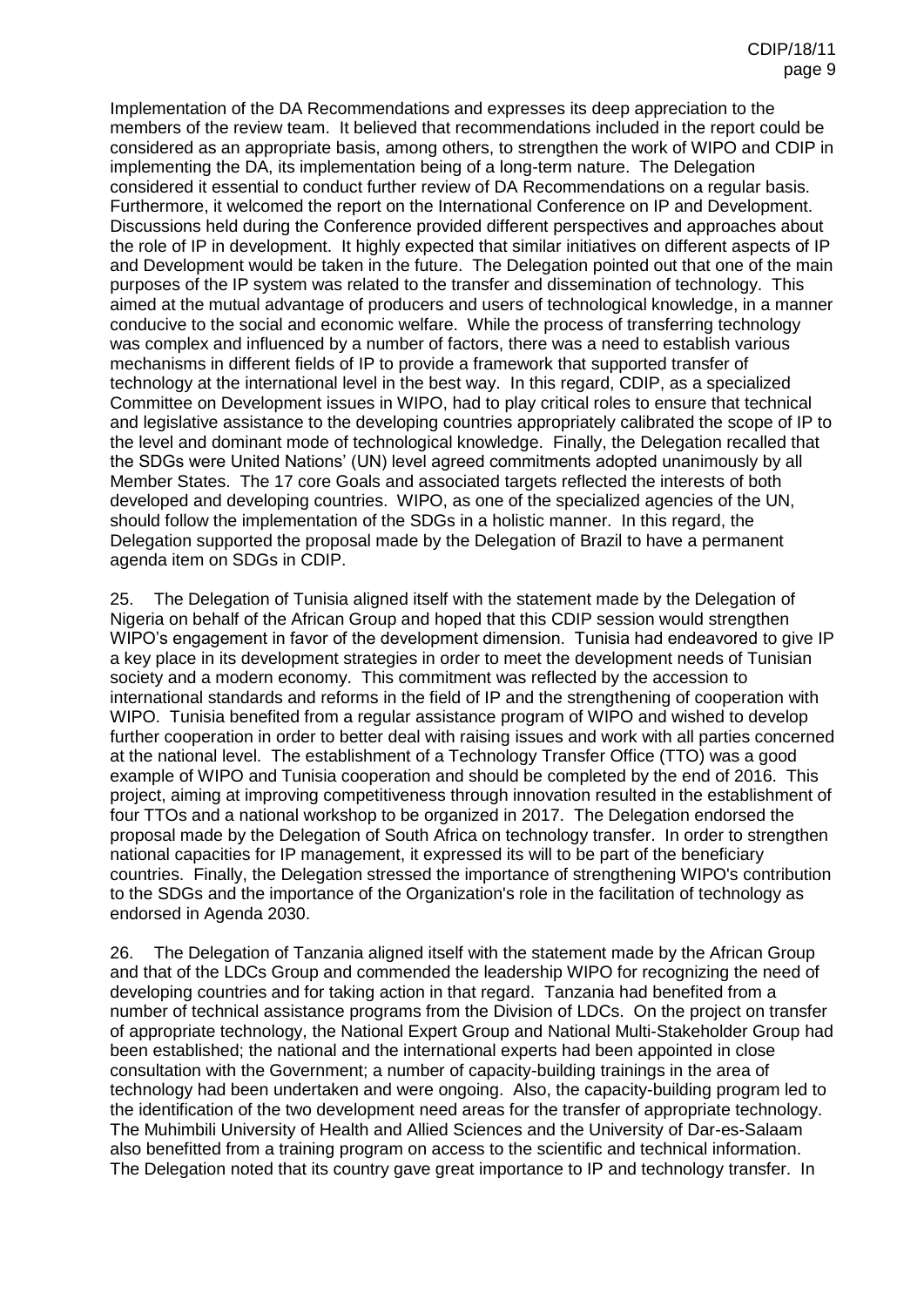Implementation of the DA Recommendations and expresses its deep appreciation to the members of the review team. It believed that recommendations included in the report could be considered as an appropriate basis, among others, to strengthen the work of WIPO and CDIP in implementing the DA, its implementation being of a long-term nature. The Delegation considered it essential to conduct further review of DA Recommendations on a regular basis. Furthermore, it welcomed the report on the International Conference on IP and Development. Discussions held during the Conference provided different perspectives and approaches about the role of IP in development. It highly expected that similar initiatives on different aspects of IP and Development would be taken in the future. The Delegation pointed out that one of the main purposes of the IP system was related to the transfer and dissemination of technology. This aimed at the mutual advantage of producers and users of technological knowledge, in a manner conducive to the social and economic welfare. While the process of transferring technology was complex and influenced by a number of factors, there was a need to establish various mechanisms in different fields of IP to provide a framework that supported transfer of technology at the international level in the best way. In this regard, CDIP, as a specialized Committee on Development issues in WIPO, had to play critical roles to ensure that technical and legislative assistance to the developing countries appropriately calibrated the scope of IP to the level and dominant mode of technological knowledge. Finally, the Delegation recalled that the SDGs were United Nations' (UN) level agreed commitments adopted unanimously by all Member States. The 17 core Goals and associated targets reflected the interests of both developed and developing countries. WIPO, as one of the specialized agencies of the UN, should follow the implementation of the SDGs in a holistic manner. In this regard, the Delegation supported the proposal made by the Delegation of Brazil to have a permanent agenda item on SDGs in CDIP.

25. The Delegation of Tunisia aligned itself with the statement made by the Delegation of Nigeria on behalf of the African Group and hoped that this CDIP session would strengthen WIPO's engagement in favor of the development dimension. Tunisia had endeavored to give IP a key place in its development strategies in order to meet the development needs of Tunisian society and a modern economy. This commitment was reflected by the accession to international standards and reforms in the field of IP and the strengthening of cooperation with WIPO. Tunisia benefited from a regular assistance program of WIPO and wished to develop further cooperation in order to better deal with raising issues and work with all parties concerned at the national level. The establishment of a Technology Transfer Office (TTO) was a good example of WIPO and Tunisia cooperation and should be completed by the end of 2016. This project, aiming at improving competitiveness through innovation resulted in the establishment of four TTOs and a national workshop to be organized in 2017. The Delegation endorsed the proposal made by the Delegation of South Africa on technology transfer. In order to strengthen national capacities for IP management, it expressed its will to be part of the beneficiary countries. Finally, the Delegation stressed the importance of strengthening WIPO's contribution to the SDGs and the importance of the Organization's role in the facilitation of technology as endorsed in Agenda 2030.

26. The Delegation of Tanzania aligned itself with the statement made by the African Group and that of the LDCs Group and commended the leadership WIPO for recognizing the need of developing countries and for taking action in that regard. Tanzania had benefited from a number of technical assistance programs from the Division of LDCs. On the project on transfer of appropriate technology, the National Expert Group and National Multi-Stakeholder Group had been established; the national and the international experts had been appointed in close consultation with the Government; a number of capacity-building trainings in the area of technology had been undertaken and were ongoing. Also, the capacity-building program led to the identification of the two development need areas for the transfer of appropriate technology. The Muhimbili University of Health and Allied Sciences and the University of Dar-es-Salaam also benefitted from a training program on access to the scientific and technical information. The Delegation noted that its country gave great importance to IP and technology transfer. In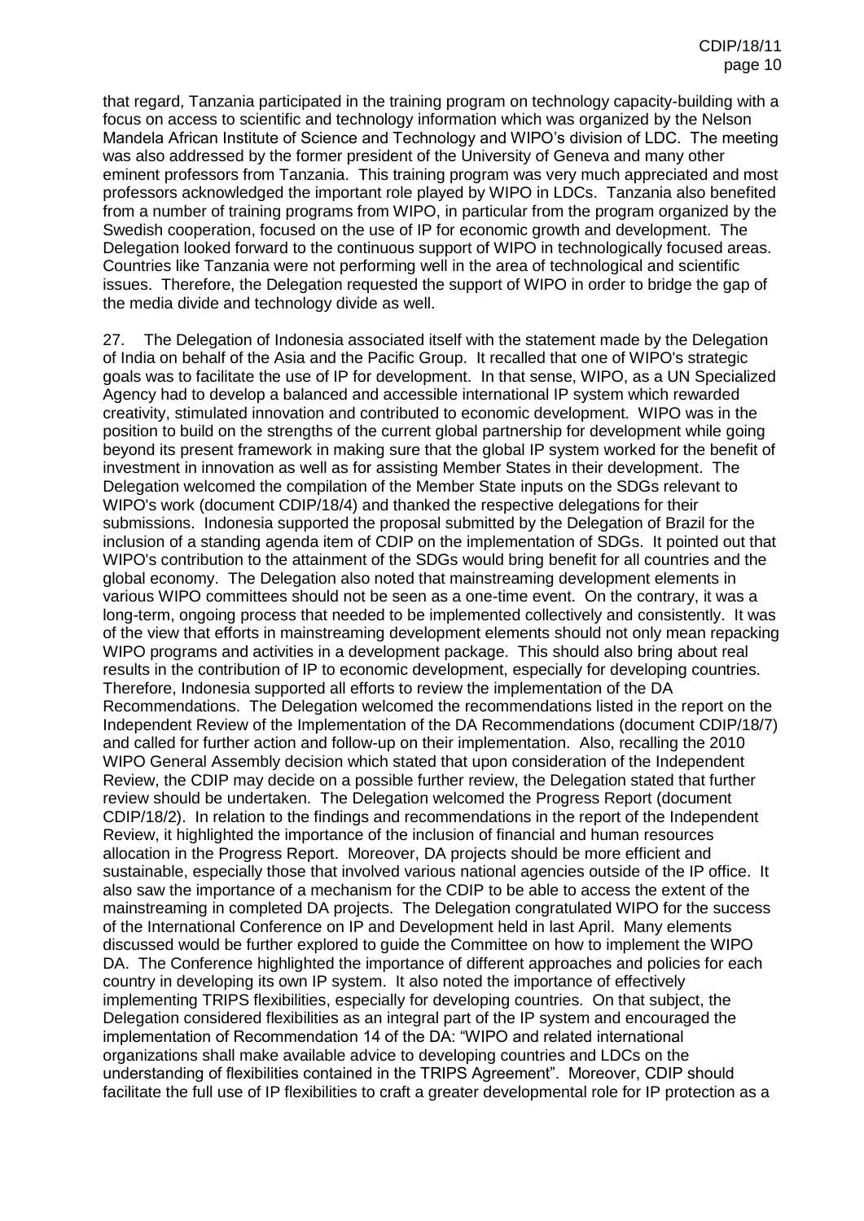that regard, Tanzania participated in the training program on technology capacity-building with a focus on access to scientific and technology information which was organized by the Nelson Mandela African Institute of Science and Technology and WIPO's division of LDC. The meeting was also addressed by the former president of the University of Geneva and many other eminent professors from Tanzania. This training program was very much appreciated and most professors acknowledged the important role played by WIPO in LDCs. Tanzania also benefited from a number of training programs from WIPO, in particular from the program organized by the Swedish cooperation, focused on the use of IP for economic growth and development. The Delegation looked forward to the continuous support of WIPO in technologically focused areas. Countries like Tanzania were not performing well in the area of technological and scientific issues. Therefore, the Delegation requested the support of WIPO in order to bridge the gap of the media divide and technology divide as well.

27. The Delegation of Indonesia associated itself with the statement made by the Delegation of India on behalf of the Asia and the Pacific Group. It recalled that one of WIPO's strategic goals was to facilitate the use of IP for development. In that sense, WIPO, as a UN Specialized Agency had to develop a balanced and accessible international IP system which rewarded creativity, stimulated innovation and contributed to economic development. WIPO was in the position to build on the strengths of the current global partnership for development while going beyond its present framework in making sure that the global IP system worked for the benefit of investment in innovation as well as for assisting Member States in their development. The Delegation welcomed the compilation of the Member State inputs on the SDGs relevant to WIPO's work (document CDIP/18/4) and thanked the respective delegations for their submissions. Indonesia supported the proposal submitted by the Delegation of Brazil for the inclusion of a standing agenda item of CDIP on the implementation of SDGs. It pointed out that WIPO's contribution to the attainment of the SDGs would bring benefit for all countries and the global economy. The Delegation also noted that mainstreaming development elements in various WIPO committees should not be seen as a one-time event. On the contrary, it was a long-term, ongoing process that needed to be implemented collectively and consistently. It was of the view that efforts in mainstreaming development elements should not only mean repacking WIPO programs and activities in a development package. This should also bring about real results in the contribution of IP to economic development, especially for developing countries. Therefore, Indonesia supported all efforts to review the implementation of the DA Recommendations. The Delegation welcomed the recommendations listed in the report on the Independent Review of the Implementation of the DA Recommendations (document CDIP/18/7) and called for further action and follow-up on their implementation. Also, recalling the 2010 WIPO General Assembly decision which stated that upon consideration of the Independent Review, the CDIP may decide on a possible further review, the Delegation stated that further review should be undertaken. The Delegation welcomed the Progress Report (document CDIP/18/2). In relation to the findings and recommendations in the report of the Independent Review, it highlighted the importance of the inclusion of financial and human resources allocation in the Progress Report. Moreover, DA projects should be more efficient and sustainable, especially those that involved various national agencies outside of the IP office. It also saw the importance of a mechanism for the CDIP to be able to access the extent of the mainstreaming in completed DA projects. The Delegation congratulated WIPO for the success of the International Conference on IP and Development held in last April. Many elements discussed would be further explored to guide the Committee on how to implement the WIPO DA. The Conference highlighted the importance of different approaches and policies for each country in developing its own IP system. It also noted the importance of effectively implementing TRIPS flexibilities, especially for developing countries. On that subject, the Delegation considered flexibilities as an integral part of the IP system and encouraged the implementation of Recommendation 14 of the DA: "WIPO and related international organizations shall make available advice to developing countries and LDCs on the understanding of flexibilities contained in the TRIPS Agreement". Moreover, CDIP should facilitate the full use of IP flexibilities to craft a greater developmental role for IP protection as a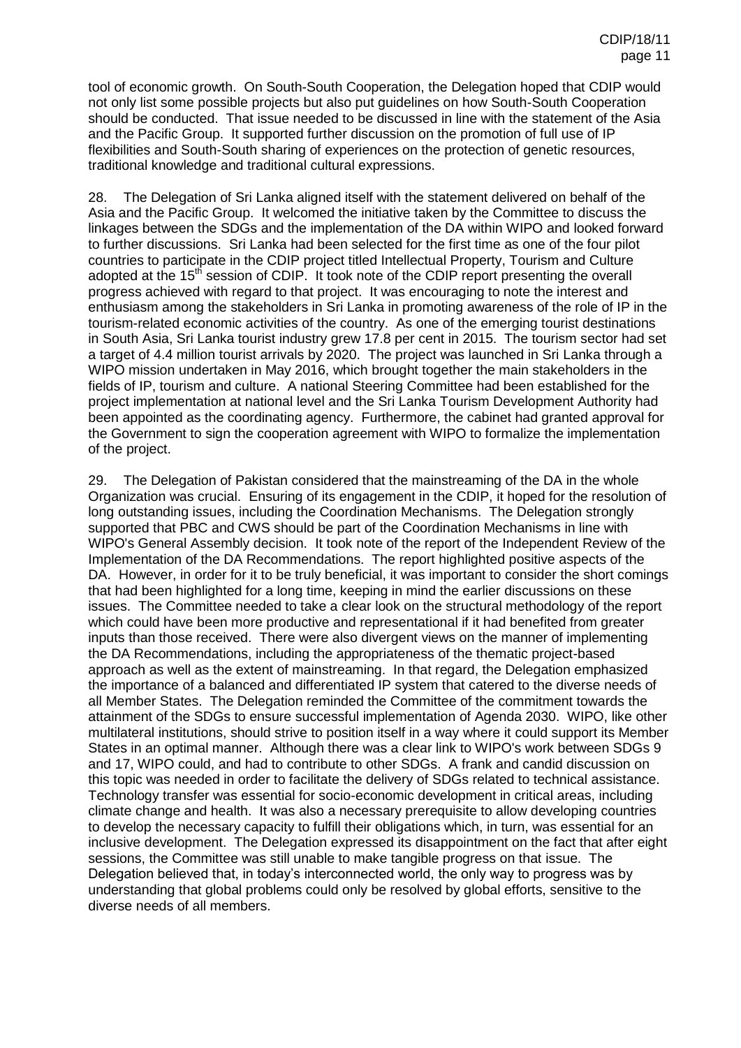tool of economic growth. On South-South Cooperation, the Delegation hoped that CDIP would not only list some possible projects but also put guidelines on how South-South Cooperation should be conducted. That issue needed to be discussed in line with the statement of the Asia and the Pacific Group. It supported further discussion on the promotion of full use of IP flexibilities and South-South sharing of experiences on the protection of genetic resources, traditional knowledge and traditional cultural expressions.

28. The Delegation of Sri Lanka aligned itself with the statement delivered on behalf of the Asia and the Pacific Group. It welcomed the initiative taken by the Committee to discuss the linkages between the SDGs and the implementation of the DA within WIPO and looked forward to further discussions. Sri Lanka had been selected for the first time as one of the four pilot countries to participate in the CDIP project titled Intellectual Property, Tourism and Culture adopted at the 15th session of CDIP. It took note of the CDIP report presenting the overall progress achieved with regard to that project. It was encouraging to note the interest and enthusiasm among the stakeholders in Sri Lanka in promoting awareness of the role of IP in the tourism-related economic activities of the country. As one of the emerging tourist destinations in South Asia, Sri Lanka tourist industry grew 17.8 per cent in 2015. The tourism sector had set a target of 4.4 million tourist arrivals by 2020. The project was launched in Sri Lanka through a WIPO mission undertaken in May 2016, which brought together the main stakeholders in the fields of IP, tourism and culture. A national Steering Committee had been established for the project implementation at national level and the Sri Lanka Tourism Development Authority had been appointed as the coordinating agency. Furthermore, the cabinet had granted approval for the Government to sign the cooperation agreement with WIPO to formalize the implementation of the project.

29. The Delegation of Pakistan considered that the mainstreaming of the DA in the whole Organization was crucial. Ensuring of its engagement in the CDIP, it hoped for the resolution of long outstanding issues, including the Coordination Mechanisms. The Delegation strongly supported that PBC and CWS should be part of the Coordination Mechanisms in line with WIPO's General Assembly decision. It took note of the report of the Independent Review of the Implementation of the DA Recommendations. The report highlighted positive aspects of the DA. However, in order for it to be truly beneficial, it was important to consider the short comings that had been highlighted for a long time, keeping in mind the earlier discussions on these issues. The Committee needed to take a clear look on the structural methodology of the report which could have been more productive and representational if it had benefited from greater inputs than those received. There were also divergent views on the manner of implementing the DA Recommendations, including the appropriateness of the thematic project-based approach as well as the extent of mainstreaming. In that regard, the Delegation emphasized the importance of a balanced and differentiated IP system that catered to the diverse needs of all Member States. The Delegation reminded the Committee of the commitment towards the attainment of the SDGs to ensure successful implementation of Agenda 2030. WIPO, like other multilateral institutions, should strive to position itself in a way where it could support its Member States in an optimal manner. Although there was a clear link to WIPO's work between SDGs 9 and 17, WIPO could, and had to contribute to other SDGs. A frank and candid discussion on this topic was needed in order to facilitate the delivery of SDGs related to technical assistance. Technology transfer was essential for socio-economic development in critical areas, including climate change and health. It was also a necessary prerequisite to allow developing countries to develop the necessary capacity to fulfill their obligations which, in turn, was essential for an inclusive development. The Delegation expressed its disappointment on the fact that after eight sessions, the Committee was still unable to make tangible progress on that issue. The Delegation believed that, in today's interconnected world, the only way to progress was by understanding that global problems could only be resolved by global efforts, sensitive to the diverse needs of all members.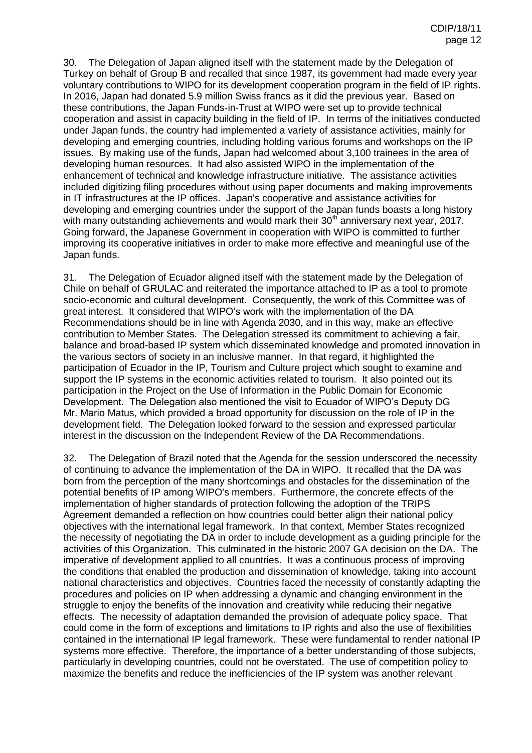30. The Delegation of Japan aligned itself with the statement made by the Delegation of Turkey on behalf of Group B and recalled that since 1987, its government had made every year voluntary contributions to WIPO for its development cooperation program in the field of IP rights. In 2016, Japan had donated 5.9 million Swiss francs as it did the previous year. Based on these contributions, the Japan Funds-in-Trust at WIPO were set up to provide technical cooperation and assist in capacity building in the field of IP. In terms of the initiatives conducted under Japan funds, the country had implemented a variety of assistance activities, mainly for developing and emerging countries, including holding various forums and workshops on the IP issues. By making use of the funds, Japan had welcomed about 3,100 trainees in the area of developing human resources. It had also assisted WIPO in the implementation of the enhancement of technical and knowledge infrastructure initiative. The assistance activities included digitizing filing procedures without using paper documents and making improvements in IT infrastructures at the IP offices. Japan's cooperative and assistance activities for developing and emerging countries under the support of the Japan funds boasts a long history with many outstanding achievements and would mark their 30th anniversary next year, 2017. Going forward, the Japanese Government in cooperation with WIPO is committed to further improving its cooperative initiatives in order to make more effective and meaningful use of the Japan funds.

31. The Delegation of Ecuador aligned itself with the statement made by the Delegation of Chile on behalf of GRULAC and reiterated the importance attached to IP as a tool to promote socio-economic and cultural development. Consequently, the work of this Committee was of great interest. It considered that WIPO's work with the implementation of the DA Recommendations should be in line with Agenda 2030, and in this way, make an effective contribution to Member States. The Delegation stressed its commitment to achieving a fair, balance and broad-based IP system which disseminated knowledge and promoted innovation in the various sectors of society in an inclusive manner. In that regard, it highlighted the participation of Ecuador in the IP, Tourism and Culture project which sought to examine and support the IP systems in the economic activities related to tourism. It also pointed out its participation in the Project on the Use of Information in the Public Domain for Economic Development. The Delegation also mentioned the visit to Ecuador of WIPO's Deputy DG Mr. Mario Matus, which provided a broad opportunity for discussion on the role of IP in the development field. The Delegation looked forward to the session and expressed particular interest in the discussion on the Independent Review of the DA Recommendations.

32. The Delegation of Brazil noted that the Agenda for the session underscored the necessity of continuing to advance the implementation of the DA in WIPO. It recalled that the DA was born from the perception of the many shortcomings and obstacles for the dissemination of the potential benefits of IP among WIPO's members. Furthermore, the concrete effects of the implementation of higher standards of protection following the adoption of the TRIPS Agreement demanded a reflection on how countries could better align their national policy objectives with the international legal framework. In that context, Member States recognized the necessity of negotiating the DA in order to include development as a guiding principle for the activities of this Organization. This culminated in the historic 2007 GA decision on the DA. The imperative of development applied to all countries. It was a continuous process of improving the conditions that enabled the production and dissemination of knowledge, taking into account national characteristics and objectives. Countries faced the necessity of constantly adapting the procedures and policies on IP when addressing a dynamic and changing environment in the struggle to enjoy the benefits of the innovation and creativity while reducing their negative effects. The necessity of adaptation demanded the provision of adequate policy space. That could come in the form of exceptions and limitations to IP rights and also the use of flexibilities contained in the international IP legal framework. These were fundamental to render national IP systems more effective. Therefore, the importance of a better understanding of those subjects, particularly in developing countries, could not be overstated. The use of competition policy to maximize the benefits and reduce the inefficiencies of the IP system was another relevant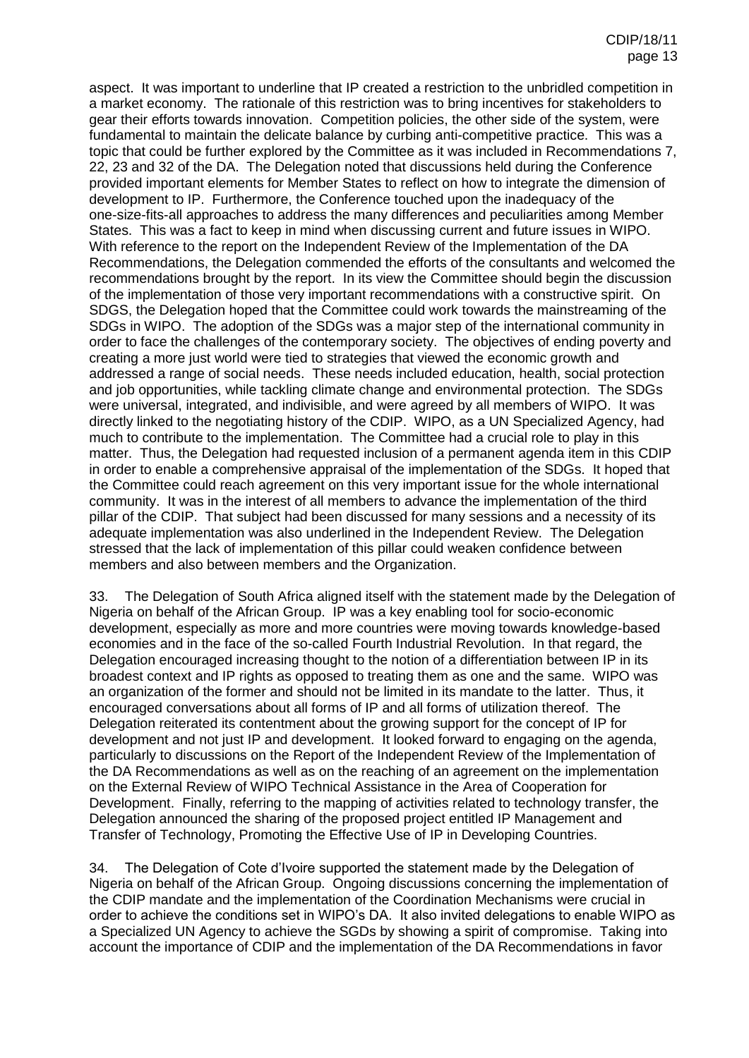aspect. It was important to underline that IP created a restriction to the unbridled competition in a market economy. The rationale of this restriction was to bring incentives for stakeholders to gear their efforts towards innovation. Competition policies, the other side of the system, were fundamental to maintain the delicate balance by curbing anti-competitive practice. This was a topic that could be further explored by the Committee as it was included in Recommendations 7, 22, 23 and 32 of the DA. The Delegation noted that discussions held during the Conference provided important elements for Member States to reflect on how to integrate the dimension of development to IP. Furthermore, the Conference touched upon the inadequacy of the one-size-fits-all approaches to address the many differences and peculiarities among Member States. This was a fact to keep in mind when discussing current and future issues in WIPO. With reference to the report on the Independent Review of the Implementation of the DA Recommendations, the Delegation commended the efforts of the consultants and welcomed the recommendations brought by the report. In its view the Committee should begin the discussion of the implementation of those very important recommendations with a constructive spirit. On SDGS, the Delegation hoped that the Committee could work towards the mainstreaming of the SDGs in WIPO. The adoption of the SDGs was a major step of the international community in order to face the challenges of the contemporary society. The objectives of ending poverty and creating a more just world were tied to strategies that viewed the economic growth and addressed a range of social needs. These needs included education, health, social protection and job opportunities, while tackling climate change and environmental protection. The SDGs were universal, integrated, and indivisible, and were agreed by all members of WIPO. It was directly linked to the negotiating history of the CDIP. WIPO, as a UN Specialized Agency, had much to contribute to the implementation. The Committee had a crucial role to play in this matter. Thus, the Delegation had requested inclusion of a permanent agenda item in this CDIP in order to enable a comprehensive appraisal of the implementation of the SDGs. It hoped that the Committee could reach agreement on this very important issue for the whole international community. It was in the interest of all members to advance the implementation of the third pillar of the CDIP. That subject had been discussed for many sessions and a necessity of its adequate implementation was also underlined in the Independent Review. The Delegation stressed that the lack of implementation of this pillar could weaken confidence between members and also between members and the Organization.

33. The Delegation of South Africa aligned itself with the statement made by the Delegation of Nigeria on behalf of the African Group. IP was a key enabling tool for socio-economic development, especially as more and more countries were moving towards knowledge-based economies and in the face of the so-called Fourth Industrial Revolution. In that regard, the Delegation encouraged increasing thought to the notion of a differentiation between IP in its broadest context and IP rights as opposed to treating them as one and the same. WIPO was an organization of the former and should not be limited in its mandate to the latter. Thus, it encouraged conversations about all forms of IP and all forms of utilization thereof. The Delegation reiterated its contentment about the growing support for the concept of IP for development and not just IP and development. It looked forward to engaging on the agenda, particularly to discussions on the Report of the Independent Review of the Implementation of the DA Recommendations as well as on the reaching of an agreement on the implementation on the External Review of WIPO Technical Assistance in the Area of Cooperation for Development. Finally, referring to the mapping of activities related to technology transfer, the Delegation announced the sharing of the proposed project entitled IP Management and Transfer of Technology, Promoting the Effective Use of IP in Developing Countries.

34. The Delegation of Cote d'Ivoire supported the statement made by the Delegation of Nigeria on behalf of the African Group. Ongoing discussions concerning the implementation of the CDIP mandate and the implementation of the Coordination Mechanisms were crucial in order to achieve the conditions set in WIPO's DA. It also invited delegations to enable WIPO as a Specialized UN Agency to achieve the SGDs by showing a spirit of compromise. Taking into account the importance of CDIP and the implementation of the DA Recommendations in favor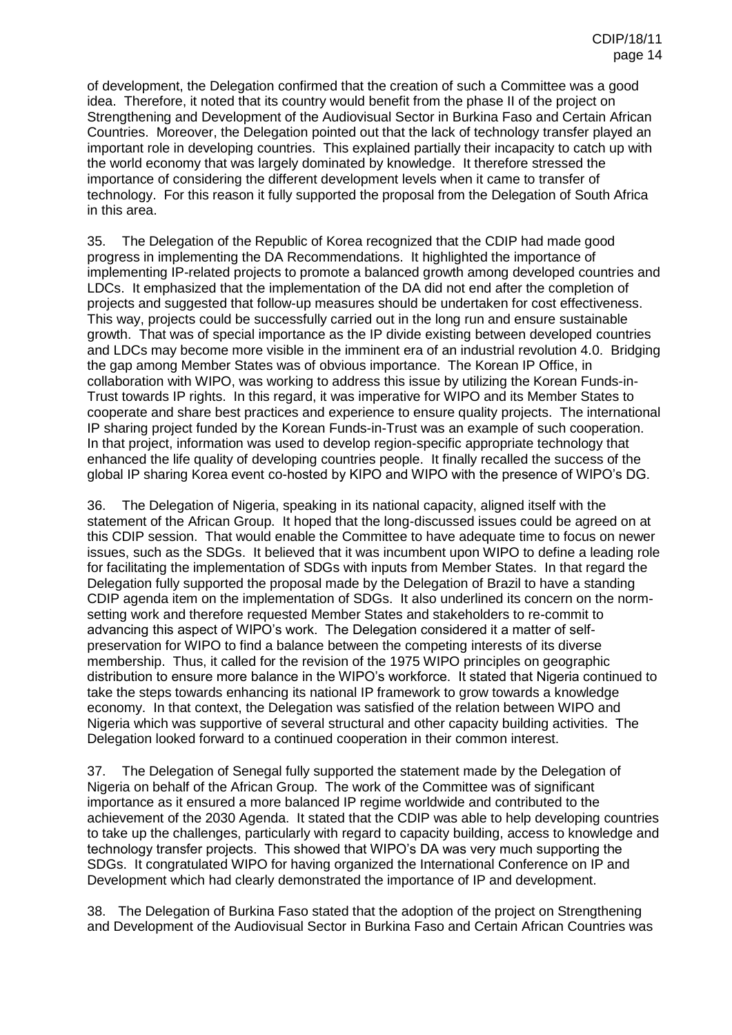of development, the Delegation confirmed that the creation of such a Committee was a good idea. Therefore, it noted that its country would benefit from the phase II of the project on Strengthening and Development of the Audiovisual Sector in Burkina Faso and Certain African Countries. Moreover, the Delegation pointed out that the lack of technology transfer played an important role in developing countries. This explained partially their incapacity to catch up with the world economy that was largely dominated by knowledge. It therefore stressed the importance of considering the different development levels when it came to transfer of technology. For this reason it fully supported the proposal from the Delegation of South Africa in this area.

35. The Delegation of the Republic of Korea recognized that the CDIP had made good progress in implementing the DA Recommendations. It highlighted the importance of implementing IP-related projects to promote a balanced growth among developed countries and LDCs. It emphasized that the implementation of the DA did not end after the completion of projects and suggested that follow-up measures should be undertaken for cost effectiveness. This way, projects could be successfully carried out in the long run and ensure sustainable growth. That was of special importance as the IP divide existing between developed countries and LDCs may become more visible in the imminent era of an industrial revolution 4.0. Bridging the gap among Member States was of obvious importance. The Korean IP Office, in collaboration with WIPO, was working to address this issue by utilizing the Korean Funds-in-Trust towards IP rights. In this regard, it was imperative for WIPO and its Member States to cooperate and share best practices and experience to ensure quality projects. The international IP sharing project funded by the Korean Funds-in-Trust was an example of such cooperation. In that project, information was used to develop region-specific appropriate technology that enhanced the life quality of developing countries people. It finally recalled the success of the global IP sharing Korea event co-hosted by KIPO and WIPO with the presence of WIPO's DG.

36. The Delegation of Nigeria, speaking in its national capacity, aligned itself with the statement of the African Group. It hoped that the long-discussed issues could be agreed on at this CDIP session. That would enable the Committee to have adequate time to focus on newer issues, such as the SDGs. It believed that it was incumbent upon WIPO to define a leading role for facilitating the implementation of SDGs with inputs from Member States. In that regard the Delegation fully supported the proposal made by the Delegation of Brazil to have a standing CDIP agenda item on the implementation of SDGs. It also underlined its concern on the norm-setting work and therefore requested Member States and stakeholders to re-commit to advancing this aspect of WIPO's work. The Delegation considered it a matter of self-preservation for WIPO to find a balance between the competing interests of its diverse membership. Thus, it called for the revision of the 1975 WIPO principles on geographic distribution to ensure more balance in the WIPO's workforce. It stated that Nigeria continued to take the steps towards enhancing its national IP framework to grow towards a knowledge economy. In that context, the Delegation was satisfied of the relation between WIPO and Nigeria which was supportive of several structural and other capacity building activities. The Delegation looked forward to a continued cooperation in their common interest.

37. The Delegation of Senegal fully supported the statement made by the Delegation of Nigeria on behalf of the African Group. The work of the Committee was of significant importance as it ensured a more balanced IP regime worldwide and contributed to the achievement of the 2030 Agenda. It stated that the CDIP was able to help developing countries to take up the challenges, particularly with regard to capacity building, access to knowledge and technology transfer projects. This showed that WIPO's DA was very much supporting the SDGs. It congratulated WIPO for having organized the International Conference on IP and Development which had clearly demonstrated the importance of IP and development.

38. The Delegation of Burkina Faso stated that the adoption of the project on Strengthening and Development of the Audiovisual Sector in Burkina Faso and Certain African Countries was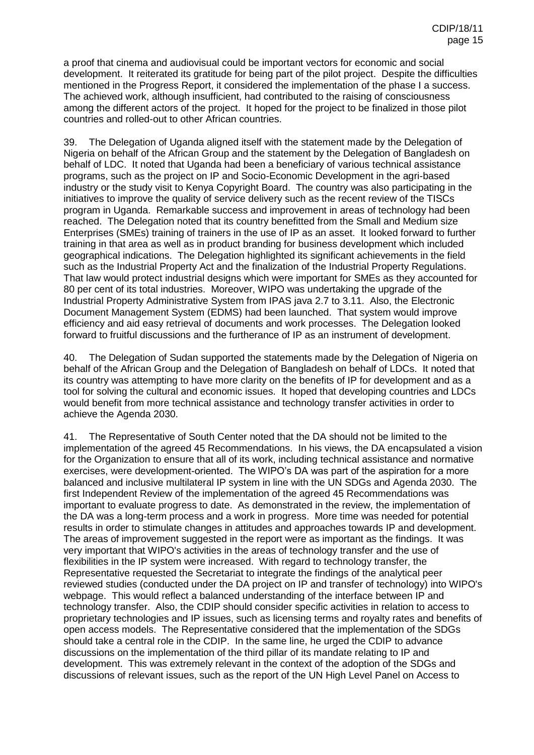a proof that cinema and audiovisual could be important vectors for economic and social development. It reiterated its gratitude for being part of the pilot project. Despite the difficulties mentioned in the Progress Report, it considered the implementation of the phase I a success. The achieved work, although insufficient, had contributed to the raising of consciousness among the different actors of the project. It hoped for the project to be finalized in those pilot countries and rolled-out to other African countries.

39. The Delegation of Uganda aligned itself with the statement made by the Delegation of Nigeria on behalf of the African Group and the statement by the Delegation of Bangladesh on behalf of LDC. It noted that Uganda had been a beneficiary of various technical assistance programs, such as the project on IP and Socio-Economic Development in the agri-based industry or the study visit to Kenya Copyright Board. The country was also participating in the initiatives to improve the quality of service delivery such as the recent review of the TISCs program in Uganda. Remarkable success and improvement in areas of technology had been reached. The Delegation noted that its country benefitted from the Small and Medium size Enterprises (SMEs) training of trainers in the use of IP as an asset. It looked forward to further training in that area as well as in product branding for business development which included geographical indications. The Delegation highlighted its significant achievements in the field such as the Industrial Property Act and the finalization of the Industrial Property Regulations. That law would protect industrial designs which were important for SMEs as they accounted for 80 per cent of its total industries. Moreover, WIPO was undertaking the upgrade of the Industrial Property Administrative System from IPAS java 2.7 to 3.11. Also, the Electronic Document Management System (EDMS) had been launched. That system would improve efficiency and aid easy retrieval of documents and work processes. The Delegation looked forward to fruitful discussions and the furtherance of IP as an instrument of development.

40. The Delegation of Sudan supported the statements made by the Delegation of Nigeria on behalf of the African Group and the Delegation of Bangladesh on behalf of LDCs. It noted that its country was attempting to have more clarity on the benefits of IP for development and as a tool for solving the cultural and economic issues. It hoped that developing countries and LDCs would benefit from more technical assistance and technology transfer activities in order to achieve the Agenda 2030.

41. The Representative of South Center noted that the DA should not be limited to the implementation of the agreed 45 Recommendations. In his views, the DA encapsulated a vision for the Organization to ensure that all of its work, including technical assistance and normative exercises, were development-oriented. The WIPO's DA was part of the aspiration for a more balanced and inclusive multilateral IP system in line with the UN SDGs and Agenda 2030. The first Independent Review of the implementation of the agreed 45 Recommendations was important to evaluate progress to date. As demonstrated in the review, the implementation of the DA was a long-term process and a work in progress. More time was needed for potential results in order to stimulate changes in attitudes and approaches towards IP and development. The areas of improvement suggested in the report were as important as the findings. It was very important that WIPO's activities in the areas of technology transfer and the use of flexibilities in the IP system were increased. With regard to technology transfer, the Representative requested the Secretariat to integrate the findings of the analytical peer reviewed studies (conducted under the DA project on IP and transfer of technology) into WIPO's webpage. This would reflect a balanced understanding of the interface between IP and technology transfer. Also, the CDIP should consider specific activities in relation to access to proprietary technologies and IP issues, such as licensing terms and royalty rates and benefits of open access models. The Representative considered that the implementation of the SDGs should take a central role in the CDIP. In the same line, he urged the CDIP to advance discussions on the implementation of the third pillar of its mandate relating to IP and development. This was extremely relevant in the context of the adoption of the SDGs and discussions of relevant issues, such as the report of the UN High Level Panel on Access to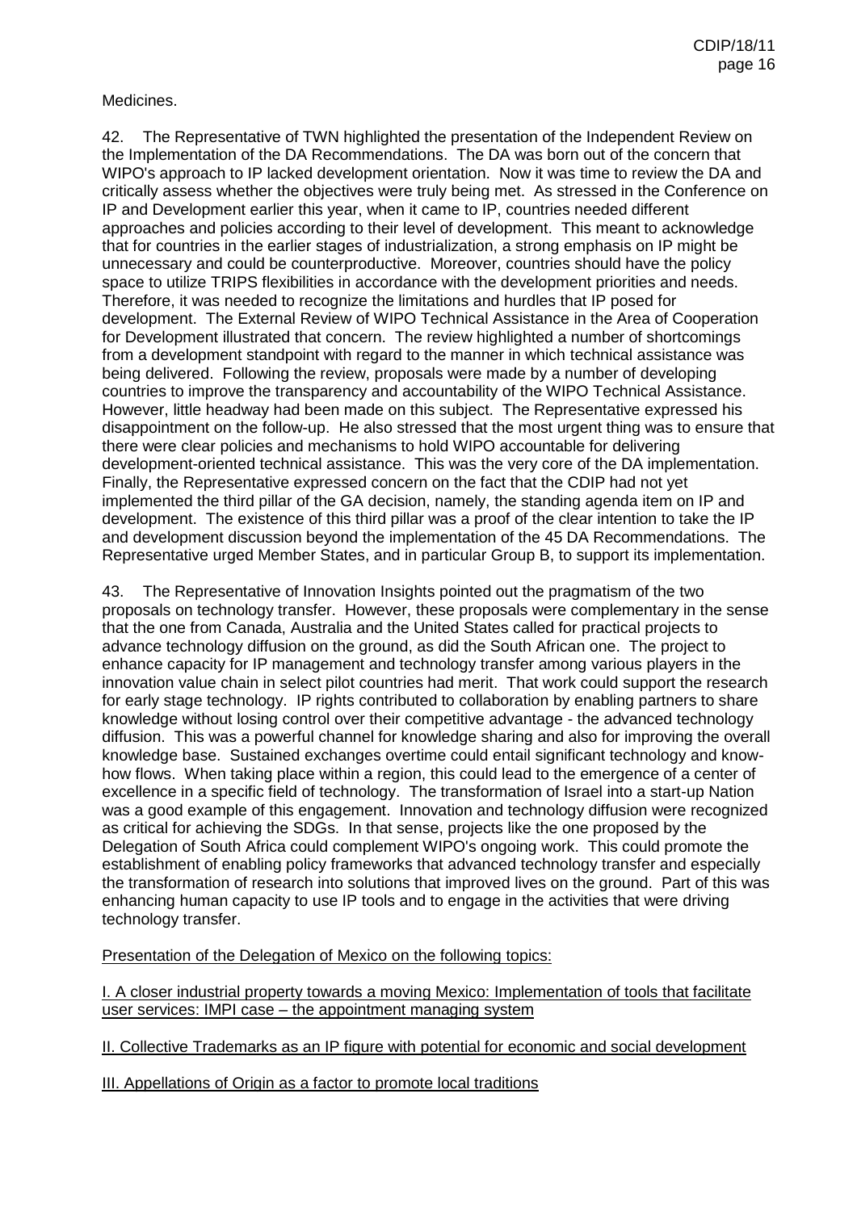Medicines.

42. The Representative of TWN highlighted the presentation of the Independent Review on the Implementation of the DA Recommendations. The DA was born out of the concern that WIPO's approach to IP lacked development orientation. Now it was time to review the DA and critically assess whether the objectives were truly being met. As stressed in the Conference on IP and Development earlier this year, when it came to IP, countries needed different approaches and policies according to their level of development. This meant to acknowledge that for countries in the earlier stages of industrialization, a strong emphasis on IP might be unnecessary and could be counterproductive. Moreover, countries should have the policy space to utilize TRIPS flexibilities in accordance with the development priorities and needs. Therefore, it was needed to recognize the limitations and hurdles that IP posed for development. The External Review of WIPO Technical Assistance in the Area of Cooperation for Development illustrated that concern. The review highlighted a number of shortcomings from a development standpoint with regard to the manner in which technical assistance was being delivered. Following the review, proposals were made by a number of developing countries to improve the transparency and accountability of the WIPO Technical Assistance. However, little headway had been made on this subject. The Representative expressed his disappointment on the follow-up. He also stressed that the most urgent thing was to ensure that there were clear policies and mechanisms to hold WIPO accountable for delivering development-oriented technical assistance. This was the very core of the DA implementation. Finally, the Representative expressed concern on the fact that the CDIP had not yet implemented the third pillar of the GA decision, namely, the standing agenda item on IP and development. The existence of this third pillar was a proof of the clear intention to take the IP and development discussion beyond the implementation of the 45 DA Recommendations. The Representative urged Member States, and in particular Group B, to support its implementation.

43. The Representative of Innovation Insights pointed out the pragmatism of the two proposals on technology transfer. However, these proposals were complementary in the sense that the one from Canada, Australia and the United States called for practical projects to advance technology diffusion on the ground, as did the South African one. The project to enhance capacity for IP management and technology transfer among various players in the innovation value chain in select pilot countries had merit. That work could support the research for early stage technology. IP rights contributed to collaboration by enabling partners to share knowledge without losing control over their competitive advantage - the advanced technology diffusion. This was a powerful channel for knowledge sharing and also for improving the overall knowledge base. Sustained exchanges overtime could entail significant technology and know-how flows. When taking place within a region, this could lead to the emergence of a center of excellence in a specific field of technology. The transformation of Israel into a start-up Nation was a good example of this engagement. Innovation and technology diffusion were recognized as critical for achieving the SDGs. In that sense, projects like the one proposed by the Delegation of South Africa could complement WIPO's ongoing work. This could promote the establishment of enabling policy frameworks that advanced technology transfer and especially the transformation of research into solutions that improved lives on the ground. Part of this was enhancing human capacity to use IP tools and to engage in the activities that were driving technology transfer.

Presentation of the Delegation of Mexico on the following topics:

I. A closer industrial property towards a moving Mexico: Implementation of tools that facilitate user services: IMPI case – the appointment managing system

II. Collective Trademarks as an IP figure with potential for economic and social development

III. Appellations of Origin as a factor to promote local traditions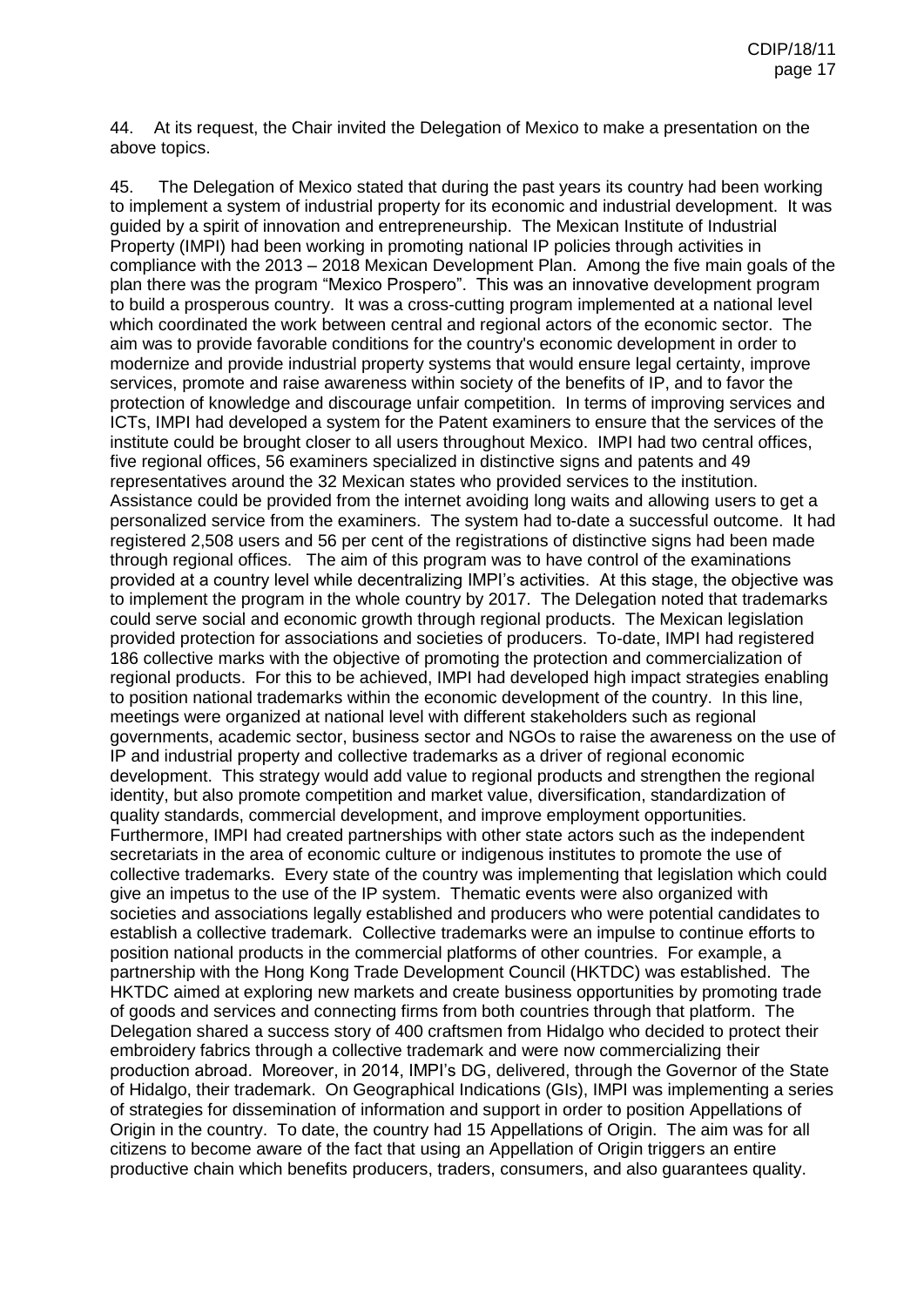44. At its request, the Chair invited the Delegation of Mexico to make a presentation on the above topics.

45. The Delegation of Mexico stated that during the past years its country had been working to implement a system of industrial property for its economic and industrial development. It was guided by a spirit of innovation and entrepreneurship. The Mexican Institute of Industrial Property (IMPI) had been working in promoting national IP policies through activities in compliance with the 2013 – 2018 Mexican Development Plan. Among the five main goals of the plan there was the program "Mexico Prospero". This was an innovative development program to build a prosperous country. It was a cross-cutting program implemented at a national level which coordinated the work between central and regional actors of the economic sector. The aim was to provide favorable conditions for the country's economic development in order to modernize and provide industrial property systems that would ensure legal certainty, improve services, promote and raise awareness within society of the benefits of IP, and to favor the protection of knowledge and discourage unfair competition. In terms of improving services and ICTs, IMPI had developed a system for the Patent examiners to ensure that the services of the institute could be brought closer to all users throughout Mexico. IMPI had two central offices, five regional offices, 56 examiners specialized in distinctive signs and patents and 49 representatives around the 32 Mexican states who provided services to the institution. Assistance could be provided from the internet avoiding long waits and allowing users to get a personalized service from the examiners. The system had to-date a successful outcome. It had registered 2,508 users and 56 per cent of the registrations of distinctive signs had been made through regional offices. The aim of this program was to have control of the examinations provided at a country level while decentralizing IMPI's activities. At this stage, the objective was to implement the program in the whole country by 2017. The Delegation noted that trademarks could serve social and economic growth through regional products. The Mexican legislation provided protection for associations and societies of producers. To-date, IMPI had registered 186 collective marks with the objective of promoting the protection and commercialization of regional products. For this to be achieved, IMPI had developed high impact strategies enabling to position national trademarks within the economic development of the country. In this line, meetings were organized at national level with different stakeholders such as regional governments, academic sector, business sector and NGOs to raise the awareness on the use of IP and industrial property and collective trademarks as a driver of regional economic development. This strategy would add value to regional products and strengthen the regional identity, but also promote competition and market value, diversification, standardization of quality standards, commercial development, and improve employment opportunities. Furthermore, IMPI had created partnerships with other state actors such as the independent secretariats in the area of economic culture or indigenous institutes to promote the use of collective trademarks. Every state of the country was implementing that legislation which could give an impetus to the use of the IP system. Thematic events were also organized with societies and associations legally established and producers who were potential candidates to establish a collective trademark. Collective trademarks were an impulse to continue efforts to position national products in the commercial platforms of other countries. For example, a partnership with the Hong Kong Trade Development Council (HKTDC) was established. The HKTDC aimed at exploring new markets and create business opportunities by promoting trade of goods and services and connecting firms from both countries through that platform. The Delegation shared a success story of 400 craftsmen from Hidalgo who decided to protect their embroidery fabrics through a collective trademark and were now commercializing their production abroad. Moreover, in 2014, IMPI's DG, delivered, through the Governor of the State of Hidalgo, their trademark. On Geographical Indications (GIs), IMPI was implementing a series of strategies for dissemination of information and support in order to position Appellations of Origin in the country. To date, the country had 15 Appellations of Origin. The aim was for all citizens to become aware of the fact that using an Appellation of Origin triggers an entire productive chain which benefits producers, traders, consumers, and also guarantees quality.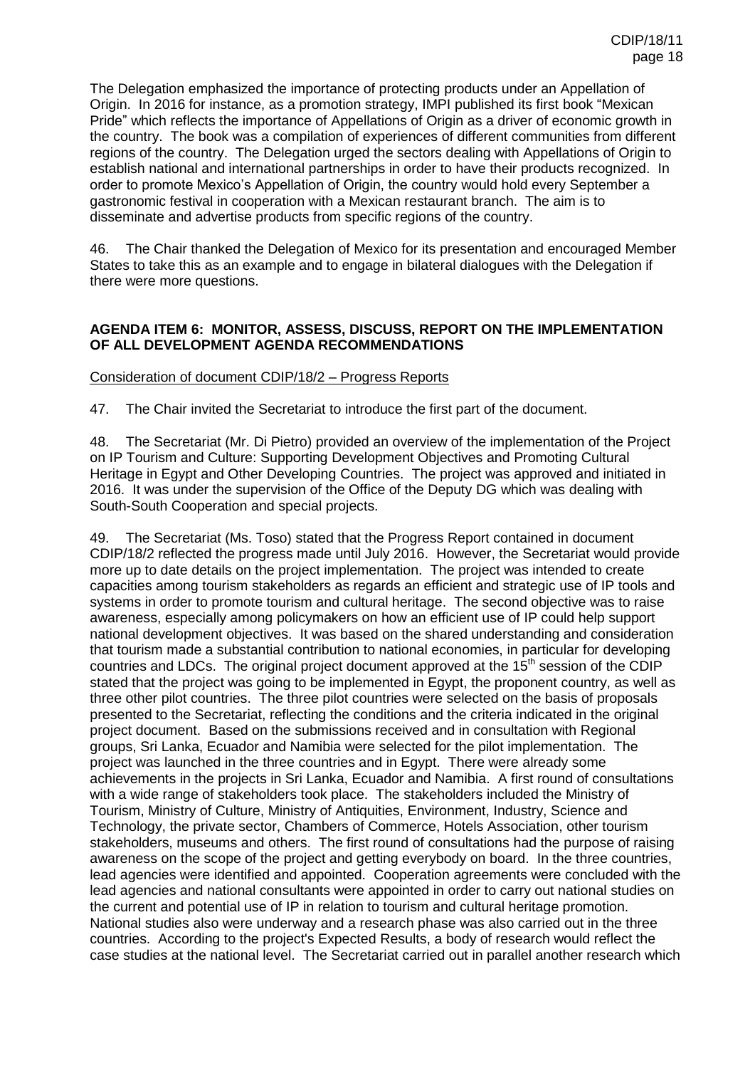The Delegation emphasized the importance of protecting products under an Appellation of Origin. In 2016 for instance, as a promotion strategy, IMPI published its first book "Mexican Pride" which reflects the importance of Appellations of Origin as a driver of economic growth in the country. The book was a compilation of experiences of different communities from different regions of the country. The Delegation urged the sectors dealing with Appellations of Origin to establish national and international partnerships in order to have their products recognized. In order to promote Mexico's Appellation of Origin, the country would hold every September a gastronomic festival in cooperation with a Mexican restaurant branch. The aim is to disseminate and advertise products from specific regions of the country.

46. The Chair thanked the Delegation of Mexico for its presentation and encouraged Member States to take this as an example and to engage in bilateral dialogues with the Delegation if there were more questions.

## AGENDA ITEM 6: MONITOR, ASSESS, DISCUSS, REPORT ON THE IMPLEMENTATION OF ALL DEVELOPMENT AGENDA RECOMMENDATIONS

Consideration of document CDIP/18/2 – Progress Reports

47. The Chair invited the Secretariat to introduce the first part of the document.

48. The Secretariat (Mr. Di Pietro) provided an overview of the implementation of the Project on IP Tourism and Culture: Supporting Development Objectives and Promoting Cultural Heritage in Egypt and Other Developing Countries. The project was approved and initiated in 2016. It was under the supervision of the Office of the Deputy DG which was dealing with South-South Cooperation and special projects.

49. The Secretariat (Ms. Toso) stated that the Progress Report contained in document CDIP/18/2 reflected the progress made until July 2016. However, the Secretariat would provide more up to date details on the project implementation. The project was intended to create capacities among tourism stakeholders as regards an efficient and strategic use of IP tools and systems in order to promote tourism and cultural heritage. The second objective was to raise awareness, especially among policymakers on how an efficient use of IP could help support national development objectives. It was based on the shared understanding and consideration that tourism made a substantial contribution to national economies, in particular for developing countries and LDCs. The original project document approved at the 15th session of the CDIP stated that the project was going to be implemented in Egypt, the proponent country, as well as three other pilot countries. The three pilot countries were selected on the basis of proposals presented to the Secretariat, reflecting the conditions and the criteria indicated in the original project document. Based on the submissions received and in consultation with Regional groups, Sri Lanka, Ecuador and Namibia were selected for the pilot implementation. The project was launched in the three countries and in Egypt. There were already some achievements in the projects in Sri Lanka, Ecuador and Namibia. A first round of consultations with a wide range of stakeholders took place. The stakeholders included the Ministry of Tourism, Ministry of Culture, Ministry of Antiquities, Environment, Industry, Science and Technology, the private sector, Chambers of Commerce, Hotels Association, other tourism stakeholders, museums and others. The first round of consultations had the purpose of raising awareness on the scope of the project and getting everybody on board. In the three countries, lead agencies were identified and appointed. Cooperation agreements were concluded with the lead agencies and national consultants were appointed in order to carry out national studies on the current and potential use of IP in relation to tourism and cultural heritage promotion. National studies also were underway and a research phase was also carried out in the three countries. According to the project's Expected Results, a body of research would reflect the case studies at the national level. The Secretariat carried out in parallel another research which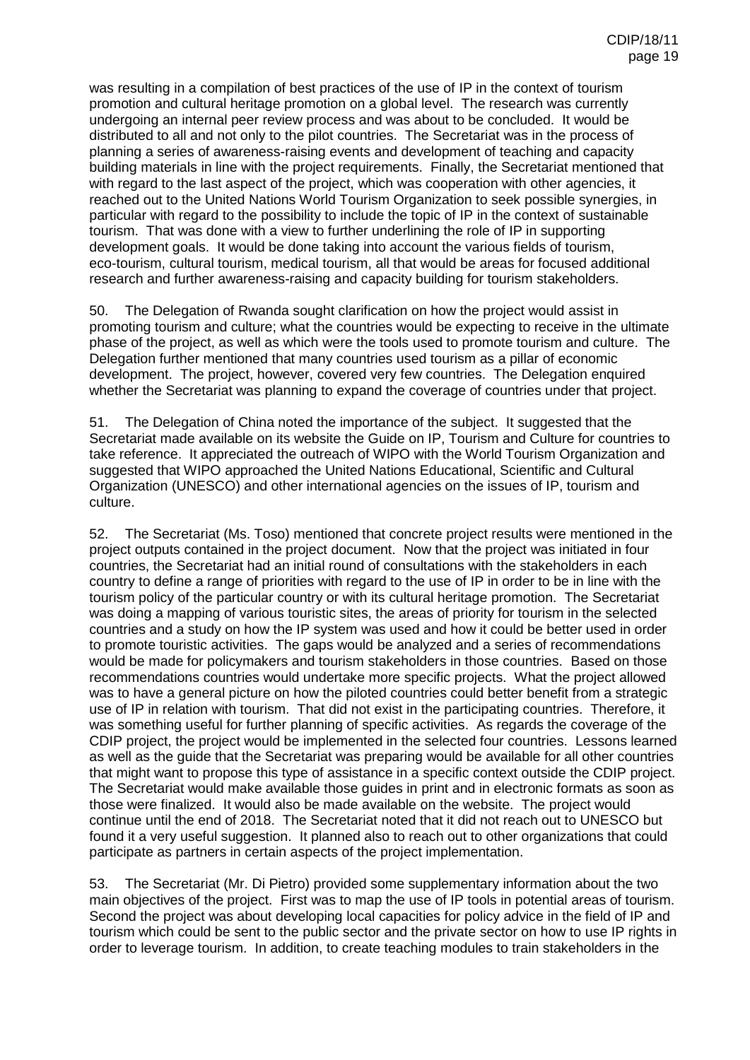was resulting in a compilation of best practices of the use of IP in the context of tourism promotion and cultural heritage promotion on a global level. The research was currently undergoing an internal peer review process and was about to be concluded. It would be distributed to all and not only to the pilot countries. The Secretariat was in the process of planning a series of awareness-raising events and development of teaching and capacity building materials in line with the project requirements. Finally, the Secretariat mentioned that with regard to the last aspect of the project, which was cooperation with other agencies, it reached out to the United Nations World Tourism Organization to seek possible synergies, in particular with regard to the possibility to include the topic of IP in the context of sustainable tourism. That was done with a view to further underlining the role of IP in supporting development goals. It would be done taking into account the various fields of tourism, eco-tourism, cultural tourism, medical tourism, all that would be areas for focused additional research and further awareness-raising and capacity building for tourism stakeholders.

50. The Delegation of Rwanda sought clarification on how the project would assist in promoting tourism and culture; what the countries would be expecting to receive in the ultimate phase of the project, as well as which were the tools used to promote tourism and culture. The Delegation further mentioned that many countries used tourism as a pillar of economic development. The project, however, covered very few countries. The Delegation enquired whether the Secretariat was planning to expand the coverage of countries under that project.

51. The Delegation of China noted the importance of the subject. It suggested that the Secretariat made available on its website the Guide on IP, Tourism and Culture for countries to take reference. It appreciated the outreach of WIPO with the World Tourism Organization and suggested that WIPO approached the United Nations Educational, Scientific and Cultural Organization (UNESCO) and other international agencies on the issues of IP, tourism and culture.

52. The Secretariat (Ms. Toso) mentioned that concrete project results were mentioned in the project outputs contained in the project document. Now that the project was initiated in four countries, the Secretariat had an initial round of consultations with the stakeholders in each country to define a range of priorities with regard to the use of IP in order to be in line with the tourism policy of the particular country or with its cultural heritage promotion. The Secretariat was doing a mapping of various touristic sites, the areas of priority for tourism in the selected countries and a study on how the IP system was used and how it could be better used in order to promote touristic activities. The gaps would be analyzed and a series of recommendations would be made for policymakers and tourism stakeholders in those countries. Based on those recommendations countries would undertake more specific projects. What the project allowed was to have a general picture on how the piloted countries could better benefit from a strategic use of IP in relation with tourism. That did not exist in the participating countries. Therefore, it was something useful for further planning of specific activities. As regards the coverage of the CDIP project, the project would be implemented in the selected four countries. Lessons learned as well as the guide that the Secretariat was preparing would be available for all other countries that might want to propose this type of assistance in a specific context outside the CDIP project. The Secretariat would make available those guides in print and in electronic formats as soon as those were finalized. It would also be made available on the website. The project would continue until the end of 2018. The Secretariat noted that it did not reach out to UNESCO but found it a very useful suggestion. It planned also to reach out to other organizations that could participate as partners in certain aspects of the project implementation.

53. The Secretariat (Mr. Di Pietro) provided some supplementary information about the two main objectives of the project. First was to map the use of IP tools in potential areas of tourism. Second the project was about developing local capacities for policy advice in the field of IP and tourism which could be sent to the public sector and the private sector on how to use IP rights in order to leverage tourism. In addition, to create teaching modules to train stakeholders in the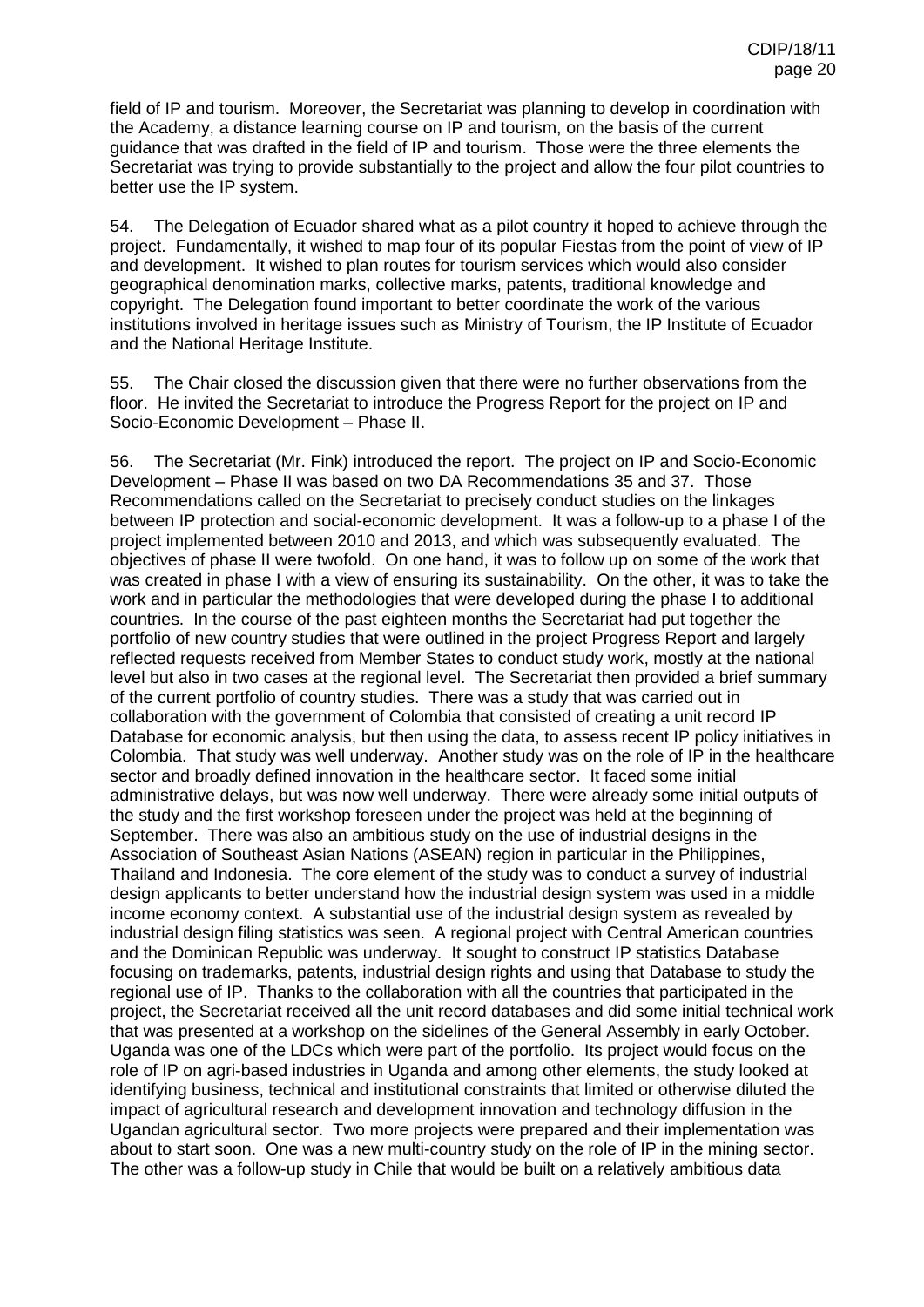field of IP and tourism. Moreover, the Secretariat was planning to develop in coordination with the Academy, a distance learning course on IP and tourism, on the basis of the current guidance that was drafted in the field of IP and tourism. Those were the three elements the Secretariat was trying to provide substantially to the project and allow the four pilot countries to better use the IP system.

54. The Delegation of Ecuador shared what as a pilot country it hoped to achieve through the project. Fundamentally, it wished to map four of its popular Fiestas from the point of view of IP and development. It wished to plan routes for tourism services which would also consider geographical denomination marks, collective marks, patents, traditional knowledge and copyright. The Delegation found important to better coordinate the work of the various institutions involved in heritage issues such as Ministry of Tourism, the IP Institute of Ecuador and the National Heritage Institute.

55. The Chair closed the discussion given that there were no further observations from the floor. He invited the Secretariat to introduce the Progress Report for the project on IP and Socio-Economic Development – Phase II.

56. The Secretariat (Mr. Fink) introduced the report. The project on IP and Socio-Economic Development – Phase II was based on two DA Recommendations 35 and 37. Those Recommendations called on the Secretariat to precisely conduct studies on the linkages between IP protection and social-economic development. It was a follow-up to a phase I of the project implemented between 2010 and 2013, and which was subsequently evaluated. The objectives of phase II were twofold. On one hand, it was to follow up on some of the work that was created in phase I with a view of ensuring its sustainability. On the other, it was to take the work and in particular the methodologies that were developed during the phase I to additional countries. In the course of the past eighteen months the Secretariat had put together the portfolio of new country studies that were outlined in the project Progress Report and largely reflected requests received from Member States to conduct study work, mostly at the national level but also in two cases at the regional level. The Secretariat then provided a brief summary of the current portfolio of country studies. There was a study that was carried out in collaboration with the government of Colombia that consisted of creating a unit record IP Database for economic analysis, but then using the data, to assess recent IP policy initiatives in Colombia. That study was well underway. Another study was on the role of IP in the healthcare sector and broadly defined innovation in the healthcare sector. It faced some initial administrative delays, but was now well underway. There were already some initial outputs of the study and the first workshop foreseen under the project was held at the beginning of September. There was also an ambitious study on the use of industrial designs in the Association of Southeast Asian Nations (ASEAN) region in particular in the Philippines, Thailand and Indonesia. The core element of the study was to conduct a survey of industrial design applicants to better understand how the industrial design system was used in a middle income economy context. A substantial use of the industrial design system as revealed by industrial design filing statistics was seen. A regional project with Central American countries and the Dominican Republic was underway. It sought to construct IP statistics Database focusing on trademarks, patents, industrial design rights and using that Database to study the regional use of IP. Thanks to the collaboration with all the countries that participated in the project, the Secretariat received all the unit record databases and did some initial technical work that was presented at a workshop on the sidelines of the General Assembly in early October. Uganda was one of the LDCs which were part of the portfolio. Its project would focus on the role of IP on agri-based industries in Uganda and among other elements, the study looked at identifying business, technical and institutional constraints that limited or otherwise diluted the impact of agricultural research and development innovation and technology diffusion in the Ugandan agricultural sector. Two more projects were prepared and their implementation was about to start soon. One was a new multi-country study on the role of IP in the mining sector. The other was a follow-up study in Chile that would be built on a relatively ambitious data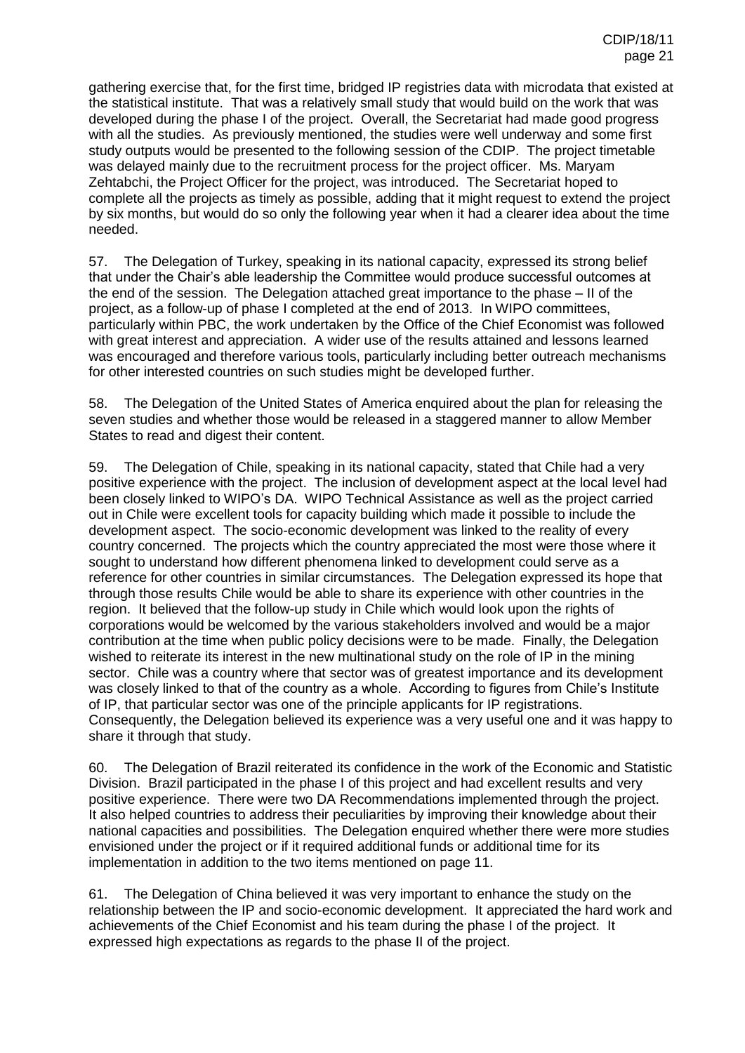gathering exercise that, for the first time, bridged IP registries data with microdata that existed at the statistical institute. That was a relatively small study that would build on the work that was developed during the phase I of the project. Overall, the Secretariat had made good progress with all the studies. As previously mentioned, the studies were well underway and some first study outputs would be presented to the following session of the CDIP. The project timetable was delayed mainly due to the recruitment process for the project officer. Ms. Maryam Zehtabchi, the Project Officer for the project, was introduced. The Secretariat hoped to complete all the projects as timely as possible, adding that it might request to extend the project by six months, but would do so only the following year when it had a clearer idea about the time needed.

57. The Delegation of Turkey, speaking in its national capacity, expressed its strong belief that under the Chair's able leadership the Committee would produce successful outcomes at the end of the session. The Delegation attached great importance to the phase – II of the project, as a follow-up of phase I completed at the end of 2013. In WIPO committees, particularly within PBC, the work undertaken by the Office of the Chief Economist was followed with great interest and appreciation. A wider use of the results attained and lessons learned was encouraged and therefore various tools, particularly including better outreach mechanisms for other interested countries on such studies might be developed further.

58. The Delegation of the United States of America enquired about the plan for releasing the seven studies and whether those would be released in a staggered manner to allow Member States to read and digest their content.

59. The Delegation of Chile, speaking in its national capacity, stated that Chile had a very positive experience with the project. The inclusion of development aspect at the local level had been closely linked to WIPO's DA. WIPO Technical Assistance as well as the project carried out in Chile were excellent tools for capacity building which made it possible to include the development aspect. The socio-economic development was linked to the reality of every country concerned. The projects which the country appreciated the most were those where it sought to understand how different phenomena linked to development could serve as a reference for other countries in similar circumstances. The Delegation expressed its hope that through those results Chile would be able to share its experience with other countries in the region. It believed that the follow-up study in Chile which would look upon the rights of corporations would be welcomed by the various stakeholders involved and would be a major contribution at the time when public policy decisions were to be made. Finally, the Delegation wished to reiterate its interest in the new multinational study on the role of IP in the mining sector. Chile was a country where that sector was of greatest importance and its development was closely linked to that of the country as a whole. According to figures from Chile's Institute of IP, that particular sector was one of the principle applicants for IP registrations. Consequently, the Delegation believed its experience was a very useful one and it was happy to share it through that study.

60. The Delegation of Brazil reiterated its confidence in the work of the Economic and Statistic Division. Brazil participated in the phase I of this project and had excellent results and very positive experience. There were two DA Recommendations implemented through the project. It also helped countries to address their peculiarities by improving their knowledge about their national capacities and possibilities. The Delegation enquired whether there were more studies envisioned under the project or if it required additional funds or additional time for its implementation in addition to the two items mentioned on page 11.

61. The Delegation of China believed it was very important to enhance the study on the relationship between the IP and socio-economic development. It appreciated the hard work and achievements of the Chief Economist and his team during the phase I of the project. It expressed high expectations as regards to the phase II of the project.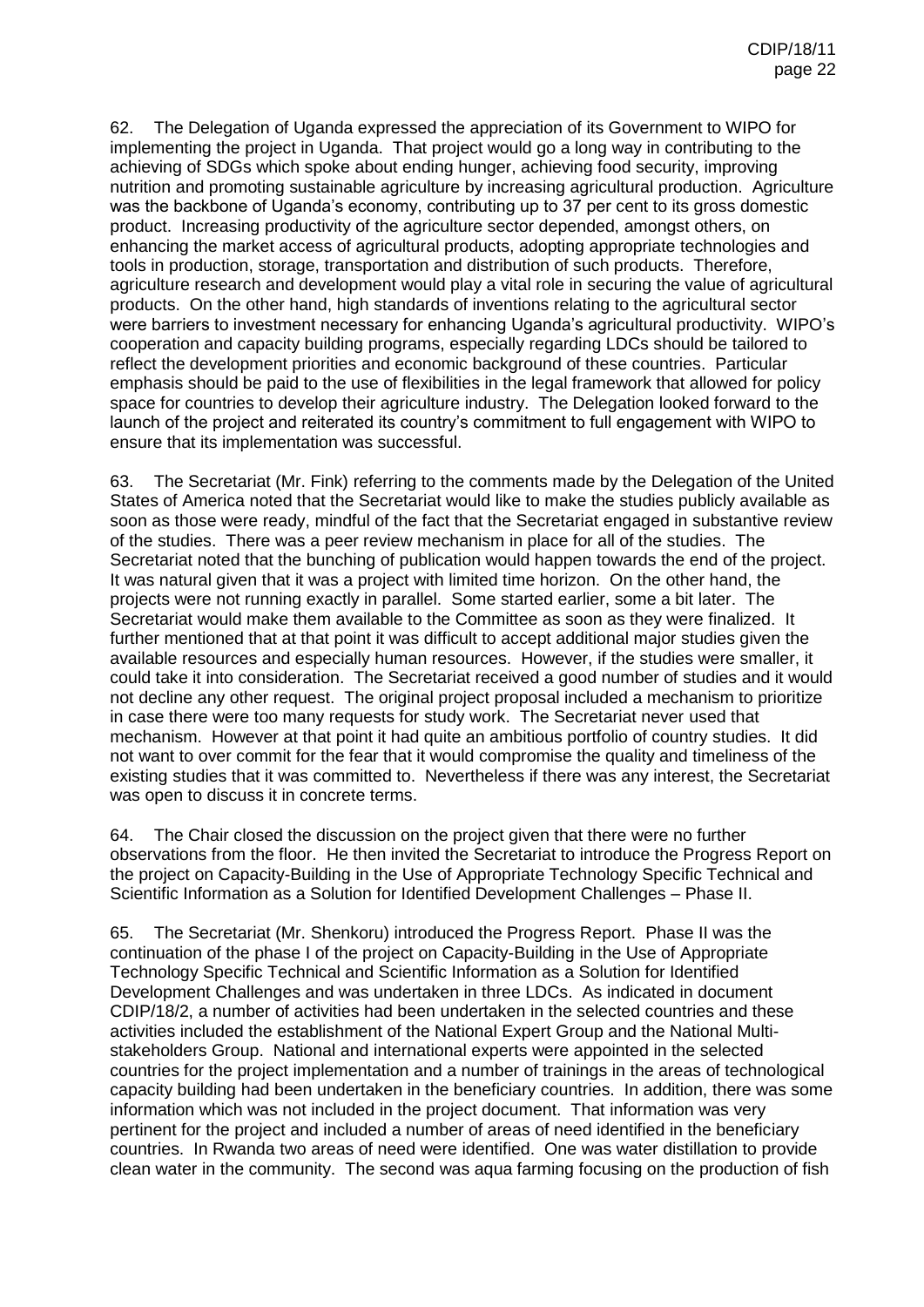62. The Delegation of Uganda expressed the appreciation of its Government to WIPO for implementing the project in Uganda. That project would go a long way in contributing to the achieving of SDGs which spoke about ending hunger, achieving food security, improving nutrition and promoting sustainable agriculture by increasing agricultural production. Agriculture was the backbone of Uganda's economy, contributing up to 37 per cent to its gross domestic product. Increasing productivity of the agriculture sector depended, amongst others, on enhancing the market access of agricultural products, adopting appropriate technologies and tools in production, storage, transportation and distribution of such products. Therefore, agriculture research and development would play a vital role in securing the value of agricultural products. On the other hand, high standards of inventions relating to the agricultural sector were barriers to investment necessary for enhancing Uganda's agricultural productivity. WIPO's cooperation and capacity building programs, especially regarding LDCs should be tailored to reflect the development priorities and economic background of these countries. Particular emphasis should be paid to the use of flexibilities in the legal framework that allowed for policy space for countries to develop their agriculture industry. The Delegation looked forward to the launch of the project and reiterated its country's commitment to full engagement with WIPO to ensure that its implementation was successful.

63. The Secretariat (Mr. Fink) referring to the comments made by the Delegation of the United States of America noted that the Secretariat would like to make the studies publicly available as soon as those were ready, mindful of the fact that the Secretariat engaged in substantive review of the studies. There was a peer review mechanism in place for all of the studies. The Secretariat noted that the bunching of publication would happen towards the end of the project. It was natural given that it was a project with limited time horizon. On the other hand, the projects were not running exactly in parallel. Some started earlier, some a bit later. The Secretariat would make them available to the Committee as soon as they were finalized. It further mentioned that at that point it was difficult to accept additional major studies given the available resources and especially human resources. However, if the studies were smaller, it could take it into consideration. The Secretariat received a good number of studies and it would not decline any other request. The original project proposal included a mechanism to prioritize in case there were too many requests for study work. The Secretariat never used that mechanism. However at that point it had quite an ambitious portfolio of country studies. It did not want to over commit for the fear that it would compromise the quality and timeliness of the existing studies that it was committed to. Nevertheless if there was any interest, the Secretariat was open to discuss it in concrete terms.

64. The Chair closed the discussion on the project given that there were no further observations from the floor. He then invited the Secretariat to introduce the Progress Report on the project on Capacity-Building in the Use of Appropriate Technology Specific Technical and Scientific Information as a Solution for Identified Development Challenges – Phase II.

65. The Secretariat (Mr. Shenkoru) introduced the Progress Report. Phase II was the continuation of the phase I of the project on Capacity-Building in the Use of Appropriate Technology Specific Technical and Scientific Information as a Solution for Identified Development Challenges and was undertaken in three LDCs. As indicated in document CDIP/18/2, a number of activities had been undertaken in the selected countries and these activities included the establishment of the National Expert Group and the National Multi-stakeholders Group. National and international experts were appointed in the selected countries for the project implementation and a number of trainings in the areas of technological capacity building had been undertaken in the beneficiary countries. In addition, there was some information which was not included in the project document. That information was very pertinent for the project and included a number of areas of need identified in the beneficiary countries. In Rwanda two areas of need were identified. One was water distillation to provide clean water in the community. The second was aqua farming focusing on the production of fish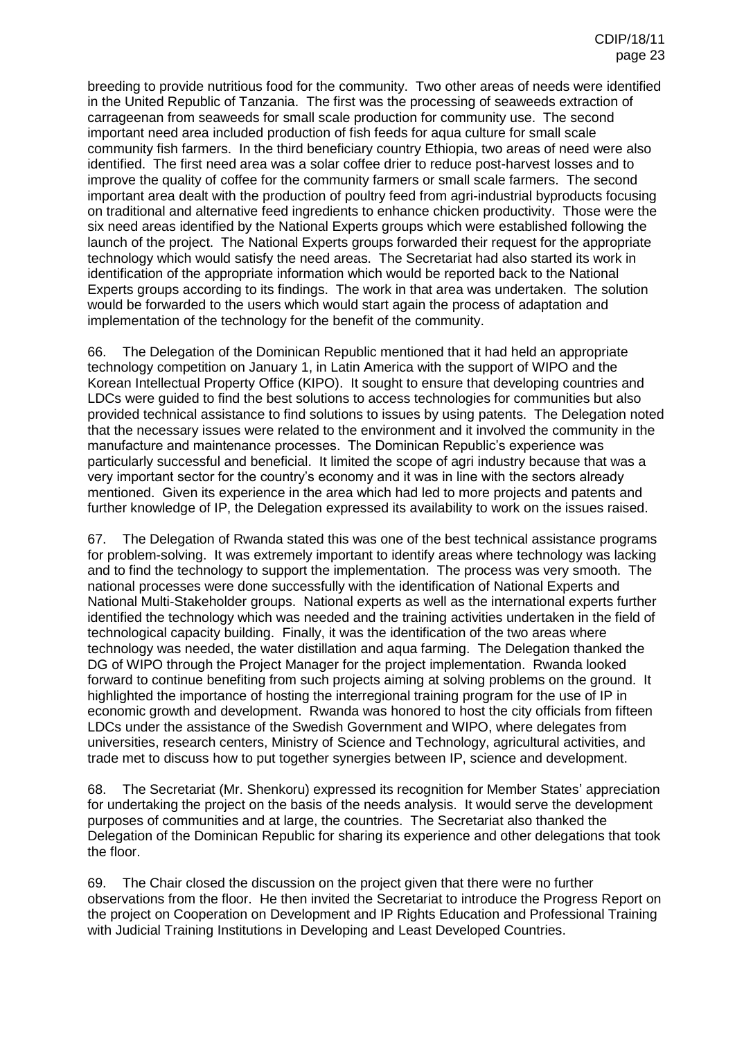breeding to provide nutritious food for the community. Two other areas of needs were identified in the United Republic of Tanzania. The first was the processing of seaweeds extraction of carrageenan from seaweeds for small scale production for community use. The second important need area included production of fish feeds for aqua culture for small scale community fish farmers. In the third beneficiary country Ethiopia, two areas of need were also identified. The first need area was a solar coffee drier to reduce post-harvest losses and to improve the quality of coffee for the community farmers or small scale farmers. The second important area dealt with the production of poultry feed from agri-industrial byproducts focusing on traditional and alternative feed ingredients to enhance chicken productivity. Those were the six need areas identified by the National Experts groups which were established following the launch of the project. The National Experts groups forwarded their request for the appropriate technology which would satisfy the need areas. The Secretariat had also started its work in identification of the appropriate information which would be reported back to the National Experts groups according to its findings. The work in that area was undertaken. The solution would be forwarded to the users which would start again the process of adaptation and implementation of the technology for the benefit of the community.

66. The Delegation of the Dominican Republic mentioned that it had held an appropriate technology competition on January 1, in Latin America with the support of WIPO and the Korean Intellectual Property Office (KIPO). It sought to ensure that developing countries and LDCs were guided to find the best solutions to access technologies for communities but also provided technical assistance to find solutions to issues by using patents. The Delegation noted that the necessary issues were related to the environment and it involved the community in the manufacture and maintenance processes. The Dominican Republic's experience was particularly successful and beneficial. It limited the scope of agri industry because that was a very important sector for the country's economy and it was in line with the sectors already mentioned. Given its experience in the area which had led to more projects and patents and further knowledge of IP, the Delegation expressed its availability to work on the issues raised.

67. The Delegation of Rwanda stated this was one of the best technical assistance programs for problem-solving. It was extremely important to identify areas where technology was lacking and to find the technology to support the implementation. The process was very smooth. The national processes were done successfully with the identification of National Experts and National Multi-Stakeholder groups. National experts as well as the international experts further identified the technology which was needed and the training activities undertaken in the field of technological capacity building. Finally, it was the identification of the two areas where technology was needed, the water distillation and aqua farming. The Delegation thanked the DG of WIPO through the Project Manager for the project implementation. Rwanda looked forward to continue benefiting from such projects aiming at solving problems on the ground. It highlighted the importance of hosting the interregional training program for the use of IP in economic growth and development. Rwanda was honored to host the city officials from fifteen LDCs under the assistance of the Swedish Government and WIPO, where delegates from universities, research centers, Ministry of Science and Technology, agricultural activities, and trade met to discuss how to put together synergies between IP, science and development.

68. The Secretariat (Mr. Shenkoru) expressed its recognition for Member States' appreciation for undertaking the project on the basis of the needs analysis. It would serve the development purposes of communities and at large, the countries. The Secretariat also thanked the Delegation of the Dominican Republic for sharing its experience and other delegations that took the floor.

69. The Chair closed the discussion on the project given that there were no further observations from the floor. He then invited the Secretariat to introduce the Progress Report on the project on Cooperation on Development and IP Rights Education and Professional Training with Judicial Training Institutions in Developing and Least Developed Countries.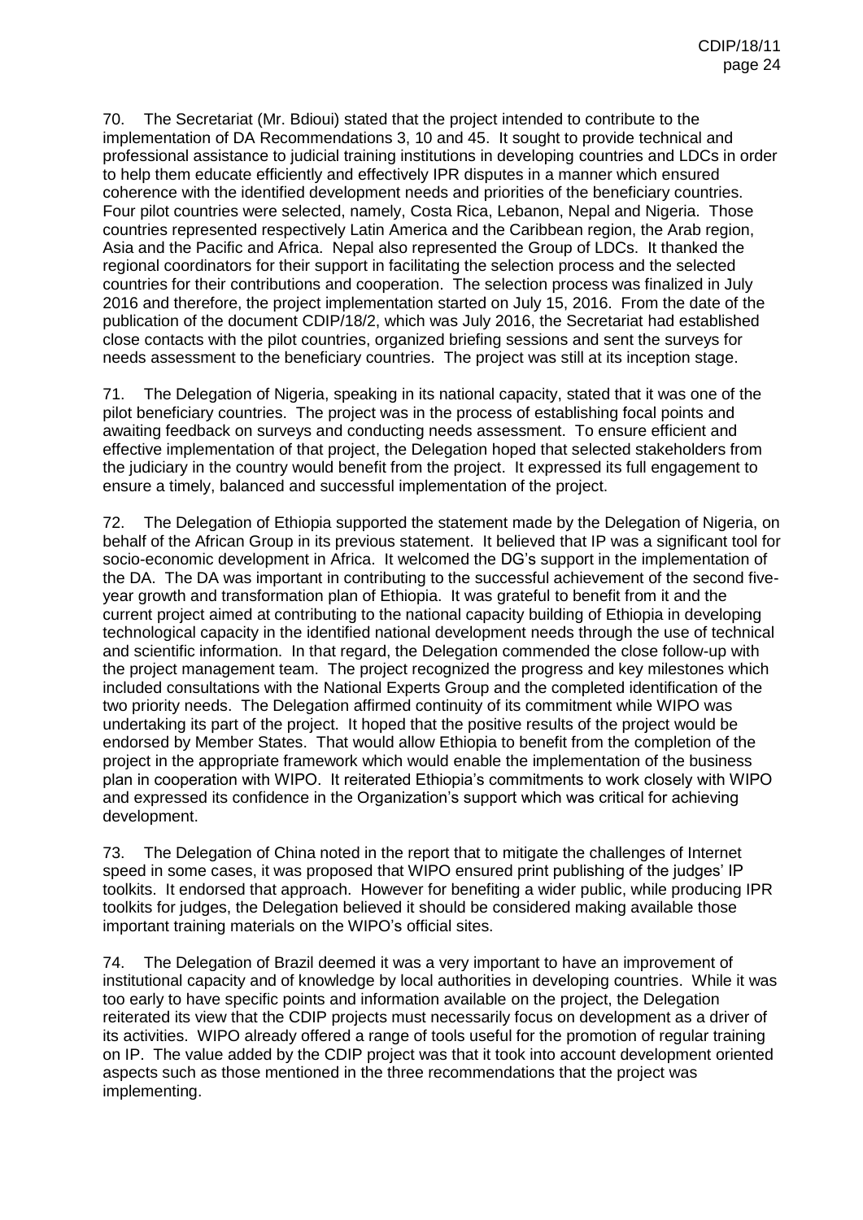70. The Secretariat (Mr. Bdioui) stated that the project intended to contribute to the implementation of DA Recommendations 3, 10 and 45. It sought to provide technical and professional assistance to judicial training institutions in developing countries and LDCs in order to help them educate efficiently and effectively IPR disputes in a manner which ensured coherence with the identified development needs and priorities of the beneficiary countries. Four pilot countries were selected, namely, Costa Rica, Lebanon, Nepal and Nigeria. Those countries represented respectively Latin America and the Caribbean region, the Arab region, Asia and the Pacific and Africa. Nepal also represented the Group of LDCs. It thanked the regional coordinators for their support in facilitating the selection process and the selected countries for their contributions and cooperation. The selection process was finalized in July 2016 and therefore, the project implementation started on July 15, 2016. From the date of the publication of the document CDIP/18/2, which was July 2016, the Secretariat had established close contacts with the pilot countries, organized briefing sessions and sent the surveys for needs assessment to the beneficiary countries. The project was still at its inception stage.

71. The Delegation of Nigeria, speaking in its national capacity, stated that it was one of the pilot beneficiary countries. The project was in the process of establishing focal points and awaiting feedback on surveys and conducting needs assessment. To ensure efficient and effective implementation of that project, the Delegation hoped that selected stakeholders from the judiciary in the country would benefit from the project. It expressed its full engagement to ensure a timely, balanced and successful implementation of the project.

72. The Delegation of Ethiopia supported the statement made by the Delegation of Nigeria, on behalf of the African Group in its previous statement. It believed that IP was a significant tool for socio-economic development in Africa. It welcomed the DG's support in the implementation of the DA. The DA was important in contributing to the successful achievement of the second five-year growth and transformation plan of Ethiopia. It was grateful to benefit from it and the current project aimed at contributing to the national capacity building of Ethiopia in developing technological capacity in the identified national development needs through the use of technical and scientific information. In that regard, the Delegation commended the close follow-up with the project management team. The project recognized the progress and key milestones which included consultations with the National Experts Group and the completed identification of the two priority needs. The Delegation affirmed continuity of its commitment while WIPO was undertaking its part of the project. It hoped that the positive results of the project would be endorsed by Member States. That would allow Ethiopia to benefit from the completion of the project in the appropriate framework which would enable the implementation of the business plan in cooperation with WIPO. It reiterated Ethiopia's commitments to work closely with WIPO and expressed its confidence in the Organization's support which was critical for achieving development.

73. The Delegation of China noted in the report that to mitigate the challenges of Internet speed in some cases, it was proposed that WIPO ensured print publishing of the judges' IP toolkits. It endorsed that approach. However for benefiting a wider public, while producing IPR toolkits for judges, the Delegation believed it should be considered making available those important training materials on the WIPO's official sites.

74. The Delegation of Brazil deemed it was a very important to have an improvement of institutional capacity and of knowledge by local authorities in developing countries. While it was too early to have specific points and information available on the project, the Delegation reiterated its view that the CDIP projects must necessarily focus on development as a driver of its activities. WIPO already offered a range of tools useful for the promotion of regular training on IP. The value added by the CDIP project was that it took into account development oriented aspects such as those mentioned in the three recommendations that the project was implementing.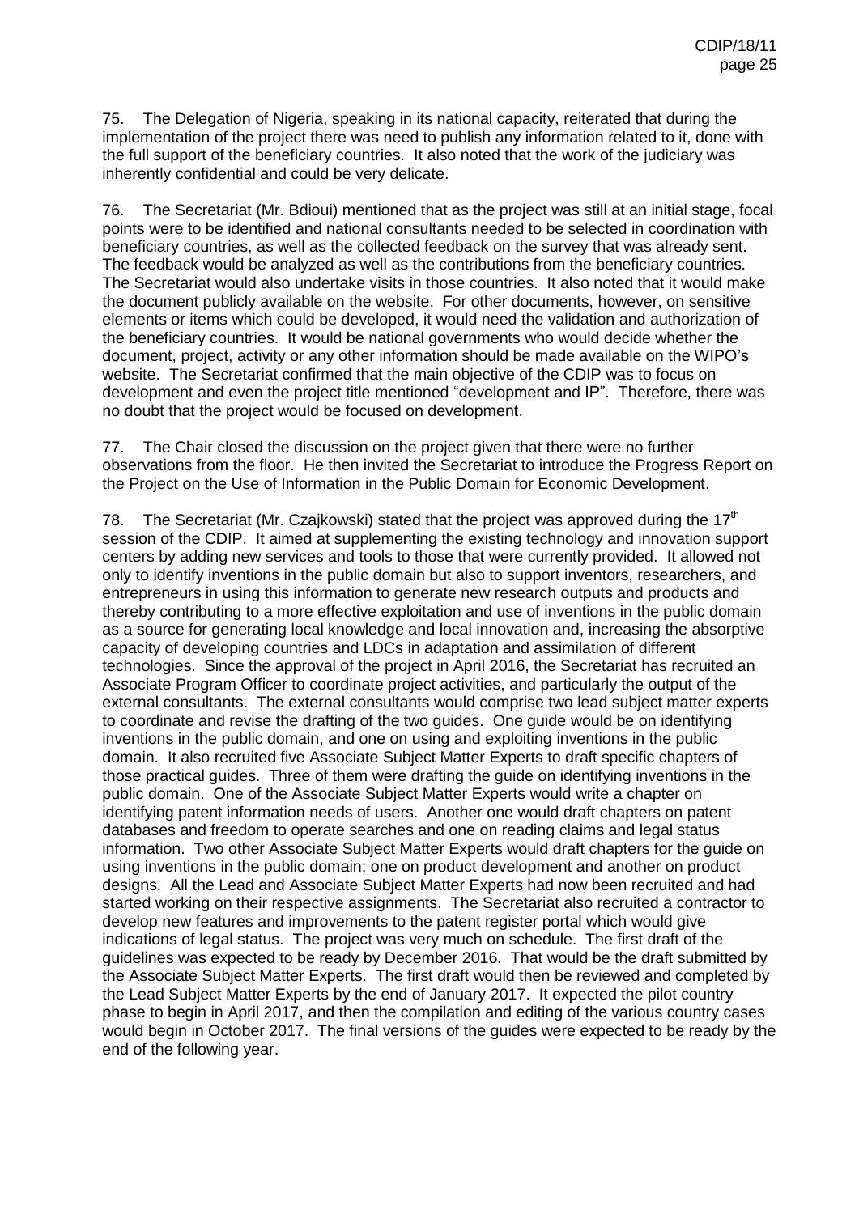75. The Delegation of Nigeria, speaking in its national capacity, reiterated that during the implementation of the project there was need to publish any information related to it, done with the full support of the beneficiary countries. It also noted that the work of the judiciary was inherently confidential and could be very delicate.

76. The Secretariat (Mr. Bdioui) mentioned that as the project was still at an initial stage, focal points were to be identified and national consultants needed to be selected in coordination with beneficiary countries, as well as the collected feedback on the survey that was already sent. The feedback would be analyzed as well as the contributions from the beneficiary countries. The Secretariat would also undertake visits in those countries. It also noted that it would make the document publicly available on the website. For other documents, however, on sensitive elements or items which could be developed, it would need the validation and authorization of the beneficiary countries. It would be national governments who would decide whether the document, project, activity or any other information should be made available on the WIPO's website. The Secretariat confirmed that the main objective of the CDIP was to focus on development and even the project title mentioned "development and IP". Therefore, there was no doubt that the project would be focused on development.

77. The Chair closed the discussion on the project given that there were no further observations from the floor. He then invited the Secretariat to introduce the Progress Report on the Project on the Use of Information in the Public Domain for Economic Development.

78. The Secretariat (Mr. Czajkowski) stated that the project was approved during the 17th session of the CDIP. It aimed at supplementing the existing technology and innovation support centers by adding new services and tools to those that were currently provided. It allowed not only to identify inventions in the public domain but also to support inventors, researchers, and entrepreneurs in using this information to generate new research outputs and products and thereby contributing to a more effective exploitation and use of inventions in the public domain as a source for generating local knowledge and local innovation and, increasing the absorptive capacity of developing countries and LDCs in adaptation and assimilation of different technologies. Since the approval of the project in April 2016, the Secretariat has recruited an Associate Program Officer to coordinate project activities, and particularly the output of the external consultants. The external consultants would comprise two lead subject matter experts to coordinate and revise the drafting of the two guides. One guide would be on identifying inventions in the public domain, and one on using and exploiting inventions in the public domain. It also recruited five Associate Subject Matter Experts to draft specific chapters of those practical guides. Three of them were drafting the guide on identifying inventions in the public domain. One of the Associate Subject Matter Experts would write a chapter on identifying patent information needs of users. Another one would draft chapters on patent databases and freedom to operate searches and one on reading claims and legal status information. Two other Associate Subject Matter Experts would draft chapters for the guide on using inventions in the public domain; one on product development and another on product designs. All the Lead and Associate Subject Matter Experts had now been recruited and had started working on their respective assignments. The Secretariat also recruited a contractor to develop new features and improvements to the patent register portal which would give indications of legal status. The project was very much on schedule. The first draft of the guidelines was expected to be ready by December 2016. That would be the draft submitted by the Associate Subject Matter Experts. The first draft would then be reviewed and completed by the Lead Subject Matter Experts by the end of January 2017. It expected the pilot country phase to begin in April 2017, and then the compilation and editing of the various country cases would begin in October 2017. The final versions of the guides were expected to be ready by the end of the following year.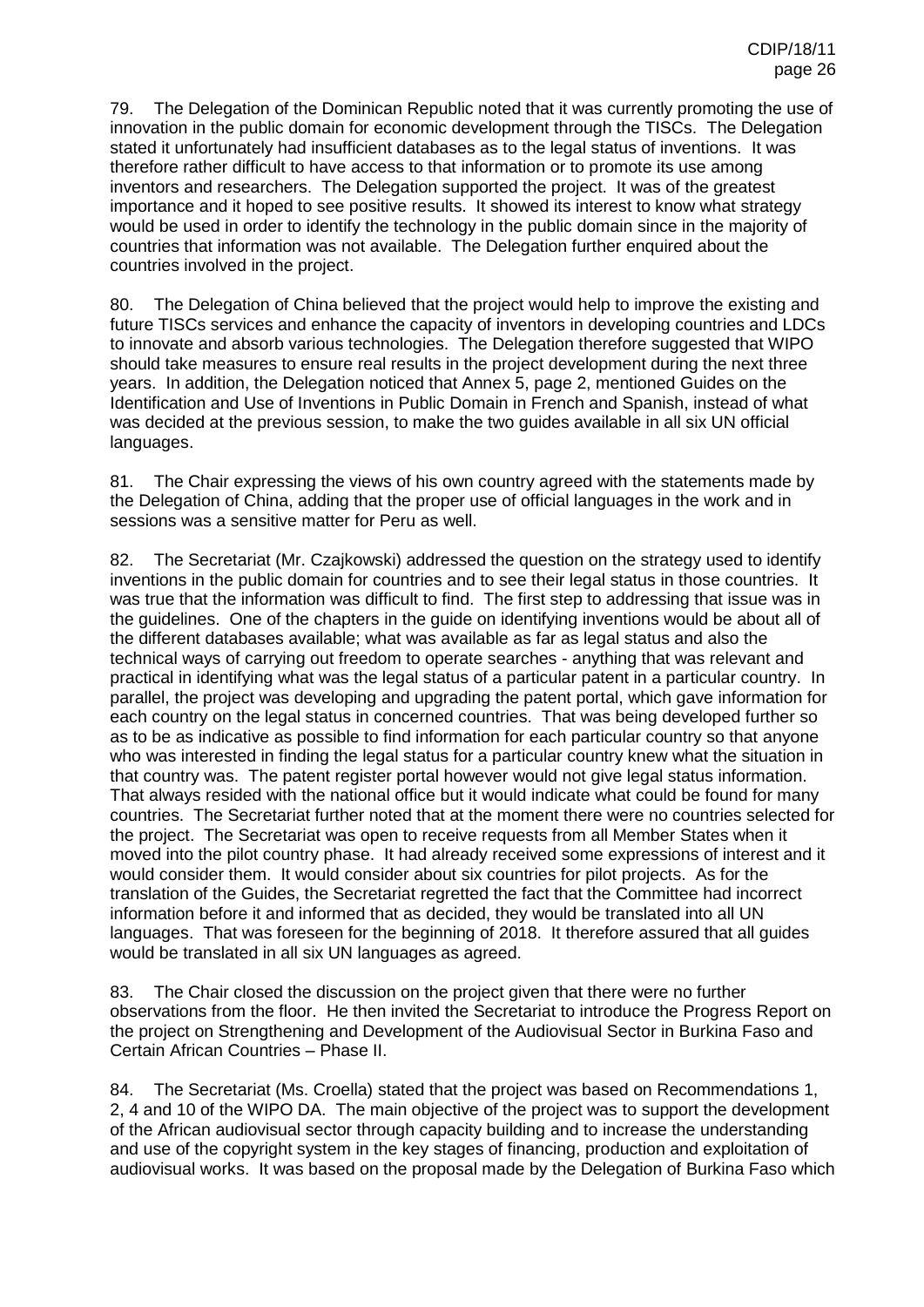79. The Delegation of the Dominican Republic noted that it was currently promoting the use of innovation in the public domain for economic development through the TISCs. The Delegation stated it unfortunately had insufficient databases as to the legal status of inventions. It was therefore rather difficult to have access to that information or to promote its use among inventors and researchers. The Delegation supported the project. It was of the greatest importance and it hoped to see positive results. It showed its interest to know what strategy would be used in order to identify the technology in the public domain since in the majority of countries that information was not available. The Delegation further enquired about the countries involved in the project.

80. The Delegation of China believed that the project would help to improve the existing and future TISCs services and enhance the capacity of inventors in developing countries and LDCs to innovate and absorb various technologies. The Delegation therefore suggested that WIPO should take measures to ensure real results in the project development during the next three years. In addition, the Delegation noticed that Annex 5, page 2, mentioned Guides on the Identification and Use of Inventions in Public Domain in French and Spanish, instead of what was decided at the previous session, to make the two guides available in all six UN official languages.

81. The Chair expressing the views of his own country agreed with the statements made by the Delegation of China, adding that the proper use of official languages in the work and in sessions was a sensitive matter for Peru as well.

82. The Secretariat (Mr. Czajkowski) addressed the question on the strategy used to identify inventions in the public domain for countries and to see their legal status in those countries. It was true that the information was difficult to find. The first step to addressing that issue was in the guidelines. One of the chapters in the guide on identifying inventions would be about all of the different databases available; what was available as far as legal status and also the technical ways of carrying out freedom to operate searches - anything that was relevant and practical in identifying what was the legal status of a particular patent in a particular country. In parallel, the project was developing and upgrading the patent portal, which gave information for each country on the legal status in concerned countries. That was being developed further so as to be as indicative as possible to find information for each particular country so that anyone who was interested in finding the legal status for a particular country knew what the situation in that country was. The patent register portal however would not give legal status information. That always resided with the national office but it would indicate what could be found for many countries. The Secretariat further noted that at the moment there were no countries selected for the project. The Secretariat was open to receive requests from all Member States when it moved into the pilot country phase. It had already received some expressions of interest and it would consider them. It would consider about six countries for pilot projects. As for the translation of the Guides, the Secretariat regretted the fact that the Committee had incorrect information before it and informed that as decided, they would be translated into all UN languages. That was foreseen for the beginning of 2018. It therefore assured that all guides would be translated in all six UN languages as agreed.

83. The Chair closed the discussion on the project given that there were no further observations from the floor. He then invited the Secretariat to introduce the Progress Report on the project on Strengthening and Development of the Audiovisual Sector in Burkina Faso and Certain African Countries – Phase II.

84. The Secretariat (Ms. Croella) stated that the project was based on Recommendations 1, 2, 4 and 10 of the WIPO DA. The main objective of the project was to support the development of the African audiovisual sector through capacity building and to increase the understanding and use of the copyright system in the key stages of financing, production and exploitation of audiovisual works. It was based on the proposal made by the Delegation of Burkina Faso which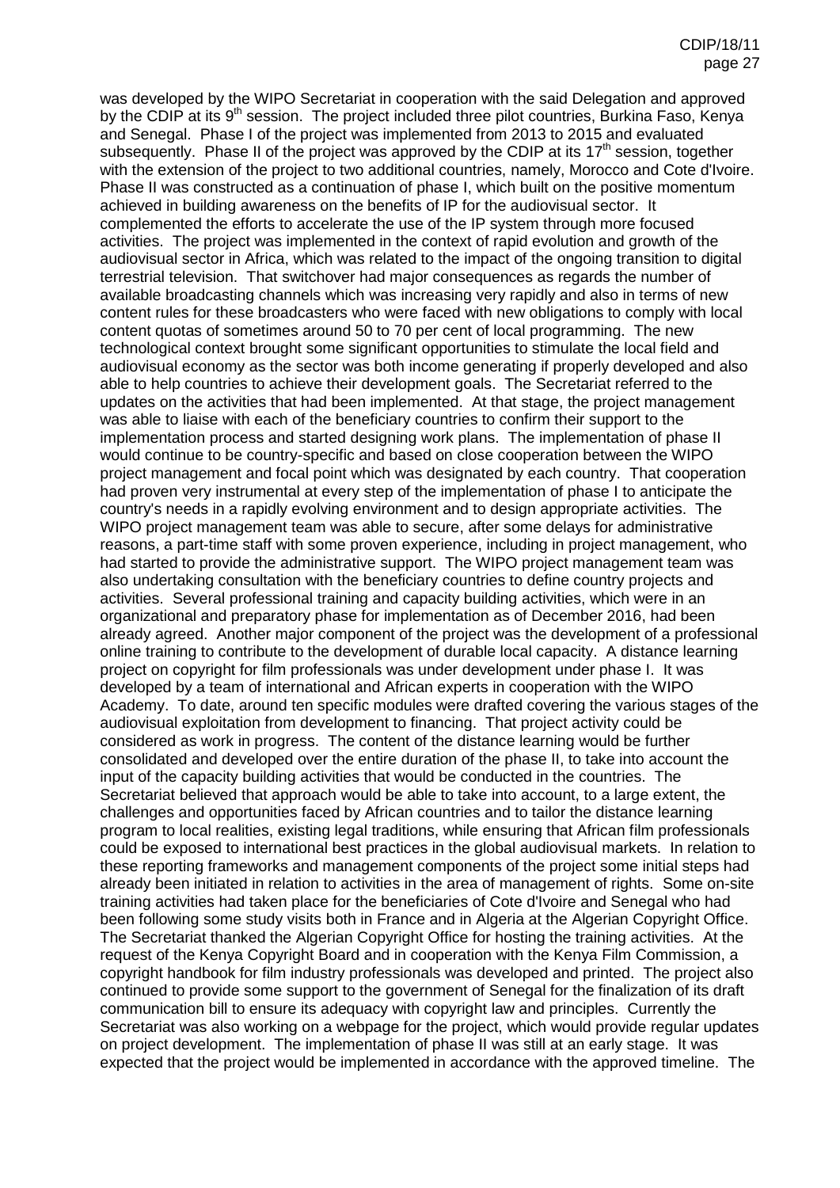was developed by the WIPO Secretariat in cooperation with the said Delegation and approved by the CDIP at its 9th session. The project included three pilot countries, Burkina Faso, Kenya and Senegal. Phase I of the project was implemented from 2013 to 2015 and evaluated subsequently. Phase II of the project was approved by the CDIP at its 17th session, together with the extension of the project to two additional countries, namely, Morocco and Cote d'Ivoire. Phase II was constructed as a continuation of phase I, which built on the positive momentum achieved in building awareness on the benefits of IP for the audiovisual sector. It complemented the efforts to accelerate the use of the IP system through more focused activities. The project was implemented in the context of rapid evolution and growth of the audiovisual sector in Africa, which was related to the impact of the ongoing transition to digital terrestrial television. That switchover had major consequences as regards the number of available broadcasting channels which was increasing very rapidly and also in terms of new content rules for these broadcasters who were faced with new obligations to comply with local content quotas of sometimes around 50 to 70 per cent of local programming. The new technological context brought some significant opportunities to stimulate the local field and audiovisual economy as the sector was both income generating if properly developed and also able to help countries to achieve their development goals. The Secretariat referred to the updates on the activities that had been implemented. At that stage, the project management was able to liaise with each of the beneficiary countries to confirm their support to the implementation process and started designing work plans. The implementation of phase II would continue to be country-specific and based on close cooperation between the WIPO project management and focal point which was designated by each country. That cooperation had proven very instrumental at every step of the implementation of phase I to anticipate the country's needs in a rapidly evolving environment and to design appropriate activities. The WIPO project management team was able to secure, after some delays for administrative reasons, a part-time staff with some proven experience, including in project management, who had started to provide the administrative support. The WIPO project management team was also undertaking consultation with the beneficiary countries to define country projects and activities. Several professional training and capacity building activities, which were in an organizational and preparatory phase for implementation as of December 2016, had been already agreed. Another major component of the project was the development of a professional online training to contribute to the development of durable local capacity. A distance learning project on copyright for film professionals was under development under phase I. It was developed by a team of international and African experts in cooperation with the WIPO Academy. To date, around ten specific modules were drafted covering the various stages of the audiovisual exploitation from development to financing. That project activity could be considered as work in progress. The content of the distance learning would be further consolidated and developed over the entire duration of the phase II, to take into account the input of the capacity building activities that would be conducted in the countries. The Secretariat believed that approach would be able to take into account, to a large extent, the challenges and opportunities faced by African countries and to tailor the distance learning program to local realities, existing legal traditions, while ensuring that African film professionals could be exposed to international best practices in the global audiovisual markets. In relation to these reporting frameworks and management components of the project some initial steps had already been initiated in relation to activities in the area of management of rights. Some on-site training activities had taken place for the beneficiaries of Cote d'Ivoire and Senegal who had been following some study visits both in France and in Algeria at the Algerian Copyright Office. The Secretariat thanked the Algerian Copyright Office for hosting the training activities. At the request of the Kenya Copyright Board and in cooperation with the Kenya Film Commission, a copyright handbook for film industry professionals was developed and printed. The project also continued to provide some support to the government of Senegal for the finalization of its draft communication bill to ensure its adequacy with copyright law and principles. Currently the Secretariat was also working on a webpage for the project, which would provide regular updates on project development. The implementation of phase II was still at an early stage. It was expected that the project would be implemented in accordance with the approved timeline. The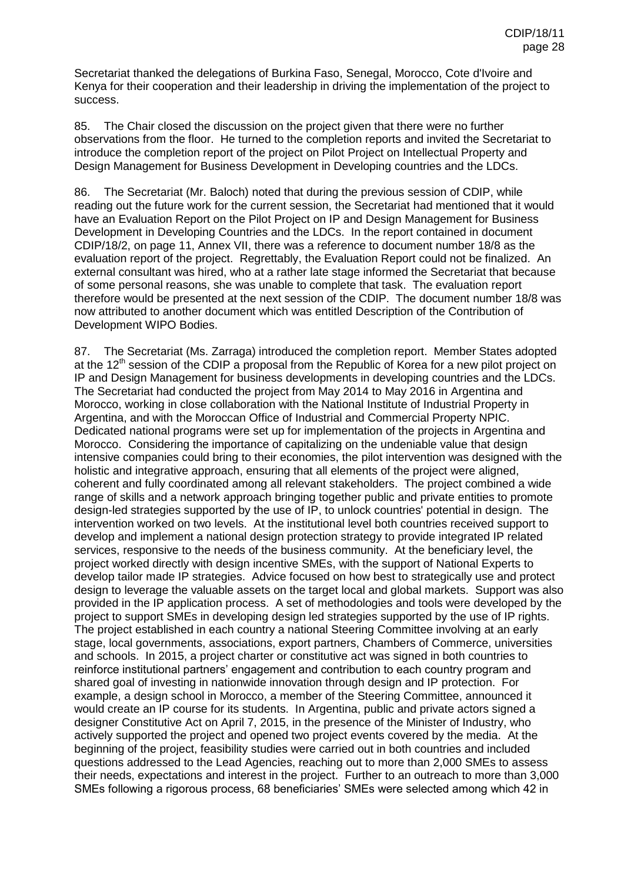Secretariat thanked the delegations of Burkina Faso, Senegal, Morocco, Cote d'Ivoire and Kenya for their cooperation and their leadership in driving the implementation of the project to success.

85. The Chair closed the discussion on the project given that there were no further observations from the floor. He turned to the completion reports and invited the Secretariat to introduce the completion report of the project on Pilot Project on Intellectual Property and Design Management for Business Development in Developing countries and the LDCs.

86. The Secretariat (Mr. Baloch) noted that during the previous session of CDIP, while reading out the future work for the current session, the Secretariat had mentioned that it would have an Evaluation Report on the Pilot Project on IP and Design Management for Business Development in Developing Countries and the LDCs. In the report contained in document CDIP/18/2, on page 11, Annex VII, there was a reference to document number 18/8 as the evaluation report of the project. Regrettably, the Evaluation Report could not be finalized. An external consultant was hired, who at a rather late stage informed the Secretariat that because of some personal reasons, she was unable to complete that task. The evaluation report therefore would be presented at the next session of the CDIP. The document number 18/8 was now attributed to another document which was entitled Description of the Contribution of Development WIPO Bodies.

87. The Secretariat (Ms. Zarraga) introduced the completion report. Member States adopted at the 12th session of the CDIP a proposal from the Republic of Korea for a new pilot project on IP and Design Management for business developments in developing countries and the LDCs. The Secretariat had conducted the project from May 2014 to May 2016 in Argentina and Morocco, working in close collaboration with the National Institute of Industrial Property in Argentina, and with the Moroccan Office of Industrial and Commercial Property NPIC. Dedicated national programs were set up for implementation of the projects in Argentina and Morocco. Considering the importance of capitalizing on the undeniable value that design intensive companies could bring to their economies, the pilot intervention was designed with the holistic and integrative approach, ensuring that all elements of the project were aligned, coherent and fully coordinated among all relevant stakeholders. The project combined a wide range of skills and a network approach bringing together public and private entities to promote design-led strategies supported by the use of IP, to unlock countries' potential in design. The intervention worked on two levels. At the institutional level both countries received support to develop and implement a national design protection strategy to provide integrated IP related services, responsive to the needs of the business community. At the beneficiary level, the project worked directly with design incentive SMEs, with the support of National Experts to develop tailor made IP strategies. Advice focused on how best to strategically use and protect design to leverage the valuable assets on the target local and global markets. Support was also provided in the IP application process. A set of methodologies and tools were developed by the project to support SMEs in developing design led strategies supported by the use of IP rights. The project established in each country a national Steering Committee involving at an early stage, local governments, associations, export partners, Chambers of Commerce, universities and schools. In 2015, a project charter or constitutive act was signed in both countries to reinforce institutional partners' engagement and contribution to each country program and shared goal of investing in nationwide innovation through design and IP protection. For example, a design school in Morocco, a member of the Steering Committee, announced it would create an IP course for its students. In Argentina, public and private actors signed a designer Constitutive Act on April 7, 2015, in the presence of the Minister of Industry, who actively supported the project and opened two project events covered by the media. At the beginning of the project, feasibility studies were carried out in both countries and included questions addressed to the Lead Agencies, reaching out to more than 2,000 SMEs to assess their needs, expectations and interest in the project. Further to an outreach to more than 3,000 SMEs following a rigorous process, 68 beneficiaries' SMEs were selected among which 42 in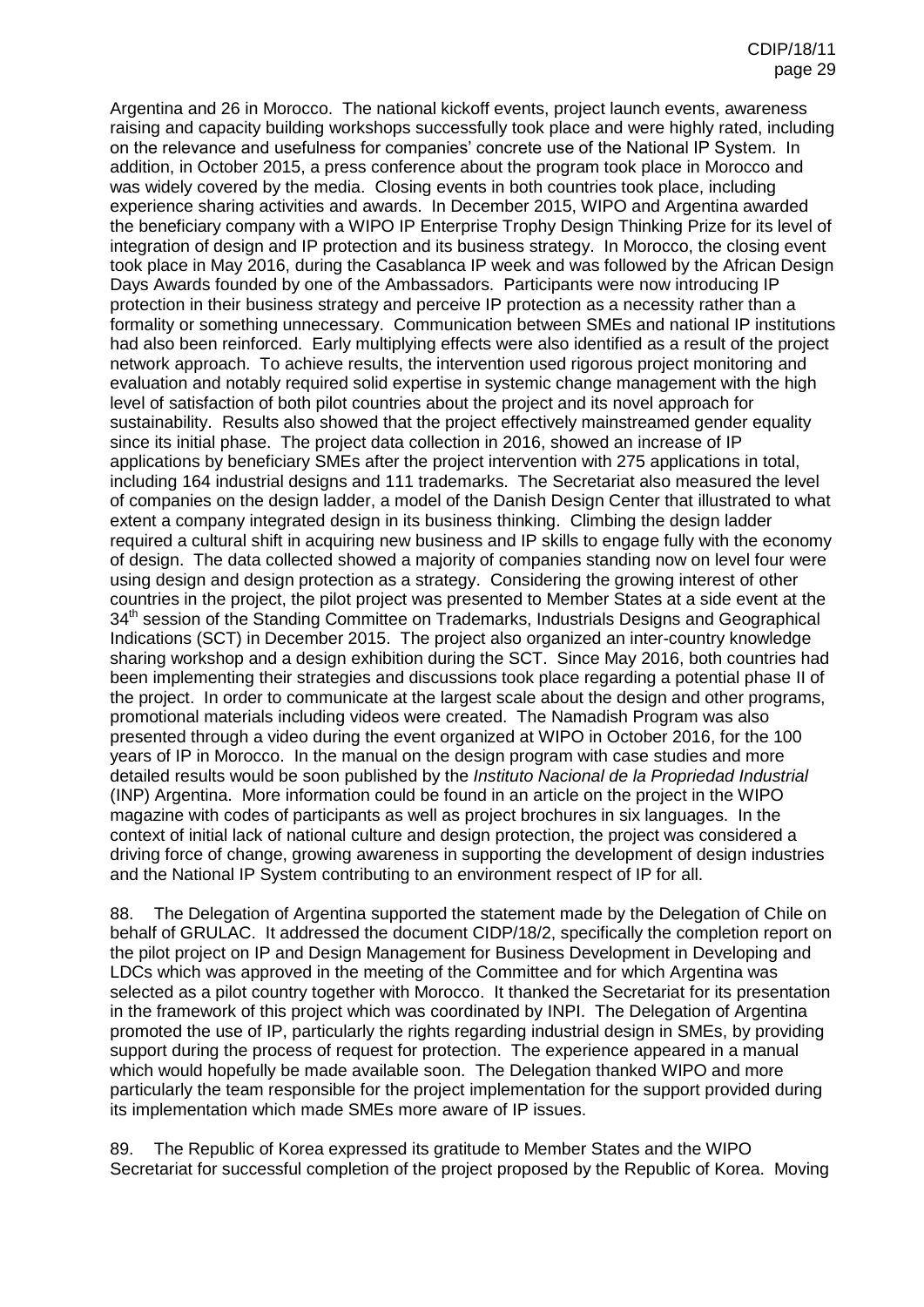Argentina and 26 in Morocco. The national kickoff events, project launch events, awareness raising and capacity building workshops successfully took place and were highly rated, including on the relevance and usefulness for companies' concrete use of the National IP System. In addition, in October 2015, a press conference about the program took place in Morocco and was widely covered by the media. Closing events in both countries took place, including experience sharing activities and awards. In December 2015, WIPO and Argentina awarded the beneficiary company with a WIPO IP Enterprise Trophy Design Thinking Prize for its level of integration of design and IP protection and its business strategy. In Morocco, the closing event took place in May 2016, during the Casablanca IP week and was followed by the African Design Days Awards founded by one of the Ambassadors. Participants were now introducing IP protection in their business strategy and perceive IP protection as a necessity rather than a formality or something unnecessary. Communication between SMEs and national IP institutions had also been reinforced. Early multiplying effects were also identified as a result of the project network approach. To achieve results, the intervention used rigorous project monitoring and evaluation and notably required solid expertise in systemic change management with the high level of satisfaction of both pilot countries about the project and its novel approach for sustainability. Results also showed that the project effectively mainstreamed gender equality since its initial phase. The project data collection in 2016, showed an increase of IP applications by beneficiary SMEs after the project intervention with 275 applications in total, including 164 industrial designs and 111 trademarks. The Secretariat also measured the level of companies on the design ladder, a model of the Danish Design Center that illustrated to what extent a company integrated design in its business thinking. Climbing the design ladder required a cultural shift in acquiring new business and IP skills to engage fully with the economy of design. The data collected showed a majority of companies standing now on level four were using design and design protection as a strategy. Considering the growing interest of other countries in the project, the pilot project was presented to Member States at a side event at the 34th session of the Standing Committee on Trademarks, Industrials Designs and Geographical Indications (SCT) in December 2015. The project also organized an inter-country knowledge sharing workshop and a design exhibition during the SCT. Since May 2016, both countries had been implementing their strategies and discussions took place regarding a potential phase II of the project. In order to communicate at the largest scale about the design and other programs, promotional materials including videos were created. The Namadish Program was also presented through a video during the event organized at WIPO in October 2016, for the 100 years of IP in Morocco. In the manual on the design program with case studies and more detailed results would be soon published by the *Instituto Nacional de la Propriedad Industrial* (INP) Argentina. More information could be found in an article on the project in the WIPO magazine with codes of participants as well as project brochures in six languages. In the context of initial lack of national culture and design protection, the project was considered a driving force of change, growing awareness in supporting the development of design industries and the National IP System contributing to an environment respect of IP for all.

88. The Delegation of Argentina supported the statement made by the Delegation of Chile on behalf of GRULAC. It addressed the document CIDP/18/2, specifically the completion report on the pilot project on IP and Design Management for Business Development in Developing and LDCs which was approved in the meeting of the Committee and for which Argentina was selected as a pilot country together with Morocco. It thanked the Secretariat for its presentation in the framework of this project which was coordinated by INPI. The Delegation of Argentina promoted the use of IP, particularly the rights regarding industrial design in SMEs, by providing support during the process of request for protection. The experience appeared in a manual which would hopefully be made available soon. The Delegation thanked WIPO and more particularly the team responsible for the project implementation for the support provided during its implementation which made SMEs more aware of IP issues.

89. The Republic of Korea expressed its gratitude to Member States and the WIPO Secretariat for successful completion of the project proposed by the Republic of Korea. Moving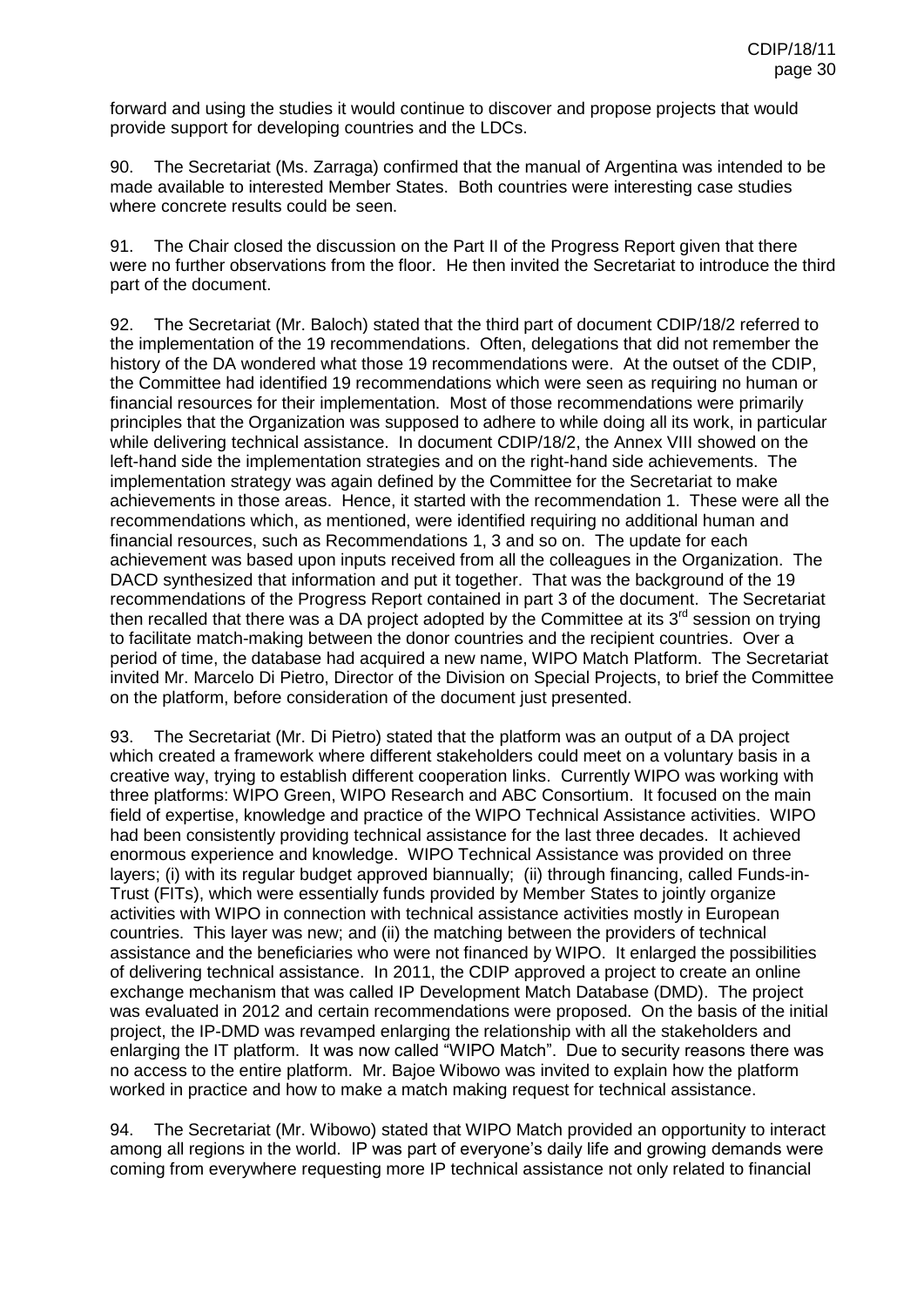forward and using the studies it would continue to discover and propose projects that would provide support for developing countries and the LDCs.

90. The Secretariat (Ms. Zarraga) confirmed that the manual of Argentina was intended to be made available to interested Member States. Both countries were interesting case studies where concrete results could be seen.

91. The Chair closed the discussion on the Part II of the Progress Report given that there were no further observations from the floor. He then invited the Secretariat to introduce the third part of the document.

92. The Secretariat (Mr. Baloch) stated that the third part of document CDIP/18/2 referred to the implementation of the 19 recommendations. Often, delegations that did not remember the history of the DA wondered what those 19 recommendations were. At the outset of the CDIP, the Committee had identified 19 recommendations which were seen as requiring no human or financial resources for their implementation. Most of those recommendations were primarily principles that the Organization was supposed to adhere to while doing all its work, in particular while delivering technical assistance. In document CDIP/18/2, the Annex VIII showed on the left-hand side the implementation strategies and on the right-hand side achievements. The implementation strategy was again defined by the Committee for the Secretariat to make achievements in those areas. Hence, it started with the recommendation 1. These were all the recommendations which, as mentioned, were identified requiring no additional human and financial resources, such as Recommendations 1, 3 and so on. The update for each achievement was based upon inputs received from all the colleagues in the Organization. The DACD synthesized that information and put it together. That was the background of the 19 recommendations of the Progress Report contained in part 3 of the document. The Secretariat then recalled that there was a DA project adopted by the Committee at its 3rd session on trying to facilitate match-making between the donor countries and the recipient countries. Over a period of time, the database had acquired a new name, WIPO Match Platform. The Secretariat invited Mr. Marcelo Di Pietro, Director of the Division on Special Projects, to brief the Committee on the platform, before consideration of the document just presented.

93. The Secretariat (Mr. Di Pietro) stated that the platform was an output of a DA project which created a framework where different stakeholders could meet on a voluntary basis in a creative way, trying to establish different cooperation links. Currently WIPO was working with three platforms: WIPO Green, WIPO Research and ABC Consortium. It focused on the main field of expertise, knowledge and practice of the WIPO Technical Assistance activities. WIPO had been consistently providing technical assistance for the last three decades. It achieved enormous experience and knowledge. WIPO Technical Assistance was provided on three layers; (i) with its regular budget approved biannually; (ii) through financing, called Funds-in-Trust (FITs), which were essentially funds provided by Member States to jointly organize activities with WIPO in connection with technical assistance activities mostly in European countries. This layer was new; and (ii) the matching between the providers of technical assistance and the beneficiaries who were not financed by WIPO. It enlarged the possibilities of delivering technical assistance. In 2011, the CDIP approved a project to create an online exchange mechanism that was called IP Development Match Database (DMD). The project was evaluated in 2012 and certain recommendations were proposed. On the basis of the initial project, the IP-DMD was revamped enlarging the relationship with all the stakeholders and enlarging the IT platform. It was now called "WIPO Match". Due to security reasons there was no access to the entire platform. Mr. Bajoe Wibowo was invited to explain how the platform worked in practice and how to make a match making request for technical assistance.

94. The Secretariat (Mr. Wibowo) stated that WIPO Match provided an opportunity to interact among all regions in the world. IP was part of everyone's daily life and growing demands were coming from everywhere requesting more IP technical assistance not only related to financial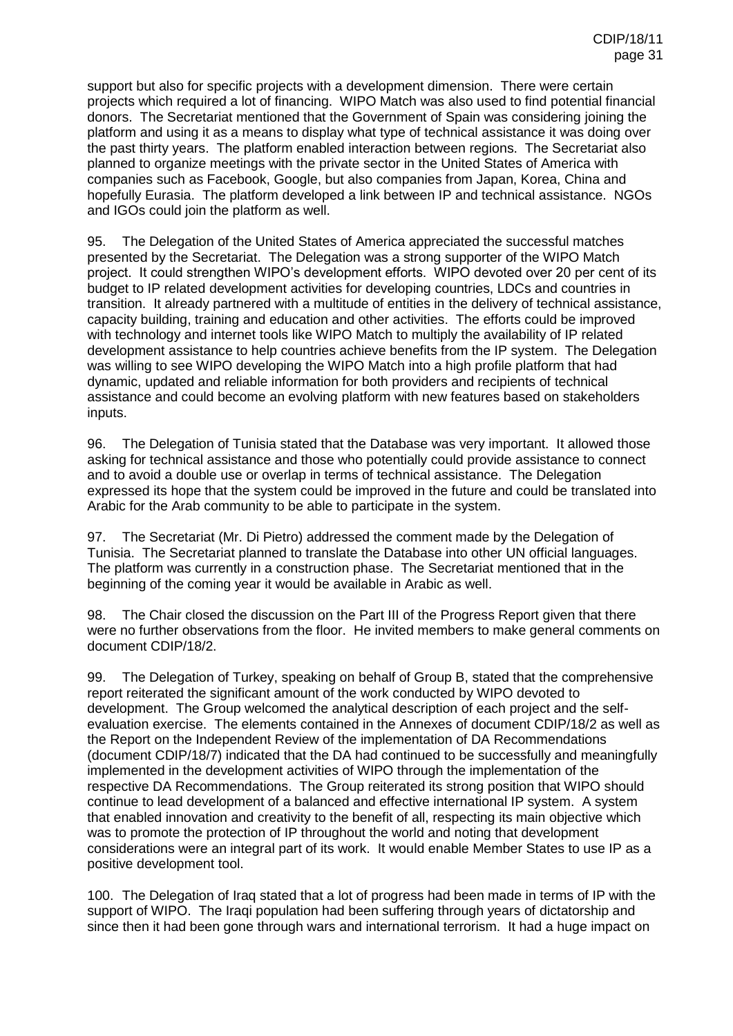support but also for specific projects with a development dimension. There were certain projects which required a lot of financing. WIPO Match was also used to find potential financial donors. The Secretariat mentioned that the Government of Spain was considering joining the platform and using it as a means to display what type of technical assistance it was doing over the past thirty years. The platform enabled interaction between regions. The Secretariat also planned to organize meetings with the private sector in the United States of America with companies such as Facebook, Google, but also companies from Japan, Korea, China and hopefully Eurasia. The platform developed a link between IP and technical assistance. NGOs and IGOs could join the platform as well.

95. The Delegation of the United States of America appreciated the successful matches presented by the Secretariat. The Delegation was a strong supporter of the WIPO Match project. It could strengthen WIPO's development efforts. WIPO devoted over 20 per cent of its budget to IP related development activities for developing countries, LDCs and countries in transition. It already partnered with a multitude of entities in the delivery of technical assistance, capacity building, training and education and other activities. The efforts could be improved with technology and internet tools like WIPO Match to multiply the availability of IP related development assistance to help countries achieve benefits from the IP system. The Delegation was willing to see WIPO developing the WIPO Match into a high profile platform that had dynamic, updated and reliable information for both providers and recipients of technical assistance and could become an evolving platform with new features based on stakeholders inputs.

96. The Delegation of Tunisia stated that the Database was very important. It allowed those asking for technical assistance and those who potentially could provide assistance to connect and to avoid a double use or overlap in terms of technical assistance. The Delegation expressed its hope that the system could be improved in the future and could be translated into Arabic for the Arab community to be able to participate in the system.

97. The Secretariat (Mr. Di Pietro) addressed the comment made by the Delegation of Tunisia. The Secretariat planned to translate the Database into other UN official languages. The platform was currently in a construction phase. The Secretariat mentioned that in the beginning of the coming year it would be available in Arabic as well.

98. The Chair closed the discussion on the Part III of the Progress Report given that there were no further observations from the floor. He invited members to make general comments on document CDIP/18/2.

99. The Delegation of Turkey, speaking on behalf of Group B, stated that the comprehensive report reiterated the significant amount of the work conducted by WIPO devoted to development. The Group welcomed the analytical description of each project and the self-evaluation exercise. The elements contained in the Annexes of document CDIP/18/2 as well as the Report on the Independent Review of the implementation of DA Recommendations (document CDIP/18/7) indicated that the DA had continued to be successfully and meaningfully implemented in the development activities of WIPO through the implementation of the respective DA Recommendations. The Group reiterated its strong position that WIPO should continue to lead development of a balanced and effective international IP system. A system that enabled innovation and creativity to the benefit of all, respecting its main objective which was to promote the protection of IP throughout the world and noting that development considerations were an integral part of its work. It would enable Member States to use IP as a positive development tool.

100. The Delegation of Iraq stated that a lot of progress had been made in terms of IP with the support of WIPO. The Iraqi population had been suffering through years of dictatorship and since then it had been gone through wars and international terrorism. It had a huge impact on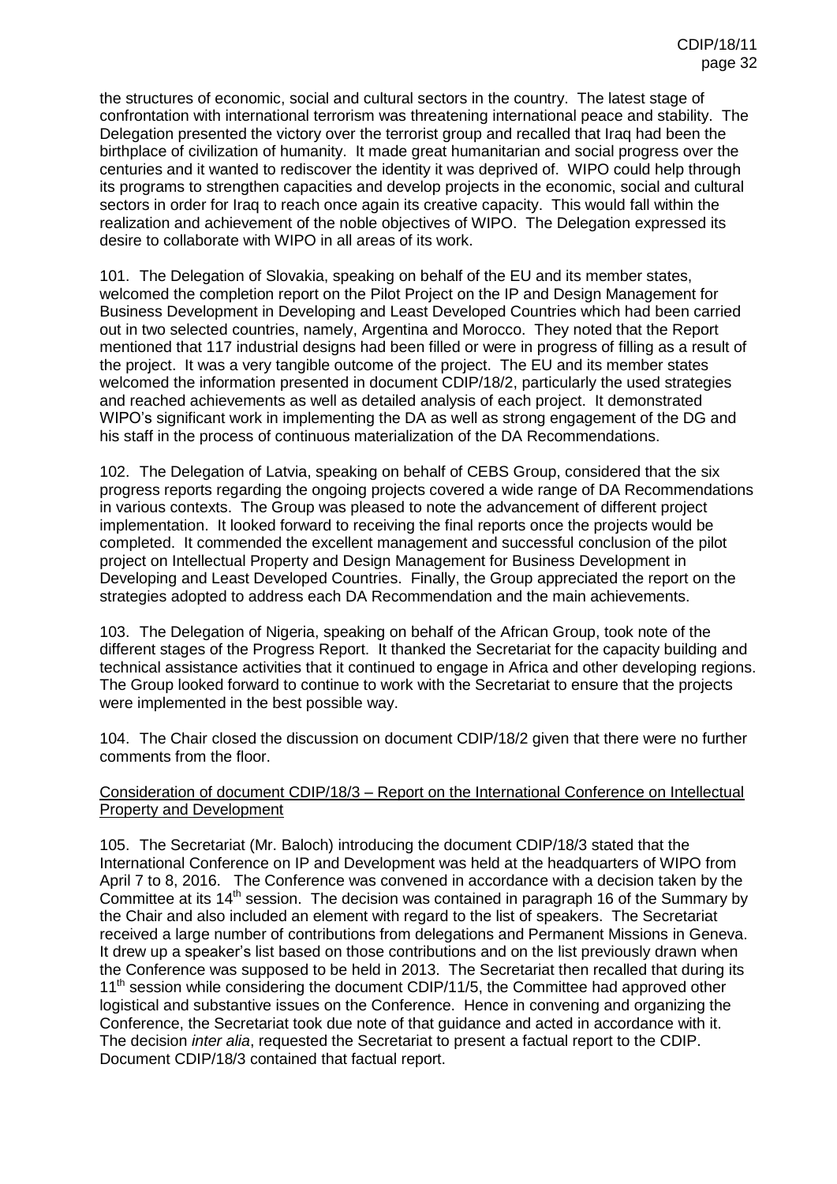the structures of economic, social and cultural sectors in the country. The latest stage of confrontation with international terrorism was threatening international peace and stability. The Delegation presented the victory over the terrorist group and recalled that Iraq had been the birthplace of civilization of humanity. It made great humanitarian and social progress over the centuries and it wanted to rediscover the identity it was deprived of. WIPO could help through its programs to strengthen capacities and develop projects in the economic, social and cultural sectors in order for Iraq to reach once again its creative capacity. This would fall within the realization and achievement of the noble objectives of WIPO. The Delegation expressed its desire to collaborate with WIPO in all areas of its work.

101. The Delegation of Slovakia, speaking on behalf of the EU and its member states, welcomed the completion report on the Pilot Project on the IP and Design Management for Business Development in Developing and Least Developed Countries which had been carried out in two selected countries, namely, Argentina and Morocco. They noted that the Report mentioned that 117 industrial designs had been filled or were in progress of filling as a result of the project. It was a very tangible outcome of the project. The EU and its member states welcomed the information presented in document CDIP/18/2, particularly the used strategies and reached achievements as well as detailed analysis of each project. It demonstrated WIPO's significant work in implementing the DA as well as strong engagement of the DG and his staff in the process of continuous materialization of the DA Recommendations.

102. The Delegation of Latvia, speaking on behalf of CEBS Group, considered that the six progress reports regarding the ongoing projects covered a wide range of DA Recommendations in various contexts. The Group was pleased to note the advancement of different project implementation. It looked forward to receiving the final reports once the projects would be completed. It commended the excellent management and successful conclusion of the pilot project on Intellectual Property and Design Management for Business Development in Developing and Least Developed Countries. Finally, the Group appreciated the report on the strategies adopted to address each DA Recommendation and the main achievements.

103. The Delegation of Nigeria, speaking on behalf of the African Group, took note of the different stages of the Progress Report. It thanked the Secretariat for the capacity building and technical assistance activities that it continued to engage in Africa and other developing regions. The Group looked forward to continue to work with the Secretariat to ensure that the projects were implemented in the best possible way.

104. The Chair closed the discussion on document CDIP/18/2 given that there were no further comments from the floor.

Consideration of document CDIP/18/3 – Report on the International Conference on Intellectual Property and Development

105. The Secretariat (Mr. Baloch) introducing the document CDIP/18/3 stated that the International Conference on IP and Development was held at the headquarters of WIPO from April 7 to 8, 2016. The Conference was convened in accordance with a decision taken by the Committee at its 14th session. The decision was contained in paragraph 16 of the Summary by the Chair and also included an element with regard to the list of speakers. The Secretariat received a large number of contributions from delegations and Permanent Missions in Geneva. It drew up a speaker's list based on those contributions and on the list previously drawn when the Conference was supposed to be held in 2013. The Secretariat then recalled that during its 11th session while considering the document CDIP/11/5, the Committee had approved other logistical and substantive issues on the Conference. Hence in convening and organizing the Conference, the Secretariat took due note of that guidance and acted in accordance with it. The decision *inter alia*, requested the Secretariat to present a factual report to the CDIP. Document CDIP/18/3 contained that factual report.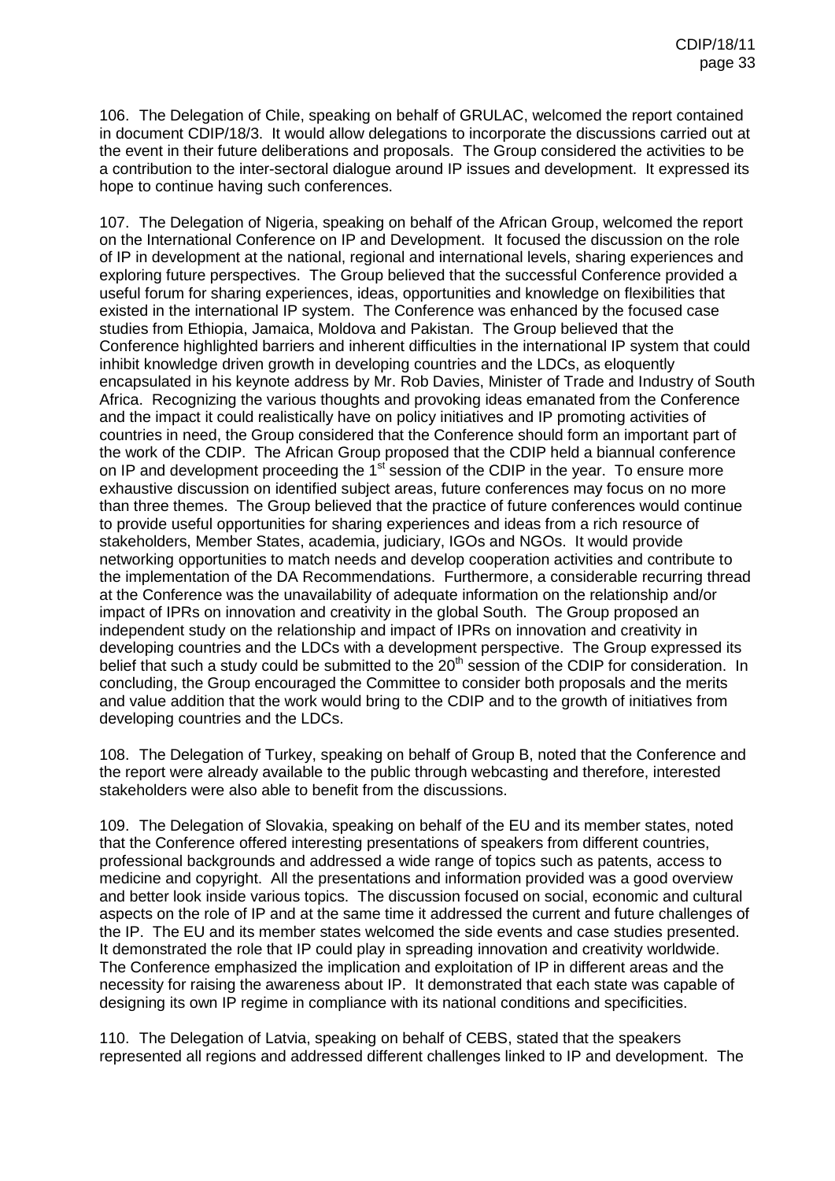106. The Delegation of Chile, speaking on behalf of GRULAC, welcomed the report contained in document CDIP/18/3. It would allow delegations to incorporate the discussions carried out at the event in their future deliberations and proposals. The Group considered the activities to be a contribution to the inter-sectoral dialogue around IP issues and development. It expressed its hope to continue having such conferences.

107. The Delegation of Nigeria, speaking on behalf of the African Group, welcomed the report on the International Conference on IP and Development. It focused the discussion on the role of IP in development at the national, regional and international levels, sharing experiences and exploring future perspectives. The Group believed that the successful Conference provided a useful forum for sharing experiences, ideas, opportunities and knowledge on flexibilities that existed in the international IP system. The Conference was enhanced by the focused case studies from Ethiopia, Jamaica, Moldova and Pakistan. The Group believed that the Conference highlighted barriers and inherent difficulties in the international IP system that could inhibit knowledge driven growth in developing countries and the LDCs, as eloquently encapsulated in his keynote address by Mr. Rob Davies, Minister of Trade and Industry of South Africa. Recognizing the various thoughts and provoking ideas emanated from the Conference and the impact it could realistically have on policy initiatives and IP promoting activities of countries in need, the Group considered that the Conference should form an important part of the work of the CDIP. The African Group proposed that the CDIP held a biannual conference on IP and development proceeding the 1st session of the CDIP in the year. To ensure more exhaustive discussion on identified subject areas, future conferences may focus on no more than three themes. The Group believed that the practice of future conferences would continue to provide useful opportunities for sharing experiences and ideas from a rich resource of stakeholders, Member States, academia, judiciary, IGOs and NGOs. It would provide networking opportunities to match needs and develop cooperation activities and contribute to the implementation of the DA Recommendations. Furthermore, a considerable recurring thread at the Conference was the unavailability of adequate information on the relationship and/or impact of IPRs on innovation and creativity in the global South. The Group proposed an independent study on the relationship and impact of IPRs on innovation and creativity in developing countries and the LDCs with a development perspective. The Group expressed its belief that such a study could be submitted to the 20th session of the CDIP for consideration. In concluding, the Group encouraged the Committee to consider both proposals and the merits and value addition that the work would bring to the CDIP and to the growth of initiatives from developing countries and the LDCs.

108. The Delegation of Turkey, speaking on behalf of Group B, noted that the Conference and the report were already available to the public through webcasting and therefore, interested stakeholders were also able to benefit from the discussions.

109. The Delegation of Slovakia, speaking on behalf of the EU and its member states, noted that the Conference offered interesting presentations of speakers from different countries, professional backgrounds and addressed a wide range of topics such as patents, access to medicine and copyright. All the presentations and information provided was a good overview and better look inside various topics. The discussion focused on social, economic and cultural aspects on the role of IP and at the same time it addressed the current and future challenges of the IP. The EU and its member states welcomed the side events and case studies presented. It demonstrated the role that IP could play in spreading innovation and creativity worldwide. The Conference emphasized the implication and exploitation of IP in different areas and the necessity for raising the awareness about IP. It demonstrated that each state was capable of designing its own IP regime in compliance with its national conditions and specificities.

110. The Delegation of Latvia, speaking on behalf of CEBS, stated that the speakers represented all regions and addressed different challenges linked to IP and development. The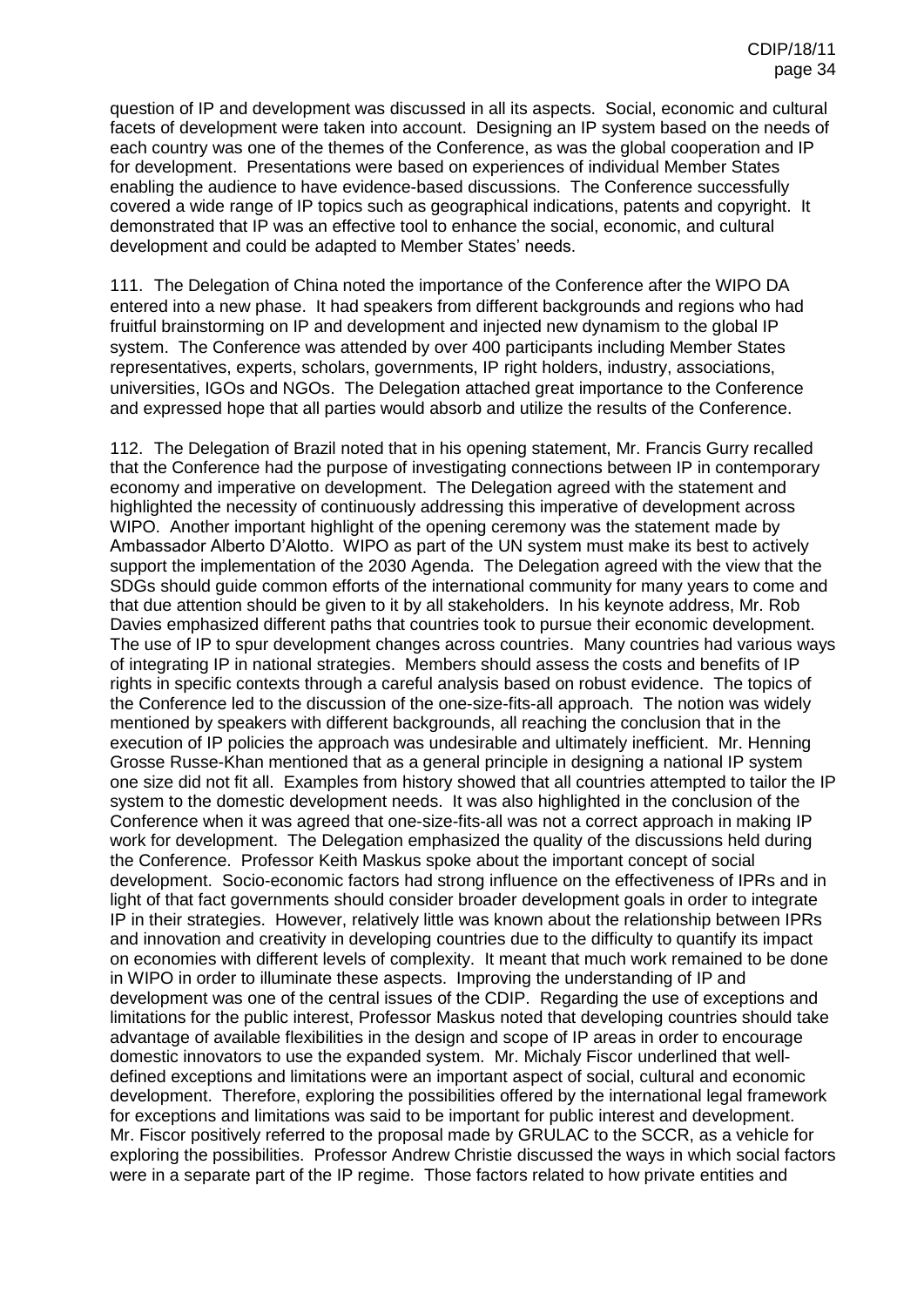question of IP and development was discussed in all its aspects. Social, economic and cultural facets of development were taken into account. Designing an IP system based on the needs of each country was one of the themes of the Conference, as was the global cooperation and IP for development. Presentations were based on experiences of individual Member States enabling the audience to have evidence-based discussions. The Conference successfully covered a wide range of IP topics such as geographical indications, patents and copyright. It demonstrated that IP was an effective tool to enhance the social, economic, and cultural development and could be adapted to Member States' needs.

111. The Delegation of China noted the importance of the Conference after the WIPO DA entered into a new phase. It had speakers from different backgrounds and regions who had fruitful brainstorming on IP and development and injected new dynamism to the global IP system. The Conference was attended by over 400 participants including Member States representatives, experts, scholars, governments, IP right holders, industry, associations, universities, IGOs and NGOs. The Delegation attached great importance to the Conference and expressed hope that all parties would absorb and utilize the results of the Conference.

112. The Delegation of Brazil noted that in his opening statement, Mr. Francis Gurry recalled that the Conference had the purpose of investigating connections between IP in contemporary economy and imperative on development. The Delegation agreed with the statement and highlighted the necessity of continuously addressing this imperative of development across WIPO. Another important highlight of the opening ceremony was the statement made by Ambassador Alberto D'Alotto. WIPO as part of the UN system must make its best to actively support the implementation of the 2030 Agenda. The Delegation agreed with the view that the SDGs should guide common efforts of the international community for many years to come and that due attention should be given to it by all stakeholders. In his keynote address, Mr. Rob Davies emphasized different paths that countries took to pursue their economic development. The use of IP to spur development changes across countries. Many countries had various ways of integrating IP in national strategies. Members should assess the costs and benefits of IP rights in specific contexts through a careful analysis based on robust evidence. The topics of the Conference led to the discussion of the one-size-fits-all approach. The notion was widely mentioned by speakers with different backgrounds, all reaching the conclusion that in the execution of IP policies the approach was undesirable and ultimately inefficient. Mr. Henning Grosse Russe-Khan mentioned that as a general principle in designing a national IP system one size did not fit all. Examples from history showed that all countries attempted to tailor the IP system to the domestic development needs. It was also highlighted in the conclusion of the Conference when it was agreed that one-size-fits-all was not a correct approach in making IP work for development. The Delegation emphasized the quality of the discussions held during the Conference. Professor Keith Maskus spoke about the important concept of social development. Socio-economic factors had strong influence on the effectiveness of IPRs and in light of that fact governments should consider broader development goals in order to integrate IP in their strategies. However, relatively little was known about the relationship between IPRs and innovation and creativity in developing countries due to the difficulty to quantify its impact on economies with different levels of complexity. It meant that much work remained to be done in WIPO in order to illuminate these aspects. Improving the understanding of IP and development was one of the central issues of the CDIP. Regarding the use of exceptions and limitations for the public interest, Professor Maskus noted that developing countries should take advantage of available flexibilities in the design and scope of IP areas in order to encourage domestic innovators to use the expanded system. Mr. Michaly Fiscor underlined that well-defined exceptions and limitations were an important aspect of social, cultural and economic development. Therefore, exploring the possibilities offered by the international legal framework for exceptions and limitations was said to be important for public interest and development. Mr. Fiscor positively referred to the proposal made by GRULAC to the SCCR, as a vehicle for exploring the possibilities. Professor Andrew Christie discussed the ways in which social factors were in a separate part of the IP regime. Those factors related to how private entities and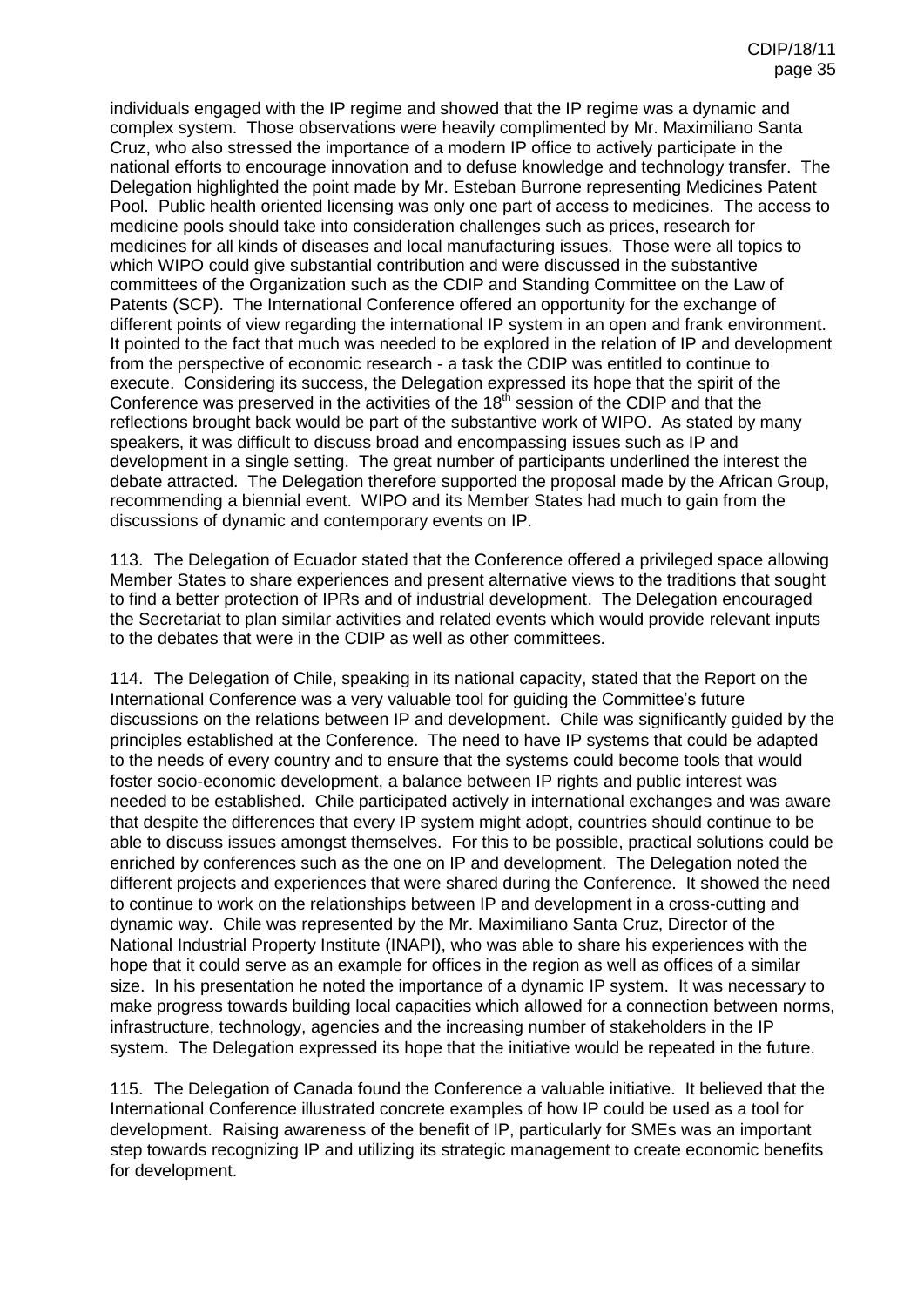individuals engaged with the IP regime and showed that the IP regime was a dynamic and complex system. Those observations were heavily complimented by Mr. Maximiliano Santa Cruz, who also stressed the importance of a modern IP office to actively participate in the national efforts to encourage innovation and to defuse knowledge and technology transfer. The Delegation highlighted the point made by Mr. Esteban Burrone representing Medicines Patent Pool. Public health oriented licensing was only one part of access to medicines. The access to medicine pools should take into consideration challenges such as prices, research for medicines for all kinds of diseases and local manufacturing issues. Those were all topics to which WIPO could give substantial contribution and were discussed in the substantive committees of the Organization such as the CDIP and Standing Committee on the Law of Patents (SCP). The International Conference offered an opportunity for the exchange of different points of view regarding the international IP system in an open and frank environment. It pointed to the fact that much was needed to be explored in the relation of IP and development from the perspective of economic research - a task the CDIP was entitled to continue to execute. Considering its success, the Delegation expressed its hope that the spirit of the Conference was preserved in the activities of the 18th session of the CDIP and that the reflections brought back would be part of the substantive work of WIPO. As stated by many speakers, it was difficult to discuss broad and encompassing issues such as IP and development in a single setting. The great number of participants underlined the interest the debate attracted. The Delegation therefore supported the proposal made by the African Group, recommending a biennial event. WIPO and its Member States had much to gain from the discussions of dynamic and contemporary events on IP.

113. The Delegation of Ecuador stated that the Conference offered a privileged space allowing Member States to share experiences and present alternative views to the traditions that sought to find a better protection of IPRs and of industrial development. The Delegation encouraged the Secretariat to plan similar activities and related events which would provide relevant inputs to the debates that were in the CDIP as well as other committees.

114. The Delegation of Chile, speaking in its national capacity, stated that the Report on the International Conference was a very valuable tool for guiding the Committee's future discussions on the relations between IP and development. Chile was significantly guided by the principles established at the Conference. The need to have IP systems that could be adapted to the needs of every country and to ensure that the systems could become tools that would foster socio-economic development, a balance between IP rights and public interest was needed to be established. Chile participated actively in international exchanges and was aware that despite the differences that every IP system might adopt, countries should continue to be able to discuss issues amongst themselves. For this to be possible, practical solutions could be enriched by conferences such as the one on IP and development. The Delegation noted the different projects and experiences that were shared during the Conference. It showed the need to continue to work on the relationships between IP and development in a cross-cutting and dynamic way. Chile was represented by the Mr. Maximiliano Santa Cruz, Director of the National Industrial Property Institute (INAPI), who was able to share his experiences with the hope that it could serve as an example for offices in the region as well as offices of a similar size. In his presentation he noted the importance of a dynamic IP system. It was necessary to make progress towards building local capacities which allowed for a connection between norms, infrastructure, technology, agencies and the increasing number of stakeholders in the IP system. The Delegation expressed its hope that the initiative would be repeated in the future.

115. The Delegation of Canada found the Conference a valuable initiative. It believed that the International Conference illustrated concrete examples of how IP could be used as a tool for development. Raising awareness of the benefit of IP, particularly for SMEs was an important step towards recognizing IP and utilizing its strategic management to create economic benefits for development.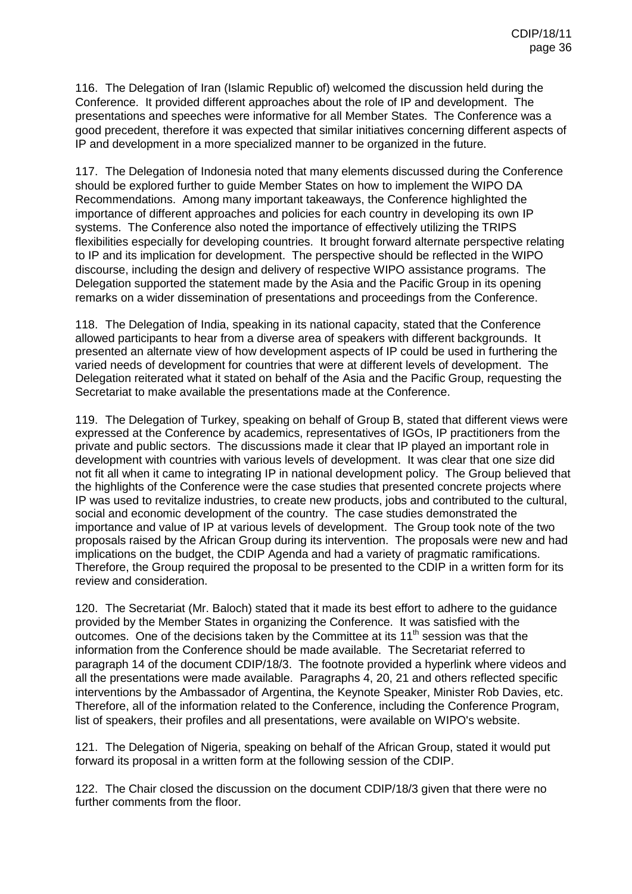116. The Delegation of Iran (Islamic Republic of) welcomed the discussion held during the Conference. It provided different approaches about the role of IP and development. The presentations and speeches were informative for all Member States. The Conference was a good precedent, therefore it was expected that similar initiatives concerning different aspects of IP and development in a more specialized manner to be organized in the future.

117. The Delegation of Indonesia noted that many elements discussed during the Conference should be explored further to guide Member States on how to implement the WIPO DA Recommendations. Among many important takeaways, the Conference highlighted the importance of different approaches and policies for each country in developing its own IP systems. The Conference also noted the importance of effectively utilizing the TRIPS flexibilities especially for developing countries. It brought forward alternate perspective relating to IP and its implication for development. The perspective should be reflected in the WIPO discourse, including the design and delivery of respective WIPO assistance programs. The Delegation supported the statement made by the Asia and the Pacific Group in its opening remarks on a wider dissemination of presentations and proceedings from the Conference.

118. The Delegation of India, speaking in its national capacity, stated that the Conference allowed participants to hear from a diverse area of speakers with different backgrounds. It presented an alternate view of how development aspects of IP could be used in furthering the varied needs of development for countries that were at different levels of development. The Delegation reiterated what it stated on behalf of the Asia and the Pacific Group, requesting the Secretariat to make available the presentations made at the Conference.

119. The Delegation of Turkey, speaking on behalf of Group B, stated that different views were expressed at the Conference by academics, representatives of IGOs, IP practitioners from the private and public sectors. The discussions made it clear that IP played an important role in development with countries with various levels of development. It was clear that one size did not fit all when it came to integrating IP in national development policy. The Group believed that the highlights of the Conference were the case studies that presented concrete projects where IP was used to revitalize industries, to create new products, jobs and contributed to the cultural, social and economic development of the country. The case studies demonstrated the importance and value of IP at various levels of development. The Group took note of the two proposals raised by the African Group during its intervention. The proposals were new and had implications on the budget, the CDIP Agenda and had a variety of pragmatic ramifications. Therefore, the Group required the proposal to be presented to the CDIP in a written form for its review and consideration.

120. The Secretariat (Mr. Baloch) stated that it made its best effort to adhere to the guidance provided by the Member States in organizing the Conference. It was satisfied with the outcomes. One of the decisions taken by the Committee at its 11th session was that the information from the Conference should be made available. The Secretariat referred to paragraph 14 of the document CDIP/18/3. The footnote provided a hyperlink where videos and all the presentations were made available. Paragraphs 4, 20, 21 and others reflected specific interventions by the Ambassador of Argentina, the Keynote Speaker, Minister Rob Davies, etc. Therefore, all of the information related to the Conference, including the Conference Program, list of speakers, their profiles and all presentations, were available on WIPO's website.

121. The Delegation of Nigeria, speaking on behalf of the African Group, stated it would put forward its proposal in a written form at the following session of the CDIP.

122. The Chair closed the discussion on the document CDIP/18/3 given that there were no further comments from the floor.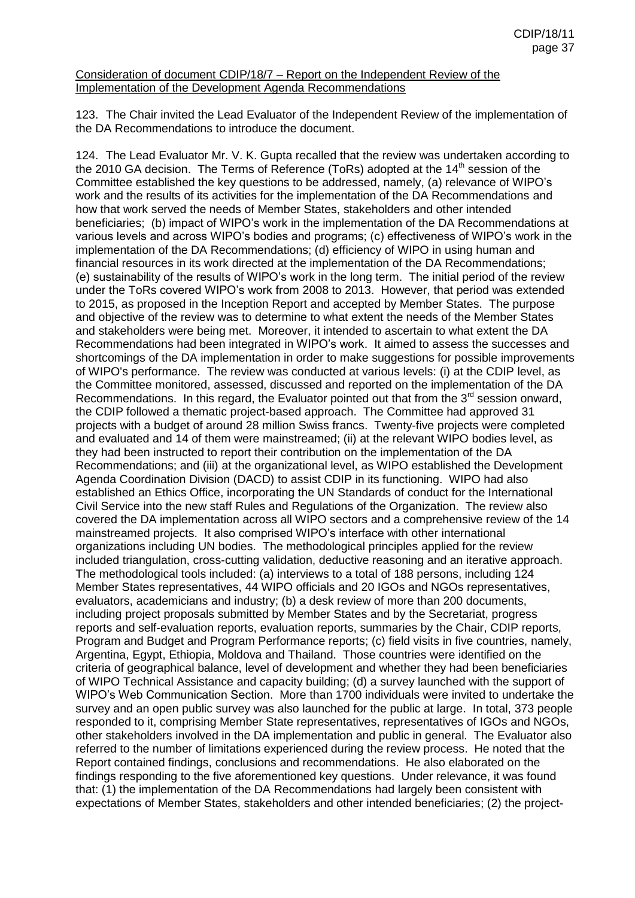Consideration of document CDIP/18/7 – Report on the Independent Review of the Implementation of the Development Agenda Recommendations

123. The Chair invited the Lead Evaluator of the Independent Review of the implementation of the DA Recommendations to introduce the document.

124. The Lead Evaluator Mr. V. K. Gupta recalled that the review was undertaken according to the 2010 GA decision. The Terms of Reference (ToRs) adopted at the 14th session of the Committee established the key questions to be addressed, namely, (a) relevance of WIPO's work and the results of its activities for the implementation of the DA Recommendations and how that work served the needs of Member States, stakeholders and other intended beneficiaries; (b) impact of WIPO's work in the implementation of the DA Recommendations at various levels and across WIPO's bodies and programs; (c) effectiveness of WIPO's work in the implementation of the DA Recommendations; (d) efficiency of WIPO in using human and financial resources in its work directed at the implementation of the DA Recommendations; (e) sustainability of the results of WIPO's work in the long term. The initial period of the review under the ToRs covered WIPO's work from 2008 to 2013. However, that period was extended to 2015, as proposed in the Inception Report and accepted by Member States. The purpose and objective of the review was to determine to what extent the needs of the Member States and stakeholders were being met. Moreover, it intended to ascertain to what extent the DA Recommendations had been integrated in WIPO's work. It aimed to assess the successes and shortcomings of the DA implementation in order to make suggestions for possible improvements of WIPO's performance. The review was conducted at various levels: (i) at the CDIP level, as the Committee monitored, assessed, discussed and reported on the implementation of the DA Recommendations. In this regard, the Evaluator pointed out that from the 3rd session onward, the CDIP followed a thematic project-based approach. The Committee had approved 31 projects with a budget of around 28 million Swiss francs. Twenty-five projects were completed and evaluated and 14 of them were mainstreamed; (ii) at the relevant WIPO bodies level, as they had been instructed to report their contribution on the implementation of the DA Recommendations; and (iii) at the organizational level, as WIPO established the Development Agenda Coordination Division (DACD) to assist CDIP in its functioning. WIPO had also established an Ethics Office, incorporating the UN Standards of conduct for the International Civil Service into the new staff Rules and Regulations of the Organization. The review also covered the DA implementation across all WIPO sectors and a comprehensive review of the 14 mainstreamed projects. It also comprised WIPO's interface with other international organizations including UN bodies. The methodological principles applied for the review included triangulation, cross-cutting validation, deductive reasoning and an iterative approach. The methodological tools included: (a) interviews to a total of 188 persons, including 124 Member States representatives, 44 WIPO officials and 20 IGOs and NGOs representatives, evaluators, academicians and industry; (b) a desk review of more than 200 documents, including project proposals submitted by Member States and by the Secretariat, progress reports and self-evaluation reports, evaluation reports, summaries by the Chair, CDIP reports, Program and Budget and Program Performance reports; (c) field visits in five countries, namely, Argentina, Egypt, Ethiopia, Moldova and Thailand. Those countries were identified on the criteria of geographical balance, level of development and whether they had been beneficiaries of WIPO Technical Assistance and capacity building; (d) a survey launched with the support of WIPO's Web Communication Section. More than 1700 individuals were invited to undertake the survey and an open public survey was also launched for the public at large. In total, 373 people responded to it, comprising Member State representatives, representatives of IGOs and NGOs, other stakeholders involved in the DA implementation and public in general. The Evaluator also referred to the number of limitations experienced during the review process. He noted that the Report contained findings, conclusions and recommendations. He also elaborated on the findings responding to the five aforementioned key questions. Under relevance, it was found that: (1) the implementation of the DA Recommendations had largely been consistent with expectations of Member States, stakeholders and other intended beneficiaries; (2) the project-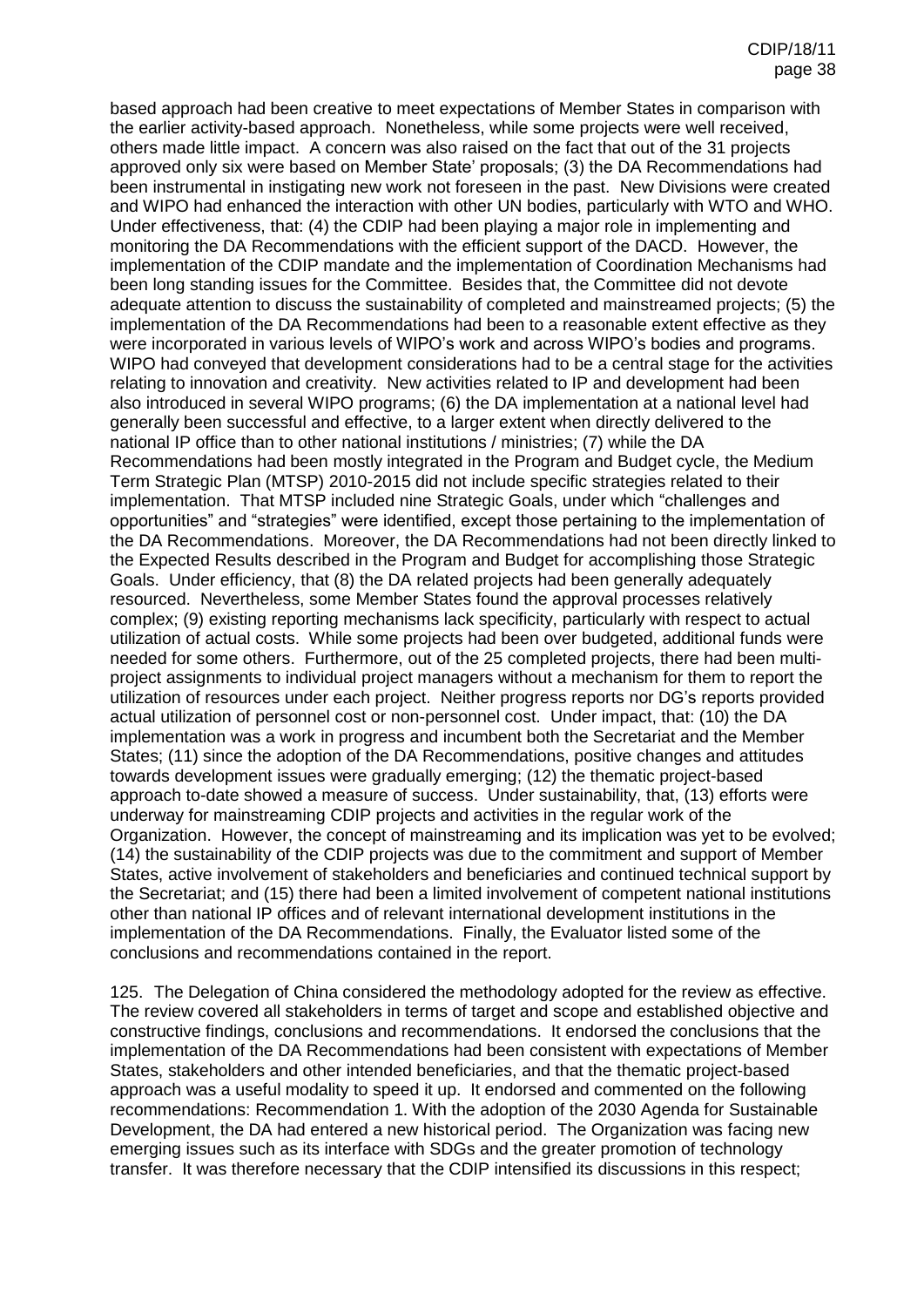based approach had been creative to meet expectations of Member States in comparison with the earlier activity-based approach. Nonetheless, while some projects were well received, others made little impact. A concern was also raised on the fact that out of the 31 projects approved only six were based on Member State' proposals; (3) the DA Recommendations had been instrumental in instigating new work not foreseen in the past. New Divisions were created and WIPO had enhanced the interaction with other UN bodies, particularly with WTO and WHO. Under effectiveness, that: (4) the CDIP had been playing a major role in implementing and monitoring the DA Recommendations with the efficient support of the DACD. However, the implementation of the CDIP mandate and the implementation of Coordination Mechanisms had been long standing issues for the Committee. Besides that, the Committee did not devote adequate attention to discuss the sustainability of completed and mainstreamed projects; (5) the implementation of the DA Recommendations had been to a reasonable extent effective as they were incorporated in various levels of WIPO's work and across WIPO's bodies and programs. WIPO had conveyed that development considerations had to be a central stage for the activities relating to innovation and creativity. New activities related to IP and development had been also introduced in several WIPO programs; (6) the DA implementation at a national level had generally been successful and effective, to a larger extent when directly delivered to the national IP office than to other national institutions / ministries; (7) while the DA Recommendations had been mostly integrated in the Program and Budget cycle, the Medium Term Strategic Plan (MTSP) 2010-2015 did not include specific strategies related to their implementation. That MTSP included nine Strategic Goals, under which "challenges and opportunities" and "strategies" were identified, except those pertaining to the implementation of the DA Recommendations. Moreover, the DA Recommendations had not been directly linked to the Expected Results described in the Program and Budget for accomplishing those Strategic Goals. Under efficiency, that (8) the DA related projects had been generally adequately resourced. Nevertheless, some Member States found the approval processes relatively complex; (9) existing reporting mechanisms lack specificity, particularly with respect to actual utilization of actual costs. While some projects had been over budgeted, additional funds were needed for some others. Furthermore, out of the 25 completed projects, there had been multi-project assignments to individual project managers without a mechanism for them to report the utilization of resources under each project. Neither progress reports nor DG's reports provided actual utilization of personnel cost or non-personnel cost. Under impact, that: (10) the DA implementation was a work in progress and incumbent both the Secretariat and the Member States; (11) since the adoption of the DA Recommendations, positive changes and attitudes towards development issues were gradually emerging; (12) the thematic project-based approach to-date showed a measure of success. Under sustainability, that, (13) efforts were underway for mainstreaming CDIP projects and activities in the regular work of the Organization. However, the concept of mainstreaming and its implication was yet to be evolved; (14) the sustainability of the CDIP projects was due to the commitment and support of Member States, active involvement of stakeholders and beneficiaries and continued technical support by the Secretariat; and (15) there had been a limited involvement of competent national institutions other than national IP offices and of relevant international development institutions in the implementation of the DA Recommendations. Finally, the Evaluator listed some of the conclusions and recommendations contained in the report.

125. The Delegation of China considered the methodology adopted for the review as effective. The review covered all stakeholders in terms of target and scope and established objective and constructive findings, conclusions and recommendations. It endorsed the conclusions that the implementation of the DA Recommendations had been consistent with expectations of Member States, stakeholders and other intended beneficiaries, and that the thematic project-based approach was a useful modality to speed it up. It endorsed and commented on the following recommendations: Recommendation 1. With the adoption of the 2030 Agenda for Sustainable Development, the DA had entered a new historical period. The Organization was facing new emerging issues such as its interface with SDGs and the greater promotion of technology transfer. It was therefore necessary that the CDIP intensified its discussions in this respect;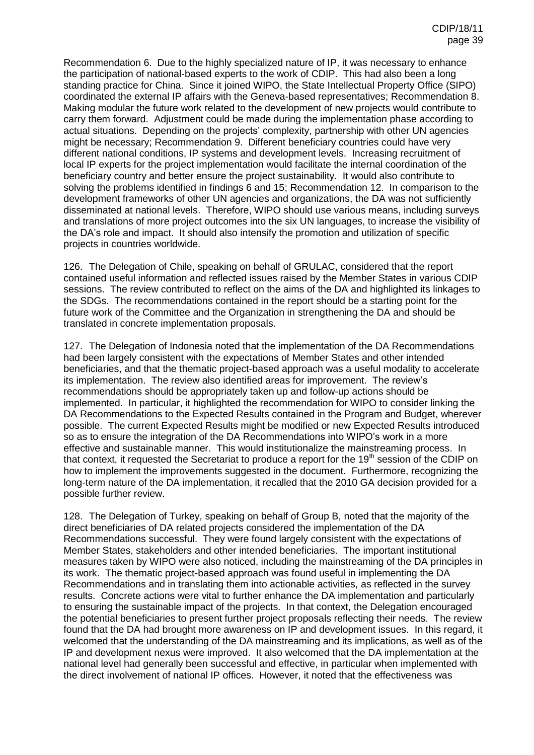Recommendation 6. Due to the highly specialized nature of IP, it was necessary to enhance the participation of national-based experts to the work of CDIP. This had also been a long standing practice for China. Since it joined WIPO, the State Intellectual Property Office (SIPO) coordinated the external IP affairs with the Geneva-based representatives; Recommendation 8. Making modular the future work related to the development of new projects would contribute to carry them forward. Adjustment could be made during the implementation phase according to actual situations. Depending on the projects' complexity, partnership with other UN agencies might be necessary; Recommendation 9. Different beneficiary countries could have very different national conditions, IP systems and development levels. Increasing recruitment of local IP experts for the project implementation would facilitate the internal coordination of the beneficiary country and better ensure the project sustainability. It would also contribute to solving the problems identified in findings 6 and 15; Recommendation 12. In comparison to the development frameworks of other UN agencies and organizations, the DA was not sufficiently disseminated at national levels. Therefore, WIPO should use various means, including surveys and translations of more project outcomes into the six UN languages, to increase the visibility of the DA's role and impact. It should also intensify the promotion and utilization of specific projects in countries worldwide.

126. The Delegation of Chile, speaking on behalf of GRULAC, considered that the report contained useful information and reflected issues raised by the Member States in various CDIP sessions. The review contributed to reflect on the aims of the DA and highlighted its linkages to the SDGs. The recommendations contained in the report should be a starting point for the future work of the Committee and the Organization in strengthening the DA and should be translated in concrete implementation proposals.

127. The Delegation of Indonesia noted that the implementation of the DA Recommendations had been largely consistent with the expectations of Member States and other intended beneficiaries, and that the thematic project-based approach was a useful modality to accelerate its implementation. The review also identified areas for improvement. The review's recommendations should be appropriately taken up and follow-up actions should be implemented. In particular, it highlighted the recommendation for WIPO to consider linking the DA Recommendations to the Expected Results contained in the Program and Budget, wherever possible. The current Expected Results might be modified or new Expected Results introduced so as to ensure the integration of the DA Recommendations into WIPO's work in a more effective and sustainable manner. This would institutionalize the mainstreaming process. In that context, it requested the Secretariat to produce a report for the 19th session of the CDIP on how to implement the improvements suggested in the document. Furthermore, recognizing the long-term nature of the DA implementation, it recalled that the 2010 GA decision provided for a possible further review.

128. The Delegation of Turkey, speaking on behalf of Group B, noted that the majority of the direct beneficiaries of DA related projects considered the implementation of the DA Recommendations successful. They were found largely consistent with the expectations of Member States, stakeholders and other intended beneficiaries. The important institutional measures taken by WIPO were also noticed, including the mainstreaming of the DA principles in its work. The thematic project-based approach was found useful in implementing the DA Recommendations and in translating them into actionable activities, as reflected in the survey results. Concrete actions were vital to further enhance the DA implementation and particularly to ensuring the sustainable impact of the projects. In that context, the Delegation encouraged the potential beneficiaries to present further project proposals reflecting their needs. The review found that the DA had brought more awareness on IP and development issues. In this regard, it welcomed that the understanding of the DA mainstreaming and its implications, as well as of the IP and development nexus were improved. It also welcomed that the DA implementation at the national level had generally been successful and effective, in particular when implemented with the direct involvement of national IP offices. However, it noted that the effectiveness was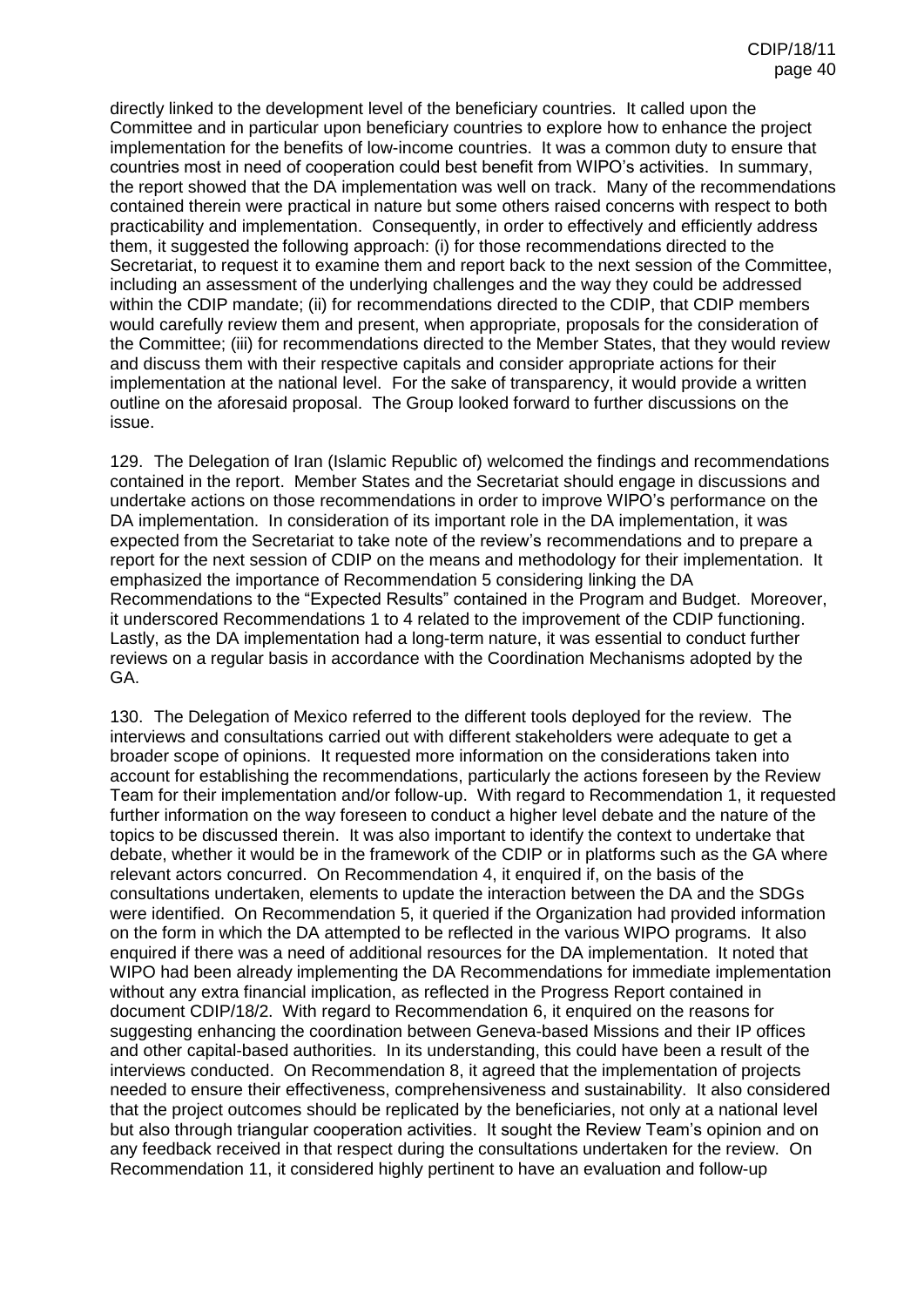directly linked to the development level of the beneficiary countries. It called upon the Committee and in particular upon beneficiary countries to explore how to enhance the project implementation for the benefits of low-income countries. It was a common duty to ensure that countries most in need of cooperation could best benefit from WIPO's activities. In summary, the report showed that the DA implementation was well on track. Many of the recommendations contained therein were practical in nature but some others raised concerns with respect to both practicability and implementation. Consequently, in order to effectively and efficiently address them, it suggested the following approach: (i) for those recommendations directed to the Secretariat, to request it to examine them and report back to the next session of the Committee, including an assessment of the underlying challenges and the way they could be addressed within the CDIP mandate; (ii) for recommendations directed to the CDIP, that CDIP members would carefully review them and present, when appropriate, proposals for the consideration of the Committee; (iii) for recommendations directed to the Member States, that they would review and discuss them with their respective capitals and consider appropriate actions for their implementation at the national level. For the sake of transparency, it would provide a written outline on the aforesaid proposal. The Group looked forward to further discussions on the issue.

129. The Delegation of Iran (Islamic Republic of) welcomed the findings and recommendations contained in the report. Member States and the Secretariat should engage in discussions and undertake actions on those recommendations in order to improve WIPO's performance on the DA implementation. In consideration of its important role in the DA implementation, it was expected from the Secretariat to take note of the review's recommendations and to prepare a report for the next session of CDIP on the means and methodology for their implementation. It emphasized the importance of Recommendation 5 considering linking the DA Recommendations to the "Expected Results" contained in the Program and Budget. Moreover, it underscored Recommendations 1 to 4 related to the improvement of the CDIP functioning. Lastly, as the DA implementation had a long-term nature, it was essential to conduct further reviews on a regular basis in accordance with the Coordination Mechanisms adopted by the GA.

130. The Delegation of Mexico referred to the different tools deployed for the review. The interviews and consultations carried out with different stakeholders were adequate to get a broader scope of opinions. It requested more information on the considerations taken into account for establishing the recommendations, particularly the actions foreseen by the Review Team for their implementation and/or follow-up. With regard to Recommendation 1, it requested further information on the way foreseen to conduct a higher level debate and the nature of the topics to be discussed therein. It was also important to identify the context to undertake that debate, whether it would be in the framework of the CDIP or in platforms such as the GA where relevant actors concurred. On Recommendation 4, it enquired if, on the basis of the consultations undertaken, elements to update the interaction between the DA and the SDGs were identified. On Recommendation 5, it queried if the Organization had provided information on the form in which the DA attempted to be reflected in the various WIPO programs. It also enquired if there was a need of additional resources for the DA implementation. It noted that WIPO had been already implementing the DA Recommendations for immediate implementation without any extra financial implication, as reflected in the Progress Report contained in document CDIP/18/2. With regard to Recommendation 6, it enquired on the reasons for suggesting enhancing the coordination between Geneva-based Missions and their IP offices and other capital-based authorities. In its understanding, this could have been a result of the interviews conducted. On Recommendation 8, it agreed that the implementation of projects needed to ensure their effectiveness, comprehensiveness and sustainability. It also considered that the project outcomes should be replicated by the beneficiaries, not only at a national level but also through triangular cooperation activities. It sought the Review Team's opinion and on any feedback received in that respect during the consultations undertaken for the review. On Recommendation 11, it considered highly pertinent to have an evaluation and follow-up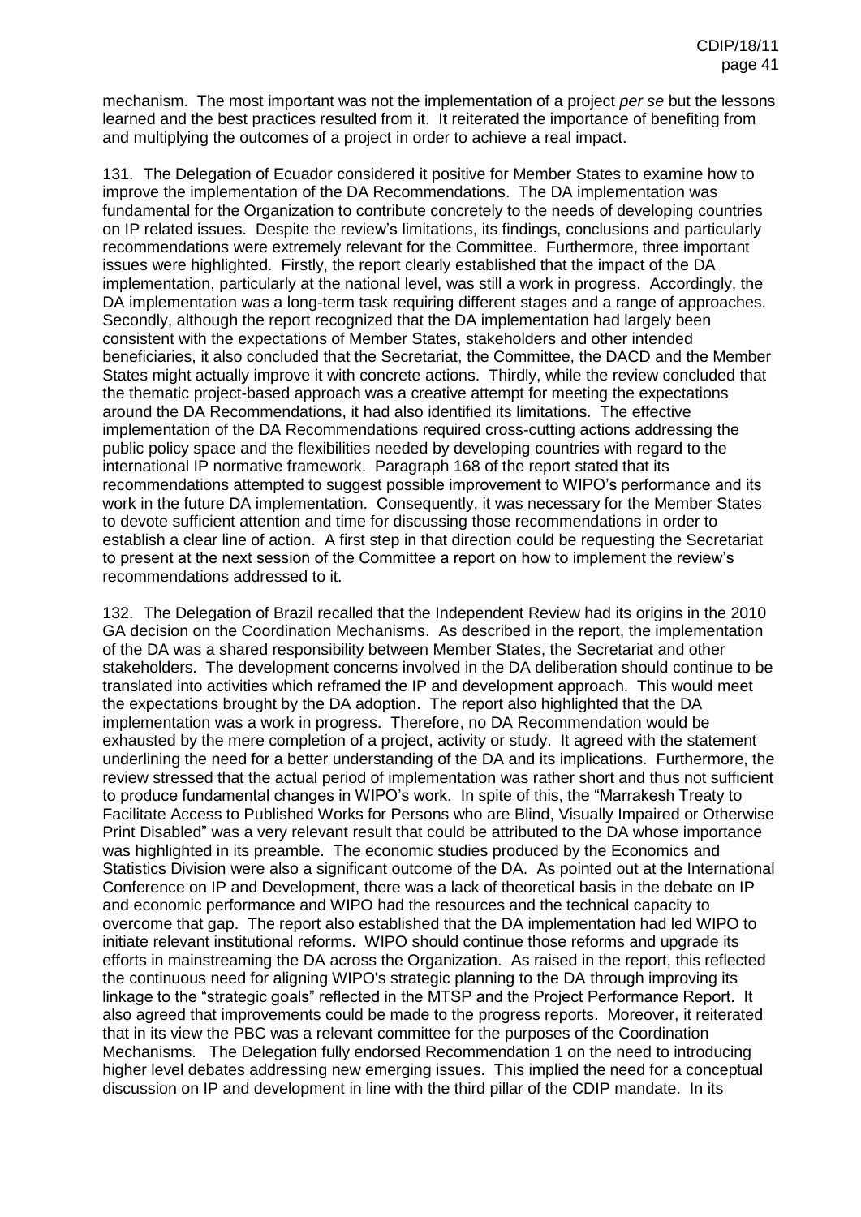mechanism. The most important was not the implementation of a project *per se* but the lessons learned and the best practices resulted from it. It reiterated the importance of benefiting from and multiplying the outcomes of a project in order to achieve a real impact.

131. The Delegation of Ecuador considered it positive for Member States to examine how to improve the implementation of the DA Recommendations. The DA implementation was fundamental for the Organization to contribute concretely to the needs of developing countries on IP related issues. Despite the review's limitations, its findings, conclusions and particularly recommendations were extremely relevant for the Committee. Furthermore, three important issues were highlighted. Firstly, the report clearly established that the impact of the DA implementation, particularly at the national level, was still a work in progress. Accordingly, the DA implementation was a long-term task requiring different stages and a range of approaches. Secondly, although the report recognized that the DA implementation had largely been consistent with the expectations of Member States, stakeholders and other intended beneficiaries, it also concluded that the Secretariat, the Committee, the DACD and the Member States might actually improve it with concrete actions. Thirdly, while the review concluded that the thematic project-based approach was a creative attempt for meeting the expectations around the DA Recommendations, it had also identified its limitations. The effective implementation of the DA Recommendations required cross-cutting actions addressing the public policy space and the flexibilities needed by developing countries with regard to the international IP normative framework. Paragraph 168 of the report stated that its recommendations attempted to suggest possible improvement to WIPO's performance and its work in the future DA implementation. Consequently, it was necessary for the Member States to devote sufficient attention and time for discussing those recommendations in order to establish a clear line of action. A first step in that direction could be requesting the Secretariat to present at the next session of the Committee a report on how to implement the review's recommendations addressed to it.

132. The Delegation of Brazil recalled that the Independent Review had its origins in the 2010 GA decision on the Coordination Mechanisms. As described in the report, the implementation of the DA was a shared responsibility between Member States, the Secretariat and other stakeholders. The development concerns involved in the DA deliberation should continue to be translated into activities which reframed the IP and development approach. This would meet the expectations brought by the DA adoption. The report also highlighted that the DA implementation was a work in progress. Therefore, no DA Recommendation would be exhausted by the mere completion of a project, activity or study. It agreed with the statement underlining the need for a better understanding of the DA and its implications. Furthermore, the review stressed that the actual period of implementation was rather short and thus not sufficient to produce fundamental changes in WIPO's work. In spite of this, the "Marrakesh Treaty to Facilitate Access to Published Works for Persons who are Blind, Visually Impaired or Otherwise Print Disabled" was a very relevant result that could be attributed to the DA whose importance was highlighted in its preamble. The economic studies produced by the Economics and Statistics Division were also a significant outcome of the DA. As pointed out at the International Conference on IP and Development, there was a lack of theoretical basis in the debate on IP and economic performance and WIPO had the resources and the technical capacity to overcome that gap. The report also established that the DA implementation had led WIPO to initiate relevant institutional reforms. WIPO should continue those reforms and upgrade its efforts in mainstreaming the DA across the Organization. As raised in the report, this reflected the continuous need for aligning WIPO's strategic planning to the DA through improving its linkage to the "strategic goals" reflected in the MTSP and the Project Performance Report. It also agreed that improvements could be made to the progress reports. Moreover, it reiterated that in its view the PBC was a relevant committee for the purposes of the Coordination Mechanisms. The Delegation fully endorsed Recommendation 1 on the need to introducing higher level debates addressing new emerging issues. This implied the need for a conceptual discussion on IP and development in line with the third pillar of the CDIP mandate. In its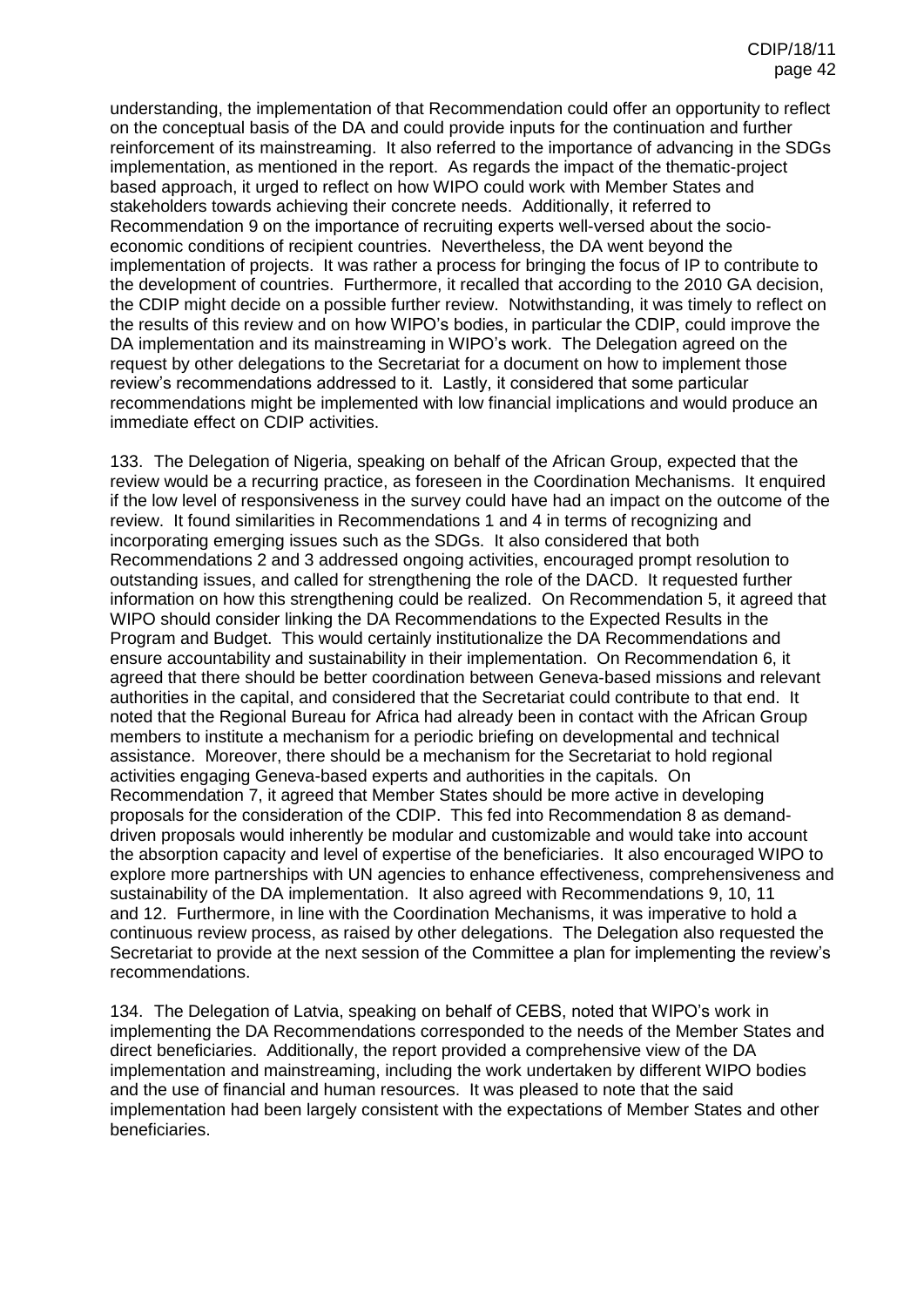understanding, the implementation of that Recommendation could offer an opportunity to reflect on the conceptual basis of the DA and could provide inputs for the continuation and further reinforcement of its mainstreaming. It also referred to the importance of advancing in the SDGs implementation, as mentioned in the report. As regards the impact of the thematic-project based approach, it urged to reflect on how WIPO could work with Member States and stakeholders towards achieving their concrete needs. Additionally, it referred to Recommendation 9 on the importance of recruiting experts well-versed about the socio-economic conditions of recipient countries. Nevertheless, the DA went beyond the implementation of projects. It was rather a process for bringing the focus of IP to contribute to the development of countries. Furthermore, it recalled that according to the 2010 GA decision, the CDIP might decide on a possible further review. Notwithstanding, it was timely to reflect on the results of this review and on how WIPO's bodies, in particular the CDIP, could improve the DA implementation and its mainstreaming in WIPO's work. The Delegation agreed on the request by other delegations to the Secretariat for a document on how to implement those review's recommendations addressed to it. Lastly, it considered that some particular recommendations might be implemented with low financial implications and would produce an immediate effect on CDIP activities.

133. The Delegation of Nigeria, speaking on behalf of the African Group, expected that the review would be a recurring practice, as foreseen in the Coordination Mechanisms. It enquired if the low level of responsiveness in the survey could have had an impact on the outcome of the review. It found similarities in Recommendations 1 and 4 in terms of recognizing and incorporating emerging issues such as the SDGs. It also considered that both Recommendations 2 and 3 addressed ongoing activities, encouraged prompt resolution to outstanding issues, and called for strengthening the role of the DACD. It requested further information on how this strengthening could be realized. On Recommendation 5, it agreed that WIPO should consider linking the DA Recommendations to the Expected Results in the Program and Budget. This would certainly institutionalize the DA Recommendations and ensure accountability and sustainability in their implementation. On Recommendation 6, it agreed that there should be better coordination between Geneva-based missions and relevant authorities in the capital, and considered that the Secretariat could contribute to that end. It noted that the Regional Bureau for Africa had already been in contact with the African Group members to institute a mechanism for a periodic briefing on developmental and technical assistance. Moreover, there should be a mechanism for the Secretariat to hold regional activities engaging Geneva-based experts and authorities in the capitals. On Recommendation 7, it agreed that Member States should be more active in developing proposals for the consideration of the CDIP. This fed into Recommendation 8 as demand-driven proposals would inherently be modular and customizable and would take into account the absorption capacity and level of expertise of the beneficiaries. It also encouraged WIPO to explore more partnerships with UN agencies to enhance effectiveness, comprehensiveness and sustainability of the DA implementation. It also agreed with Recommendations 9, 10, 11 and 12. Furthermore, in line with the Coordination Mechanisms, it was imperative to hold a continuous review process, as raised by other delegations. The Delegation also requested the Secretariat to provide at the next session of the Committee a plan for implementing the review's recommendations.

134. The Delegation of Latvia, speaking on behalf of CEBS, noted that WIPO's work in implementing the DA Recommendations corresponded to the needs of the Member States and direct beneficiaries. Additionally, the report provided a comprehensive view of the DA implementation and mainstreaming, including the work undertaken by different WIPO bodies and the use of financial and human resources. It was pleased to note that the said implementation had been largely consistent with the expectations of Member States and other beneficiaries.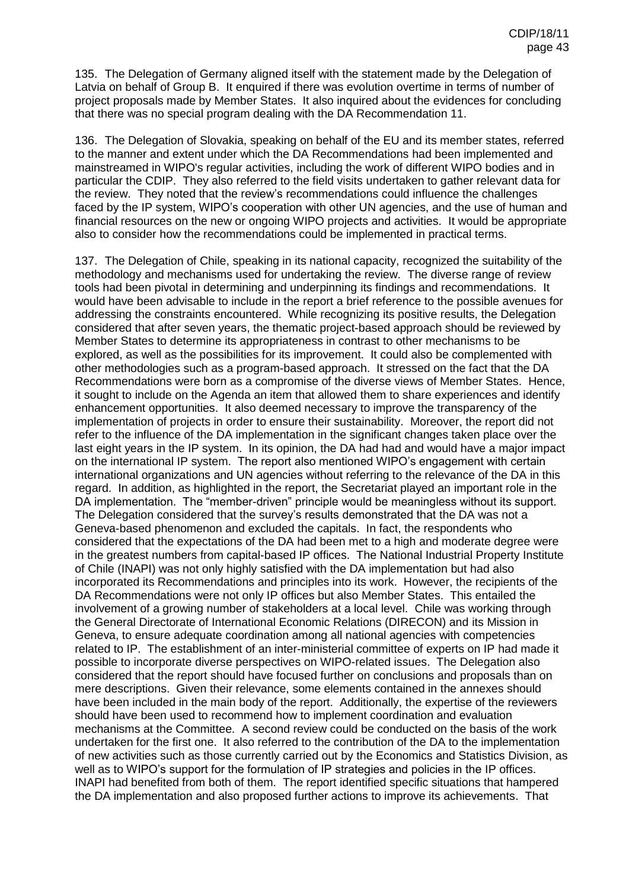135. The Delegation of Germany aligned itself with the statement made by the Delegation of Latvia on behalf of Group B. It enquired if there was evolution overtime in terms of number of project proposals made by Member States. It also inquired about the evidences for concluding that there was no special program dealing with the DA Recommendation 11.

136. The Delegation of Slovakia, speaking on behalf of the EU and its member states, referred to the manner and extent under which the DA Recommendations had been implemented and mainstreamed in WIPO's regular activities, including the work of different WIPO bodies and in particular the CDIP. They also referred to the field visits undertaken to gather relevant data for the review. They noted that the review's recommendations could influence the challenges faced by the IP system, WIPO's cooperation with other UN agencies, and the use of human and financial resources on the new or ongoing WIPO projects and activities. It would be appropriate also to consider how the recommendations could be implemented in practical terms.

137. The Delegation of Chile, speaking in its national capacity, recognized the suitability of the methodology and mechanisms used for undertaking the review. The diverse range of review tools had been pivotal in determining and underpinning its findings and recommendations. It would have been advisable to include in the report a brief reference to the possible avenues for addressing the constraints encountered. While recognizing its positive results, the Delegation considered that after seven years, the thematic project-based approach should be reviewed by Member States to determine its appropriateness in contrast to other mechanisms to be explored, as well as the possibilities for its improvement. It could also be complemented with other methodologies such as a program-based approach. It stressed on the fact that the DA Recommendations were born as a compromise of the diverse views of Member States. Hence, it sought to include on the Agenda an item that allowed them to share experiences and identify enhancement opportunities. It also deemed necessary to improve the transparency of the implementation of projects in order to ensure their sustainability. Moreover, the report did not refer to the influence of the DA implementation in the significant changes taken place over the last eight years in the IP system. In its opinion, the DA had had and would have a major impact on the international IP system. The report also mentioned WIPO's engagement with certain international organizations and UN agencies without referring to the relevance of the DA in this regard. In addition, as highlighted in the report, the Secretariat played an important role in the DA implementation. The "member-driven" principle would be meaningless without its support. The Delegation considered that the survey's results demonstrated that the DA was not a Geneva-based phenomenon and excluded the capitals. In fact, the respondents who considered that the expectations of the DA had been met to a high and moderate degree were in the greatest numbers from capital-based IP offices. The National Industrial Property Institute of Chile (INAPI) was not only highly satisfied with the DA implementation but had also incorporated its Recommendations and principles into its work. However, the recipients of the DA Recommendations were not only IP offices but also Member States. This entailed the involvement of a growing number of stakeholders at a local level. Chile was working through the General Directorate of International Economic Relations (DIRECON) and its Mission in Geneva, to ensure adequate coordination among all national agencies with competencies related to IP. The establishment of an inter-ministerial committee of experts on IP had made it possible to incorporate diverse perspectives on WIPO-related issues. The Delegation also considered that the report should have focused further on conclusions and proposals than on mere descriptions. Given their relevance, some elements contained in the annexes should have been included in the main body of the report. Additionally, the expertise of the reviewers should have been used to recommend how to implement coordination and evaluation mechanisms at the Committee. A second review could be conducted on the basis of the work undertaken for the first one. It also referred to the contribution of the DA to the implementation of new activities such as those currently carried out by the Economics and Statistics Division, as well as to WIPO's support for the formulation of IP strategies and policies in the IP offices. INAPI had benefited from both of them. The report identified specific situations that hampered the DA implementation and also proposed further actions to improve its achievements. That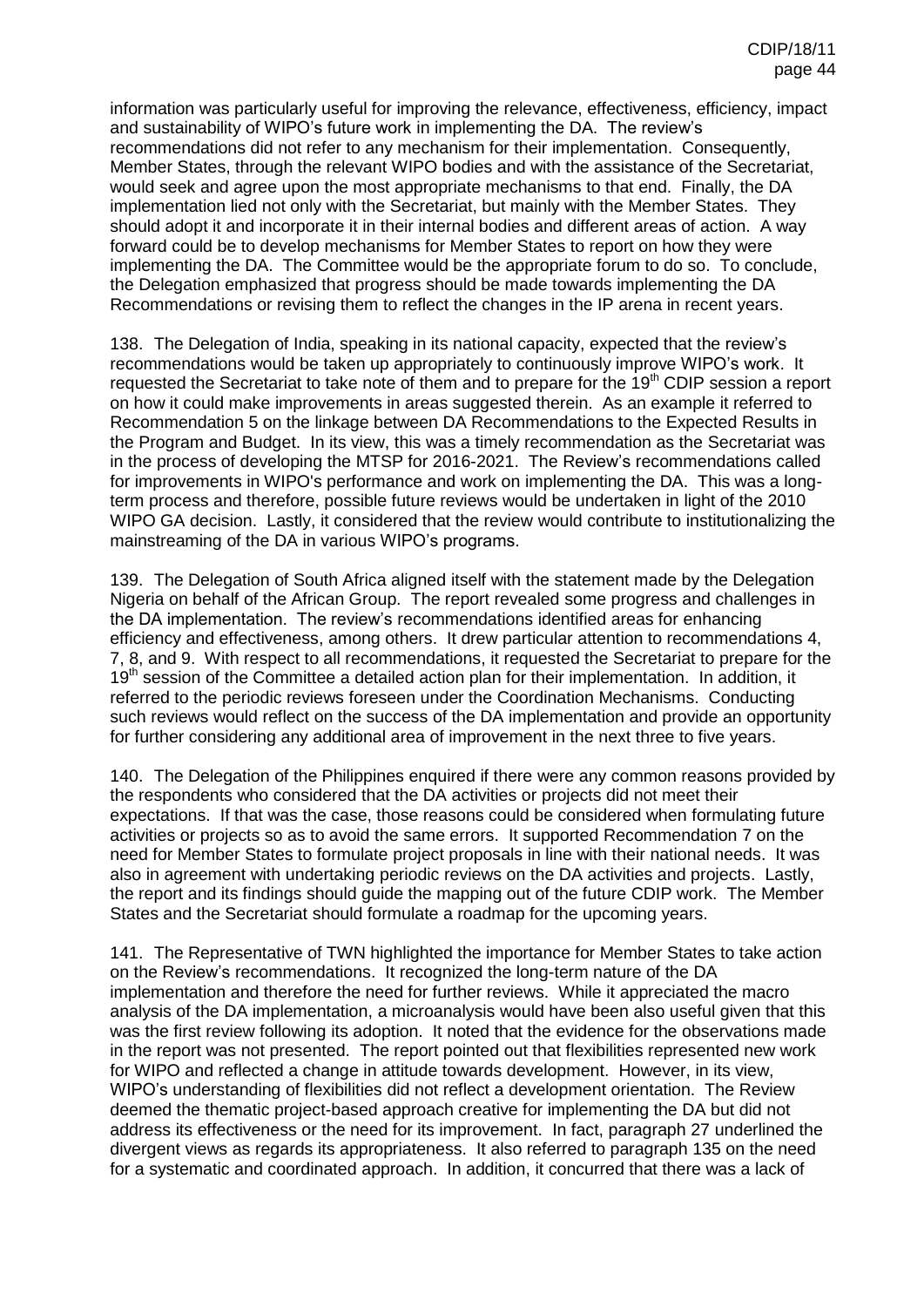information was particularly useful for improving the relevance, effectiveness, efficiency, impact and sustainability of WIPO's future work in implementing the DA. The review's recommendations did not refer to any mechanism for their implementation. Consequently, Member States, through the relevant WIPO bodies and with the assistance of the Secretariat, would seek and agree upon the most appropriate mechanisms to that end. Finally, the DA implementation lied not only with the Secretariat, but mainly with the Member States. They should adopt it and incorporate it in their internal bodies and different areas of action. A way forward could be to develop mechanisms for Member States to report on how they were implementing the DA. The Committee would be the appropriate forum to do so. To conclude, the Delegation emphasized that progress should be made towards implementing the DA Recommendations or revising them to reflect the changes in the IP arena in recent years.

138. The Delegation of India, speaking in its national capacity, expected that the review's recommendations would be taken up appropriately to continuously improve WIPO's work. It requested the Secretariat to take note of them and to prepare for the 19th CDIP session a report on how it could make improvements in areas suggested therein. As an example it referred to Recommendation 5 on the linkage between DA Recommendations to the Expected Results in the Program and Budget. In its view, this was a timely recommendation as the Secretariat was in the process of developing the MTSP for 2016-2021. The Review's recommendations called for improvements in WIPO's performance and work on implementing the DA. This was a long-term process and therefore, possible future reviews would be undertaken in light of the 2010 WIPO GA decision. Lastly, it considered that the review would contribute to institutionalizing the mainstreaming of the DA in various WIPO's programs.

139. The Delegation of South Africa aligned itself with the statement made by the Delegation Nigeria on behalf of the African Group. The report revealed some progress and challenges in the DA implementation. The review's recommendations identified areas for enhancing efficiency and effectiveness, among others. It drew particular attention to recommendations 4, 7, 8, and 9. With respect to all recommendations, it requested the Secretariat to prepare for the 19th session of the Committee a detailed action plan for their implementation. In addition, it referred to the periodic reviews foreseen under the Coordination Mechanisms. Conducting such reviews would reflect on the success of the DA implementation and provide an opportunity for further considering any additional area of improvement in the next three to five years.

140. The Delegation of the Philippines enquired if there were any common reasons provided by the respondents who considered that the DA activities or projects did not meet their expectations. If that was the case, those reasons could be considered when formulating future activities or projects so as to avoid the same errors. It supported Recommendation 7 on the need for Member States to formulate project proposals in line with their national needs. It was also in agreement with undertaking periodic reviews on the DA activities and projects. Lastly, the report and its findings should guide the mapping out of the future CDIP work. The Member States and the Secretariat should formulate a roadmap for the upcoming years.

141. The Representative of TWN highlighted the importance for Member States to take action on the Review's recommendations. It recognized the long-term nature of the DA implementation and therefore the need for further reviews. While it appreciated the macro analysis of the DA implementation, a microanalysis would have been also useful given that this was the first review following its adoption. It noted that the evidence for the observations made in the report was not presented. The report pointed out that flexibilities represented new work for WIPO and reflected a change in attitude towards development. However, in its view, WIPO's understanding of flexibilities did not reflect a development orientation. The Review deemed the thematic project-based approach creative for implementing the DA but did not address its effectiveness or the need for its improvement. In fact, paragraph 27 underlined the divergent views as regards its appropriateness. It also referred to paragraph 135 on the need for a systematic and coordinated approach. In addition, it concurred that there was a lack of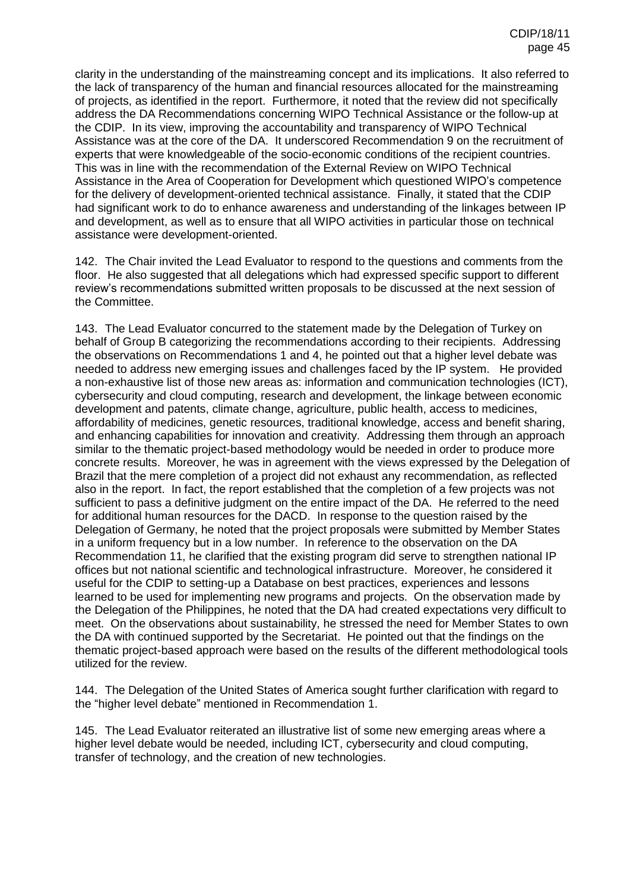clarity in the understanding of the mainstreaming concept and its implications. It also referred to the lack of transparency of the human and financial resources allocated for the mainstreaming of projects, as identified in the report. Furthermore, it noted that the review did not specifically address the DA Recommendations concerning WIPO Technical Assistance or the follow-up at the CDIP. In its view, improving the accountability and transparency of WIPO Technical Assistance was at the core of the DA. It underscored Recommendation 9 on the recruitment of experts that were knowledgeable of the socio-economic conditions of the recipient countries. This was in line with the recommendation of the External Review on WIPO Technical Assistance in the Area of Cooperation for Development which questioned WIPO's competence for the delivery of development-oriented technical assistance. Finally, it stated that the CDIP had significant work to do to enhance awareness and understanding of the linkages between IP and development, as well as to ensure that all WIPO activities in particular those on technical assistance were development-oriented.

142. The Chair invited the Lead Evaluator to respond to the questions and comments from the floor. He also suggested that all delegations which had expressed specific support to different review's recommendations submitted written proposals to be discussed at the next session of the Committee.

143. The Lead Evaluator concurred to the statement made by the Delegation of Turkey on behalf of Group B categorizing the recommendations according to their recipients. Addressing the observations on Recommendations 1 and 4, he pointed out that a higher level debate was needed to address new emerging issues and challenges faced by the IP system. He provided a non-exhaustive list of those new areas as: information and communication technologies (ICT), cybersecurity and cloud computing, research and development, the linkage between economic development and patents, climate change, agriculture, public health, access to medicines, affordability of medicines, genetic resources, traditional knowledge, access and benefit sharing, and enhancing capabilities for innovation and creativity. Addressing them through an approach similar to the thematic project-based methodology would be needed in order to produce more concrete results. Moreover, he was in agreement with the views expressed by the Delegation of Brazil that the mere completion of a project did not exhaust any recommendation, as reflected also in the report. In fact, the report established that the completion of a few projects was not sufficient to pass a definitive judgment on the entire impact of the DA. He referred to the need for additional human resources for the DACD. In response to the question raised by the Delegation of Germany, he noted that the project proposals were submitted by Member States in a uniform frequency but in a low number. In reference to the observation on the DA Recommendation 11, he clarified that the existing program did serve to strengthen national IP offices but not national scientific and technological infrastructure. Moreover, he considered it useful for the CDIP to setting-up a Database on best practices, experiences and lessons learned to be used for implementing new programs and projects. On the observation made by the Delegation of the Philippines, he noted that the DA had created expectations very difficult to meet. On the observations about sustainability, he stressed the need for Member States to own the DA with continued supported by the Secretariat. He pointed out that the findings on the thematic project-based approach were based on the results of the different methodological tools utilized for the review.

144. The Delegation of the United States of America sought further clarification with regard to the "higher level debate" mentioned in Recommendation 1.

145. The Lead Evaluator reiterated an illustrative list of some new emerging areas where a higher level debate would be needed, including ICT, cybersecurity and cloud computing, transfer of technology, and the creation of new technologies.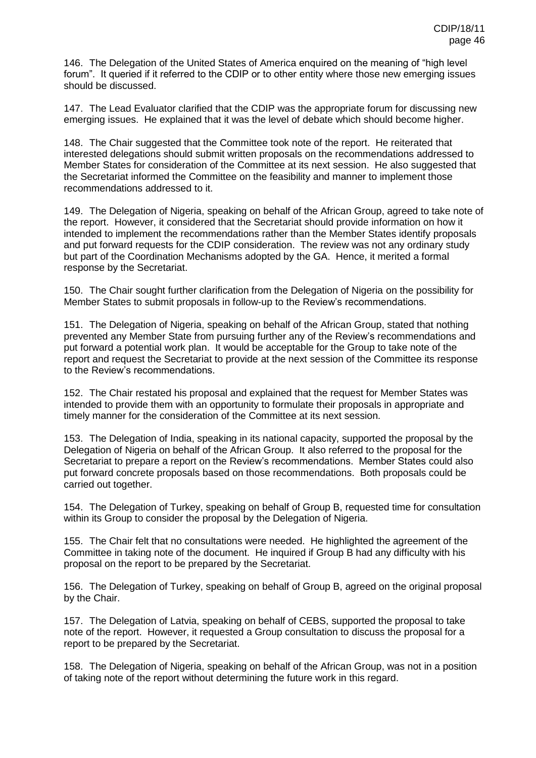146. The Delegation of the United States of America enquired on the meaning of "high level forum". It queried if it referred to the CDIP or to other entity where those new emerging issues should be discussed.

147. The Lead Evaluator clarified that the CDIP was the appropriate forum for discussing new emerging issues. He explained that it was the level of debate which should become higher.

148. The Chair suggested that the Committee took note of the report. He reiterated that interested delegations should submit written proposals on the recommendations addressed to Member States for consideration of the Committee at its next session. He also suggested that the Secretariat informed the Committee on the feasibility and manner to implement those recommendations addressed to it.

149. The Delegation of Nigeria, speaking on behalf of the African Group, agreed to take note of the report. However, it considered that the Secretariat should provide information on how it intended to implement the recommendations rather than the Member States identify proposals and put forward requests for the CDIP consideration. The review was not any ordinary study but part of the Coordination Mechanisms adopted by the GA. Hence, it merited a formal response by the Secretariat.

150. The Chair sought further clarification from the Delegation of Nigeria on the possibility for Member States to submit proposals in follow-up to the Review's recommendations.

151. The Delegation of Nigeria, speaking on behalf of the African Group, stated that nothing prevented any Member State from pursuing further any of the Review's recommendations and put forward a potential work plan. It would be acceptable for the Group to take note of the report and request the Secretariat to provide at the next session of the Committee its response to the Review's recommendations.

152. The Chair restated his proposal and explained that the request for Member States was intended to provide them with an opportunity to formulate their proposals in appropriate and timely manner for the consideration of the Committee at its next session.

153. The Delegation of India, speaking in its national capacity, supported the proposal by the Delegation of Nigeria on behalf of the African Group. It also referred to the proposal for the Secretariat to prepare a report on the Review's recommendations. Member States could also put forward concrete proposals based on those recommendations. Both proposals could be carried out together.

154. The Delegation of Turkey, speaking on behalf of Group B, requested time for consultation within its Group to consider the proposal by the Delegation of Nigeria.

155. The Chair felt that no consultations were needed. He highlighted the agreement of the Committee in taking note of the document. He inquired if Group B had any difficulty with his proposal on the report to be prepared by the Secretariat.

156. The Delegation of Turkey, speaking on behalf of Group B, agreed on the original proposal by the Chair.

157. The Delegation of Latvia, speaking on behalf of CEBS, supported the proposal to take note of the report. However, it requested a Group consultation to discuss the proposal for a report to be prepared by the Secretariat.

158. The Delegation of Nigeria, speaking on behalf of the African Group, was not in a position of taking note of the report without determining the future work in this regard.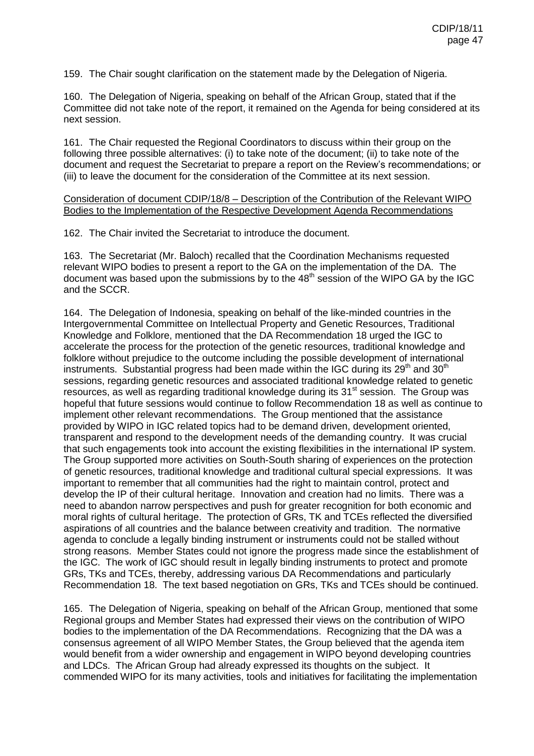159. The Chair sought clarification on the statement made by the Delegation of Nigeria.

160. The Delegation of Nigeria, speaking on behalf of the African Group, stated that if the Committee did not take note of the report, it remained on the Agenda for being considered at its next session.

161. The Chair requested the Regional Coordinators to discuss within their group on the following three possible alternatives: (i) to take note of the document; (ii) to take note of the document and request the Secretariat to prepare a report on the Review's recommendations; or (iii) to leave the document for the consideration of the Committee at its next session.

<u>Consideration of document CDIP/18/8 – Description of the Contribution of the Relevant WIPO Bodies to the Implementation of the Respective Development Agenda Recommendations</u>

162. The Chair invited the Secretariat to introduce the document.

163. The Secretariat (Mr. Baloch) recalled that the Coordination Mechanisms requested relevant WIPO bodies to present a report to the GA on the implementation of the DA. The document was based upon the submissions by to the 48th session of the WIPO GA by the IGC and the SCCR.

164. The Delegation of Indonesia, speaking on behalf of the like-minded countries in the Intergovernmental Committee on Intellectual Property and Genetic Resources, Traditional Knowledge and Folklore, mentioned that the DA Recommendation 18 urged the IGC to accelerate the process for the protection of the genetic resources, traditional knowledge and folklore without prejudice to the outcome including the possible development of international instruments. Substantial progress had been made within the IGC during its 29th and 30th sessions, regarding genetic resources and associated traditional knowledge related to genetic resources, as well as regarding traditional knowledge during its 31st session. The Group was hopeful that future sessions would continue to follow Recommendation 18 as well as continue to implement other relevant recommendations. The Group mentioned that the assistance provided by WIPO in IGC related topics had to be demand driven, development oriented, transparent and respond to the development needs of the demanding country. It was crucial that such engagements took into account the existing flexibilities in the international IP system. The Group supported more activities on South-South sharing of experiences on the protection of genetic resources, traditional knowledge and traditional cultural special expressions. It was important to remember that all communities had the right to maintain control, protect and develop the IP of their cultural heritage. Innovation and creation had no limits. There was a need to abandon narrow perspectives and push for greater recognition for both economic and moral rights of cultural heritage. The protection of GRs, TK and TCEs reflected the diversified aspirations of all countries and the balance between creativity and tradition. The normative agenda to conclude a legally binding instrument or instruments could not be stalled without strong reasons. Member States could not ignore the progress made since the establishment of the IGC. The work of IGC should result in legally binding instruments to protect and promote GRs, TKs and TCEs, thereby, addressing various DA Recommendations and particularly Recommendation 18. The text based negotiation on GRs, TKs and TCEs should be continued.

165. The Delegation of Nigeria, speaking on behalf of the African Group, mentioned that some Regional groups and Member States had expressed their views on the contribution of WIPO bodies to the implementation of the DA Recommendations. Recognizing that the DA was a consensus agreement of all WIPO Member States, the Group believed that the agenda item would benefit from a wider ownership and engagement in WIPO beyond developing countries and LDCs. The African Group had already expressed its thoughts on the subject. It commended WIPO for its many activities, tools and initiatives for facilitating the implementation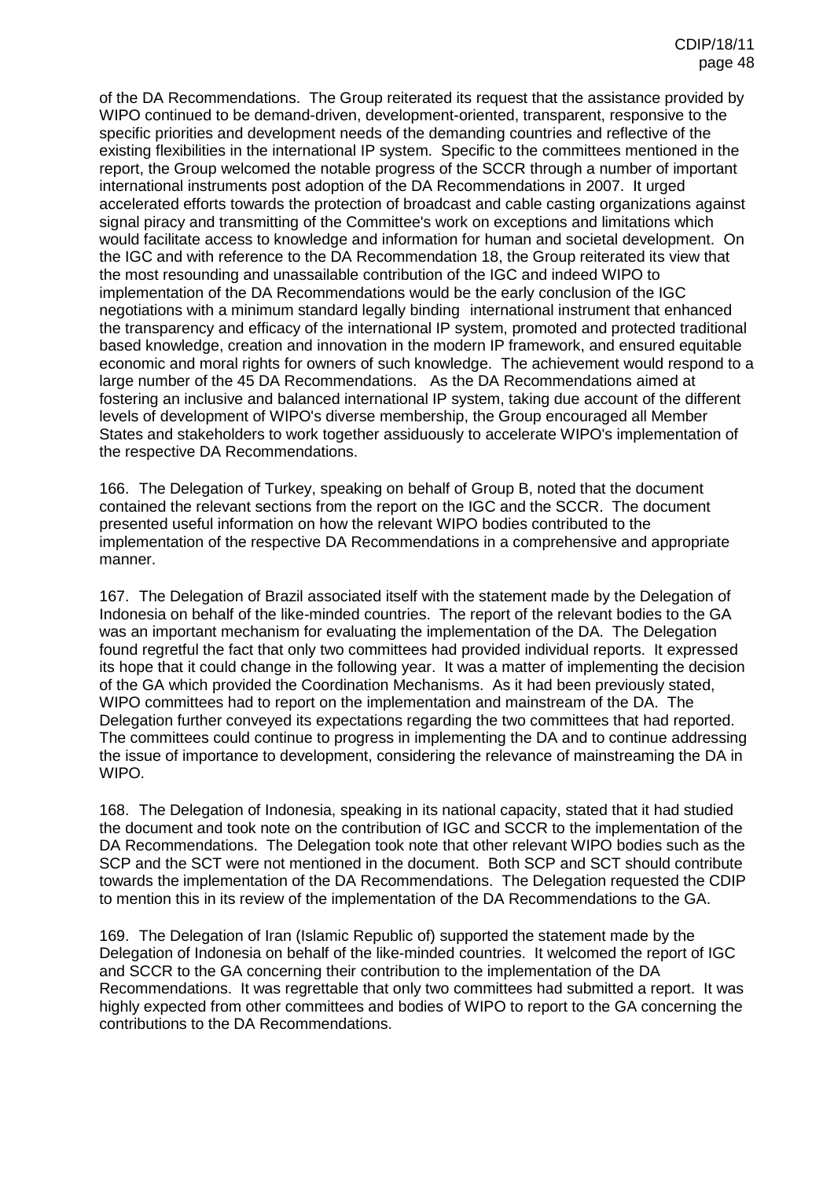of the DA Recommendations. The Group reiterated its request that the assistance provided by WIPO continued to be demand-driven, development-oriented, transparent, responsive to the specific priorities and development needs of the demanding countries and reflective of the existing flexibilities in the international IP system. Specific to the committees mentioned in the report, the Group welcomed the notable progress of the SCCR through a number of important international instruments post adoption of the DA Recommendations in 2007. It urged accelerated efforts towards the protection of broadcast and cable casting organizations against signal piracy and transmitting of the Committee's work on exceptions and limitations which would facilitate access to knowledge and information for human and societal development. On the IGC and with reference to the DA Recommendation 18, the Group reiterated its view that the most resounding and unassailable contribution of the IGC and indeed WIPO to implementation of the DA Recommendations would be the early conclusion of the IGC negotiations with a minimum standard legally binding international instrument that enhanced the transparency and efficacy of the international IP system, promoted and protected traditional based knowledge, creation and innovation in the modern IP framework, and ensured equitable economic and moral rights for owners of such knowledge. The achievement would respond to a large number of the 45 DA Recommendations. As the DA Recommendations aimed at fostering an inclusive and balanced international IP system, taking due account of the different levels of development of WIPO's diverse membership, the Group encouraged all Member States and stakeholders to work together assiduously to accelerate WIPO's implementation of the respective DA Recommendations.

166. The Delegation of Turkey, speaking on behalf of Group B, noted that the document contained the relevant sections from the report on the IGC and the SCCR. The document presented useful information on how the relevant WIPO bodies contributed to the implementation of the respective DA Recommendations in a comprehensive and appropriate manner.

167. The Delegation of Brazil associated itself with the statement made by the Delegation of Indonesia on behalf of the like-minded countries. The report of the relevant bodies to the GA was an important mechanism for evaluating the implementation of the DA. The Delegation found regretful the fact that only two committees had provided individual reports. It expressed its hope that it could change in the following year. It was a matter of implementing the decision of the GA which provided the Coordination Mechanisms. As it had been previously stated, WIPO committees had to report on the implementation and mainstream of the DA. The Delegation further conveyed its expectations regarding the two committees that had reported. The committees could continue to progress in implementing the DA and to continue addressing the issue of importance to development, considering the relevance of mainstreaming the DA in WIPO.

168. The Delegation of Indonesia, speaking in its national capacity, stated that it had studied the document and took note on the contribution of IGC and SCCR to the implementation of the DA Recommendations. The Delegation took note that other relevant WIPO bodies such as the SCP and the SCT were not mentioned in the document. Both SCP and SCT should contribute towards the implementation of the DA Recommendations. The Delegation requested the CDIP to mention this in its review of the implementation of the DA Recommendations to the GA.

169. The Delegation of Iran (Islamic Republic of) supported the statement made by the Delegation of Indonesia on behalf of the like-minded countries. It welcomed the report of IGC and SCCR to the GA concerning their contribution to the implementation of the DA Recommendations. It was regrettable that only two committees had submitted a report. It was highly expected from other committees and bodies of WIPO to report to the GA concerning the contributions to the DA Recommendations.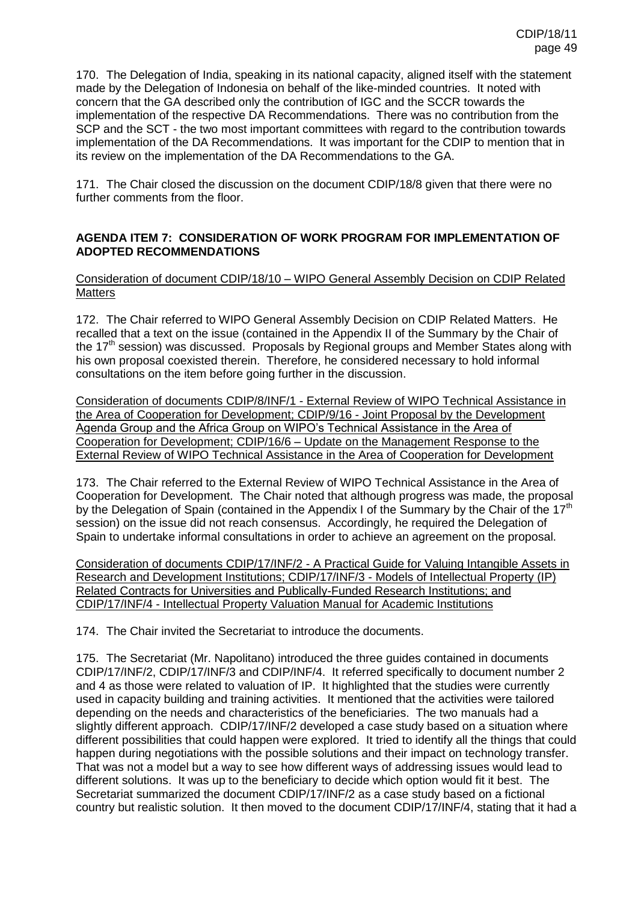170. The Delegation of India, speaking in its national capacity, aligned itself with the statement made by the Delegation of Indonesia on behalf of the like-minded countries. It noted with concern that the GA described only the contribution of IGC and the SCCR towards the implementation of the respective DA Recommendations. There was no contribution from the SCP and the SCT - the two most important committees with regard to the contribution towards implementation of the DA Recommendations. It was important for the CDIP to mention that in its review on the implementation of the DA Recommendations to the GA.

171. The Chair closed the discussion on the document CDIP/18/8 given that there were no further comments from the floor.

**AGENDA ITEM 7: CONSIDERATION OF WORK PROGRAM FOR IMPLEMENTATION OF ADOPTED RECOMMENDATIONS**

Consideration of document CDIP/18/10 – WIPO General Assembly Decision on CDIP Related Matters

172. The Chair referred to WIPO General Assembly Decision on CDIP Related Matters. He recalled that a text on the issue (contained in the Appendix II of the Summary by the Chair of the 17th session) was discussed. Proposals by Regional groups and Member States along with his own proposal coexisted therein. Therefore, he considered necessary to hold informal consultations on the item before going further in the discussion.

Consideration of documents CDIP/8/INF/1 - External Review of WIPO Technical Assistance in the Area of Cooperation for Development; CDIP/9/16 - Joint Proposal by the Development Agenda Group and the Africa Group on WIPO's Technical Assistance in the Area of Cooperation for Development; CDIP/16/6 – Update on the Management Response to the External Review of WIPO Technical Assistance in the Area of Cooperation for Development

173. The Chair referred to the External Review of WIPO Technical Assistance in the Area of Cooperation for Development. The Chair noted that although progress was made, the proposal by the Delegation of Spain (contained in the Appendix I of the Summary by the Chair of the 17th session) on the issue did not reach consensus. Accordingly, he required the Delegation of Spain to undertake informal consultations in order to achieve an agreement on the proposal.

Consideration of documents CDIP/17/INF/2 - A Practical Guide for Valuing Intangible Assets in Research and Development Institutions; CDIP/17/INF/3 - Models of Intellectual Property (IP) Related Contracts for Universities and Publically-Funded Research Institutions; and CDIP/17/INF/4 - Intellectual Property Valuation Manual for Academic Institutions

174. The Chair invited the Secretariat to introduce the documents.

175. The Secretariat (Mr. Napolitano) introduced the three guides contained in documents CDIP/17/INF/2, CDIP/17/INF/3 and CDIP/INF/4. It referred specifically to document number 2 and 4 as those were related to valuation of IP. It highlighted that the studies were currently used in capacity building and training activities. It mentioned that the activities were tailored depending on the needs and characteristics of the beneficiaries. The two manuals had a slightly different approach. CDIP/17/INF/2 developed a case study based on a situation where different possibilities that could happen were explored. It tried to identify all the things that could happen during negotiations with the possible solutions and their impact on technology transfer. That was not a model but a way to see how different ways of addressing issues would lead to different solutions. It was up to the beneficiary to decide which option would fit it best. The Secretariat summarized the document CDIP/17/INF/2 as a case study based on a fictional country but realistic solution. It then moved to the document CDIP/17/INF/4, stating that it had a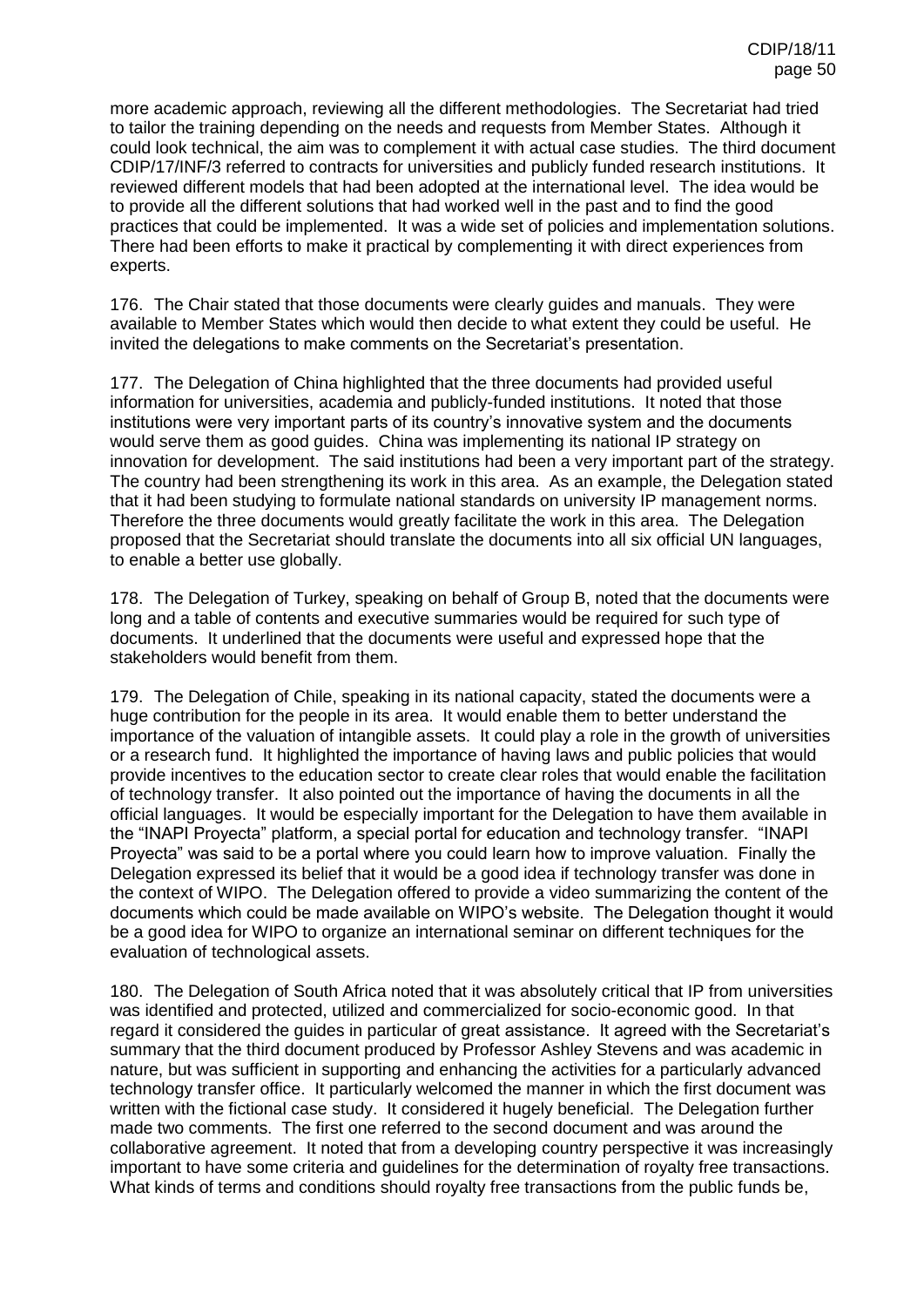more academic approach, reviewing all the different methodologies. The Secretariat had tried to tailor the training depending on the needs and requests from Member States. Although it could look technical, the aim was to complement it with actual case studies. The third document CDIP/17/INF/3 referred to contracts for universities and publicly funded research institutions. It reviewed different models that had been adopted at the international level. The idea would be to provide all the different solutions that had worked well in the past and to find the good practices that could be implemented. It was a wide set of policies and implementation solutions. There had been efforts to make it practical by complementing it with direct experiences from experts.

176. The Chair stated that those documents were clearly guides and manuals. They were available to Member States which would then decide to what extent they could be useful. He invited the delegations to make comments on the Secretariat's presentation.

177. The Delegation of China highlighted that the three documents had provided useful information for universities, academia and publicly-funded institutions. It noted that those institutions were very important parts of its country's innovative system and the documents would serve them as good guides. China was implementing its national IP strategy on innovation for development. The said institutions had been a very important part of the strategy. The country had been strengthening its work in this area. As an example, the Delegation stated that it had been studying to formulate national standards on university IP management norms. Therefore the three documents would greatly facilitate the work in this area. The Delegation proposed that the Secretariat should translate the documents into all six official UN languages, to enable a better use globally.

178. The Delegation of Turkey, speaking on behalf of Group B, noted that the documents were long and a table of contents and executive summaries would be required for such type of documents. It underlined that the documents were useful and expressed hope that the stakeholders would benefit from them.

179. The Delegation of Chile, speaking in its national capacity, stated the documents were a huge contribution for the people in its area. It would enable them to better understand the importance of the valuation of intangible assets. It could play a role in the growth of universities or a research fund. It highlighted the importance of having laws and public policies that would provide incentives to the education sector to create clear roles that would enable the facilitation of technology transfer. It also pointed out the importance of having the documents in all the official languages. It would be especially important for the Delegation to have them available in the "INAPI Proyecta" platform, a special portal for education and technology transfer. "INAPI Proyecta" was said to be a portal where you could learn how to improve valuation. Finally the Delegation expressed its belief that it would be a good idea if technology transfer was done in the context of WIPO. The Delegation offered to provide a video summarizing the content of the documents which could be made available on WIPO's website. The Delegation thought it would be a good idea for WIPO to organize an international seminar on different techniques for the evaluation of technological assets.

180. The Delegation of South Africa noted that it was absolutely critical that IP from universities was identified and protected, utilized and commercialized for socio-economic good. In that regard it considered the guides in particular of great assistance. It agreed with the Secretariat's summary that the third document produced by Professor Ashley Stevens and was academic in nature, but was sufficient in supporting and enhancing the activities for a particularly advanced technology transfer office. It particularly welcomed the manner in which the first document was written with the fictional case study. It considered it hugely beneficial. The Delegation further made two comments. The first one referred to the second document and was around the collaborative agreement. It noted that from a developing country perspective it was increasingly important to have some criteria and guidelines for the determination of royalty free transactions. What kinds of terms and conditions should royalty free transactions from the public funds be,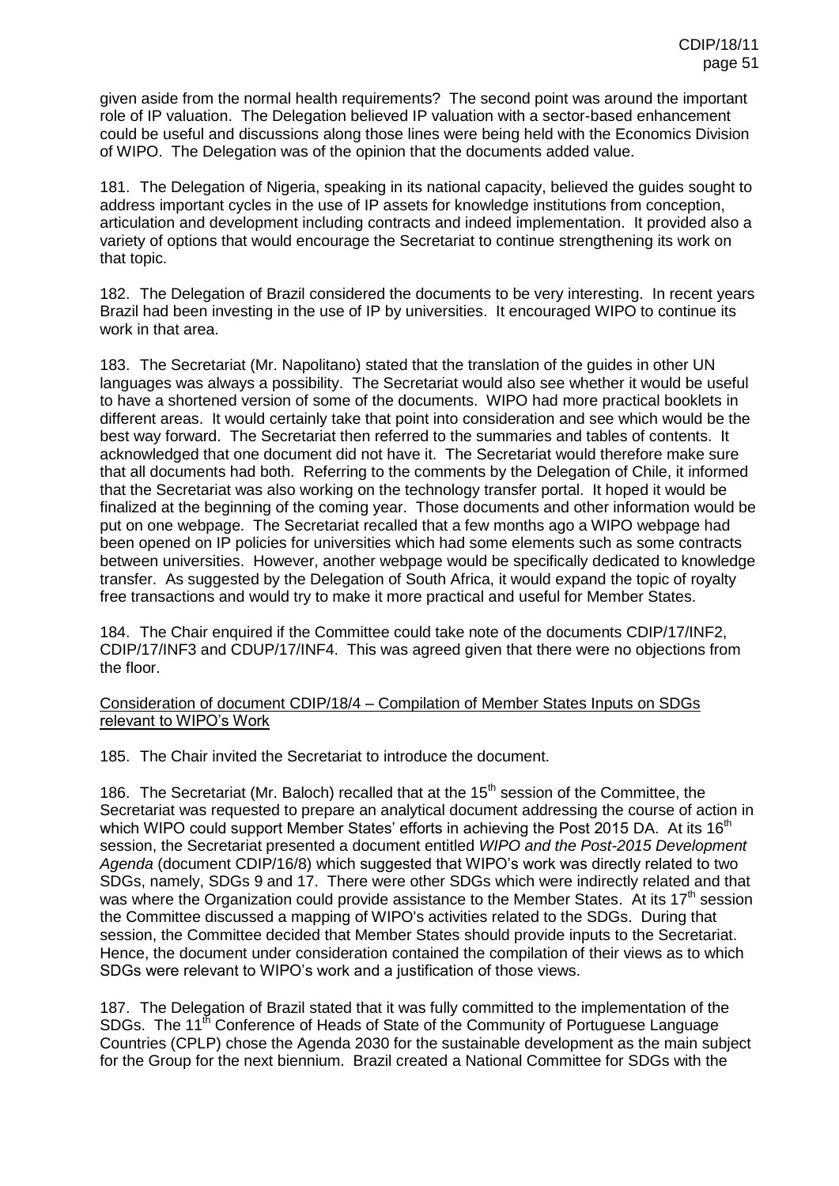given aside from the normal health requirements? The second point was around the important role of IP valuation. The Delegation believed IP valuation with a sector-based enhancement could be useful and discussions along those lines were being held with the Economics Division of WIPO. The Delegation was of the opinion that the documents added value.

181. The Delegation of Nigeria, speaking in its national capacity, believed the guides sought to address important cycles in the use of IP assets for knowledge institutions from conception, articulation and development including contracts and indeed implementation. It provided also a variety of options that would encourage the Secretariat to continue strengthening its work on that topic.

182. The Delegation of Brazil considered the documents to be very interesting. In recent years Brazil had been investing in the use of IP by universities. It encouraged WIPO to continue its work in that area.

183. The Secretariat (Mr. Napolitano) stated that the translation of the guides in other UN languages was always a possibility. The Secretariat would also see whether it would be useful to have a shortened version of some of the documents. WIPO had more practical booklets in different areas. It would certainly take that point into consideration and see which would be the best way forward. The Secretariat then referred to the summaries and tables of contents. It acknowledged that one document did not have it. The Secretariat would therefore make sure that all documents had both. Referring to the comments by the Delegation of Chile, it informed that the Secretariat was also working on the technology transfer portal. It hoped it would be finalized at the beginning of the coming year. Those documents and other information would be put on one webpage. The Secretariat recalled that a few months ago a WIPO webpage had been opened on IP policies for universities which had some elements such as some contracts between universities. However, another webpage would be specifically dedicated to knowledge transfer. As suggested by the Delegation of South Africa, it would expand the topic of royalty free transactions and would try to make it more practical and useful for Member States.

184. The Chair enquired if the Committee could take note of the documents CDIP/17/INF2, CDIP/17/INF3 and CDUP/17/INF4. This was agreed given that there were no objections from the floor.

Consideration of document CDIP/18/4 – Compilation of Member States Inputs on SDGs relevant to WIPO's Work

185. The Chair invited the Secretariat to introduce the document.

186. The Secretariat (Mr. Baloch) recalled that at the 15th session of the Committee, the Secretariat was requested to prepare an analytical document addressing the course of action in which WIPO could support Member States' efforts in achieving the Post 2015 DA. At its 16th session, the Secretariat presented a document entitled *WIPO and the Post-2015 Development Agenda* (document CDIP/16/8) which suggested that WIPO's work was directly related to two SDGs, namely, SDGs 9 and 17. There were other SDGs which were indirectly related and that was where the Organization could provide assistance to the Member States. At its 17th session the Committee discussed a mapping of WIPO's activities related to the SDGs. During that session, the Committee decided that Member States should provide inputs to the Secretariat. Hence, the document under consideration contained the compilation of their views as to which SDGs were relevant to WIPO's work and a justification of those views.

187. The Delegation of Brazil stated that it was fully committed to the implementation of the SDGs. The 11th Conference of Heads of State of the Community of Portuguese Language Countries (CPLP) chose the Agenda 2030 for the sustainable development as the main subject for the Group for the next biennium. Brazil created a National Committee for SDGs with the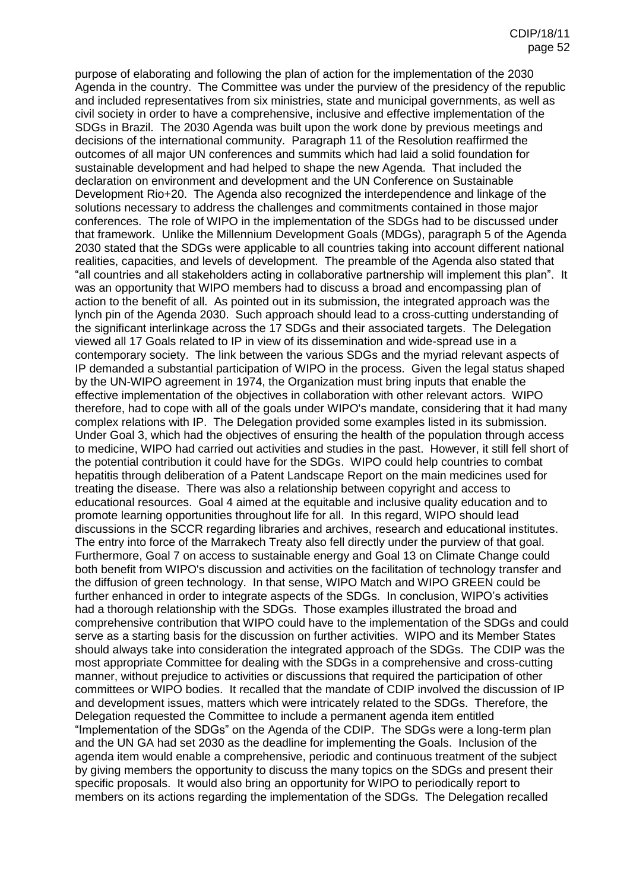purpose of elaborating and following the plan of action for the implementation of the 2030 Agenda in the country. The Committee was under the purview of the presidency of the republic and included representatives from six ministries, state and municipal governments, as well as civil society in order to have a comprehensive, inclusive and effective implementation of the SDGs in Brazil. The 2030 Agenda was built upon the work done by previous meetings and decisions of the international community. Paragraph 11 of the Resolution reaffirmed the outcomes of all major UN conferences and summits which had laid a solid foundation for sustainable development and had helped to shape the new Agenda. That included the declaration on environment and development and the UN Conference on Sustainable Development Rio+20. The Agenda also recognized the interdependence and linkage of the solutions necessary to address the challenges and commitments contained in those major conferences. The role of WIPO in the implementation of the SDGs had to be discussed under that framework. Unlike the Millennium Development Goals (MDGs), paragraph 5 of the Agenda 2030 stated that the SDGs were applicable to all countries taking into account different national realities, capacities, and levels of development. The preamble of the Agenda also stated that "all countries and all stakeholders acting in collaborative partnership will implement this plan". It was an opportunity that WIPO members had to discuss a broad and encompassing plan of action to the benefit of all. As pointed out in its submission, the integrated approach was the lynch pin of the Agenda 2030. Such approach should lead to a cross-cutting understanding of the significant interlinkage across the 17 SDGs and their associated targets. The Delegation viewed all 17 Goals related to IP in view of its dissemination and wide-spread use in a contemporary society. The link between the various SDGs and the myriad relevant aspects of IP demanded a substantial participation of WIPO in the process. Given the legal status shaped by the UN-WIPO agreement in 1974, the Organization must bring inputs that enable the effective implementation of the objectives in collaboration with other relevant actors. WIPO therefore, had to cope with all of the goals under WIPO's mandate, considering that it had many complex relations with IP. The Delegation provided some examples listed in its submission. Under Goal 3, which had the objectives of ensuring the health of the population through access to medicine, WIPO had carried out activities and studies in the past. However, it still fell short of the potential contribution it could have for the SDGs. WIPO could help countries to combat hepatitis through deliberation of a Patent Landscape Report on the main medicines used for treating the disease. There was also a relationship between copyright and access to educational resources. Goal 4 aimed at the equitable and inclusive quality education and to promote learning opportunities throughout life for all. In this regard, WIPO should lead discussions in the SCCR regarding libraries and archives, research and educational institutes. The entry into force of the Marrakech Treaty also fell directly under the purview of that goal. Furthermore, Goal 7 on access to sustainable energy and Goal 13 on Climate Change could both benefit from WIPO's discussion and activities on the facilitation of technology transfer and the diffusion of green technology. In that sense, WIPO Match and WIPO GREEN could be further enhanced in order to integrate aspects of the SDGs. In conclusion, WIPO's activities had a thorough relationship with the SDGs. Those examples illustrated the broad and comprehensive contribution that WIPO could have to the implementation of the SDGs and could serve as a starting basis for the discussion on further activities. WIPO and its Member States should always take into consideration the integrated approach of the SDGs. The CDIP was the most appropriate Committee for dealing with the SDGs in a comprehensive and cross-cutting manner, without prejudice to activities or discussions that required the participation of other committees or WIPO bodies. It recalled that the mandate of CDIP involved the discussion of IP and development issues, matters which were intricately related to the SDGs. Therefore, the Delegation requested the Committee to include a permanent agenda item entitled "Implementation of the SDGs" on the Agenda of the CDIP. The SDGs were a long-term plan and the UN GA had set 2030 as the deadline for implementing the Goals. Inclusion of the agenda item would enable a comprehensive, periodic and continuous treatment of the subject by giving members the opportunity to discuss the many topics on the SDGs and present their specific proposals. It would also bring an opportunity for WIPO to periodically report to members on its actions regarding the implementation of the SDGs. The Delegation recalled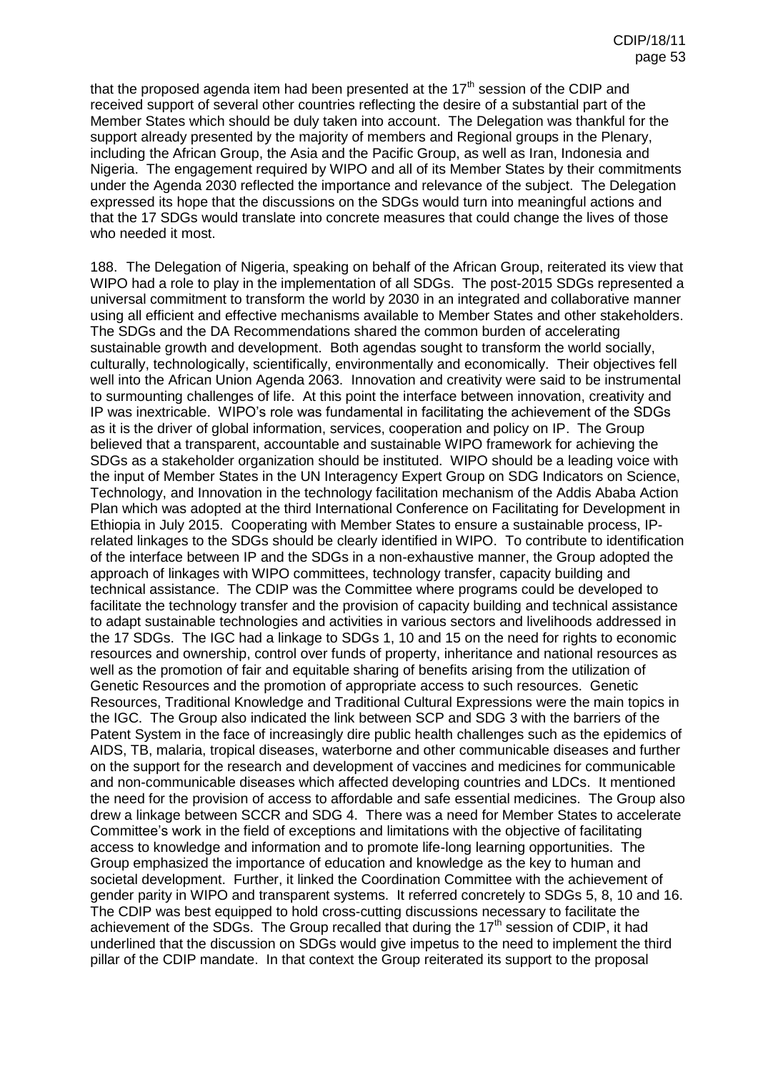that the proposed agenda item had been presented at the 17th session of the CDIP and received support of several other countries reflecting the desire of a substantial part of the Member States which should be duly taken into account. The Delegation was thankful for the support already presented by the majority of members and Regional groups in the Plenary, including the African Group, the Asia and the Pacific Group, as well as Iran, Indonesia and Nigeria. The engagement required by WIPO and all of its Member States by their commitments under the Agenda 2030 reflected the importance and relevance of the subject. The Delegation expressed its hope that the discussions on the SDGs would turn into meaningful actions and that the 17 SDGs would translate into concrete measures that could change the lives of those who needed it most.

188. The Delegation of Nigeria, speaking on behalf of the African Group, reiterated its view that WIPO had a role to play in the implementation of all SDGs. The post-2015 SDGs represented a universal commitment to transform the world by 2030 in an integrated and collaborative manner using all efficient and effective mechanisms available to Member States and other stakeholders. The SDGs and the DA Recommendations shared the common burden of accelerating sustainable growth and development. Both agendas sought to transform the world socially, culturally, technologically, scientifically, environmentally and economically. Their objectives fell well into the African Union Agenda 2063. Innovation and creativity were said to be instrumental to surmounting challenges of life. At this point the interface between innovation, creativity and IP was inextricable. WIPO's role was fundamental in facilitating the achievement of the SDGs as it is the driver of global information, services, cooperation and policy on IP. The Group believed that a transparent, accountable and sustainable WIPO framework for achieving the SDGs as a stakeholder organization should be instituted. WIPO should be a leading voice with the input of Member States in the UN Interagency Expert Group on SDG Indicators on Science, Technology, and Innovation in the technology facilitation mechanism of the Addis Ababa Action Plan which was adopted at the third International Conference on Facilitating for Development in Ethiopia in July 2015. Cooperating with Member States to ensure a sustainable process, IP-related linkages to the SDGs should be clearly identified in WIPO. To contribute to identification of the interface between IP and the SDGs in a non-exhaustive manner, the Group adopted the approach of linkages with WIPO committees, technology transfer, capacity building and technical assistance. The CDIP was the Committee where programs could be developed to facilitate the technology transfer and the provision of capacity building and technical assistance to adapt sustainable technologies and activities in various sectors and livelihoods addressed in the 17 SDGs. The IGC had a linkage to SDGs 1, 10 and 15 on the need for rights to economic resources and ownership, control over funds of property, inheritance and national resources as well as the promotion of fair and equitable sharing of benefits arising from the utilization of Genetic Resources and the promotion of appropriate access to such resources. Genetic Resources, Traditional Knowledge and Traditional Cultural Expressions were the main topics in the IGC. The Group also indicated the link between SCP and SDG 3 with the barriers of the Patent System in the face of increasingly dire public health challenges such as the epidemics of AIDS, TB, malaria, tropical diseases, waterborne and other communicable diseases and further on the support for the research and development of vaccines and medicines for communicable and non-communicable diseases which affected developing countries and LDCs. It mentioned the need for the provision of access to affordable and safe essential medicines. The Group also drew a linkage between SCCR and SDG 4. There was a need for Member States to accelerate Committee's work in the field of exceptions and limitations with the objective of facilitating access to knowledge and information and to promote life-long learning opportunities. The Group emphasized the importance of education and knowledge as the key to human and societal development. Further, it linked the Coordination Committee with the achievement of gender parity in WIPO and transparent systems. It referred concretely to SDGs 5, 8, 10 and 16. The CDIP was best equipped to hold cross-cutting discussions necessary to facilitate the achievement of the SDGs. The Group recalled that during the 17th session of CDIP, it had underlined that the discussion on SDGs would give impetus to the need to implement the third pillar of the CDIP mandate. In that context the Group reiterated its support to the proposal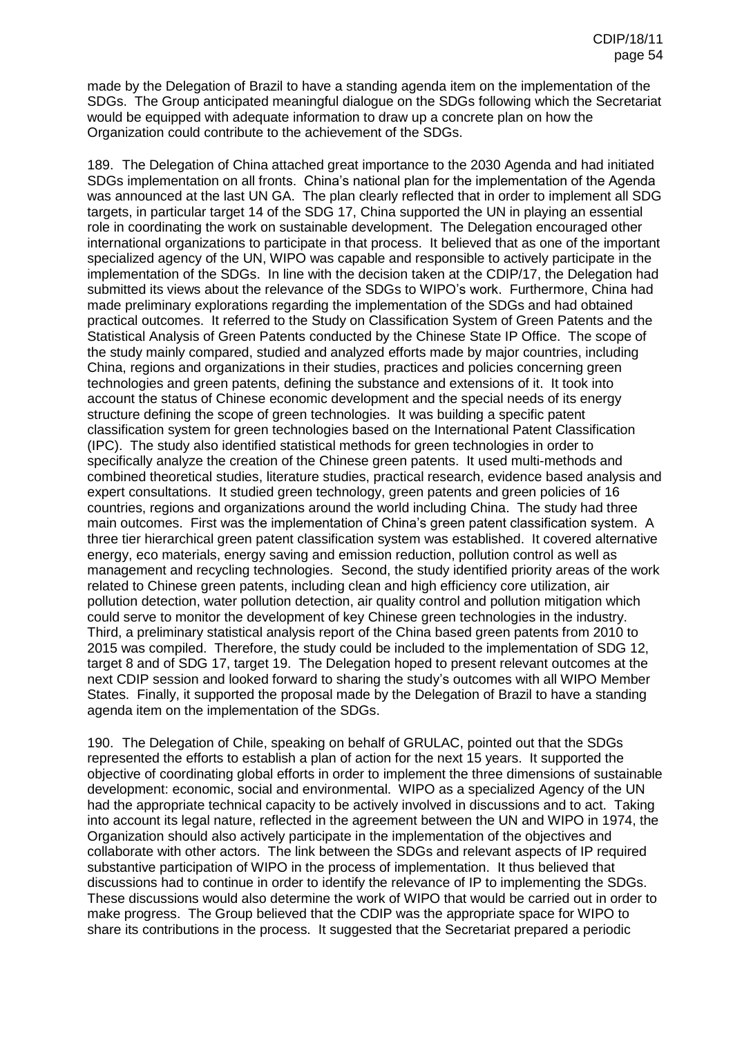made by the Delegation of Brazil to have a standing agenda item on the implementation of the SDGs. The Group anticipated meaningful dialogue on the SDGs following which the Secretariat would be equipped with adequate information to draw up a concrete plan on how the Organization could contribute to the achievement of the SDGs.

189. The Delegation of China attached great importance to the 2030 Agenda and had initiated SDGs implementation on all fronts. China's national plan for the implementation of the Agenda was announced at the last UN GA. The plan clearly reflected that in order to implement all SDG targets, in particular target 14 of the SDG 17, China supported the UN in playing an essential role in coordinating the work on sustainable development. The Delegation encouraged other international organizations to participate in that process. It believed that as one of the important specialized agency of the UN, WIPO was capable and responsible to actively participate in the implementation of the SDGs. In line with the decision taken at the CDIP/17, the Delegation had submitted its views about the relevance of the SDGs to WIPO's work. Furthermore, China had made preliminary explorations regarding the implementation of the SDGs and had obtained practical outcomes. It referred to the Study on Classification System of Green Patents and the Statistical Analysis of Green Patents conducted by the Chinese State IP Office. The scope of the study mainly compared, studied and analyzed efforts made by major countries, including China, regions and organizations in their studies, practices and policies concerning green technologies and green patents, defining the substance and extensions of it. It took into account the status of Chinese economic development and the special needs of its energy structure defining the scope of green technologies. It was building a specific patent classification system for green technologies based on the International Patent Classification (IPC). The study also identified statistical methods for green technologies in order to specifically analyze the creation of the Chinese green patents. It used multi-methods and combined theoretical studies, literature studies, practical research, evidence based analysis and expert consultations. It studied green technology, green patents and green policies of 16 countries, regions and organizations around the world including China. The study had three main outcomes. First was the implementation of China's green patent classification system. A three tier hierarchical green patent classification system was established. It covered alternative energy, eco materials, energy saving and emission reduction, pollution control as well as management and recycling technologies. Second, the study identified priority areas of the work related to Chinese green patents, including clean and high efficiency core utilization, air pollution detection, water pollution detection, air quality control and pollution mitigation which could serve to monitor the development of key Chinese green technologies in the industry. Third, a preliminary statistical analysis report of the China based green patents from 2010 to 2015 was compiled. Therefore, the study could be included to the implementation of SDG 12, target 8 and of SDG 17, target 19. The Delegation hoped to present relevant outcomes at the next CDIP session and looked forward to sharing the study's outcomes with all WIPO Member States. Finally, it supported the proposal made by the Delegation of Brazil to have a standing agenda item on the implementation of the SDGs.

190. The Delegation of Chile, speaking on behalf of GRULAC, pointed out that the SDGs represented the efforts to establish a plan of action for the next 15 years. It supported the objective of coordinating global efforts in order to implement the three dimensions of sustainable development: economic, social and environmental. WIPO as a specialized Agency of the UN had the appropriate technical capacity to be actively involved in discussions and to act. Taking into account its legal nature, reflected in the agreement between the UN and WIPO in 1974, the Organization should also actively participate in the implementation of the objectives and collaborate with other actors. The link between the SDGs and relevant aspects of IP required substantive participation of WIPO in the process of implementation. It thus believed that discussions had to continue in order to identify the relevance of IP to implementing the SDGs. These discussions would also determine the work of WIPO that would be carried out in order to make progress. The Group believed that the CDIP was the appropriate space for WIPO to share its contributions in the process. It suggested that the Secretariat prepared a periodic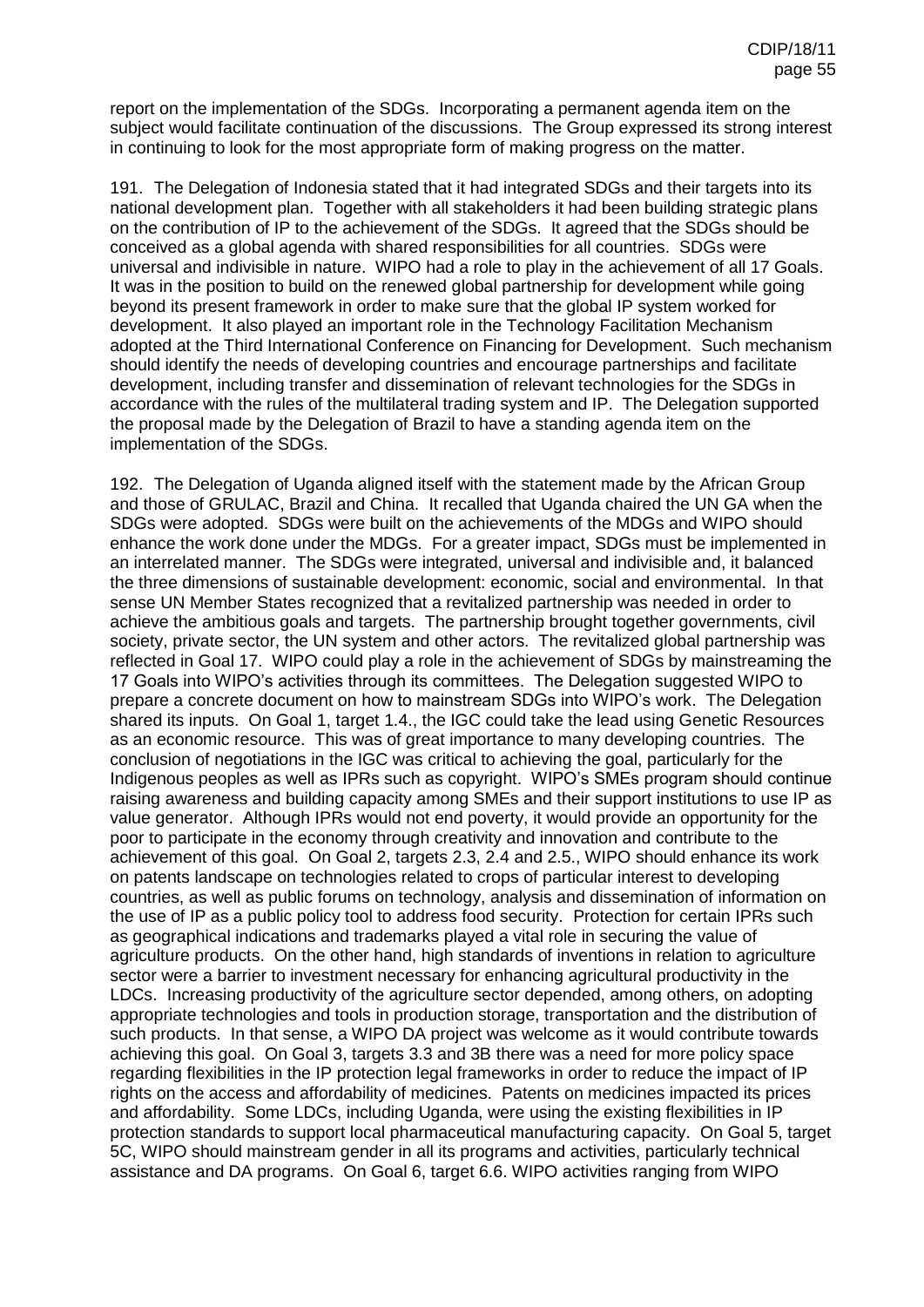report on the implementation of the SDGs. Incorporating a permanent agenda item on the subject would facilitate continuation of the discussions. The Group expressed its strong interest in continuing to look for the most appropriate form of making progress on the matter.

191. The Delegation of Indonesia stated that it had integrated SDGs and their targets into its national development plan. Together with all stakeholders it had been building strategic plans on the contribution of IP to the achievement of the SDGs. It agreed that the SDGs should be conceived as a global agenda with shared responsibilities for all countries. SDGs were universal and indivisible in nature. WIPO had a role to play in the achievement of all 17 Goals. It was in the position to build on the renewed global partnership for development while going beyond its present framework in order to make sure that the global IP system worked for development. It also played an important role in the Technology Facilitation Mechanism adopted at the Third International Conference on Financing for Development. Such mechanism should identify the needs of developing countries and encourage partnerships and facilitate development, including transfer and dissemination of relevant technologies for the SDGs in accordance with the rules of the multilateral trading system and IP. The Delegation supported the proposal made by the Delegation of Brazil to have a standing agenda item on the implementation of the SDGs.

192. The Delegation of Uganda aligned itself with the statement made by the African Group and those of GRULAC, Brazil and China. It recalled that Uganda chaired the UN GA when the SDGs were adopted. SDGs were built on the achievements of the MDGs and WIPO should enhance the work done under the MDGs. For a greater impact, SDGs must be implemented in an interrelated manner. The SDGs were integrated, universal and indivisible and, it balanced the three dimensions of sustainable development: economic, social and environmental. In that sense UN Member States recognized that a revitalized partnership was needed in order to achieve the ambitious goals and targets. The partnership brought together governments, civil society, private sector, the UN system and other actors. The revitalized global partnership was reflected in Goal 17. WIPO could play a role in the achievement of SDGs by mainstreaming the 17 Goals into WIPO's activities through its committees. The Delegation suggested WIPO to prepare a concrete document on how to mainstream SDGs into WIPO's work. The Delegation shared its inputs. On Goal 1, target 1.4., the IGC could take the lead using Genetic Resources as an economic resource. This was of great importance to many developing countries. The conclusion of negotiations in the IGC was critical to achieving the goal, particularly for the Indigenous peoples as well as IPRs such as copyright. WIPO's SMEs program should continue raising awareness and building capacity among SMEs and their support institutions to use IP as value generator. Although IPRs would not end poverty, it would provide an opportunity for the poor to participate in the economy through creativity and innovation and contribute to the achievement of this goal. On Goal 2, targets 2.3, 2.4 and 2.5., WIPO should enhance its work on patents landscape on technologies related to crops of particular interest to developing countries, as well as public forums on technology, analysis and dissemination of information on the use of IP as a public policy tool to address food security. Protection for certain IPRs such as geographical indications and trademarks played a vital role in securing the value of agriculture products. On the other hand, high standards of inventions in relation to agriculture sector were a barrier to investment necessary for enhancing agricultural productivity in the LDCs. Increasing productivity of the agriculture sector depended, among others, on adopting appropriate technologies and tools in production storage, transportation and the distribution of such products. In that sense, a WIPO DA project was welcome as it would contribute towards achieving this goal. On Goal 3, targets 3.3 and 3B there was a need for more policy space regarding flexibilities in the IP protection legal frameworks in order to reduce the impact of IP rights on the access and affordability of medicines. Patents on medicines impacted its prices and affordability. Some LDCs, including Uganda, were using the existing flexibilities in IP protection standards to support local pharmaceutical manufacturing capacity. On Goal 5, target 5C, WIPO should mainstream gender in all its programs and activities, particularly technical assistance and DA programs. On Goal 6, target 6.6. WIPO activities ranging from WIPO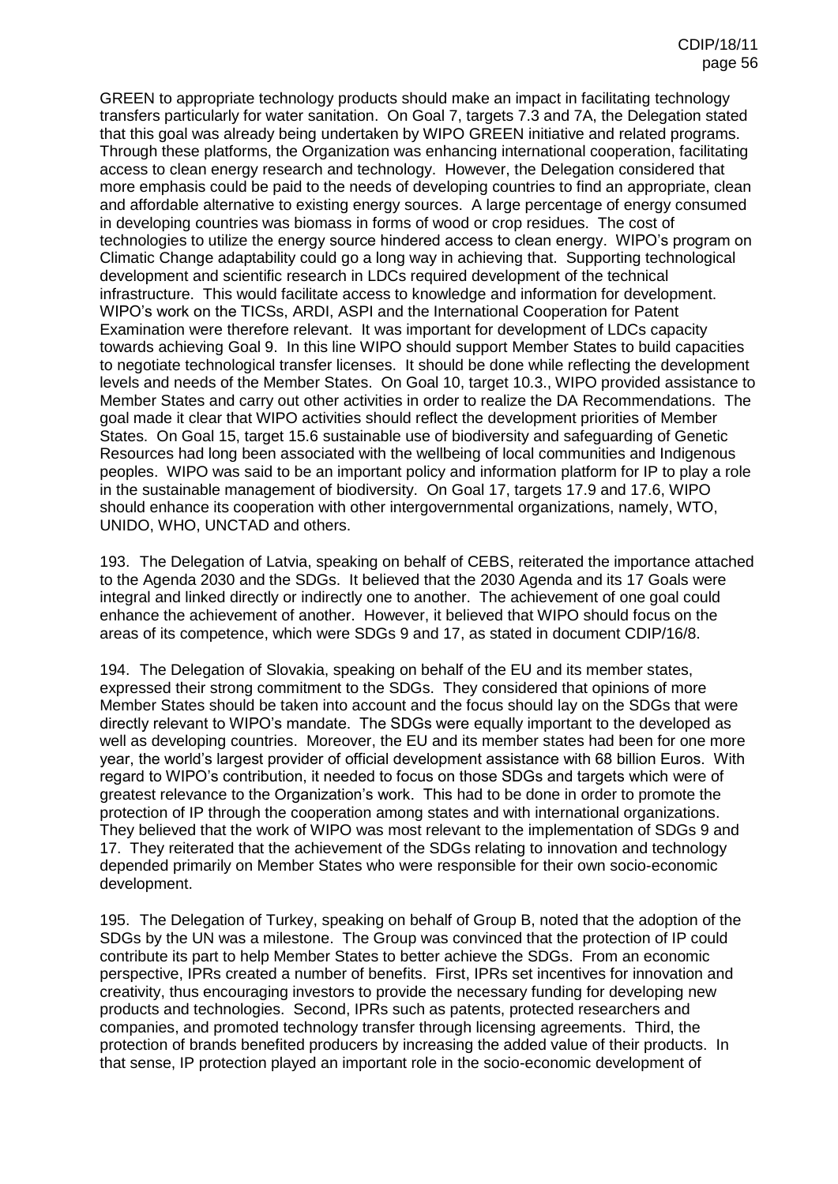GREEN to appropriate technology products should make an impact in facilitating technology transfers particularly for water sanitation. On Goal 7, targets 7.3 and 7A, the Delegation stated that this goal was already being undertaken by WIPO GREEN initiative and related programs. Through these platforms, the Organization was enhancing international cooperation, facilitating access to clean energy research and technology. However, the Delegation considered that more emphasis could be paid to the needs of developing countries to find an appropriate, clean and affordable alternative to existing energy sources. A large percentage of energy consumed in developing countries was biomass in forms of wood or crop residues. The cost of technologies to utilize the energy source hindered access to clean energy. WIPO's program on Climatic Change adaptability could go a long way in achieving that. Supporting technological development and scientific research in LDCs required development of the technical infrastructure. This would facilitate access to knowledge and information for development. WIPO's work on the TICSs, ARDI, ASPI and the International Cooperation for Patent Examination were therefore relevant. It was important for development of LDCs capacity towards achieving Goal 9. In this line WIPO should support Member States to build capacities to negotiate technological transfer licenses. It should be done while reflecting the development levels and needs of the Member States. On Goal 10, target 10.3., WIPO provided assistance to Member States and carry out other activities in order to realize the DA Recommendations. The goal made it clear that WIPO activities should reflect the development priorities of Member States. On Goal 15, target 15.6 sustainable use of biodiversity and safeguarding of Genetic Resources had long been associated with the wellbeing of local communities and Indigenous peoples. WIPO was said to be an important policy and information platform for IP to play a role in the sustainable management of biodiversity. On Goal 17, targets 17.9 and 17.6, WIPO should enhance its cooperation with other intergovernmental organizations, namely, WTO, UNIDO, WHO, UNCTAD and others.

193. The Delegation of Latvia, speaking on behalf of CEBS, reiterated the importance attached to the Agenda 2030 and the SDGs. It believed that the 2030 Agenda and its 17 Goals were integral and linked directly or indirectly one to another. The achievement of one goal could enhance the achievement of another. However, it believed that WIPO should focus on the areas of its competence, which were SDGs 9 and 17, as stated in document CDIP/16/8.

194. The Delegation of Slovakia, speaking on behalf of the EU and its member states, expressed their strong commitment to the SDGs. They considered that opinions of more Member States should be taken into account and the focus should lay on the SDGs that were directly relevant to WIPO's mandate. The SDGs were equally important to the developed as well as developing countries. Moreover, the EU and its member states had been for one more year, the world's largest provider of official development assistance with 68 billion Euros. With regard to WIPO's contribution, it needed to focus on those SDGs and targets which were of greatest relevance to the Organization's work. This had to be done in order to promote the protection of IP through the cooperation among states and with international organizations. They believed that the work of WIPO was most relevant to the implementation of SDGs 9 and 17. They reiterated that the achievement of the SDGs relating to innovation and technology depended primarily on Member States who were responsible for their own socio-economic development.

195. The Delegation of Turkey, speaking on behalf of Group B, noted that the adoption of the SDGs by the UN was a milestone. The Group was convinced that the protection of IP could contribute its part to help Member States to better achieve the SDGs. From an economic perspective, IPRs created a number of benefits. First, IPRs set incentives for innovation and creativity, thus encouraging investors to provide the necessary funding for developing new products and technologies. Second, IPRs such as patents, protected researchers and companies, and promoted technology transfer through licensing agreements. Third, the protection of brands benefited producers by increasing the added value of their products. In that sense, IP protection played an important role in the socio-economic development of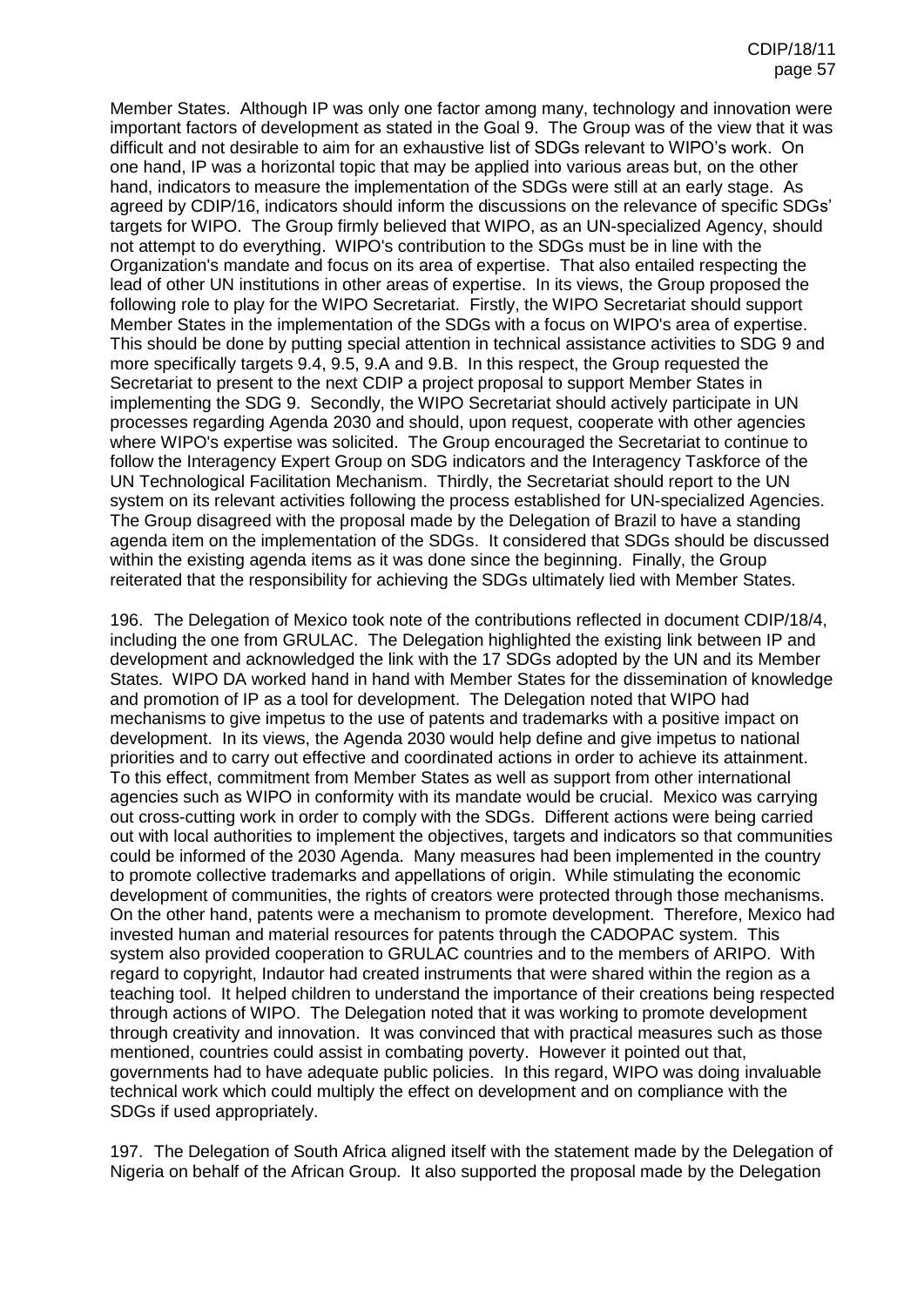Member States. Although IP was only one factor among many, technology and innovation were important factors of development as stated in the Goal 9. The Group was of the view that it was difficult and not desirable to aim for an exhaustive list of SDGs relevant to WIPO's work. On one hand, IP was a horizontal topic that may be applied into various areas but, on the other hand, indicators to measure the implementation of the SDGs were still at an early stage. As agreed by CDIP/16, indicators should inform the discussions on the relevance of specific SDGs' targets for WIPO. The Group firmly believed that WIPO, as an UN-specialized Agency, should not attempt to do everything. WIPO's contribution to the SDGs must be in line with the Organization's mandate and focus on its area of expertise. That also entailed respecting the lead of other UN institutions in other areas of expertise. In its views, the Group proposed the following role to play for the WIPO Secretariat. Firstly, the WIPO Secretariat should support Member States in the implementation of the SDGs with a focus on WIPO's area of expertise. This should be done by putting special attention in technical assistance activities to SDG 9 and more specifically targets 9.4, 9.5, 9.A and 9.B. In this respect, the Group requested the Secretariat to present to the next CDIP a project proposal to support Member States in implementing the SDG 9. Secondly, the WIPO Secretariat should actively participate in UN processes regarding Agenda 2030 and should, upon request, cooperate with other agencies where WIPO's expertise was solicited. The Group encouraged the Secretariat to continue to follow the Interagency Expert Group on SDG indicators and the Interagency Taskforce of the UN Technological Facilitation Mechanism. Thirdly, the Secretariat should report to the UN system on its relevant activities following the process established for UN-specialized Agencies. The Group disagreed with the proposal made by the Delegation of Brazil to have a standing agenda item on the implementation of the SDGs. It considered that SDGs should be discussed within the existing agenda items as it was done since the beginning. Finally, the Group reiterated that the responsibility for achieving the SDGs ultimately lied with Member States.

196. The Delegation of Mexico took note of the contributions reflected in document CDIP/18/4, including the one from GRULAC. The Delegation highlighted the existing link between IP and development and acknowledged the link with the 17 SDGs adopted by the UN and its Member States. WIPO DA worked hand in hand with Member States for the dissemination of knowledge and promotion of IP as a tool for development. The Delegation noted that WIPO had mechanisms to give impetus to the use of patents and trademarks with a positive impact on development. In its views, the Agenda 2030 would help define and give impetus to national priorities and to carry out effective and coordinated actions in order to achieve its attainment. To this effect, commitment from Member States as well as support from other international agencies such as WIPO in conformity with its mandate would be crucial. Mexico was carrying out cross-cutting work in order to comply with the SDGs. Different actions were being carried out with local authorities to implement the objectives, targets and indicators so that communities could be informed of the 2030 Agenda. Many measures had been implemented in the country to promote collective trademarks and appellations of origin. While stimulating the economic development of communities, the rights of creators were protected through those mechanisms. On the other hand, patents were a mechanism to promote development. Therefore, Mexico had invested human and material resources for patents through the CADOPAC system. This system also provided cooperation to GRULAC countries and to the members of ARIPO. With regard to copyright, Indautor had created instruments that were shared within the region as a teaching tool. It helped children to understand the importance of their creations being respected through actions of WIPO. The Delegation noted that it was working to promote development through creativity and innovation. It was convinced that with practical measures such as those mentioned, countries could assist in combating poverty. However it pointed out that, governments had to have adequate public policies. In this regard, WIPO was doing invaluable technical work which could multiply the effect on development and on compliance with the SDGs if used appropriately.

197. The Delegation of South Africa aligned itself with the statement made by the Delegation of Nigeria on behalf of the African Group. It also supported the proposal made by the Delegation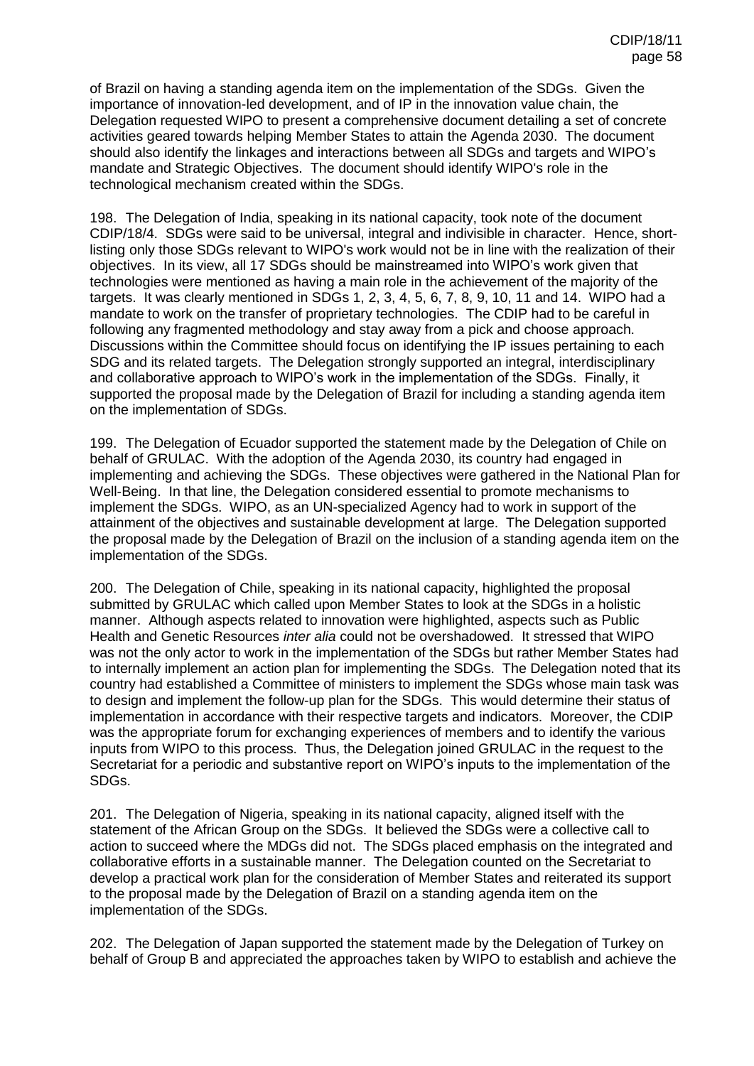of Brazil on having a standing agenda item on the implementation of the SDGs. Given the importance of innovation-led development, and of IP in the innovation value chain, the Delegation requested WIPO to present a comprehensive document detailing a set of concrete activities geared towards helping Member States to attain the Agenda 2030. The document should also identify the linkages and interactions between all SDGs and targets and WIPO's mandate and Strategic Objectives. The document should identify WIPO's role in the technological mechanism created within the SDGs.

198. The Delegation of India, speaking in its national capacity, took note of the document CDIP/18/4. SDGs were said to be universal, integral and indivisible in character. Hence, short-listing only those SDGs relevant to WIPO's work would not be in line with the realization of their objectives. In its view, all 17 SDGs should be mainstreamed into WIPO's work given that technologies were mentioned as having a main role in the achievement of the majority of the targets. It was clearly mentioned in SDGs 1, 2, 3, 4, 5, 6, 7, 8, 9, 10, 11 and 14. WIPO had a mandate to work on the transfer of proprietary technologies. The CDIP had to be careful in following any fragmented methodology and stay away from a pick and choose approach. Discussions within the Committee should focus on identifying the IP issues pertaining to each SDG and its related targets. The Delegation strongly supported an integral, interdisciplinary and collaborative approach to WIPO's work in the implementation of the SDGs. Finally, it supported the proposal made by the Delegation of Brazil for including a standing agenda item on the implementation of SDGs.

199. The Delegation of Ecuador supported the statement made by the Delegation of Chile on behalf of GRULAC. With the adoption of the Agenda 2030, its country had engaged in implementing and achieving the SDGs. These objectives were gathered in the National Plan for Well-Being. In that line, the Delegation considered essential to promote mechanisms to implement the SDGs. WIPO, as an UN-specialized Agency had to work in support of the attainment of the objectives and sustainable development at large. The Delegation supported the proposal made by the Delegation of Brazil on the inclusion of a standing agenda item on the implementation of the SDGs.

200. The Delegation of Chile, speaking in its national capacity, highlighted the proposal submitted by GRULAC which called upon Member States to look at the SDGs in a holistic manner. Although aspects related to innovation were highlighted, aspects such as Public Health and Genetic Resources *inter alia* could not be overshadowed. It stressed that WIPO was not the only actor to work in the implementation of the SDGs but rather Member States had to internally implement an action plan for implementing the SDGs. The Delegation noted that its country had established a Committee of ministers to implement the SDGs whose main task was to design and implement the follow-up plan for the SDGs. This would determine their status of implementation in accordance with their respective targets and indicators. Moreover, the CDIP was the appropriate forum for exchanging experiences of members and to identify the various inputs from WIPO to this process. Thus, the Delegation joined GRULAC in the request to the Secretariat for a periodic and substantive report on WIPO's inputs to the implementation of the SDGs.

201. The Delegation of Nigeria, speaking in its national capacity, aligned itself with the statement of the African Group on the SDGs. It believed the SDGs were a collective call to action to succeed where the MDGs did not. The SDGs placed emphasis on the integrated and collaborative efforts in a sustainable manner. The Delegation counted on the Secretariat to develop a practical work plan for the consideration of Member States and reiterated its support to the proposal made by the Delegation of Brazil on a standing agenda item on the implementation of the SDGs.

202. The Delegation of Japan supported the statement made by the Delegation of Turkey on behalf of Group B and appreciated the approaches taken by WIPO to establish and achieve the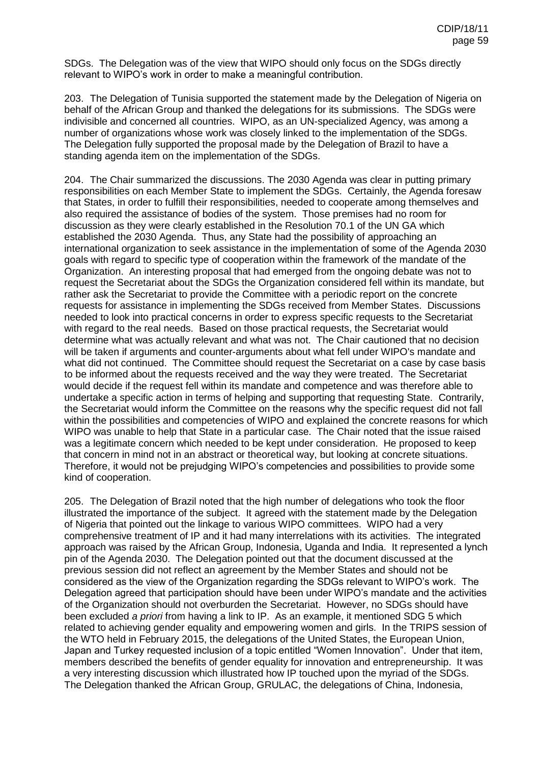SDGs. The Delegation was of the view that WIPO should only focus on the SDGs directly relevant to WIPO's work in order to make a meaningful contribution.

203. The Delegation of Tunisia supported the statement made by the Delegation of Nigeria on behalf of the African Group and thanked the delegations for its submissions. The SDGs were indivisible and concerned all countries. WIPO, as an UN-specialized Agency, was among a number of organizations whose work was closely linked to the implementation of the SDGs. The Delegation fully supported the proposal made by the Delegation of Brazil to have a standing agenda item on the implementation of the SDGs.

204. The Chair summarized the discussions. The 2030 Agenda was clear in putting primary responsibilities on each Member State to implement the SDGs. Certainly, the Agenda foresaw that States, in order to fulfill their responsibilities, needed to cooperate among themselves and also required the assistance of bodies of the system. Those premises had no room for discussion as they were clearly established in the Resolution 70.1 of the UN GA which established the 2030 Agenda. Thus, any State had the possibility of approaching an international organization to seek assistance in the implementation of some of the Agenda 2030 goals with regard to specific type of cooperation within the framework of the mandate of the Organization. An interesting proposal that had emerged from the ongoing debate was not to request the Secretariat about the SDGs the Organization considered fell within its mandate, but rather ask the Secretariat to provide the Committee with a periodic report on the concrete requests for assistance in implementing the SDGs received from Member States. Discussions needed to look into practical concerns in order to express specific requests to the Secretariat with regard to the real needs. Based on those practical requests, the Secretariat would determine what was actually relevant and what was not. The Chair cautioned that no decision will be taken if arguments and counter-arguments about what fell under WIPO's mandate and what did not continued. The Committee should request the Secretariat on a case by case basis to be informed about the requests received and the way they were treated. The Secretariat would decide if the request fell within its mandate and competence and was therefore able to undertake a specific action in terms of helping and supporting that requesting State. Contrarily, the Secretariat would inform the Committee on the reasons why the specific request did not fall within the possibilities and competencies of WIPO and explained the concrete reasons for which WIPO was unable to help that State in a particular case. The Chair noted that the issue raised was a legitimate concern which needed to be kept under consideration. He proposed to keep that concern in mind not in an abstract or theoretical way, but looking at concrete situations. Therefore, it would not be prejudging WIPO's competencies and possibilities to provide some kind of cooperation.

205. The Delegation of Brazil noted that the high number of delegations who took the floor illustrated the importance of the subject. It agreed with the statement made by the Delegation of Nigeria that pointed out the linkage to various WIPO committees. WIPO had a very comprehensive treatment of IP and it had many interrelations with its activities. The integrated approach was raised by the African Group, Indonesia, Uganda and India. It represented a lynch pin of the Agenda 2030. The Delegation pointed out that the document discussed at the previous session did not reflect an agreement by the Member States and should not be considered as the view of the Organization regarding the SDGs relevant to WIPO's work. The Delegation agreed that participation should have been under WIPO's mandate and the activities of the Organization should not overburden the Secretariat. However, no SDGs should have been excluded *a priori* from having a link to IP. As an example, it mentioned SDG 5 which related to achieving gender equality and empowering women and girls. In the TRIPS session of the WTO held in February 2015, the delegations of the United States, the European Union, Japan and Turkey requested inclusion of a topic entitled "Women Innovation". Under that item, members described the benefits of gender equality for innovation and entrepreneurship. It was a very interesting discussion which illustrated how IP touched upon the myriad of the SDGs. The Delegation thanked the African Group, GRULAC, the delegations of China, Indonesia,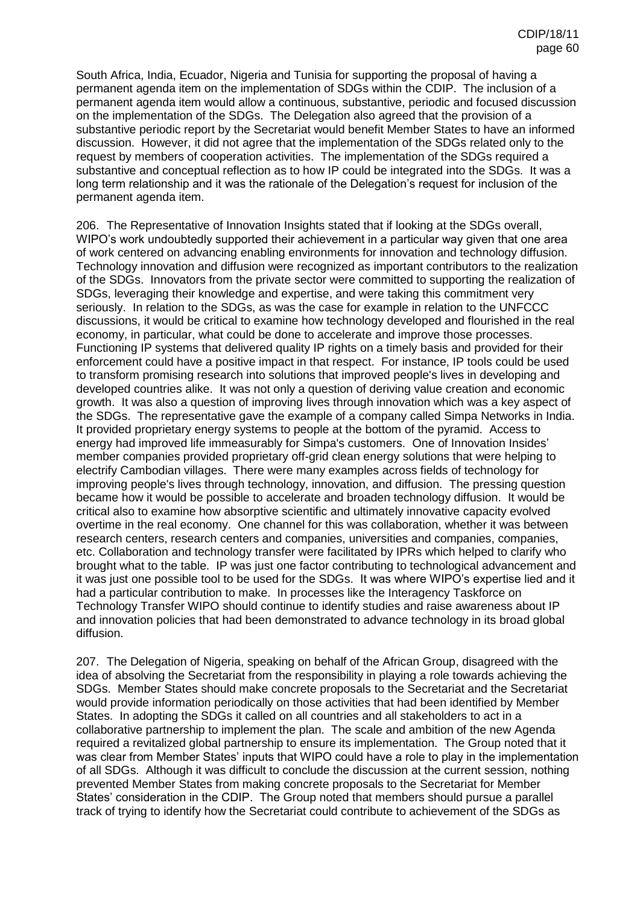South Africa, India, Ecuador, Nigeria and Tunisia for supporting the proposal of having a permanent agenda item on the implementation of SDGs within the CDIP. The inclusion of a permanent agenda item would allow a continuous, substantive, periodic and focused discussion on the implementation of the SDGs. The Delegation also agreed that the provision of a substantive periodic report by the Secretariat would benefit Member States to have an informed discussion. However, it did not agree that the implementation of the SDGs related only to the request by members of cooperation activities. The implementation of the SDGs required a substantive and conceptual reflection as to how IP could be integrated into the SDGs. It was a long term relationship and it was the rationale of the Delegation's request for inclusion of the permanent agenda item.

206. The Representative of Innovation Insights stated that if looking at the SDGs overall, WIPO's work undoubtedly supported their achievement in a particular way given that one area of work centered on advancing enabling environments for innovation and technology diffusion. Technology innovation and diffusion were recognized as important contributors to the realization of the SDGs. Innovators from the private sector were committed to supporting the realization of SDGs, leveraging their knowledge and expertise, and were taking this commitment very seriously. In relation to the SDGs, as was the case for example in relation to the UNFCCC discussions, it would be critical to examine how technology developed and flourished in the real economy, in particular, what could be done to accelerate and improve those processes. Functioning IP systems that delivered quality IP rights on a timely basis and provided for their enforcement could have a positive impact in that respect. For instance, IP tools could be used to transform promising research into solutions that improved people's lives in developing and developed countries alike. It was not only a question of deriving value creation and economic growth. It was also a question of improving lives through innovation which was a key aspect of the SDGs. The representative gave the example of a company called Simpa Networks in India. It provided proprietary energy systems to people at the bottom of the pyramid. Access to energy had improved life immeasurably for Simpa's customers. One of Innovation Insides' member companies provided proprietary off-grid clean energy solutions that were helping to electrify Cambodian villages. There were many examples across fields of technology for improving people's lives through technology, innovation, and diffusion. The pressing question became how it would be possible to accelerate and broaden technology diffusion. It would be critical also to examine how absorptive scientific and ultimately innovative capacity evolved overtime in the real economy. One channel for this was collaboration, whether it was between research centers, research centers and companies, universities and companies, companies, etc. Collaboration and technology transfer were facilitated by IPRs which helped to clarify who brought what to the table. IP was just one factor contributing to technological advancement and it was just one possible tool to be used for the SDGs. It was where WIPO's expertise lied and it had a particular contribution to make. In processes like the Interagency Taskforce on Technology Transfer WIPO should continue to identify studies and raise awareness about IP and innovation policies that had been demonstrated to advance technology in its broad global diffusion.

207. The Delegation of Nigeria, speaking on behalf of the African Group, disagreed with the idea of absolving the Secretariat from the responsibility in playing a role towards achieving the SDGs. Member States should make concrete proposals to the Secretariat and the Secretariat would provide information periodically on those activities that had been identified by Member States. In adopting the SDGs it called on all countries and all stakeholders to act in a collaborative partnership to implement the plan. The scale and ambition of the new Agenda required a revitalized global partnership to ensure its implementation. The Group noted that it was clear from Member States' inputs that WIPO could have a role to play in the implementation of all SDGs. Although it was difficult to conclude the discussion at the current session, nothing prevented Member States from making concrete proposals to the Secretariat for Member States' consideration in the CDIP. The Group noted that members should pursue a parallel track of trying to identify how the Secretariat could contribute to achievement of the SDGs as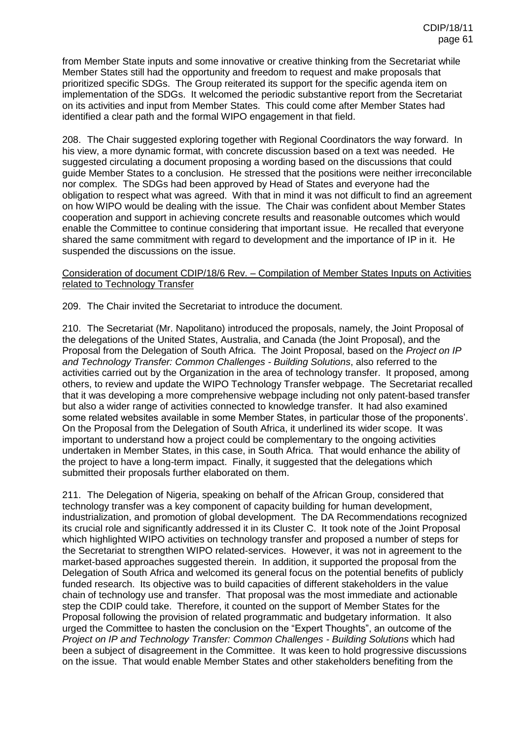from Member State inputs and some innovative or creative thinking from the Secretariat while Member States still had the opportunity and freedom to request and make proposals that prioritized specific SDGs. The Group reiterated its support for the specific agenda item on implementation of the SDGs. It welcomed the periodic substantive report from the Secretariat on its activities and input from Member States. This could come after Member States had identified a clear path and the formal WIPO engagement in that field.

208. The Chair suggested exploring together with Regional Coordinators the way forward. In his view, a more dynamic format, with concrete discussion based on a text was needed. He suggested circulating a document proposing a wording based on the discussions that could guide Member States to a conclusion. He stressed that the positions were neither irreconcilable nor complex. The SDGs had been approved by Head of States and everyone had the obligation to respect what was agreed. With that in mind it was not difficult to find an agreement on how WIPO would be dealing with the issue. The Chair was confident about Member States cooperation and support in achieving concrete results and reasonable outcomes which would enable the Committee to continue considering that important issue. He recalled that everyone shared the same commitment with regard to development and the importance of IP in it. He suspended the discussions on the issue.

Consideration of document CDIP/18/6 Rev. – Compilation of Member States Inputs on Activities related to Technology Transfer

209. The Chair invited the Secretariat to introduce the document.

210. The Secretariat (Mr. Napolitano) introduced the proposals, namely, the Joint Proposal of the delegations of the United States, Australia, and Canada (the Joint Proposal), and the Proposal from the Delegation of South Africa. The Joint Proposal, based on the *Project on IP and Technology Transfer: Common Challenges - Building Solutions*, also referred to the activities carried out by the Organization in the area of technology transfer. It proposed, among others, to review and update the WIPO Technology Transfer webpage. The Secretariat recalled that it was developing a more comprehensive webpage including not only patent-based transfer but also a wider range of activities connected to knowledge transfer. It had also examined some related websites available in some Member States, in particular those of the proponents'. On the Proposal from the Delegation of South Africa, it underlined its wider scope. It was important to understand how a project could be complementary to the ongoing activities undertaken in Member States, in this case, in South Africa. That would enhance the ability of the project to have a long-term impact. Finally, it suggested that the delegations which submitted their proposals further elaborated on them.

211. The Delegation of Nigeria, speaking on behalf of the African Group, considered that technology transfer was a key component of capacity building for human development, industrialization, and promotion of global development. The DA Recommendations recognized its crucial role and significantly addressed it in its Cluster C. It took note of the Joint Proposal which highlighted WIPO activities on technology transfer and proposed a number of steps for the Secretariat to strengthen WIPO related-services. However, it was not in agreement to the market-based approaches suggested therein. In addition, it supported the proposal from the Delegation of South Africa and welcomed its general focus on the potential benefits of publicly funded research. Its objective was to build capacities of different stakeholders in the value chain of technology use and transfer. That proposal was the most immediate and actionable step the CDIP could take. Therefore, it counted on the support of Member States for the Proposal following the provision of related programmatic and budgetary information. It also urged the Committee to hasten the conclusion on the "Expert Thoughts", an outcome of the *Project on IP and Technology Transfer: Common Challenges - Building Solutions* which had been a subject of disagreement in the Committee. It was keen to hold progressive discussions on the issue. That would enable Member States and other stakeholders benefiting from the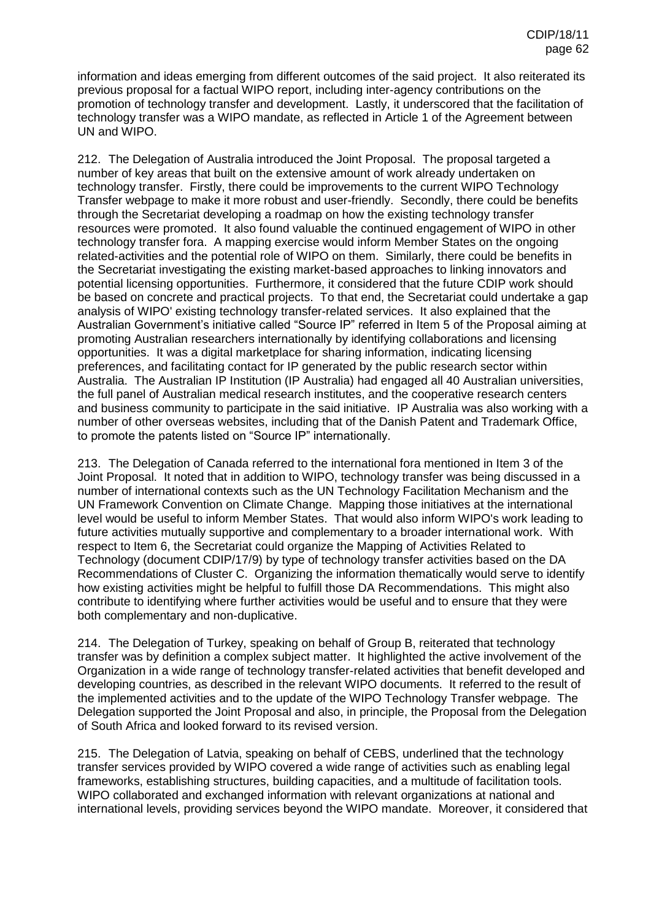information and ideas emerging from different outcomes of the said project. It also reiterated its previous proposal for a factual WIPO report, including inter-agency contributions on the promotion of technology transfer and development. Lastly, it underscored that the facilitation of technology transfer was a WIPO mandate, as reflected in Article 1 of the Agreement between UN and WIPO.

212. The Delegation of Australia introduced the Joint Proposal. The proposal targeted a number of key areas that built on the extensive amount of work already undertaken on technology transfer. Firstly, there could be improvements to the current WIPO Technology Transfer webpage to make it more robust and user-friendly. Secondly, there could be benefits through the Secretariat developing a roadmap on how the existing technology transfer resources were promoted. It also found valuable the continued engagement of WIPO in other technology transfer fora. A mapping exercise would inform Member States on the ongoing related-activities and the potential role of WIPO on them. Similarly, there could be benefits in the Secretariat investigating the existing market-based approaches to linking innovators and potential licensing opportunities. Furthermore, it considered that the future CDIP work should be based on concrete and practical projects. To that end, the Secretariat could undertake a gap analysis of WIPO' existing technology transfer-related services. It also explained that the Australian Government's initiative called "Source IP" referred in Item 5 of the Proposal aiming at promoting Australian researchers internationally by identifying collaborations and licensing opportunities. It was a digital marketplace for sharing information, indicating licensing preferences, and facilitating contact for IP generated by the public research sector within Australia. The Australian IP Institution (IP Australia) had engaged all 40 Australian universities, the full panel of Australian medical research institutes, and the cooperative research centers and business community to participate in the said initiative. IP Australia was also working with a number of other overseas websites, including that of the Danish Patent and Trademark Office, to promote the patents listed on "Source IP" internationally.

213. The Delegation of Canada referred to the international fora mentioned in Item 3 of the Joint Proposal. It noted that in addition to WIPO, technology transfer was being discussed in a number of international contexts such as the UN Technology Facilitation Mechanism and the UN Framework Convention on Climate Change. Mapping those initiatives at the international level would be useful to inform Member States. That would also inform WIPO's work leading to future activities mutually supportive and complementary to a broader international work. With respect to Item 6, the Secretariat could organize the Mapping of Activities Related to Technology (document CDIP/17/9) by type of technology transfer activities based on the DA Recommendations of Cluster C. Organizing the information thematically would serve to identify how existing activities might be helpful to fulfill those DA Recommendations. This might also contribute to identifying where further activities would be useful and to ensure that they were both complementary and non-duplicative.

214. The Delegation of Turkey, speaking on behalf of Group B, reiterated that technology transfer was by definition a complex subject matter. It highlighted the active involvement of the Organization in a wide range of technology transfer-related activities that benefit developed and developing countries, as described in the relevant WIPO documents. It referred to the result of the implemented activities and to the update of the WIPO Technology Transfer webpage. The Delegation supported the Joint Proposal and also, in principle, the Proposal from the Delegation of South Africa and looked forward to its revised version.

215. The Delegation of Latvia, speaking on behalf of CEBS, underlined that the technology transfer services provided by WIPO covered a wide range of activities such as enabling legal frameworks, establishing structures, building capacities, and a multitude of facilitation tools. WIPO collaborated and exchanged information with relevant organizations at national and international levels, providing services beyond the WIPO mandate. Moreover, it considered that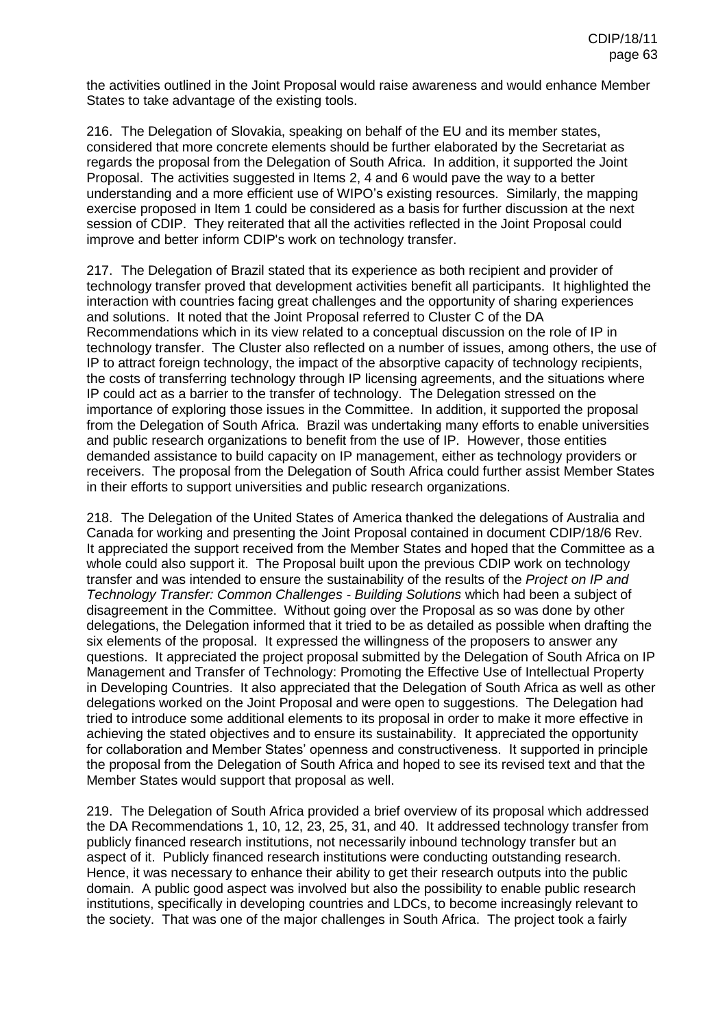the activities outlined in the Joint Proposal would raise awareness and would enhance Member States to take advantage of the existing tools.

216. The Delegation of Slovakia, speaking on behalf of the EU and its member states, considered that more concrete elements should be further elaborated by the Secretariat as regards the proposal from the Delegation of South Africa. In addition, it supported the Joint Proposal. The activities suggested in Items 2, 4 and 6 would pave the way to a better understanding and a more efficient use of WIPO's existing resources. Similarly, the mapping exercise proposed in Item 1 could be considered as a basis for further discussion at the next session of CDIP. They reiterated that all the activities reflected in the Joint Proposal could improve and better inform CDIP's work on technology transfer.

217. The Delegation of Brazil stated that its experience as both recipient and provider of technology transfer proved that development activities benefit all participants. It highlighted the interaction with countries facing great challenges and the opportunity of sharing experiences and solutions. It noted that the Joint Proposal referred to Cluster C of the DA Recommendations which in its view related to a conceptual discussion on the role of IP in technology transfer. The Cluster also reflected on a number of issues, among others, the use of IP to attract foreign technology, the impact of the absorptive capacity of technology recipients, the costs of transferring technology through IP licensing agreements, and the situations where IP could act as a barrier to the transfer of technology. The Delegation stressed on the importance of exploring those issues in the Committee. In addition, it supported the proposal from the Delegation of South Africa. Brazil was undertaking many efforts to enable universities and public research organizations to benefit from the use of IP. However, those entities demanded assistance to build capacity on IP management, either as technology providers or receivers. The proposal from the Delegation of South Africa could further assist Member States in their efforts to support universities and public research organizations.

218. The Delegation of the United States of America thanked the delegations of Australia and Canada for working and presenting the Joint Proposal contained in document CDIP/18/6 Rev. It appreciated the support received from the Member States and hoped that the Committee as a whole could also support it. The Proposal built upon the previous CDIP work on technology transfer and was intended to ensure the sustainability of the results of the *Project on IP and Technology Transfer: Common Challenges - Building Solutions* which had been a subject of disagreement in the Committee. Without going over the Proposal as so was done by other delegations, the Delegation informed that it tried to be as detailed as possible when drafting the six elements of the proposal. It expressed the willingness of the proposers to answer any questions. It appreciated the project proposal submitted by the Delegation of South Africa on IP Management and Transfer of Technology: Promoting the Effective Use of Intellectual Property in Developing Countries. It also appreciated that the Delegation of South Africa as well as other delegations worked on the Joint Proposal and were open to suggestions. The Delegation had tried to introduce some additional elements to its proposal in order to make it more effective in achieving the stated objectives and to ensure its sustainability. It appreciated the opportunity for collaboration and Member States' openness and constructiveness. It supported in principle the proposal from the Delegation of South Africa and hoped to see its revised text and that the Member States would support that proposal as well.

219. The Delegation of South Africa provided a brief overview of its proposal which addressed the DA Recommendations 1, 10, 12, 23, 25, 31, and 40. It addressed technology transfer from publicly financed research institutions, not necessarily inbound technology transfer but an aspect of it. Publicly financed research institutions were conducting outstanding research. Hence, it was necessary to enhance their ability to get their research outputs into the public domain. A public good aspect was involved but also the possibility to enable public research institutions, specifically in developing countries and LDCs, to become increasingly relevant to the society. That was one of the major challenges in South Africa. The project took a fairly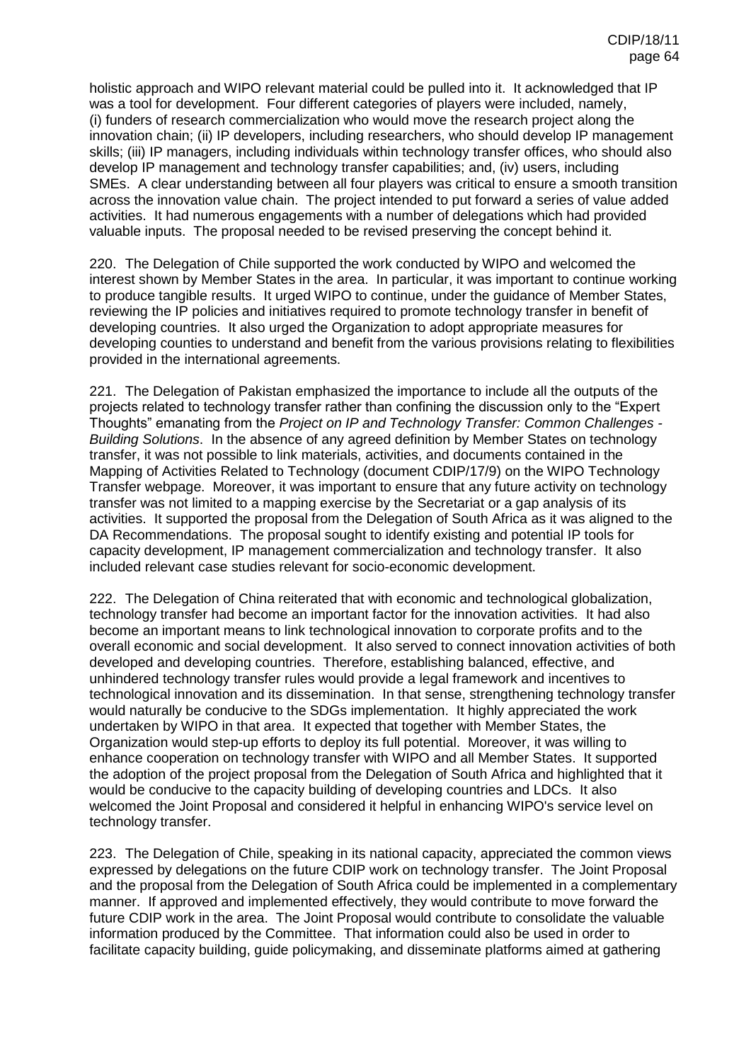holistic approach and WIPO relevant material could be pulled into it. It acknowledged that IP was a tool for development. Four different categories of players were included, namely, (i) funders of research commercialization who would move the research project along the innovation chain; (ii) IP developers, including researchers, who should develop IP management skills; (iii) IP managers, including individuals within technology transfer offices, who should also develop IP management and technology transfer capabilities; and, (iv) users, including SMEs. A clear understanding between all four players was critical to ensure a smooth transition across the innovation value chain. The project intended to put forward a series of value added activities. It had numerous engagements with a number of delegations which had provided valuable inputs. The proposal needed to be revised preserving the concept behind it.

220. The Delegation of Chile supported the work conducted by WIPO and welcomed the interest shown by Member States in the area. In particular, it was important to continue working to produce tangible results. It urged WIPO to continue, under the guidance of Member States, reviewing the IP policies and initiatives required to promote technology transfer in benefit of developing countries. It also urged the Organization to adopt appropriate measures for developing counties to understand and benefit from the various provisions relating to flexibilities provided in the international agreements.

221. The Delegation of Pakistan emphasized the importance to include all the outputs of the projects related to technology transfer rather than confining the discussion only to the "Expert Thoughts" emanating from the *Project on IP and Technology Transfer: Common Challenges - Building Solutions*. In the absence of any agreed definition by Member States on technology transfer, it was not possible to link materials, activities, and documents contained in the Mapping of Activities Related to Technology (document CDIP/17/9) on the WIPO Technology Transfer webpage. Moreover, it was important to ensure that any future activity on technology transfer was not limited to a mapping exercise by the Secretariat or a gap analysis of its activities. It supported the proposal from the Delegation of South Africa as it was aligned to the DA Recommendations. The proposal sought to identify existing and potential IP tools for capacity development, IP management commercialization and technology transfer. It also included relevant case studies relevant for socio-economic development.

222. The Delegation of China reiterated that with economic and technological globalization, technology transfer had become an important factor for the innovation activities. It had also become an important means to link technological innovation to corporate profits and to the overall economic and social development. It also served to connect innovation activities of both developed and developing countries. Therefore, establishing balanced, effective, and unhindered technology transfer rules would provide a legal framework and incentives to technological innovation and its dissemination. In that sense, strengthening technology transfer would naturally be conducive to the SDGs implementation. It highly appreciated the work undertaken by WIPO in that area. It expected that together with Member States, the Organization would step-up efforts to deploy its full potential. Moreover, it was willing to enhance cooperation on technology transfer with WIPO and all Member States. It supported the adoption of the project proposal from the Delegation of South Africa and highlighted that it would be conducive to the capacity building of developing countries and LDCs. It also welcomed the Joint Proposal and considered it helpful in enhancing WIPO's service level on technology transfer.

223. The Delegation of Chile, speaking in its national capacity, appreciated the common views expressed by delegations on the future CDIP work on technology transfer. The Joint Proposal and the proposal from the Delegation of South Africa could be implemented in a complementary manner. If approved and implemented effectively, they would contribute to move forward the future CDIP work in the area. The Joint Proposal would contribute to consolidate the valuable information produced by the Committee. That information could also be used in order to facilitate capacity building, guide policymaking, and disseminate platforms aimed at gathering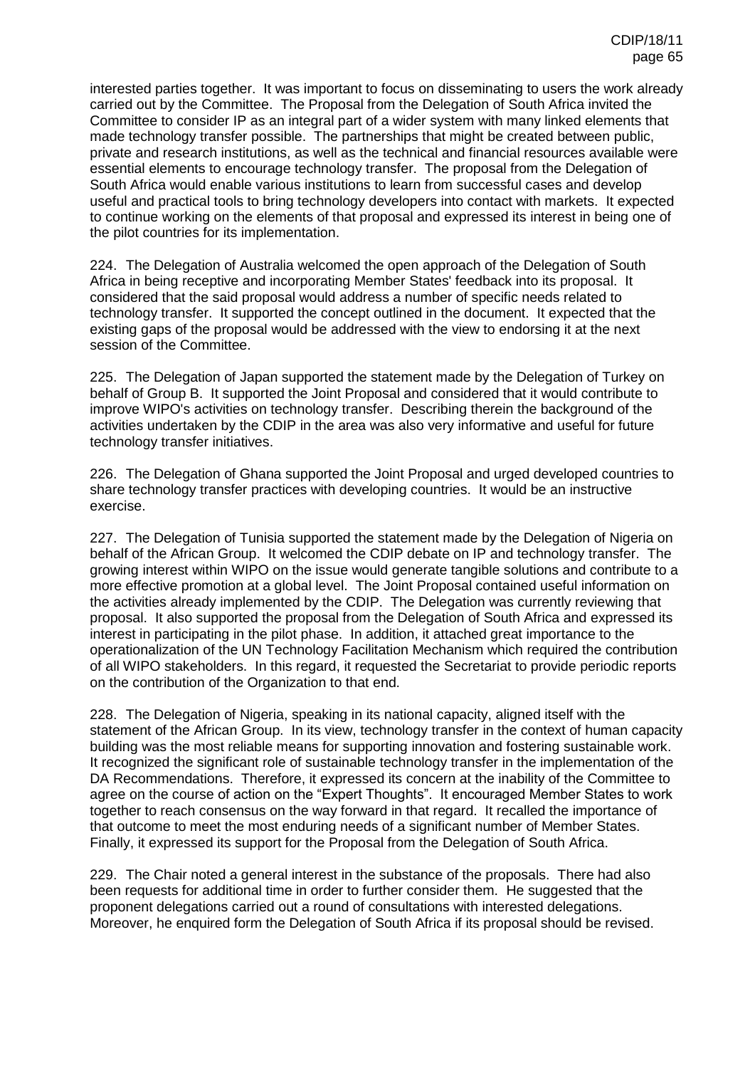interested parties together. It was important to focus on disseminating to users the work already carried out by the Committee. The Proposal from the Delegation of South Africa invited the Committee to consider IP as an integral part of a wider system with many linked elements that made technology transfer possible. The partnerships that might be created between public, private and research institutions, as well as the technical and financial resources available were essential elements to encourage technology transfer. The proposal from the Delegation of South Africa would enable various institutions to learn from successful cases and develop useful and practical tools to bring technology developers into contact with markets. It expected to continue working on the elements of that proposal and expressed its interest in being one of the pilot countries for its implementation.

224. The Delegation of Australia welcomed the open approach of the Delegation of South Africa in being receptive and incorporating Member States' feedback into its proposal. It considered that the said proposal would address a number of specific needs related to technology transfer. It supported the concept outlined in the document. It expected that the existing gaps of the proposal would be addressed with the view to endorsing it at the next session of the Committee.

225. The Delegation of Japan supported the statement made by the Delegation of Turkey on behalf of Group B. It supported the Joint Proposal and considered that it would contribute to improve WIPO's activities on technology transfer. Describing therein the background of the activities undertaken by the CDIP in the area was also very informative and useful for future technology transfer initiatives.

226. The Delegation of Ghana supported the Joint Proposal and urged developed countries to share technology transfer practices with developing countries. It would be an instructive exercise.

227. The Delegation of Tunisia supported the statement made by the Delegation of Nigeria on behalf of the African Group. It welcomed the CDIP debate on IP and technology transfer. The growing interest within WIPO on the issue would generate tangible solutions and contribute to a more effective promotion at a global level. The Joint Proposal contained useful information on the activities already implemented by the CDIP. The Delegation was currently reviewing that proposal. It also supported the proposal from the Delegation of South Africa and expressed its interest in participating in the pilot phase. In addition, it attached great importance to the operationalization of the UN Technology Facilitation Mechanism which required the contribution of all WIPO stakeholders. In this regard, it requested the Secretariat to provide periodic reports on the contribution of the Organization to that end.

228. The Delegation of Nigeria, speaking in its national capacity, aligned itself with the statement of the African Group. In its view, technology transfer in the context of human capacity building was the most reliable means for supporting innovation and fostering sustainable work. It recognized the significant role of sustainable technology transfer in the implementation of the DA Recommendations. Therefore, it expressed its concern at the inability of the Committee to agree on the course of action on the "Expert Thoughts". It encouraged Member States to work together to reach consensus on the way forward in that regard. It recalled the importance of that outcome to meet the most enduring needs of a significant number of Member States. Finally, it expressed its support for the Proposal from the Delegation of South Africa.

229. The Chair noted a general interest in the substance of the proposals. There had also been requests for additional time in order to further consider them. He suggested that the proponent delegations carried out a round of consultations with interested delegations. Moreover, he enquired form the Delegation of South Africa if its proposal should be revised.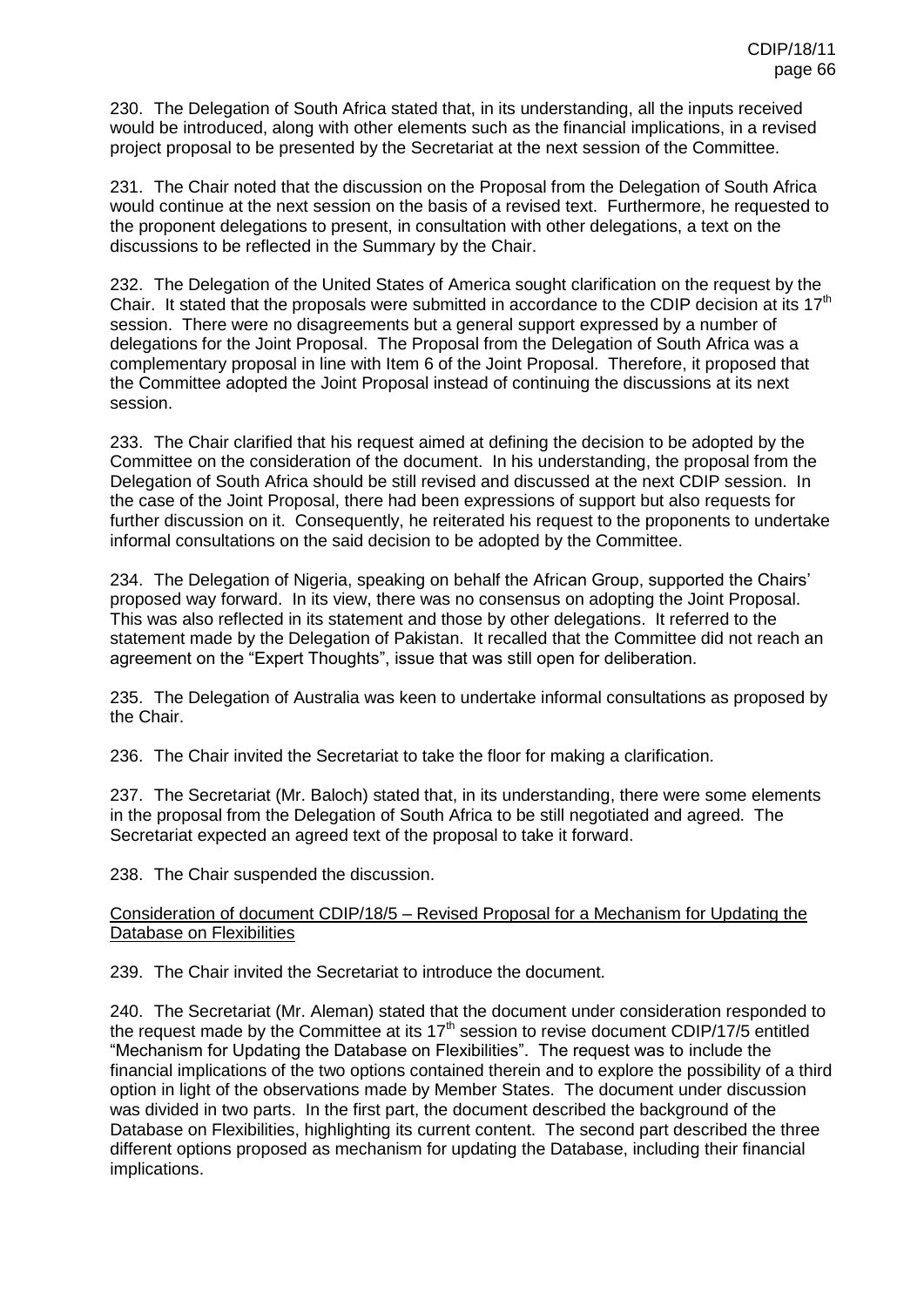230. The Delegation of South Africa stated that, in its understanding, all the inputs received would be introduced, along with other elements such as the financial implications, in a revised project proposal to be presented by the Secretariat at the next session of the Committee.

231. The Chair noted that the discussion on the Proposal from the Delegation of South Africa would continue at the next session on the basis of a revised text. Furthermore, he requested to the proponent delegations to present, in consultation with other delegations, a text on the discussions to be reflected in the Summary by the Chair.

232. The Delegation of the United States of America sought clarification on the request by the Chair. It stated that the proposals were submitted in accordance to the CDIP decision at its 17th session. There were no disagreements but a general support expressed by a number of delegations for the Joint Proposal. The Proposal from the Delegation of South Africa was a complementary proposal in line with Item 6 of the Joint Proposal. Therefore, it proposed that the Committee adopted the Joint Proposal instead of continuing the discussions at its next session.

233. The Chair clarified that his request aimed at defining the decision to be adopted by the Committee on the consideration of the document. In his understanding, the proposal from the Delegation of South Africa should be still revised and discussed at the next CDIP session. In the case of the Joint Proposal, there had been expressions of support but also requests for further discussion on it. Consequently, he reiterated his request to the proponents to undertake informal consultations on the said decision to be adopted by the Committee.

234. The Delegation of Nigeria, speaking on behalf the African Group, supported the Chairs' proposed way forward. In its view, there was no consensus on adopting the Joint Proposal. This was also reflected in its statement and those by other delegations. It referred to the statement made by the Delegation of Pakistan. It recalled that the Committee did not reach an agreement on the "Expert Thoughts", issue that was still open for deliberation.

235. The Delegation of Australia was keen to undertake informal consultations as proposed by the Chair.

236. The Chair invited the Secretariat to take the floor for making a clarification.

237. The Secretariat (Mr. Baloch) stated that, in its understanding, there were some elements in the proposal from the Delegation of South Africa to be still negotiated and agreed. The Secretariat expected an agreed text of the proposal to take it forward.

238. The Chair suspended the discussion.

Consideration of document CDIP/18/5 – Revised Proposal for a Mechanism for Updating the Database on Flexibilities

239. The Chair invited the Secretariat to introduce the document.

240. The Secretariat (Mr. Aleman) stated that the document under consideration responded to the request made by the Committee at its 17th session to revise document CDIP/17/5 entitled "Mechanism for Updating the Database on Flexibilities". The request was to include the financial implications of the two options contained therein and to explore the possibility of a third option in light of the observations made by Member States. The document under discussion was divided in two parts. In the first part, the document described the background of the Database on Flexibilities, highlighting its current content. The second part described the three different options proposed as mechanism for updating the Database, including their financial implications.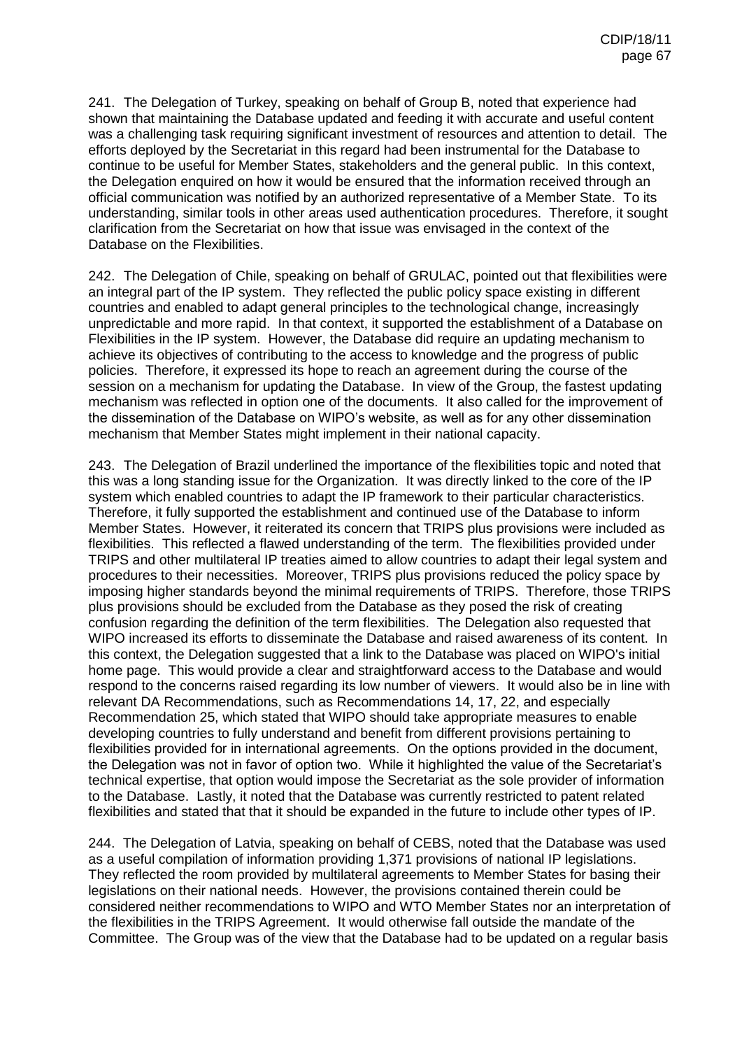241. The Delegation of Turkey, speaking on behalf of Group B, noted that experience had shown that maintaining the Database updated and feeding it with accurate and useful content was a challenging task requiring significant investment of resources and attention to detail. The efforts deployed by the Secretariat in this regard had been instrumental for the Database to continue to be useful for Member States, stakeholders and the general public. In this context, the Delegation enquired on how it would be ensured that the information received through an official communication was notified by an authorized representative of a Member State. To its understanding, similar tools in other areas used authentication procedures. Therefore, it sought clarification from the Secretariat on how that issue was envisaged in the context of the Database on the Flexibilities.

242. The Delegation of Chile, speaking on behalf of GRULAC, pointed out that flexibilities were an integral part of the IP system. They reflected the public policy space existing in different countries and enabled to adapt general principles to the technological change, increasingly unpredictable and more rapid. In that context, it supported the establishment of a Database on Flexibilities in the IP system. However, the Database did require an updating mechanism to achieve its objectives of contributing to the access to knowledge and the progress of public policies. Therefore, it expressed its hope to reach an agreement during the course of the session on a mechanism for updating the Database. In view of the Group, the fastest updating mechanism was reflected in option one of the documents. It also called for the improvement of the dissemination of the Database on WIPO's website, as well as for any other dissemination mechanism that Member States might implement in their national capacity.

243. The Delegation of Brazil underlined the importance of the flexibilities topic and noted that this was a long standing issue for the Organization. It was directly linked to the core of the IP system which enabled countries to adapt the IP framework to their particular characteristics. Therefore, it fully supported the establishment and continued use of the Database to inform Member States. However, it reiterated its concern that TRIPS plus provisions were included as flexibilities. This reflected a flawed understanding of the term. The flexibilities provided under TRIPS and other multilateral IP treaties aimed to allow countries to adapt their legal system and procedures to their necessities. Moreover, TRIPS plus provisions reduced the policy space by imposing higher standards beyond the minimal requirements of TRIPS. Therefore, those TRIPS plus provisions should be excluded from the Database as they posed the risk of creating confusion regarding the definition of the term flexibilities. The Delegation also requested that WIPO increased its efforts to disseminate the Database and raised awareness of its content. In this context, the Delegation suggested that a link to the Database was placed on WIPO's initial home page. This would provide a clear and straightforward access to the Database and would respond to the concerns raised regarding its low number of viewers. It would also be in line with relevant DA Recommendations, such as Recommendations 14, 17, 22, and especially Recommendation 25, which stated that WIPO should take appropriate measures to enable developing countries to fully understand and benefit from different provisions pertaining to flexibilities provided for in international agreements. On the options provided in the document, the Delegation was not in favor of option two. While it highlighted the value of the Secretariat's technical expertise, that option would impose the Secretariat as the sole provider of information to the Database. Lastly, it noted that the Database was currently restricted to patent related flexibilities and stated that that it should be expanded in the future to include other types of IP.

244. The Delegation of Latvia, speaking on behalf of CEBS, noted that the Database was used as a useful compilation of information providing 1,371 provisions of national IP legislations. They reflected the room provided by multilateral agreements to Member States for basing their legislations on their national needs. However, the provisions contained therein could be considered neither recommendations to WIPO and WTO Member States nor an interpretation of the flexibilities in the TRIPS Agreement. It would otherwise fall outside the mandate of the Committee. The Group was of the view that the Database had to be updated on a regular basis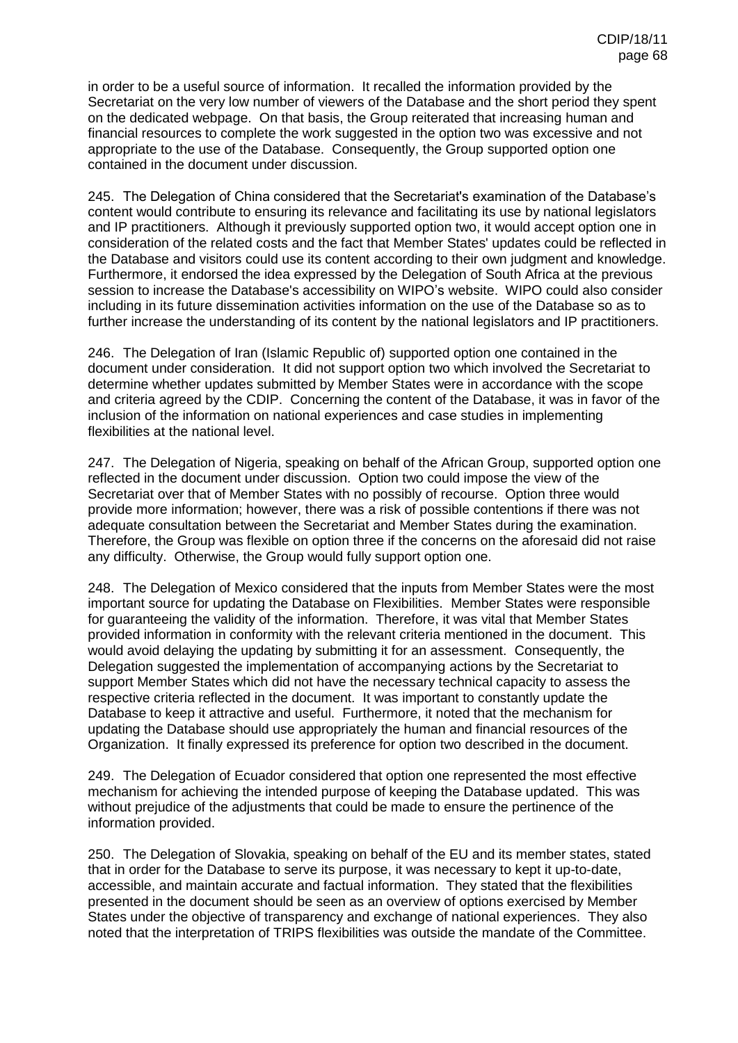in order to be a useful source of information. It recalled the information provided by the Secretariat on the very low number of viewers of the Database and the short period they spent on the dedicated webpage. On that basis, the Group reiterated that increasing human and financial resources to complete the work suggested in the option two was excessive and not appropriate to the use of the Database. Consequently, the Group supported option one contained in the document under discussion.

245. The Delegation of China considered that the Secretariat's examination of the Database's content would contribute to ensuring its relevance and facilitating its use by national legislators and IP practitioners. Although it previously supported option two, it would accept option one in consideration of the related costs and the fact that Member States' updates could be reflected in the Database and visitors could use its content according to their own judgment and knowledge. Furthermore, it endorsed the idea expressed by the Delegation of South Africa at the previous session to increase the Database's accessibility on WIPO's website. WIPO could also consider including in its future dissemination activities information on the use of the Database so as to further increase the understanding of its content by the national legislators and IP practitioners.

246. The Delegation of Iran (Islamic Republic of) supported option one contained in the document under consideration. It did not support option two which involved the Secretariat to determine whether updates submitted by Member States were in accordance with the scope and criteria agreed by the CDIP. Concerning the content of the Database, it was in favor of the inclusion of the information on national experiences and case studies in implementing flexibilities at the national level.

247. The Delegation of Nigeria, speaking on behalf of the African Group, supported option one reflected in the document under discussion. Option two could impose the view of the Secretariat over that of Member States with no possibly of recourse. Option three would provide more information; however, there was a risk of possible contentions if there was not adequate consultation between the Secretariat and Member States during the examination. Therefore, the Group was flexible on option three if the concerns on the aforesaid did not raise any difficulty. Otherwise, the Group would fully support option one.

248. The Delegation of Mexico considered that the inputs from Member States were the most important source for updating the Database on Flexibilities. Member States were responsible for guaranteeing the validity of the information. Therefore, it was vital that Member States provided information in conformity with the relevant criteria mentioned in the document. This would avoid delaying the updating by submitting it for an assessment. Consequently, the Delegation suggested the implementation of accompanying actions by the Secretariat to support Member States which did not have the necessary technical capacity to assess the respective criteria reflected in the document. It was important to constantly update the Database to keep it attractive and useful. Furthermore, it noted that the mechanism for updating the Database should use appropriately the human and financial resources of the Organization. It finally expressed its preference for option two described in the document.

249. The Delegation of Ecuador considered that option one represented the most effective mechanism for achieving the intended purpose of keeping the Database updated. This was without prejudice of the adjustments that could be made to ensure the pertinence of the information provided.

250. The Delegation of Slovakia, speaking on behalf of the EU and its member states, stated that in order for the Database to serve its purpose, it was necessary to kept it up-to-date, accessible, and maintain accurate and factual information. They stated that the flexibilities presented in the document should be seen as an overview of options exercised by Member States under the objective of transparency and exchange of national experiences. They also noted that the interpretation of TRIPS flexibilities was outside the mandate of the Committee.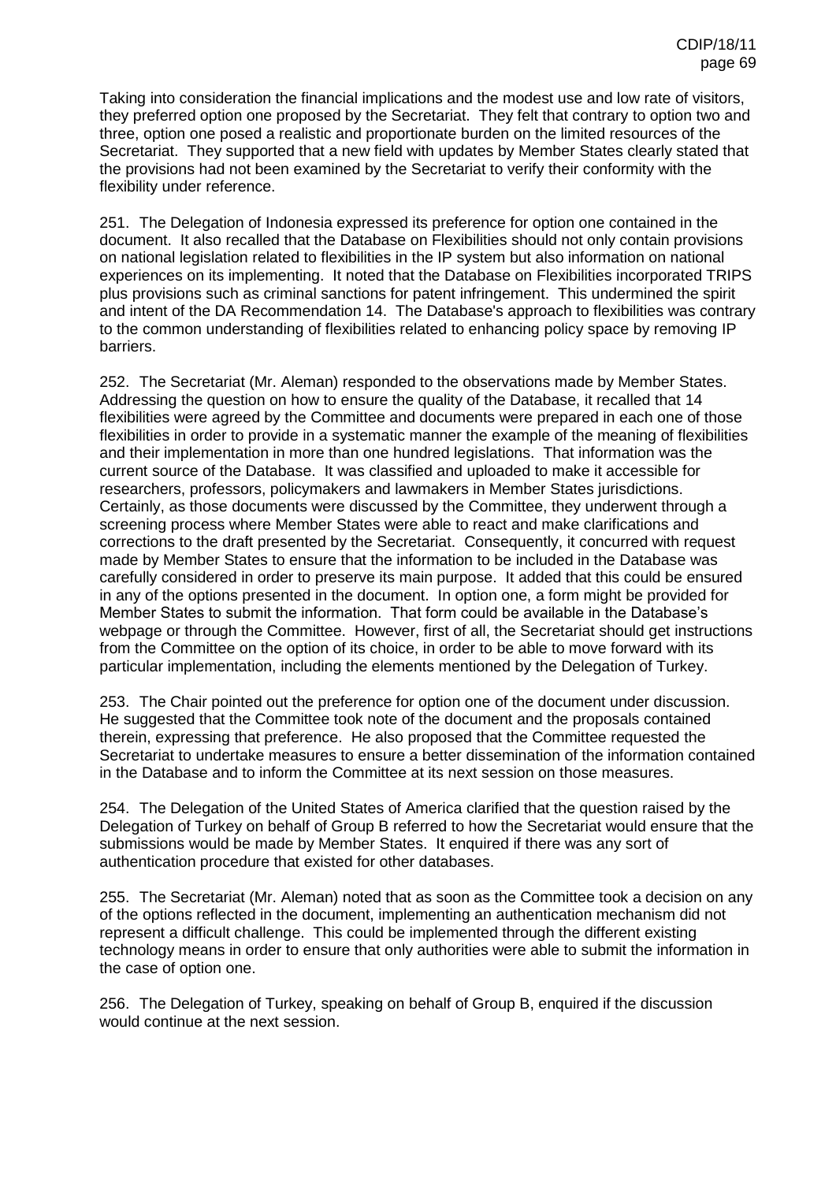Taking into consideration the financial implications and the modest use and low rate of visitors, they preferred option one proposed by the Secretariat. They felt that contrary to option two and three, option one posed a realistic and proportionate burden on the limited resources of the Secretariat. They supported that a new field with updates by Member States clearly stated that the provisions had not been examined by the Secretariat to verify their conformity with the flexibility under reference.

251. The Delegation of Indonesia expressed its preference for option one contained in the document. It also recalled that the Database on Flexibilities should not only contain provisions on national legislation related to flexibilities in the IP system but also information on national experiences on its implementing. It noted that the Database on Flexibilities incorporated TRIPS plus provisions such as criminal sanctions for patent infringement. This undermined the spirit and intent of the DA Recommendation 14. The Database's approach to flexibilities was contrary to the common understanding of flexibilities related to enhancing policy space by removing IP barriers.

252. The Secretariat (Mr. Aleman) responded to the observations made by Member States. Addressing the question on how to ensure the quality of the Database, it recalled that 14 flexibilities were agreed by the Committee and documents were prepared in each one of those flexibilities in order to provide in a systematic manner the example of the meaning of flexibilities and their implementation in more than one hundred legislations. That information was the current source of the Database. It was classified and uploaded to make it accessible for researchers, professors, policymakers and lawmakers in Member States jurisdictions. Certainly, as those documents were discussed by the Committee, they underwent through a screening process where Member States were able to react and make clarifications and corrections to the draft presented by the Secretariat. Consequently, it concurred with request made by Member States to ensure that the information to be included in the Database was carefully considered in order to preserve its main purpose. It added that this could be ensured in any of the options presented in the document. In option one, a form might be provided for Member States to submit the information. That form could be available in the Database's webpage or through the Committee. However, first of all, the Secretariat should get instructions from the Committee on the option of its choice, in order to be able to move forward with its particular implementation, including the elements mentioned by the Delegation of Turkey.

253. The Chair pointed out the preference for option one of the document under discussion. He suggested that the Committee took note of the document and the proposals contained therein, expressing that preference. He also proposed that the Committee requested the Secretariat to undertake measures to ensure a better dissemination of the information contained in the Database and to inform the Committee at its next session on those measures.

254. The Delegation of the United States of America clarified that the question raised by the Delegation of Turkey on behalf of Group B referred to how the Secretariat would ensure that the submissions would be made by Member States. It enquired if there was any sort of authentication procedure that existed for other databases.

255. The Secretariat (Mr. Aleman) noted that as soon as the Committee took a decision on any of the options reflected in the document, implementing an authentication mechanism did not represent a difficult challenge. This could be implemented through the different existing technology means in order to ensure that only authorities were able to submit the information in the case of option one.

256. The Delegation of Turkey, speaking on behalf of Group B, enquired if the discussion would continue at the next session.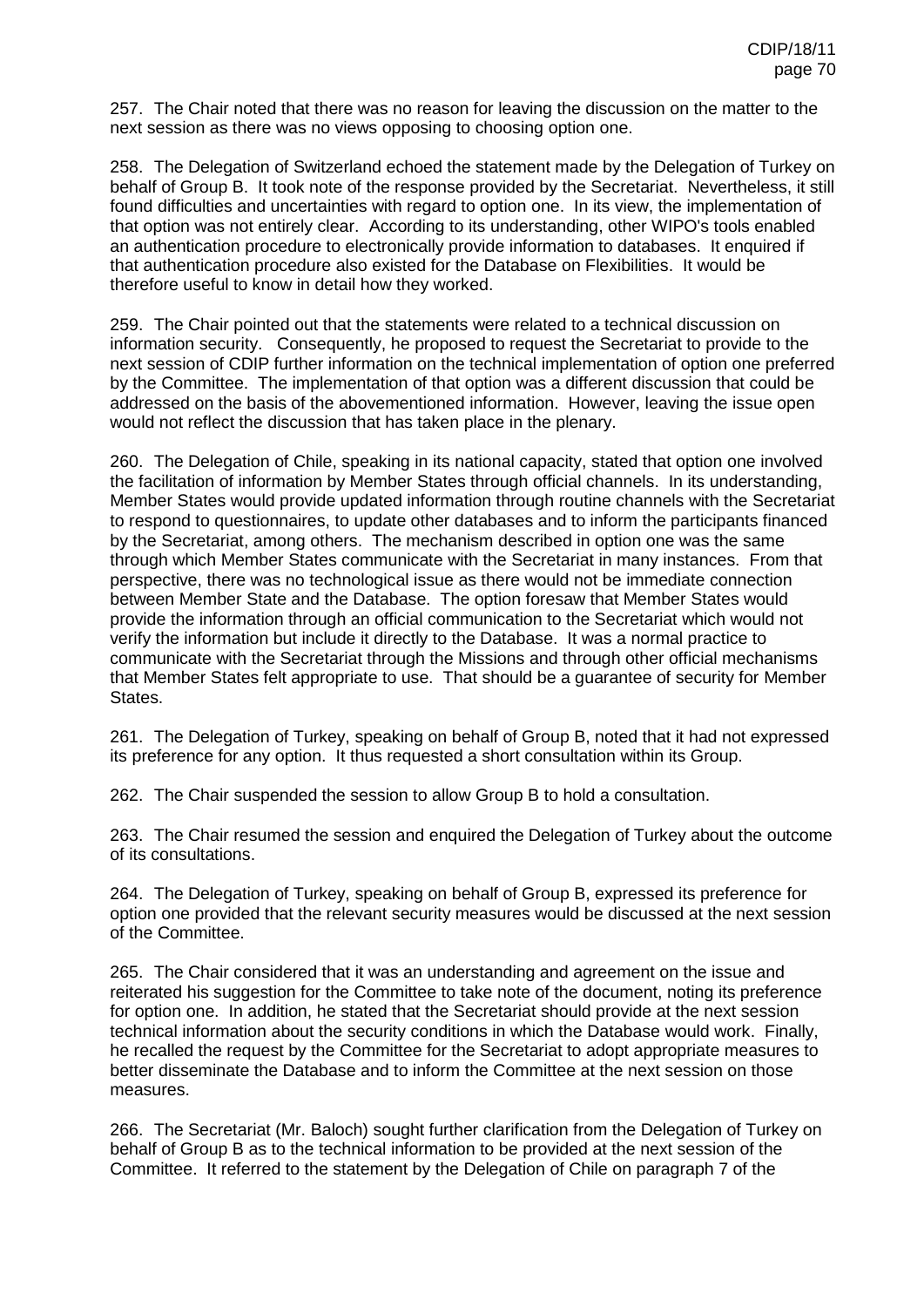257. The Chair noted that there was no reason for leaving the discussion on the matter to the next session as there was no views opposing to choosing option one.

258. The Delegation of Switzerland echoed the statement made by the Delegation of Turkey on behalf of Group B. It took note of the response provided by the Secretariat. Nevertheless, it still found difficulties and uncertainties with regard to option one. In its view, the implementation of that option was not entirely clear. According to its understanding, other WIPO's tools enabled an authentication procedure to electronically provide information to databases. It enquired if that authentication procedure also existed for the Database on Flexibilities. It would be therefore useful to know in detail how they worked.

259. The Chair pointed out that the statements were related to a technical discussion on information security. Consequently, he proposed to request the Secretariat to provide to the next session of CDIP further information on the technical implementation of option one preferred by the Committee. The implementation of that option was a different discussion that could be addressed on the basis of the abovementioned information. However, leaving the issue open would not reflect the discussion that has taken place in the plenary.

260. The Delegation of Chile, speaking in its national capacity, stated that option one involved the facilitation of information by Member States through official channels. In its understanding, Member States would provide updated information through routine channels with the Secretariat to respond to questionnaires, to update other databases and to inform the participants financed by the Secretariat, among others. The mechanism described in option one was the same through which Member States communicate with the Secretariat in many instances. From that perspective, there was no technological issue as there would not be immediate connection between Member State and the Database. The option foresaw that Member States would provide the information through an official communication to the Secretariat which would not verify the information but include it directly to the Database. It was a normal practice to communicate with the Secretariat through the Missions and through other official mechanisms that Member States felt appropriate to use. That should be a guarantee of security for Member States.

261. The Delegation of Turkey, speaking on behalf of Group B, noted that it had not expressed its preference for any option. It thus requested a short consultation within its Group.

262. The Chair suspended the session to allow Group B to hold a consultation.

263. The Chair resumed the session and enquired the Delegation of Turkey about the outcome of its consultations.

264. The Delegation of Turkey, speaking on behalf of Group B, expressed its preference for option one provided that the relevant security measures would be discussed at the next session of the Committee.

265. The Chair considered that it was an understanding and agreement on the issue and reiterated his suggestion for the Committee to take note of the document, noting its preference for option one. In addition, he stated that the Secretariat should provide at the next session technical information about the security conditions in which the Database would work. Finally, he recalled the request by the Committee for the Secretariat to adopt appropriate measures to better disseminate the Database and to inform the Committee at the next session on those measures.

266. The Secretariat (Mr. Baloch) sought further clarification from the Delegation of Turkey on behalf of Group B as to the technical information to be provided at the next session of the Committee. It referred to the statement by the Delegation of Chile on paragraph 7 of the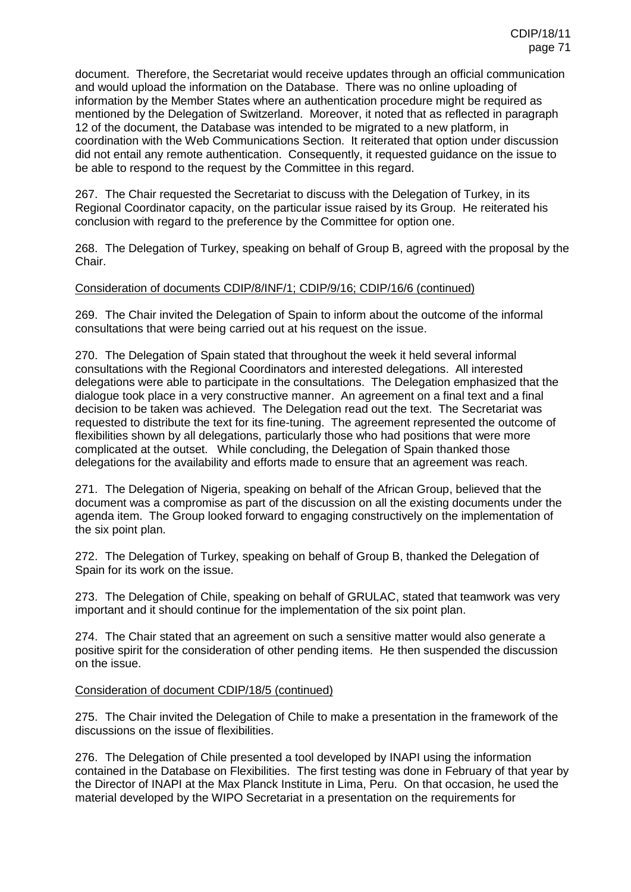document. Therefore, the Secretariat would receive updates through an official communication and would upload the information on the Database. There was no online uploading of information by the Member States where an authentication procedure might be required as mentioned by the Delegation of Switzerland. Moreover, it noted that as reflected in paragraph 12 of the document, the Database was intended to be migrated to a new platform, in coordination with the Web Communications Section. It reiterated that option under discussion did not entail any remote authentication. Consequently, it requested guidance on the issue to be able to respond to the request by the Committee in this regard.

267. The Chair requested the Secretariat to discuss with the Delegation of Turkey, in its Regional Coordinator capacity, on the particular issue raised by its Group. He reiterated his conclusion with regard to the preference by the Committee for option one.

268. The Delegation of Turkey, speaking on behalf of Group B, agreed with the proposal by the Chair.

<u>Consideration of documents CDIP/8/INF/1; CDIP/9/16; CDIP/16/6 (continued)</u>

269. The Chair invited the Delegation of Spain to inform about the outcome of the informal consultations that were being carried out at his request on the issue.

270. The Delegation of Spain stated that throughout the week it held several informal consultations with the Regional Coordinators and interested delegations. All interested delegations were able to participate in the consultations. The Delegation emphasized that the dialogue took place in a very constructive manner. An agreement on a final text and a final decision to be taken was achieved. The Delegation read out the text. The Secretariat was requested to distribute the text for its fine-tuning. The agreement represented the outcome of flexibilities shown by all delegations, particularly those who had positions that were more complicated at the outset. While concluding, the Delegation of Spain thanked those delegations for the availability and efforts made to ensure that an agreement was reach.

271. The Delegation of Nigeria, speaking on behalf of the African Group, believed that the document was a compromise as part of the discussion on all the existing documents under the agenda item. The Group looked forward to engaging constructively on the implementation of the six point plan.

272. The Delegation of Turkey, speaking on behalf of Group B, thanked the Delegation of Spain for its work on the issue.

273. The Delegation of Chile, speaking on behalf of GRULAC, stated that teamwork was very important and it should continue for the implementation of the six point plan.

274. The Chair stated that an agreement on such a sensitive matter would also generate a positive spirit for the consideration of other pending items. He then suspended the discussion on the issue.

<u>Consideration of document CDIP/18/5 (continued)</u>

275. The Chair invited the Delegation of Chile to make a presentation in the framework of the discussions on the issue of flexibilities.

276. The Delegation of Chile presented a tool developed by INAPI using the information contained in the Database on Flexibilities. The first testing was done in February of that year by the Director of INAPI at the Max Planck Institute in Lima, Peru. On that occasion, he used the material developed by the WIPO Secretariat in a presentation on the requirements for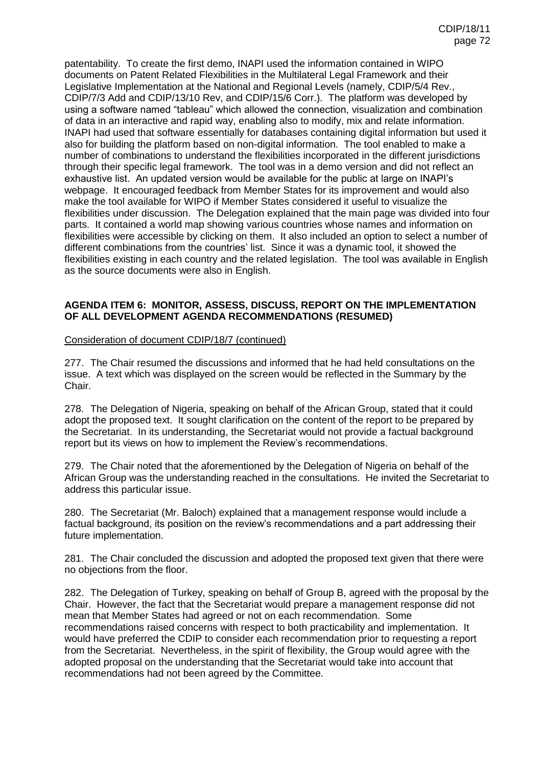patentability. To create the first demo, INAPI used the information contained in WIPO documents on Patent Related Flexibilities in the Multilateral Legal Framework and their Legislative Implementation at the National and Regional Levels (namely, CDIP/5/4 Rev., CDIP/7/3 Add and CDIP/13/10 Rev, and CDIP/15/6 Corr.). The platform was developed by using a software named "tableau" which allowed the connection, visualization and combination of data in an interactive and rapid way, enabling also to modify, mix and relate information. INAPI had used that software essentially for databases containing digital information but used it also for building the platform based on non-digital information. The tool enabled to make a number of combinations to understand the flexibilities incorporated in the different jurisdictions through their specific legal framework. The tool was in a demo version and did not reflect an exhaustive list. An updated version would be available for the public at large on INAPI's webpage. It encouraged feedback from Member States for its improvement and would also make the tool available for WIPO if Member States considered it useful to visualize the flexibilities under discussion. The Delegation explained that the main page was divided into four parts. It contained a world map showing various countries whose names and information on flexibilities were accessible by clicking on them. It also included an option to select a number of different combinations from the countries' list. Since it was a dynamic tool, it showed the flexibilities existing in each country and the related legislation. The tool was available in English as the source documents were also in English.

**AGENDA ITEM 6: MONITOR, ASSESS, DISCUSS, REPORT ON THE IMPLEMENTATION OF ALL DEVELOPMENT AGENDA RECOMMENDATIONS (RESUMED)**

Consideration of document CDIP/18/7 (continued)

277. The Chair resumed the discussions and informed that he had held consultations on the issue. A text which was displayed on the screen would be reflected in the Summary by the Chair.

278. The Delegation of Nigeria, speaking on behalf of the African Group, stated that it could adopt the proposed text. It sought clarification on the content of the report to be prepared by the Secretariat. In its understanding, the Secretariat would not provide a factual background report but its views on how to implement the Review's recommendations.

279. The Chair noted that the aforementioned by the Delegation of Nigeria on behalf of the African Group was the understanding reached in the consultations. He invited the Secretariat to address this particular issue.

280. The Secretariat (Mr. Baloch) explained that a management response would include a factual background, its position on the review's recommendations and a part addressing their future implementation.

281. The Chair concluded the discussion and adopted the proposed text given that there were no objections from the floor.

282. The Delegation of Turkey, speaking on behalf of Group B, agreed with the proposal by the Chair. However, the fact that the Secretariat would prepare a management response did not mean that Member States had agreed or not on each recommendation. Some recommendations raised concerns with respect to both practicability and implementation. It would have preferred the CDIP to consider each recommendation prior to requesting a report from the Secretariat. Nevertheless, in the spirit of flexibility, the Group would agree with the adopted proposal on the understanding that the Secretariat would take into account that recommendations had not been agreed by the Committee.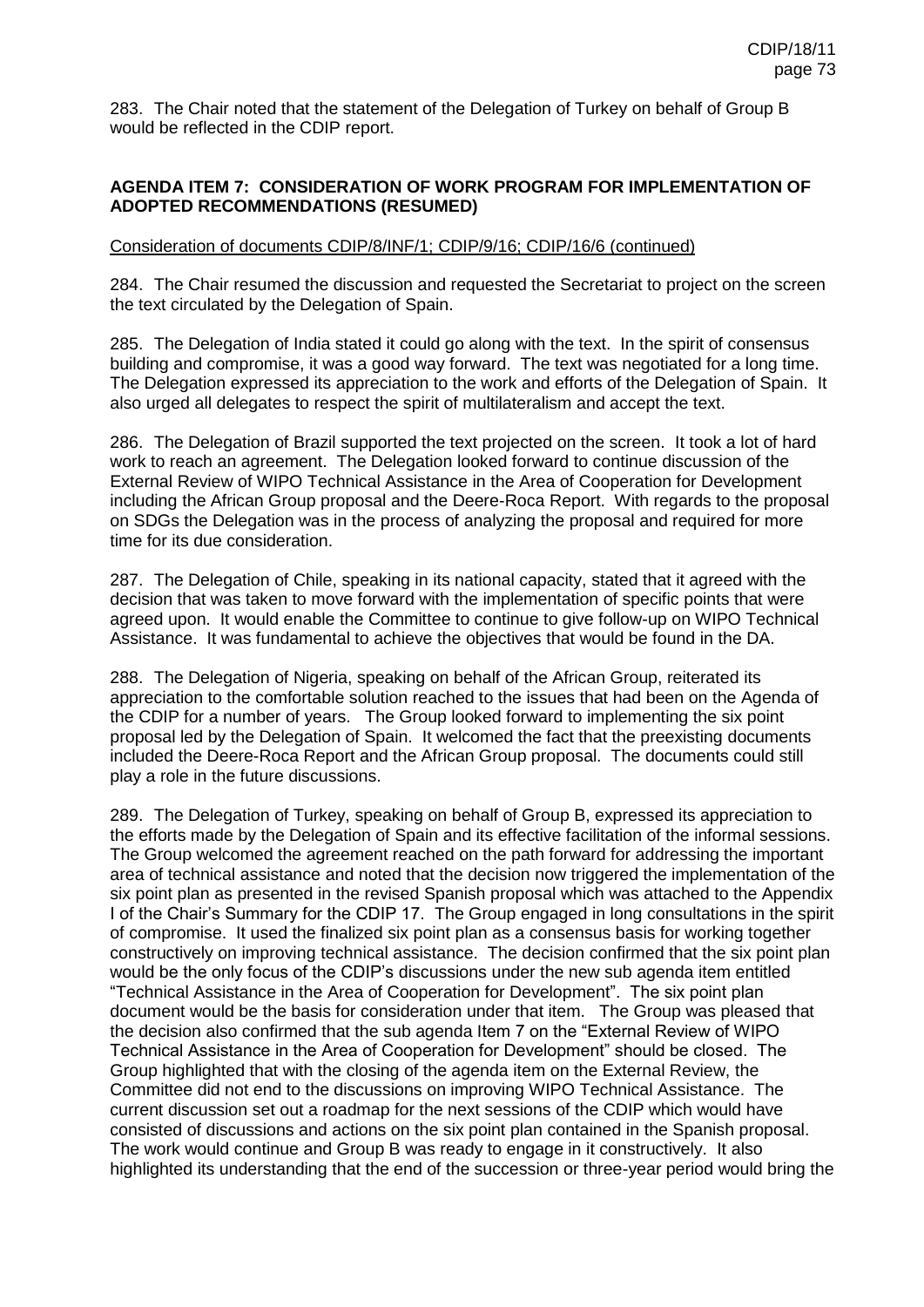283. The Chair noted that the statement of the Delegation of Turkey on behalf of Group B would be reflected in the CDIP report.

**AGENDA ITEM 7: CONSIDERATION OF WORK PROGRAM FOR IMPLEMENTATION OF ADOPTED RECOMMENDATIONS (RESUMED)**

Consideration of documents CDIP/8/INF/1; CDIP/9/16; CDIP/16/6 (continued)

284. The Chair resumed the discussion and requested the Secretariat to project on the screen the text circulated by the Delegation of Spain.

285. The Delegation of India stated it could go along with the text. In the spirit of consensus building and compromise, it was a good way forward. The text was negotiated for a long time. The Delegation expressed its appreciation to the work and efforts of the Delegation of Spain. It also urged all delegates to respect the spirit of multilateralism and accept the text.

286. The Delegation of Brazil supported the text projected on the screen. It took a lot of hard work to reach an agreement. The Delegation looked forward to continue discussion of the External Review of WIPO Technical Assistance in the Area of Cooperation for Development including the African Group proposal and the Deere-Roca Report. With regards to the proposal on SDGs the Delegation was in the process of analyzing the proposal and required for more time for its due consideration.

287. The Delegation of Chile, speaking in its national capacity, stated that it agreed with the decision that was taken to move forward with the implementation of specific points that were agreed upon. It would enable the Committee to continue to give follow-up on WIPO Technical Assistance. It was fundamental to achieve the objectives that would be found in the DA.

288. The Delegation of Nigeria, speaking on behalf of the African Group, reiterated its appreciation to the comfortable solution reached to the issues that had been on the Agenda of the CDIP for a number of years. The Group looked forward to implementing the six point proposal led by the Delegation of Spain. It welcomed the fact that the preexisting documents included the Deere-Roca Report and the African Group proposal. The documents could still play a role in the future discussions.

289. The Delegation of Turkey, speaking on behalf of Group B, expressed its appreciation to the efforts made by the Delegation of Spain and its effective facilitation of the informal sessions. The Group welcomed the agreement reached on the path forward for addressing the important area of technical assistance and noted that the decision now triggered the implementation of the six point plan as presented in the revised Spanish proposal which was attached to the Appendix I of the Chair's Summary for the CDIP 17. The Group engaged in long consultations in the spirit of compromise. It used the finalized six point plan as a consensus basis for working together constructively on improving technical assistance. The decision confirmed that the six point plan would be the only focus of the CDIP's discussions under the new sub agenda item entitled "Technical Assistance in the Area of Cooperation for Development". The six point plan document would be the basis for consideration under that item. The Group was pleased that the decision also confirmed that the sub agenda Item 7 on the "External Review of WIPO Technical Assistance in the Area of Cooperation for Development" should be closed. The Group highlighted that with the closing of the agenda item on the External Review, the Committee did not end to the discussions on improving WIPO Technical Assistance. The current discussion set out a roadmap for the next sessions of the CDIP which would have consisted of discussions and actions on the six point plan contained in the Spanish proposal. The work would continue and Group B was ready to engage in it constructively. It also highlighted its understanding that the end of the succession or three-year period would bring the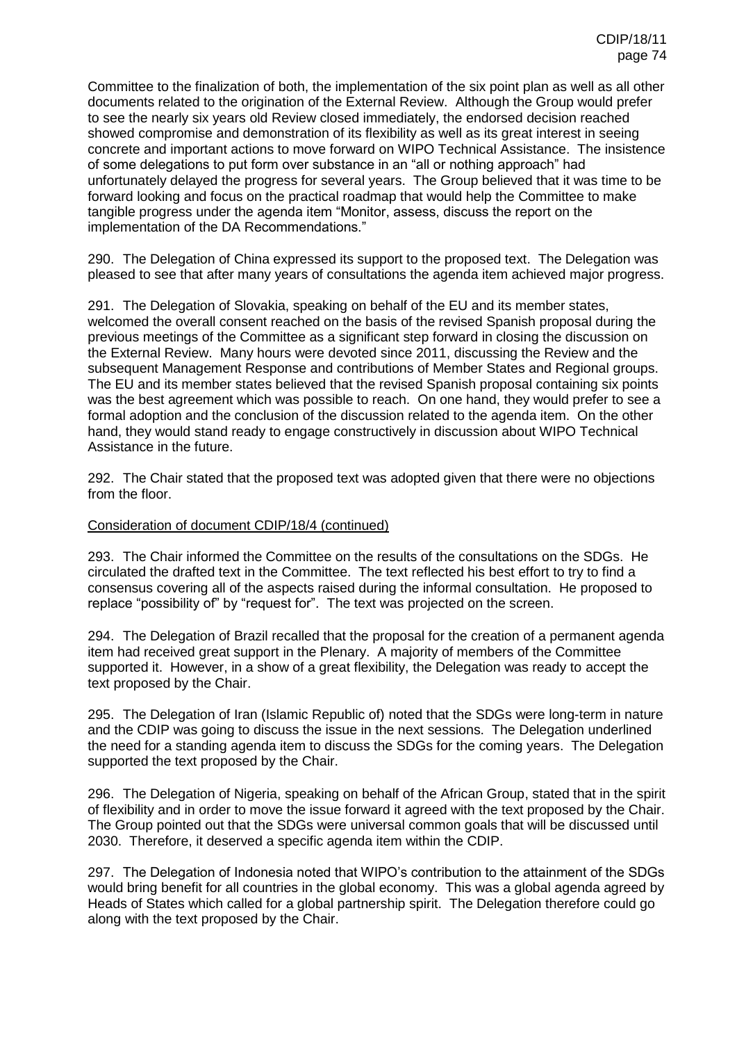Committee to the finalization of both, the implementation of the six point plan as well as all other documents related to the origination of the External Review. Although the Group would prefer to see the nearly six years old Review closed immediately, the endorsed decision reached showed compromise and demonstration of its flexibility as well as its great interest in seeing concrete and important actions to move forward on WIPO Technical Assistance. The insistence of some delegations to put form over substance in an "all or nothing approach" had unfortunately delayed the progress for several years. The Group believed that it was time to be forward looking and focus on the practical roadmap that would help the Committee to make tangible progress under the agenda item "Monitor, assess, discuss the report on the implementation of the DA Recommendations."

290. The Delegation of China expressed its support to the proposed text. The Delegation was pleased to see that after many years of consultations the agenda item achieved major progress.

291. The Delegation of Slovakia, speaking on behalf of the EU and its member states, welcomed the overall consent reached on the basis of the revised Spanish proposal during the previous meetings of the Committee as a significant step forward in closing the discussion on the External Review. Many hours were devoted since 2011, discussing the Review and the subsequent Management Response and contributions of Member States and Regional groups. The EU and its member states believed that the revised Spanish proposal containing six points was the best agreement which was possible to reach. On one hand, they would prefer to see a formal adoption and the conclusion of the discussion related to the agenda item. On the other hand, they would stand ready to engage constructively in discussion about WIPO Technical Assistance in the future.

292. The Chair stated that the proposed text was adopted given that there were no objections from the floor.

Consideration of document CDIP/18/4 (continued)

293. The Chair informed the Committee on the results of the consultations on the SDGs. He circulated the drafted text in the Committee. The text reflected his best effort to try to find a consensus covering all of the aspects raised during the informal consultation. He proposed to replace "possibility of" by "request for". The text was projected on the screen.

294. The Delegation of Brazil recalled that the proposal for the creation of a permanent agenda item had received great support in the Plenary. A majority of members of the Committee supported it. However, in a show of a great flexibility, the Delegation was ready to accept the text proposed by the Chair.

295. The Delegation of Iran (Islamic Republic of) noted that the SDGs were long-term in nature and the CDIP was going to discuss the issue in the next sessions. The Delegation underlined the need for a standing agenda item to discuss the SDGs for the coming years. The Delegation supported the text proposed by the Chair.

296. The Delegation of Nigeria, speaking on behalf of the African Group, stated that in the spirit of flexibility and in order to move the issue forward it agreed with the text proposed by the Chair. The Group pointed out that the SDGs were universal common goals that will be discussed until 2030. Therefore, it deserved a specific agenda item within the CDIP.

297. The Delegation of Indonesia noted that WIPO's contribution to the attainment of the SDGs would bring benefit for all countries in the global economy. This was a global agenda agreed by Heads of States which called for a global partnership spirit. The Delegation therefore could go along with the text proposed by the Chair.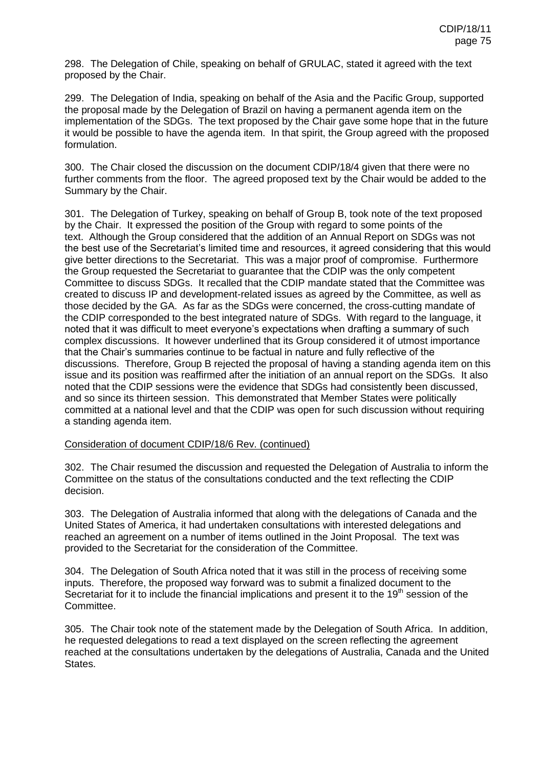298. The Delegation of Chile, speaking on behalf of GRULAC, stated it agreed with the text proposed by the Chair.

299. The Delegation of India, speaking on behalf of the Asia and the Pacific Group, supported the proposal made by the Delegation of Brazil on having a permanent agenda item on the implementation of the SDGs. The text proposed by the Chair gave some hope that in the future it would be possible to have the agenda item. In that spirit, the Group agreed with the proposed formulation.

300. The Chair closed the discussion on the document CDIP/18/4 given that there were no further comments from the floor. The agreed proposed text by the Chair would be added to the Summary by the Chair.

301. The Delegation of Turkey, speaking on behalf of Group B, took note of the text proposed by the Chair. It expressed the position of the Group with regard to some points of the text. Although the Group considered that the addition of an Annual Report on SDGs was not the best use of the Secretariat's limited time and resources, it agreed considering that this would give better directions to the Secretariat. This was a major proof of compromise. Furthermore the Group requested the Secretariat to guarantee that the CDIP was the only competent Committee to discuss SDGs. It recalled that the CDIP mandate stated that the Committee was created to discuss IP and development-related issues as agreed by the Committee, as well as those decided by the GA. As far as the SDGs were concerned, the cross-cutting mandate of the CDIP corresponded to the best integrated nature of SDGs. With regard to the language, it noted that it was difficult to meet everyone's expectations when drafting a summary of such complex discussions. It however underlined that its Group considered it of utmost importance that the Chair's summaries continue to be factual in nature and fully reflective of the discussions. Therefore, Group B rejected the proposal of having a standing agenda item on this issue and its position was reaffirmed after the initiation of an annual report on the SDGs. It also noted that the CDIP sessions were the evidence that SDGs had consistently been discussed, and so since its thirteen session. This demonstrated that Member States were politically committed at a national level and that the CDIP was open for such discussion without requiring a standing agenda item.

Consideration of document CDIP/18/6 Rev. (continued)

302. The Chair resumed the discussion and requested the Delegation of Australia to inform the Committee on the status of the consultations conducted and the text reflecting the CDIP decision.

303. The Delegation of Australia informed that along with the delegations of Canada and the United States of America, it had undertaken consultations with interested delegations and reached an agreement on a number of items outlined in the Joint Proposal. The text was provided to the Secretariat for the consideration of the Committee.

304. The Delegation of South Africa noted that it was still in the process of receiving some inputs. Therefore, the proposed way forward was to submit a finalized document to the Secretariat for it to include the financial implications and present it to the 19th session of the Committee.

305. The Chair took note of the statement made by the Delegation of South Africa. In addition, he requested delegations to read a text displayed on the screen reflecting the agreement reached at the consultations undertaken by the delegations of Australia, Canada and the United States.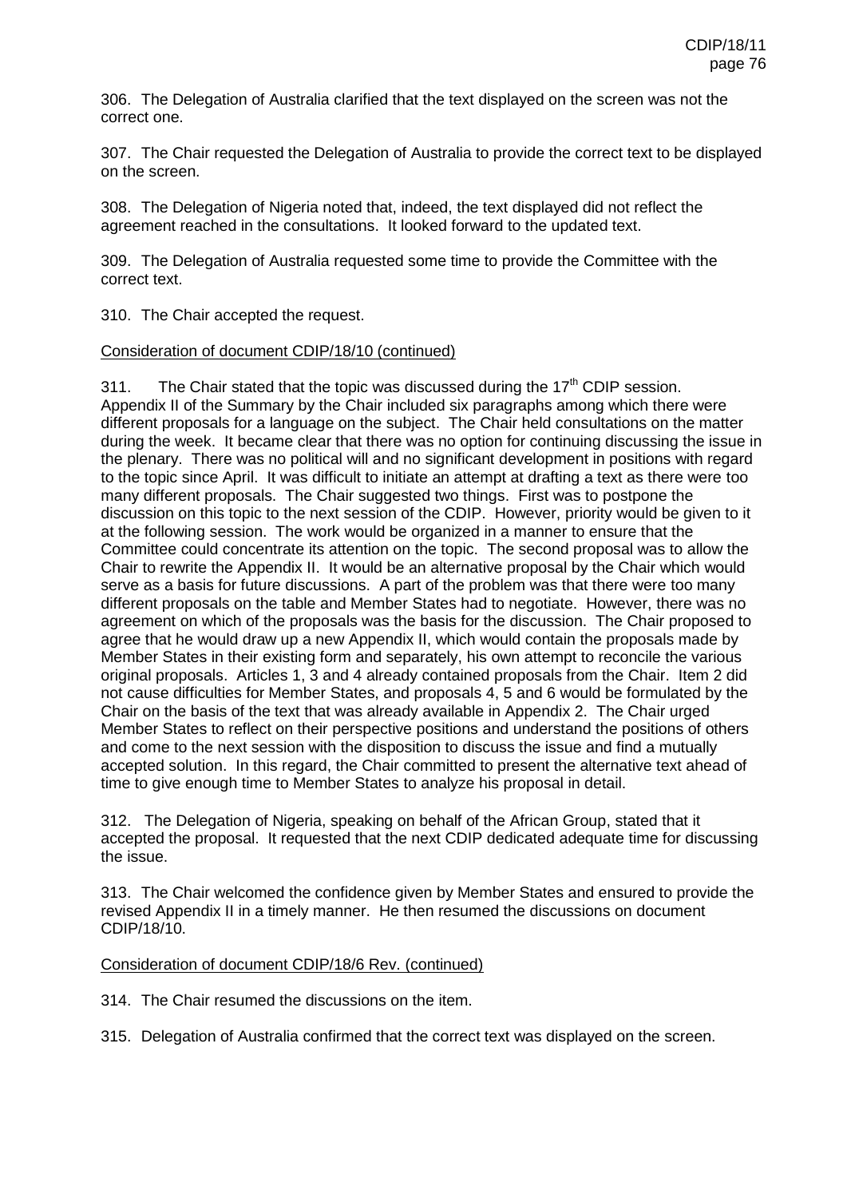306. The Delegation of Australia clarified that the text displayed on the screen was not the correct one.

307. The Chair requested the Delegation of Australia to provide the correct text to be displayed on the screen.

308. The Delegation of Nigeria noted that, indeed, the text displayed did not reflect the agreement reached in the consultations. It looked forward to the updated text.

309. The Delegation of Australia requested some time to provide the Committee with the correct text.

310. The Chair accepted the request.

Consideration of document CDIP/18/10 (continued)

311. The Chair stated that the topic was discussed during the 17th CDIP session. Appendix II of the Summary by the Chair included six paragraphs among which there were different proposals for a language on the subject. The Chair held consultations on the matter during the week. It became clear that there was no option for continuing discussing the issue in the plenary. There was no political will and no significant development in positions with regard to the topic since April. It was difficult to initiate an attempt at drafting a text as there were too many different proposals. The Chair suggested two things. First was to postpone the discussion on this topic to the next session of the CDIP. However, priority would be given to it at the following session. The work would be organized in a manner to ensure that the Committee could concentrate its attention on the topic. The second proposal was to allow the Chair to rewrite the Appendix II. It would be an alternative proposal by the Chair which would serve as a basis for future discussions. A part of the problem was that there were too many different proposals on the table and Member States had to negotiate. However, there was no agreement on which of the proposals was the basis for the discussion. The Chair proposed to agree that he would draw up a new Appendix II, which would contain the proposals made by Member States in their existing form and separately, his own attempt to reconcile the various original proposals. Articles 1, 3 and 4 already contained proposals from the Chair. Item 2 did not cause difficulties for Member States, and proposals 4, 5 and 6 would be formulated by the Chair on the basis of the text that was already available in Appendix 2. The Chair urged Member States to reflect on their perspective positions and understand the positions of others and come to the next session with the disposition to discuss the issue and find a mutually accepted solution. In this regard, the Chair committed to present the alternative text ahead of time to give enough time to Member States to analyze his proposal in detail.

312. The Delegation of Nigeria, speaking on behalf of the African Group, stated that it accepted the proposal. It requested that the next CDIP dedicated adequate time for discussing the issue.

313. The Chair welcomed the confidence given by Member States and ensured to provide the revised Appendix II in a timely manner. He then resumed the discussions on document CDIP/18/10.

Consideration of document CDIP/18/6 Rev. (continued)

314. The Chair resumed the discussions on the item.

315. Delegation of Australia confirmed that the correct text was displayed on the screen.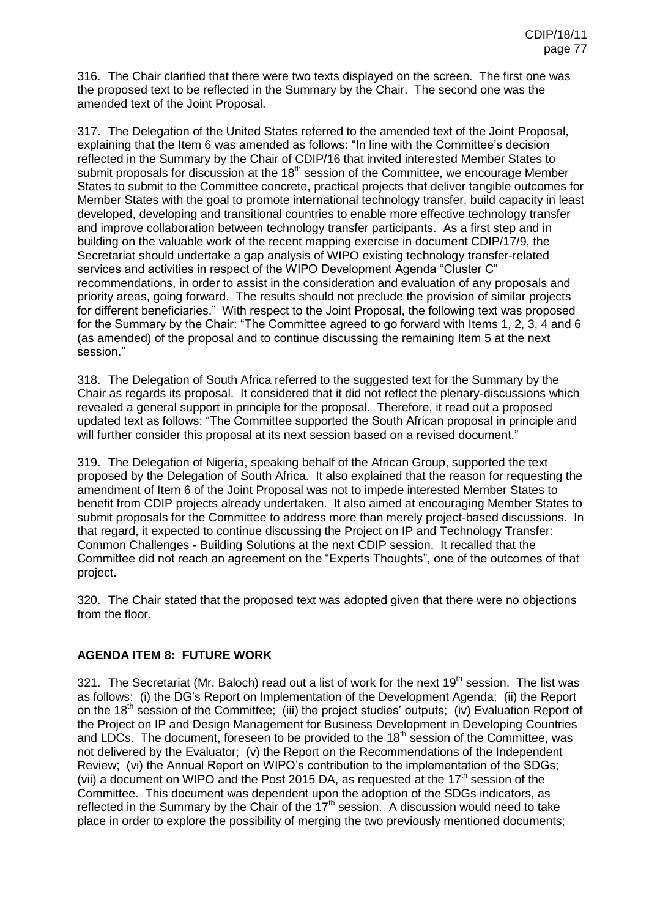316. The Chair clarified that there were two texts displayed on the screen. The first one was the proposed text to be reflected in the Summary by the Chair. The second one was the amended text of the Joint Proposal.

317. The Delegation of the United States referred to the amended text of the Joint Proposal, explaining that the Item 6 was amended as follows: "In line with the Committee's decision reflected in the Summary by the Chair of CDIP/16 that invited interested Member States to submit proposals for discussion at the 18th session of the Committee, we encourage Member States to submit to the Committee concrete, practical projects that deliver tangible outcomes for Member States with the goal to promote international technology transfer, build capacity in least developed, developing and transitional countries to enable more effective technology transfer and improve collaboration between technology transfer participants. As a first step and in building on the valuable work of the recent mapping exercise in document CDIP/17/9, the Secretariat should undertake a gap analysis of WIPO existing technology transfer-related services and activities in respect of the WIPO Development Agenda "Cluster C" recommendations, in order to assist in the consideration and evaluation of any proposals and priority areas, going forward. The results should not preclude the provision of similar projects for different beneficiaries." With respect to the Joint Proposal, the following text was proposed for the Summary by the Chair: "The Committee agreed to go forward with Items 1, 2, 3, 4 and 6 (as amended) of the proposal and to continue discussing the remaining Item 5 at the next session."

318. The Delegation of South Africa referred to the suggested text for the Summary by the Chair as regards its proposal. It considered that it did not reflect the plenary-discussions which revealed a general support in principle for the proposal. Therefore, it read out a proposed updated text as follows: "The Committee supported the South African proposal in principle and will further consider this proposal at its next session based on a revised document."

319. The Delegation of Nigeria, speaking behalf of the African Group, supported the text proposed by the Delegation of South Africa. It also explained that the reason for requesting the amendment of Item 6 of the Joint Proposal was not to impede interested Member States to benefit from CDIP projects already undertaken. It also aimed at encouraging Member States to submit proposals for the Committee to address more than merely project-based discussions. In that regard, it expected to continue discussing the Project on IP and Technology Transfer: Common Challenges - Building Solutions at the next CDIP session. It recalled that the Committee did not reach an agreement on the "Experts Thoughts", one of the outcomes of that project.

320. The Chair stated that the proposed text was adopted given that there were no objections from the floor.

## AGENDA ITEM 8: FUTURE WORK

321. The Secretariat (Mr. Baloch) read out a list of work for the next 19th session. The list was as follows: (i) the DG's Report on Implementation of the Development Agenda; (ii) the Report on the 18th session of the Committee; (iii) the project studies' outputs; (iv) Evaluation Report of the Project on IP and Design Management for Business Development in Developing Countries and LDCs. The document, foreseen to be provided to the 18th session of the Committee, was not delivered by the Evaluator; (v) the Report on the Recommendations of the Independent Review; (vi) the Annual Report on WIPO's contribution to the implementation of the SDGs; (vii) a document on WIPO and the Post 2015 DA, as requested at the 17th session of the Committee. This document was dependent upon the adoption of the SDGs indicators, as reflected in the Summary by the Chair of the 17th session. A discussion would need to take place in order to explore the possibility of merging the two previously mentioned documents;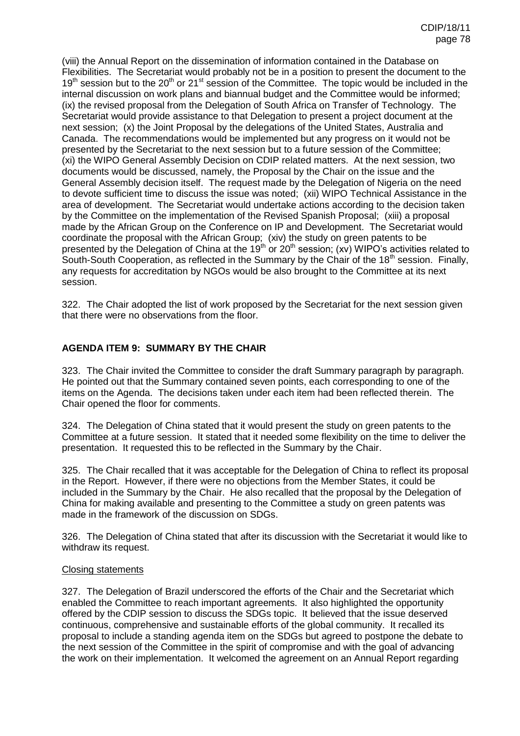(viii) the Annual Report on the dissemination of information contained in the Database on Flexibilities. The Secretariat would probably not be in a position to present the document to the 19th session but to the 20th or 21st session of the Committee. The topic would be included in the internal discussion on work plans and biannual budget and the Committee would be informed; (ix) the revised proposal from the Delegation of South Africa on Transfer of Technology. The Secretariat would provide assistance to that Delegation to present a project document at the next session; (x) the Joint Proposal by the delegations of the United States, Australia and Canada. The recommendations would be implemented but any progress on it would not be presented by the Secretariat to the next session but to a future session of the Committee; (xi) the WIPO General Assembly Decision on CDIP related matters. At the next session, two documents would be discussed, namely, the Proposal by the Chair on the issue and the General Assembly decision itself. The request made by the Delegation of Nigeria on the need to devote sufficient time to discuss the issue was noted; (xii) WIPO Technical Assistance in the area of development. The Secretariat would undertake actions according to the decision taken by the Committee on the implementation of the Revised Spanish Proposal; (xiii) a proposal made by the African Group on the Conference on IP and Development. The Secretariat would coordinate the proposal with the African Group; (xiv) the study on green patents to be presented by the Delegation of China at the 19th or 20th session; (xv) WIPO's activities related to South-South Cooperation, as reflected in the Summary by the Chair of the 18th session. Finally, any requests for accreditation by NGOs would be also brought to the Committee at its next session.

322. The Chair adopted the list of work proposed by the Secretariat for the next session given that there were no observations from the floor.

## AGENDA ITEM 9: SUMMARY BY THE CHAIR

323. The Chair invited the Committee to consider the draft Summary paragraph by paragraph. He pointed out that the Summary contained seven points, each corresponding to one of the items on the Agenda. The decisions taken under each item had been reflected therein. The Chair opened the floor for comments.

324. The Delegation of China stated that it would present the study on green patents to the Committee at a future session. It stated that it needed some flexibility on the time to deliver the presentation. It requested this to be reflected in the Summary by the Chair.

325. The Chair recalled that it was acceptable for the Delegation of China to reflect its proposal in the Report. However, if there were no objections from the Member States, it could be included in the Summary by the Chair. He also recalled that the proposal by the Delegation of China for making available and presenting to the Committee a study on green patents was made in the framework of the discussion on SDGs.

326. The Delegation of China stated that after its discussion with the Secretariat it would like to withdraw its request.

Closing statements

327. The Delegation of Brazil underscored the efforts of the Chair and the Secretariat which enabled the Committee to reach important agreements. It also highlighted the opportunity offered by the CDIP session to discuss the SDGs topic. It believed that the issue deserved continuous, comprehensive and sustainable efforts of the global community. It recalled its proposal to include a standing agenda item on the SDGs but agreed to postpone the debate to the next session of the Committee in the spirit of compromise and with the goal of advancing the work on their implementation. It welcomed the agreement on an Annual Report regarding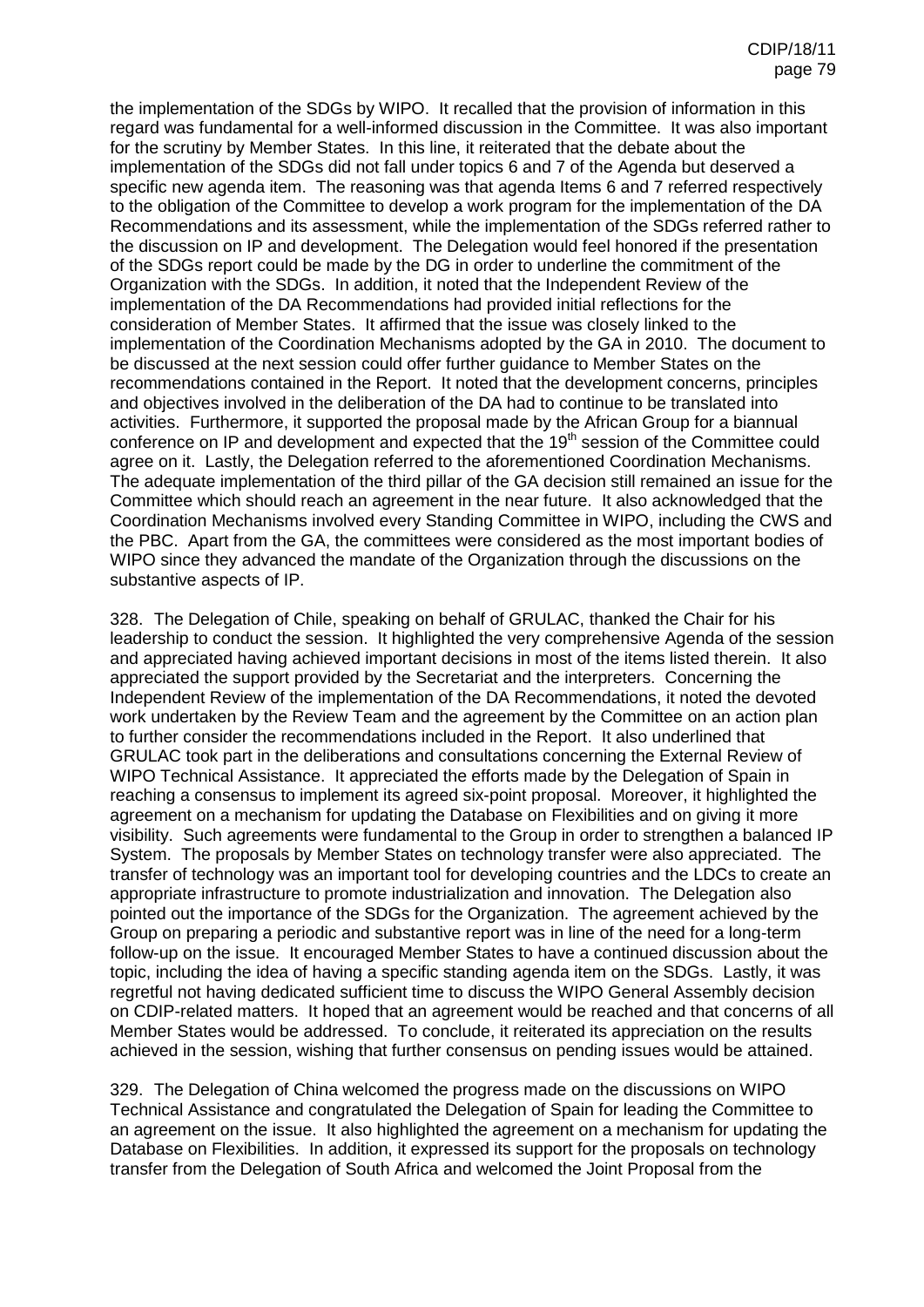the implementation of the SDGs by WIPO. It recalled that the provision of information in this regard was fundamental for a well-informed discussion in the Committee. It was also important for the scrutiny by Member States. In this line, it reiterated that the debate about the implementation of the SDGs did not fall under topics 6 and 7 of the Agenda but deserved a specific new agenda item. The reasoning was that agenda Items 6 and 7 referred respectively to the obligation of the Committee to develop a work program for the implementation of the DA Recommendations and its assessment, while the implementation of the SDGs referred rather to the discussion on IP and development. The Delegation would feel honored if the presentation of the SDGs report could be made by the DG in order to underline the commitment of the Organization with the SDGs. In addition, it noted that the Independent Review of the implementation of the DA Recommendations had provided initial reflections for the consideration of Member States. It affirmed that the issue was closely linked to the implementation of the Coordination Mechanisms adopted by the GA in 2010. The document to be discussed at the next session could offer further guidance to Member States on the recommendations contained in the Report. It noted that the development concerns, principles and objectives involved in the deliberation of the DA had to continue to be translated into activities. Furthermore, it supported the proposal made by the African Group for a biannual conference on IP and development and expected that the 19th session of the Committee could agree on it. Lastly, the Delegation referred to the aforementioned Coordination Mechanisms. The adequate implementation of the third pillar of the GA decision still remained an issue for the Committee which should reach an agreement in the near future. It also acknowledged that the Coordination Mechanisms involved every Standing Committee in WIPO, including the CWS and the PBC. Apart from the GA, the committees were considered as the most important bodies of WIPO since they advanced the mandate of the Organization through the discussions on the substantive aspects of IP.

328. The Delegation of Chile, speaking on behalf of GRULAC, thanked the Chair for his leadership to conduct the session. It highlighted the very comprehensive Agenda of the session and appreciated having achieved important decisions in most of the items listed therein. It also appreciated the support provided by the Secretariat and the interpreters. Concerning the Independent Review of the implementation of the DA Recommendations, it noted the devoted work undertaken by the Review Team and the agreement by the Committee on an action plan to further consider the recommendations included in the Report. It also underlined that GRULAC took part in the deliberations and consultations concerning the External Review of WIPO Technical Assistance. It appreciated the efforts made by the Delegation of Spain in reaching a consensus to implement its agreed six-point proposal. Moreover, it highlighted the agreement on a mechanism for updating the Database on Flexibilities and on giving it more visibility. Such agreements were fundamental to the Group in order to strengthen a balanced IP System. The proposals by Member States on technology transfer were also appreciated. The transfer of technology was an important tool for developing countries and the LDCs to create an appropriate infrastructure to promote industrialization and innovation. The Delegation also pointed out the importance of the SDGs for the Organization. The agreement achieved by the Group on preparing a periodic and substantive report was in line of the need for a long-term follow-up on the issue. It encouraged Member States to have a continued discussion about the topic, including the idea of having a specific standing agenda item on the SDGs. Lastly, it was regretful not having dedicated sufficient time to discuss the WIPO General Assembly decision on CDIP-related matters. It hoped that an agreement would be reached and that concerns of all Member States would be addressed. To conclude, it reiterated its appreciation on the results achieved in the session, wishing that further consensus on pending issues would be attained.

329. The Delegation of China welcomed the progress made on the discussions on WIPO Technical Assistance and congratulated the Delegation of Spain for leading the Committee to an agreement on the issue. It also highlighted the agreement on a mechanism for updating the Database on Flexibilities. In addition, it expressed its support for the proposals on technology transfer from the Delegation of South Africa and welcomed the Joint Proposal from the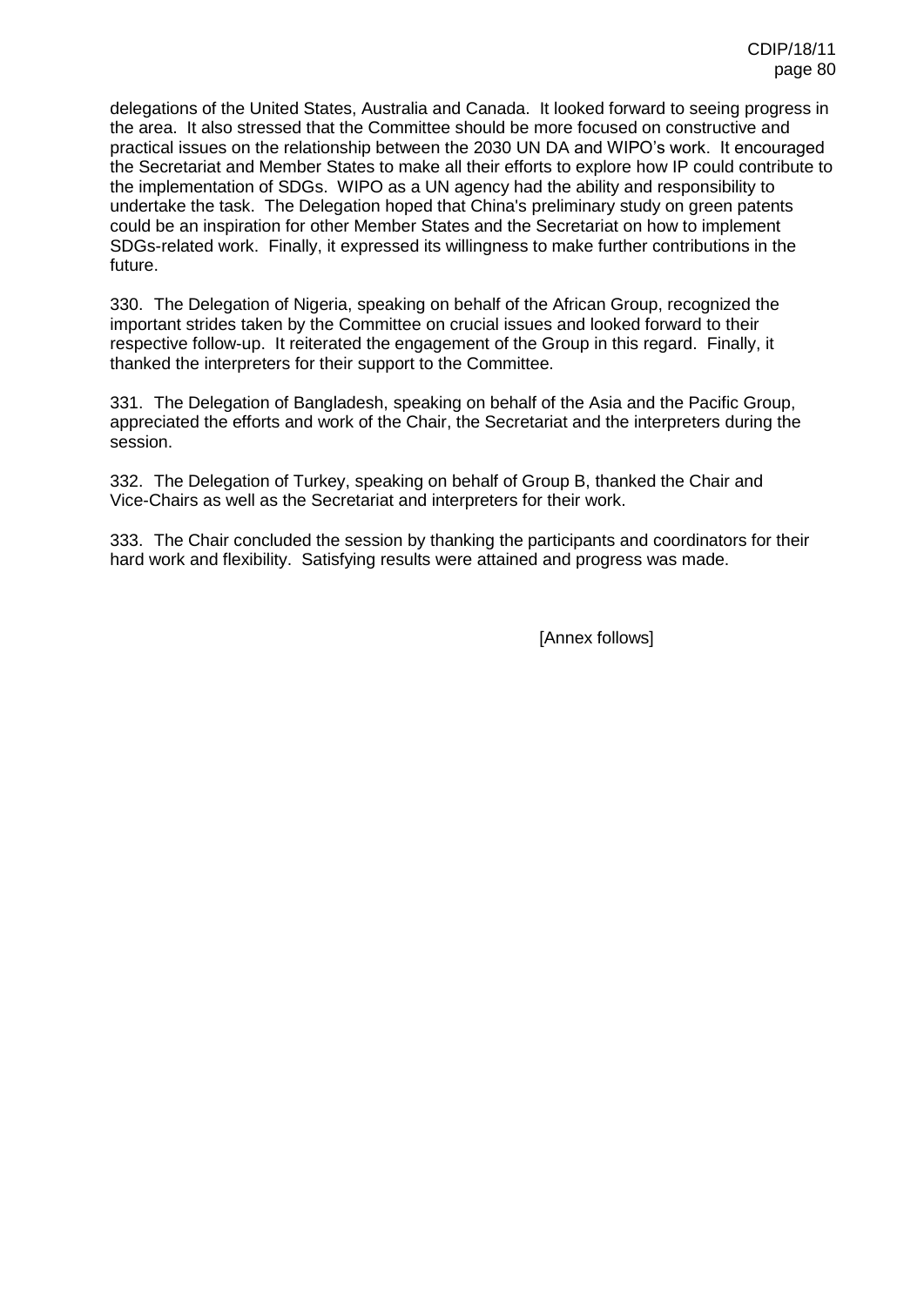delegations of the United States, Australia and Canada. It looked forward to seeing progress in the area. It also stressed that the Committee should be more focused on constructive and practical issues on the relationship between the 2030 UN DA and WIPO's work. It encouraged the Secretariat and Member States to make all their efforts to explore how IP could contribute to the implementation of SDGs. WIPO as a UN agency had the ability and responsibility to undertake the task. The Delegation hoped that China's preliminary study on green patents could be an inspiration for other Member States and the Secretariat on how to implement SDGs-related work. Finally, it expressed its willingness to make further contributions in the future.

330. The Delegation of Nigeria, speaking on behalf of the African Group, recognized the important strides taken by the Committee on crucial issues and looked forward to their respective follow-up. It reiterated the engagement of the Group in this regard. Finally, it thanked the interpreters for their support to the Committee.

331. The Delegation of Bangladesh, speaking on behalf of the Asia and the Pacific Group, appreciated the efforts and work of the Chair, the Secretariat and the interpreters during the session.

332. The Delegation of Turkey, speaking on behalf of Group B, thanked the Chair and Vice-Chairs as well as the Secretariat and interpreters for their work.

333. The Chair concluded the session by thanking the participants and coordinators for their hard work and flexibility. Satisfying results were attained and progress was made.

[Annex follows]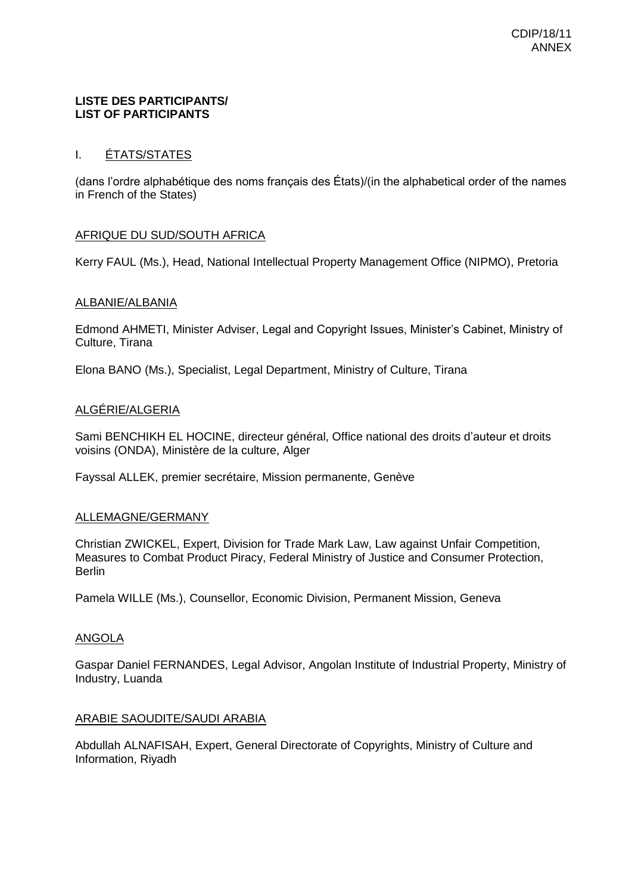**LISTE DES PARTICIPANTS/**
**LIST OF PARTICIPANTS**

## I. ÉTATS/STATES

(dans l'ordre alphabétique des noms français des États)/(in the alphabetical order of the names in French of the States)

### AFRIQUE DU SUD/SOUTH AFRICA

Kerry FAUL (Ms.), Head, National Intellectual Property Management Office (NIPMO), Pretoria

### ALBANIE/ALBANIA

Edmond AHMETI, Minister Adviser, Legal and Copyright Issues, Minister's Cabinet, Ministry of Culture, Tirana

Elona BANO (Ms.), Specialist, Legal Department, Ministry of Culture, Tirana

### ALGÉRIE/ALGERIA

Sami BENCHIKH EL HOCINE, directeur général, Office national des droits d'auteur et droits voisins (ONDA), Ministère de la culture, Alger

Fayssal ALLEK, premier secrétaire, Mission permanente, Genève

### ALLEMAGNE/GERMANY

Christian ZWICKEL, Expert, Division for Trade Mark Law, Law against Unfair Competition, Measures to Combat Product Piracy, Federal Ministry of Justice and Consumer Protection, Berlin

Pamela WILLE (Ms.), Counsellor, Economic Division, Permanent Mission, Geneva

### ANGOLA

Gaspar Daniel FERNANDES, Legal Advisor, Angolan Institute of Industrial Property, Ministry of Industry, Luanda

### ARABIE SAOUDITE/SAUDI ARABIA

Abdullah ALNAFISAH, Expert, General Directorate of Copyrights, Ministry of Culture and Information, Riyadh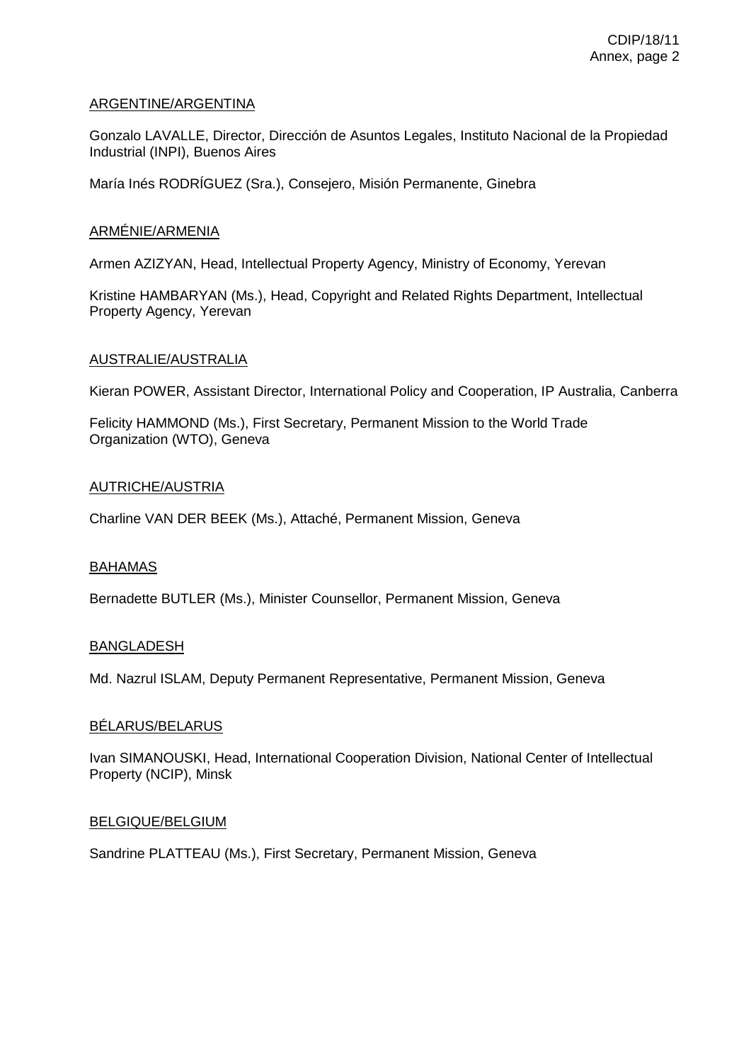ARGENTINE/ARGENTINA

Gonzalo LAVALLE, Director, Dirección de Asuntos Legales, Instituto Nacional de la Propiedad Industrial (INPI), Buenos Aires

María Inés RODRÍGUEZ (Sra.), Consejero, Misión Permanente, Ginebra

ARMÉNIE/ARMENIA

Armen AZIZYAN, Head, Intellectual Property Agency, Ministry of Economy, Yerevan

Kristine HAMBARYAN (Ms.), Head, Copyright and Related Rights Department, Intellectual Property Agency, Yerevan

AUSTRALIE/AUSTRALIA

Kieran POWER, Assistant Director, International Policy and Cooperation, IP Australia, Canberra

Felicity HAMMOND (Ms.), First Secretary, Permanent Mission to the World Trade Organization (WTO), Geneva

AUTRICHE/AUSTRIA

Charline VAN DER BEEK (Ms.), Attaché, Permanent Mission, Geneva

BAHAMAS

Bernadette BUTLER (Ms.), Minister Counsellor, Permanent Mission, Geneva

BANGLADESH

Md. Nazrul ISLAM, Deputy Permanent Representative, Permanent Mission, Geneva

BÉLARUS/BELARUS

Ivan SIMANOUSKI, Head, International Cooperation Division, National Center of Intellectual Property (NCIP), Minsk

BELGIQUE/BELGIUM

Sandrine PLATTEAU (Ms.), First Secretary, Permanent Mission, Geneva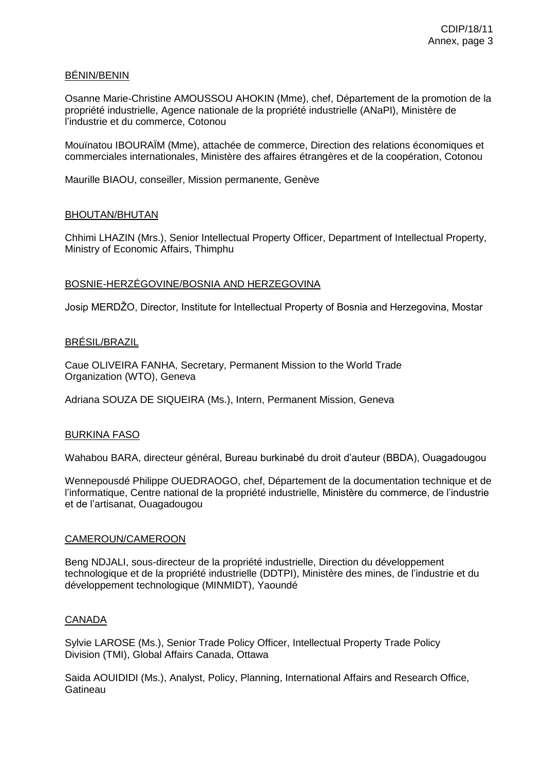BÉNIN/BENIN

Osanne Marie-Christine AMOUSSOU AHOKIN (Mme), chef, Département de la promotion de la propriété industrielle, Agence nationale de la propriété industrielle (ANaPI), Ministère de l'industrie et du commerce, Cotonou

Mouïnatou IBOURAÏM (Mme), attachée de commerce, Direction des relations économiques et commerciales internationales, Ministère des affaires étrangères et de la coopération, Cotonou

Maurille BIAOU, conseiller, Mission permanente, Genève

BHOUTAN/BHUTAN

Chhimi LHAZIN (Mrs.), Senior Intellectual Property Officer, Department of Intellectual Property, Ministry of Economic Affairs, Thimphu

BOSNIE-HERZÉGOVINE/BOSNIA AND HERZEGOVINA

Josip MERDŽO, Director, Institute for Intellectual Property of Bosnia and Herzegovina, Mostar

BRÉSIL/BRAZIL

Caue OLIVEIRA FANHA, Secretary, Permanent Mission to the World Trade Organization (WTO), Geneva

Adriana SOUZA DE SIQUEIRA (Ms.), Intern, Permanent Mission, Geneva

BURKINA FASO

Wahabou BARA, directeur général, Bureau burkinabé du droit d'auteur (BBDA), Ouagadougou

Wennepousdé Philippe OUEDRAOGO, chef, Département de la documentation technique et de l'informatique, Centre national de la propriété industrielle, Ministère du commerce, de l'industrie et de l'artisanat, Ouagadougou

CAMEROUN/CAMEROON

Beng NDJALI, sous-directeur de la propriété industrielle, Direction du développement technologique et de la propriété industrielle (DDTPI), Ministère des mines, de l'industrie et du développement technologique (MINMIDT), Yaoundé

CANADA

Sylvie LAROSE (Ms.), Senior Trade Policy Officer, Intellectual Property Trade Policy Division (TMI), Global Affairs Canada, Ottawa

Saida AOUIDIDI (Ms.), Analyst, Policy, Planning, International Affairs and Research Office, Gatineau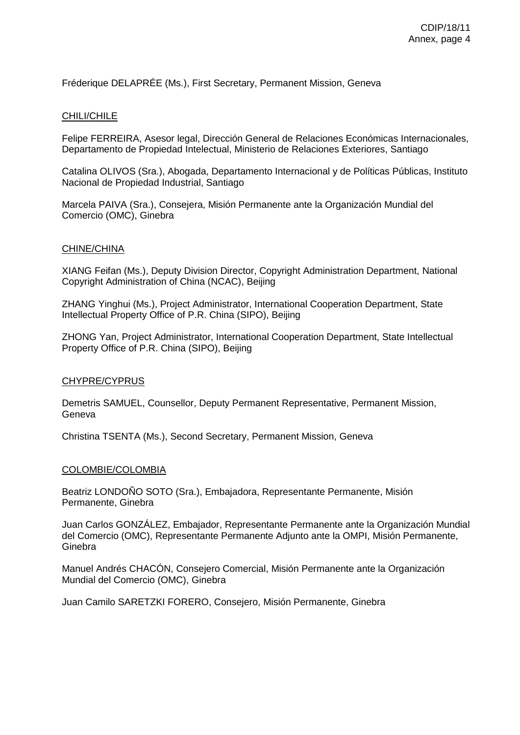Fréderique DELAPRÉE (Ms.), First Secretary, Permanent Mission, Geneva

CHILI/CHILE

Felipe FERREIRA, Asesor legal, Dirección General de Relaciones Económicas Internacionales, Departamento de Propiedad Intelectual, Ministerio de Relaciones Exteriores, Santiago

Catalina OLIVOS (Sra.), Abogada, Departamento Internacional y de Políticas Públicas, Instituto Nacional de Propiedad Industrial, Santiago

Marcela PAIVA (Sra.), Consejera, Misión Permanente ante la Organización Mundial del Comercio (OMC), Ginebra

CHINE/CHINA

XIANG Feifan (Ms.), Deputy Division Director, Copyright Administration Department, National Copyright Administration of China (NCAC), Beijing

ZHANG Yinghui (Ms.), Project Administrator, International Cooperation Department, State Intellectual Property Office of P.R. China (SIPO), Beijing

ZHONG Yan, Project Administrator, International Cooperation Department, State Intellectual Property Office of P.R. China (SIPO), Beijing

CHYPRE/CYPRUS

Demetris SAMUEL, Counsellor, Deputy Permanent Representative, Permanent Mission, Geneva

Christina TSENTA (Ms.), Second Secretary, Permanent Mission, Geneva

COLOMBIE/COLOMBIA

Beatriz LONDOÑO SOTO (Sra.), Embajadora, Representante Permanente, Misión Permanente, Ginebra

Juan Carlos GONZÁLEZ, Embajador, Representante Permanente ante la Organización Mundial del Comercio (OMC), Representante Permanente Adjunto ante la OMPI, Misión Permanente, Ginebra

Manuel Andrés CHACÓN, Consejero Comercial, Misión Permanente ante la Organización Mundial del Comercio (OMC), Ginebra

Juan Camilo SARETZKI FORERO, Consejero, Misión Permanente, Ginebra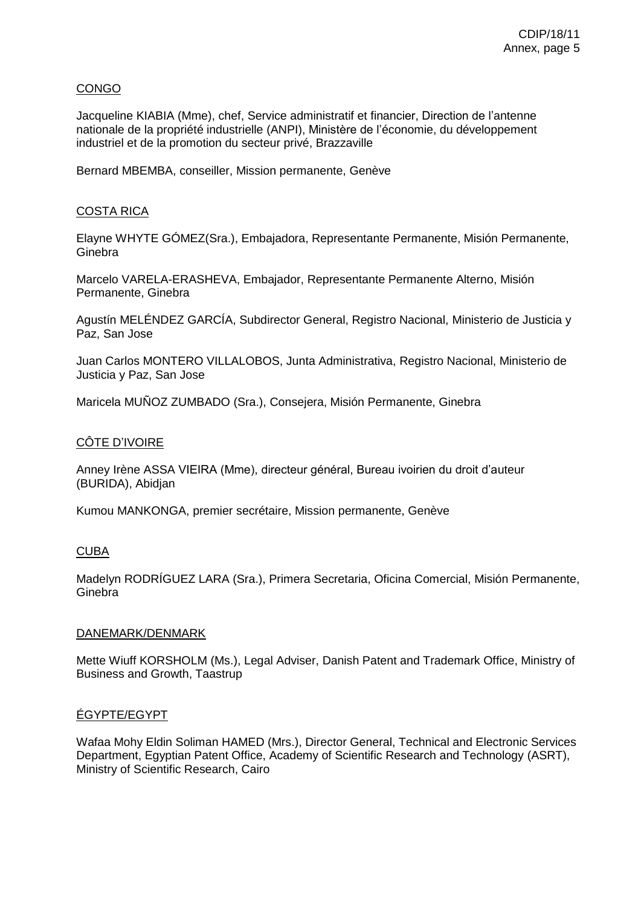CONGO

Jacqueline KIABIA (Mme), chef, Service administratif et financier, Direction de l'antenne nationale de la propriété industrielle (ANPI), Ministère de l'économie, du développement industriel et de la promotion du secteur privé, Brazzaville

Bernard MBEMBA, conseiller, Mission permanente, Genève

COSTA RICA

Elayne WHYTE GÓMEZ(Sra.), Embajadora, Representante Permanente, Misión Permanente, Ginebra

Marcelo VARELA-ERASHEVA, Embajador, Representante Permanente Alterno, Misión Permanente, Ginebra

Agustín MELÉNDEZ GARCÍA, Subdirector General, Registro Nacional, Ministerio de Justicia y Paz, San Jose

Juan Carlos MONTERO VILLALOBOS, Junta Administrativa, Registro Nacional, Ministerio de Justicia y Paz, San Jose

Maricela MUÑOZ ZUMBADO (Sra.), Consejera, Misión Permanente, Ginebra

CÔTE D'IVOIRE

Anney Irène ASSA VIEIRA (Mme), directeur général, Bureau ivoirien du droit d'auteur (BURIDA), Abidjan

Kumou MANKONGA, premier secrétaire, Mission permanente, Genève

CUBA

Madelyn RODRÍGUEZ LARA (Sra.), Primera Secretaria, Oficina Comercial, Misión Permanente, Ginebra

DANEMARK/DENMARK

Mette Wiuff KORSHOLM (Ms.), Legal Adviser, Danish Patent and Trademark Office, Ministry of Business and Growth, Taastrup

ÉGYPTE/EGYPT

Wafaa Mohy Eldin Soliman HAMED (Mrs.), Director General, Technical and Electronic Services Department, Egyptian Patent Office, Academy of Scientific Research and Technology (ASRT), Ministry of Scientific Research, Cairo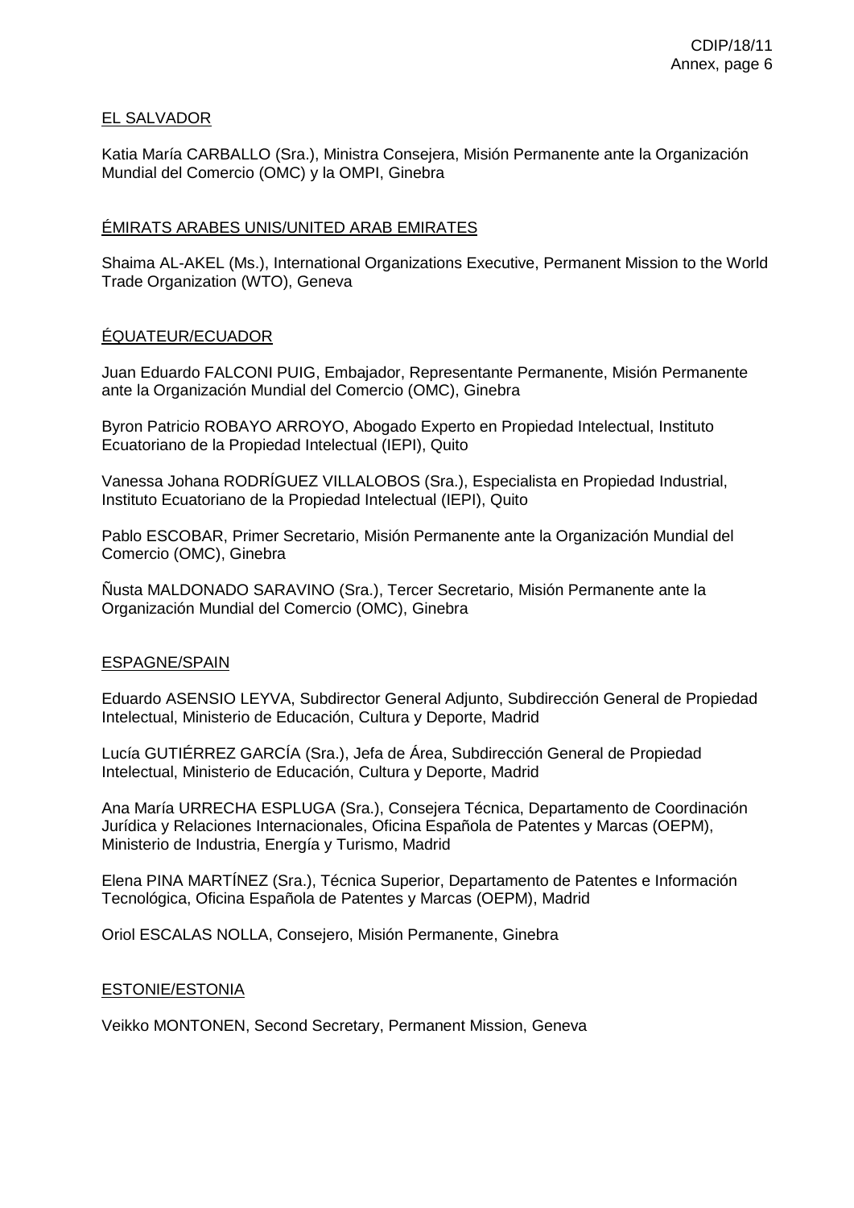EL SALVADOR

Katia María CARBALLO (Sra.), Ministra Consejera, Misión Permanente ante la Organización Mundial del Comercio (OMC) y la OMPI, Ginebra

ÉMIRATS ARABES UNIS/UNITED ARAB EMIRATES

Shaima AL-AKEL (Ms.), International Organizations Executive, Permanent Mission to the World Trade Organization (WTO), Geneva

ÉQUATEUR/ECUADOR

Juan Eduardo FALCONI PUIG, Embajador, Representante Permanente, Misión Permanente ante la Organización Mundial del Comercio (OMC), Ginebra

Byron Patricio ROBAYO ARROYO, Abogado Experto en Propiedad Intelectual, Instituto Ecuatoriano de la Propiedad Intelectual (IEPI), Quito

Vanessa Johana RODRÍGUEZ VILLALOBOS (Sra.), Especialista en Propiedad Industrial, Instituto Ecuatoriano de la Propiedad Intelectual (IEPI), Quito

Pablo ESCOBAR, Primer Secretario, Misión Permanente ante la Organización Mundial del Comercio (OMC), Ginebra

Ñusta MALDONADO SARAVINO (Sra.), Tercer Secretario, Misión Permanente ante la Organización Mundial del Comercio (OMC), Ginebra

ESPAGNE/SPAIN

Eduardo ASENSIO LEYVA, Subdirector General Adjunto, Subdirección General de Propiedad Intelectual, Ministerio de Educación, Cultura y Deporte, Madrid

Lucía GUTIÉRREZ GARCÍA (Sra.), Jefa de Área, Subdirección General de Propiedad Intelectual, Ministerio de Educación, Cultura y Deporte, Madrid

Ana María URRECHA ESPLUGA (Sra.), Consejera Técnica, Departamento de Coordinación Jurídica y Relaciones Internacionales, Oficina Española de Patentes y Marcas (OEPM), Ministerio de Industria, Energía y Turismo, Madrid

Elena PINA MARTÍNEZ (Sra.), Técnica Superior, Departamento de Patentes e Información Tecnológica, Oficina Española de Patentes y Marcas (OEPM), Madrid

Oriol ESCALAS NOLLA, Consejero, Misión Permanente, Ginebra

ESTONIE/ESTONIA

Veikko MONTONEN, Second Secretary, Permanent Mission, Geneva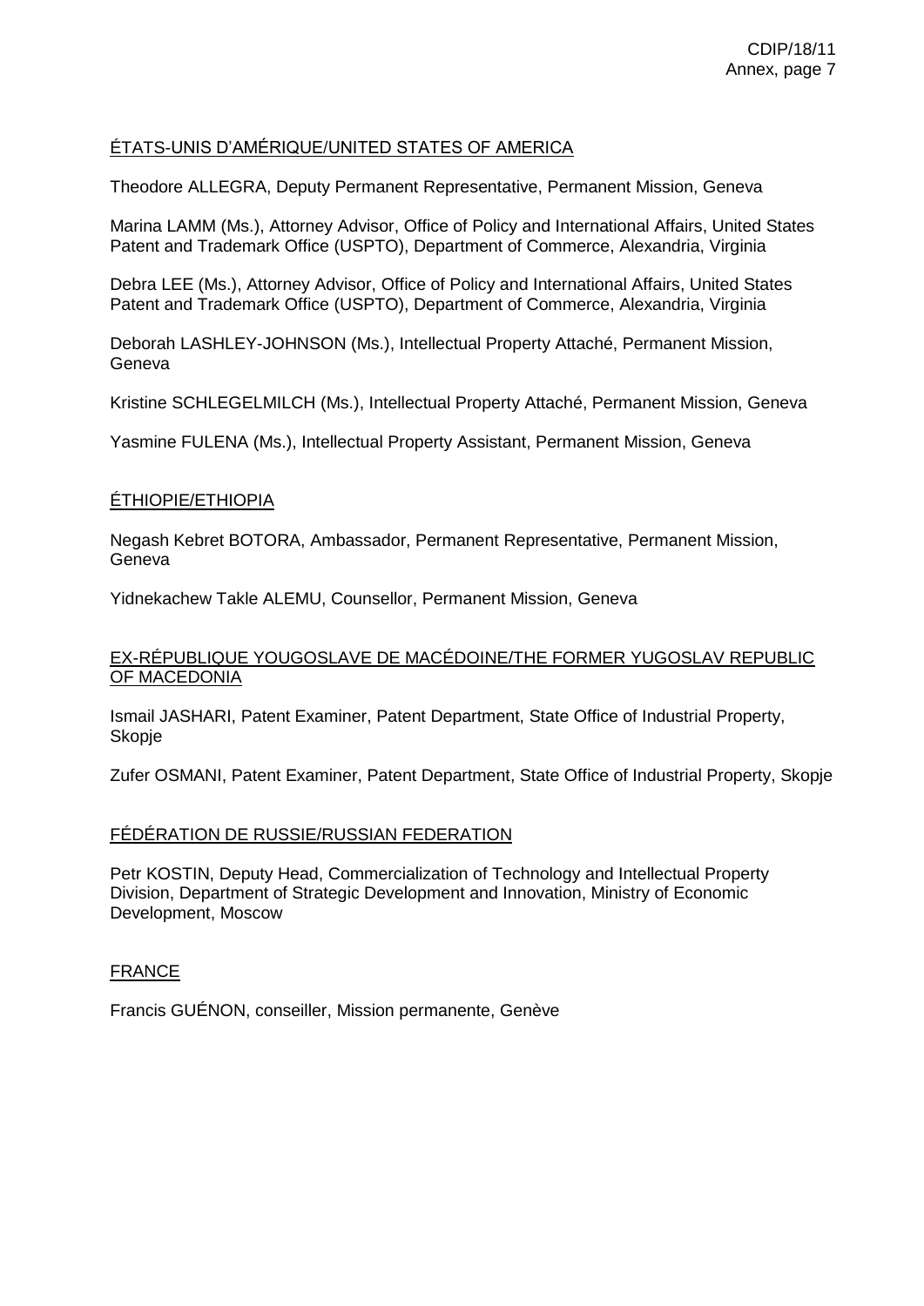ÉTATS-UNIS D'AMÉRIQUE/UNITED STATES OF AMERICA

Theodore ALLEGRA, Deputy Permanent Representative, Permanent Mission, Geneva

Marina LAMM (Ms.), Attorney Advisor, Office of Policy and International Affairs, United States Patent and Trademark Office (USPTO), Department of Commerce, Alexandria, Virginia

Debra LEE (Ms.), Attorney Advisor, Office of Policy and International Affairs, United States Patent and Trademark Office (USPTO), Department of Commerce, Alexandria, Virginia

Deborah LASHLEY-JOHNSON (Ms.), Intellectual Property Attaché, Permanent Mission, Geneva

Kristine SCHLEGELMILCH (Ms.), Intellectual Property Attaché, Permanent Mission, Geneva

Yasmine FULENA (Ms.), Intellectual Property Assistant, Permanent Mission, Geneva

ÉTHIOPIE/ETHIOPIA

Negash Kebret BOTORA, Ambassador, Permanent Representative, Permanent Mission, Geneva

Yidnekachew Takle ALEMU, Counsellor, Permanent Mission, Geneva

EX-RÉPUBLIQUE YOUGOSLAVE DE MACÉDOINE/THE FORMER YUGOSLAV REPUBLIC OF MACEDONIA

Ismail JASHARI, Patent Examiner, Patent Department, State Office of Industrial Property, Skopje

Zufer OSMANI, Patent Examiner, Patent Department, State Office of Industrial Property, Skopje

FÉDÉRATION DE RUSSIE/RUSSIAN FEDERATION

Petr KOSTIN, Deputy Head, Commercialization of Technology and Intellectual Property Division, Department of Strategic Development and Innovation, Ministry of Economic Development, Moscow

FRANCE

Francis GUÉNON, conseiller, Mission permanente, Genève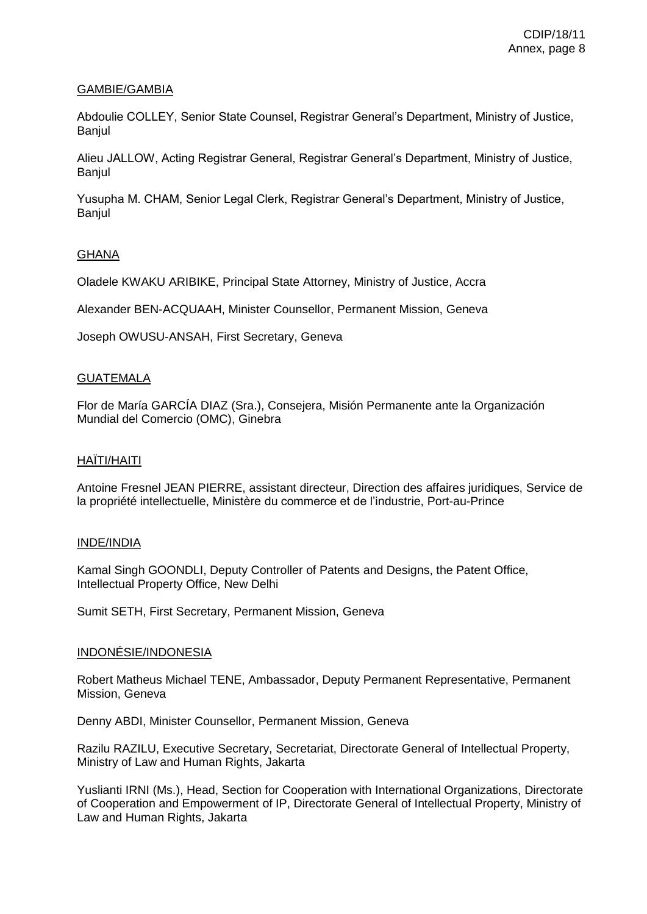GAMBIE/GAMBIA

Abdoulie COLLEY, Senior State Counsel, Registrar General's Department, Ministry of Justice, Banjul

Alieu JALLOW, Acting Registrar General, Registrar General's Department, Ministry of Justice, Banjul

Yusupha M. CHAM, Senior Legal Clerk, Registrar General's Department, Ministry of Justice, Banjul

GHANA

Oladele KWAKU ARIBIKE, Principal State Attorney, Ministry of Justice, Accra

Alexander BEN-ACQUAAH, Minister Counsellor, Permanent Mission, Geneva

Joseph OWUSU-ANSAH, First Secretary, Geneva

GUATEMALA

Flor de María GARCÍA DIAZ (Sra.), Consejera, Misión Permanente ante la Organización Mundial del Comercio (OMC), Ginebra

HAÏTI/HAITI

Antoine Fresnel JEAN PIERRE, assistant directeur, Direction des affaires juridiques, Service de la propriété intellectuelle, Ministère du commerce et de l'industrie, Port-au-Prince

INDE/INDIA

Kamal Singh GOONDLI, Deputy Controller of Patents and Designs, the Patent Office, Intellectual Property Office, New Delhi

Sumit SETH, First Secretary, Permanent Mission, Geneva

INDONÉSIE/INDONESIA

Robert Matheus Michael TENE, Ambassador, Deputy Permanent Representative, Permanent Mission, Geneva

Denny ABDI, Minister Counsellor, Permanent Mission, Geneva

Razilu RAZILU, Executive Secretary, Secretariat, Directorate General of Intellectual Property, Ministry of Law and Human Rights, Jakarta

Yuslianti IRNI (Ms.), Head, Section for Cooperation with International Organizations, Directorate of Cooperation and Empowerment of IP, Directorate General of Intellectual Property, Ministry of Law and Human Rights, Jakarta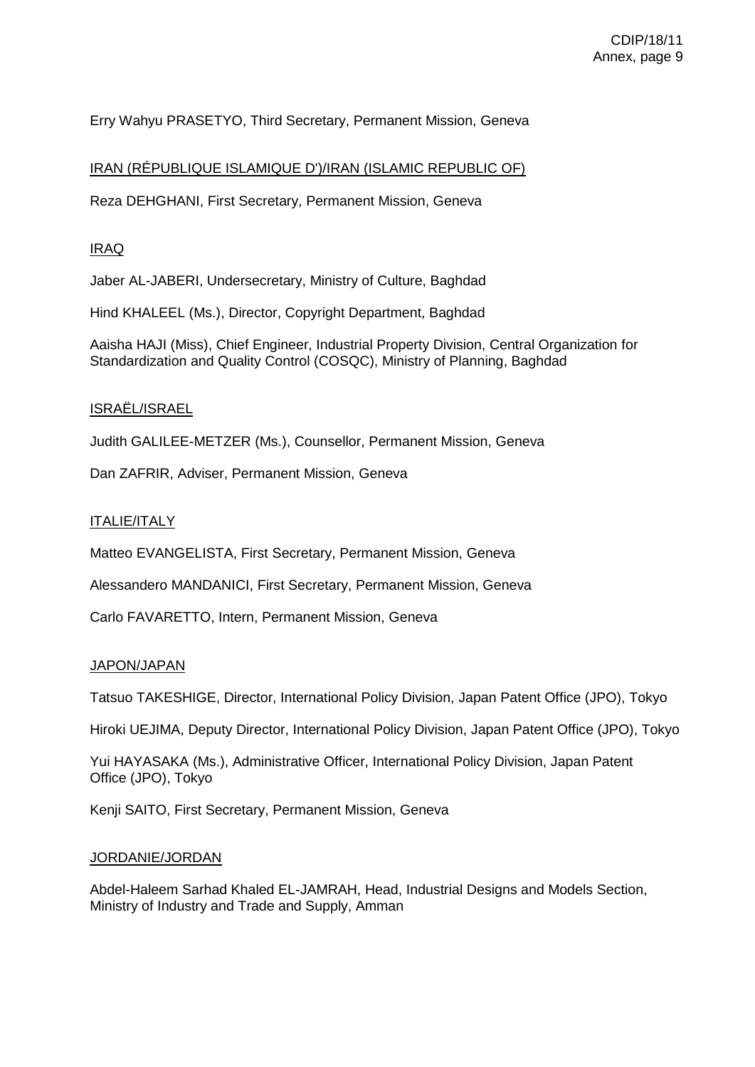Erry Wahyu PRASETYO, Third Secretary, Permanent Mission, Geneva

<u>IRAN (RÉPUBLIQUE ISLAMIQUE D')/IRAN (ISLAMIC REPUBLIC OF)</u>

Reza DEHGHANI, First Secretary, Permanent Mission, Geneva

<u>IRAQ</u>

Jaber AL-JABERI, Undersecretary, Ministry of Culture, Baghdad

Hind KHALEEL (Ms.), Director, Copyright Department, Baghdad

Aaisha HAJI (Miss), Chief Engineer, Industrial Property Division, Central Organization for Standardization and Quality Control (COSQC), Ministry of Planning, Baghdad

<u>ISRAËL/ISRAEL</u>

Judith GALILEE-METZER (Ms.), Counsellor, Permanent Mission, Geneva

Dan ZAFRIR, Adviser, Permanent Mission, Geneva

<u>ITALIE/ITALY</u>

Matteo EVANGELISTA, First Secretary, Permanent Mission, Geneva

Alessandero MANDANICI, First Secretary, Permanent Mission, Geneva

Carlo FAVARETTO, Intern, Permanent Mission, Geneva

<u>JAPON/JAPAN</u>

Tatsuo TAKESHIGE, Director, International Policy Division, Japan Patent Office (JPO), Tokyo

Hiroki UEJIMA, Deputy Director, International Policy Division, Japan Patent Office (JPO), Tokyo

Yui HAYASAKA (Ms.), Administrative Officer, International Policy Division, Japan Patent Office (JPO), Tokyo

Kenji SAITO, First Secretary, Permanent Mission, Geneva

<u>JORDANIE/JORDAN</u>

Abdel-Haleem Sarhad Khaled EL-JAMRAH, Head, Industrial Designs and Models Section, Ministry of Industry and Trade and Supply, Amman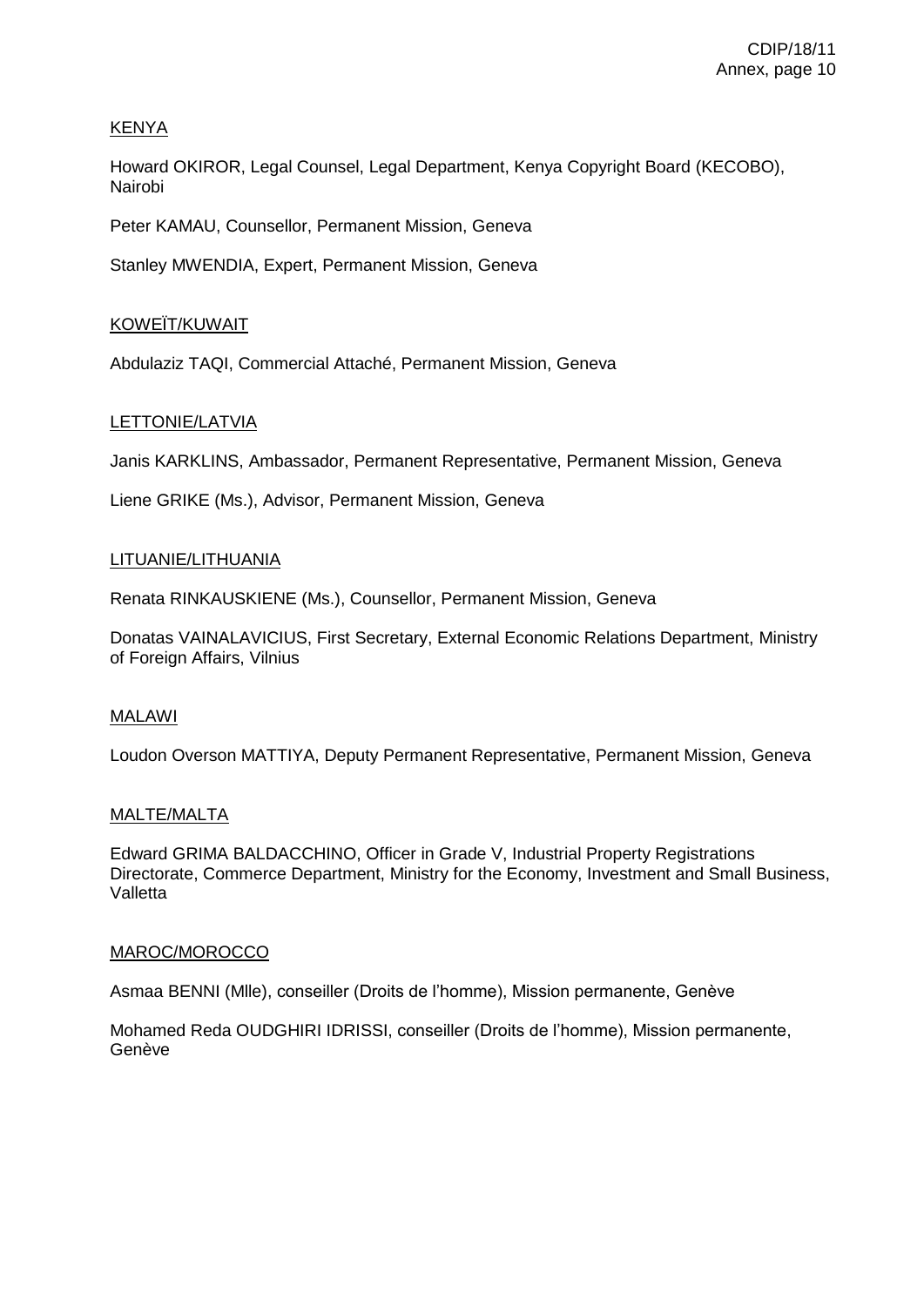KENYA

Howard OKIROR, Legal Counsel, Legal Department, Kenya Copyright Board (KECOBO), Nairobi

Peter KAMAU, Counsellor, Permanent Mission, Geneva

Stanley MWENDIA, Expert, Permanent Mission, Geneva

KOWEÏT/KUWAIT

Abdulaziz TAQI, Commercial Attaché, Permanent Mission, Geneva

LETTONIE/LATVIA

Janis KARKLINS, Ambassador, Permanent Representative, Permanent Mission, Geneva

Liene GRIKE (Ms.), Advisor, Permanent Mission, Geneva

LITUANIE/LITHUANIA

Renata RINKAUSKIENE (Ms.), Counsellor, Permanent Mission, Geneva

Donatas VAINALAVICIUS, First Secretary, External Economic Relations Department, Ministry of Foreign Affairs, Vilnius

MALAWI

Loudon Overson MATTIYA, Deputy Permanent Representative, Permanent Mission, Geneva

MALTE/MALTA

Edward GRIMA BALDACCHINO, Officer in Grade V, Industrial Property Registrations Directorate, Commerce Department, Ministry for the Economy, Investment and Small Business, Valletta

MAROC/MOROCCO

Asmaa BENNI (Mlle), conseiller (Droits de l'homme), Mission permanente, Genève

Mohamed Reda OUDGHIRI IDRISSI, conseiller (Droits de l'homme), Mission permanente, Genève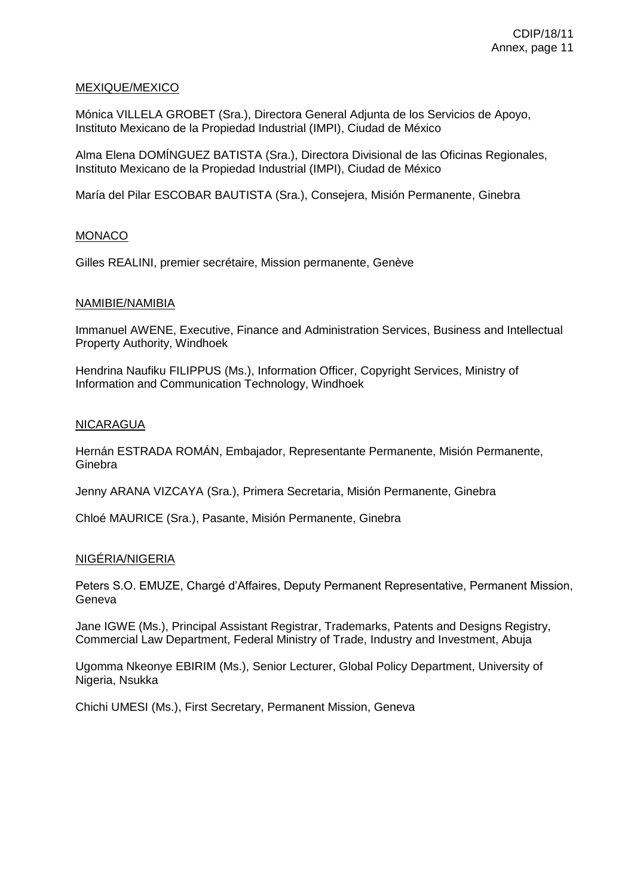MEXIQUE/MEXICO

Mónica VILLELA GROBET (Sra.), Directora General Adjunta de los Servicios de Apoyo, Instituto Mexicano de la Propiedad Industrial (IMPI), Ciudad de México

Alma Elena DOMÍNGUEZ BATISTA (Sra.), Directora Divisional de las Oficinas Regionales, Instituto Mexicano de la Propiedad Industrial (IMPI), Ciudad de México

María del Pilar ESCOBAR BAUTISTA (Sra.), Consejera, Misión Permanente, Ginebra

MONACO

Gilles REALINI, premier secrétaire, Mission permanente, Genève

NAMIBIE/NAMIBIA

Immanuel AWENE, Executive, Finance and Administration Services, Business and Intellectual Property Authority, Windhoek

Hendrina Naufiku FILIPPUS (Ms.), Information Officer, Copyright Services, Ministry of Information and Communication Technology, Windhoek

NICARAGUA

Hernán ESTRADA ROMÁN, Embajador, Representante Permanente, Misión Permanente, Ginebra

Jenny ARANA VIZCAYA (Sra.), Primera Secretaria, Misión Permanente, Ginebra

Chloé MAURICE (Sra.), Pasante, Misión Permanente, Ginebra

NIGÉRIA/NIGERIA

Peters S.O. EMUZE, Chargé d'Affaires, Deputy Permanent Representative, Permanent Mission, Geneva

Jane IGWE (Ms.), Principal Assistant Registrar, Trademarks, Patents and Designs Registry, Commercial Law Department, Federal Ministry of Trade, Industry and Investment, Abuja

Ugomma Nkeonye EBIRIM (Ms.), Senior Lecturer, Global Policy Department, University of Nigeria, Nsukka

Chichi UMESI (Ms.), First Secretary, Permanent Mission, Geneva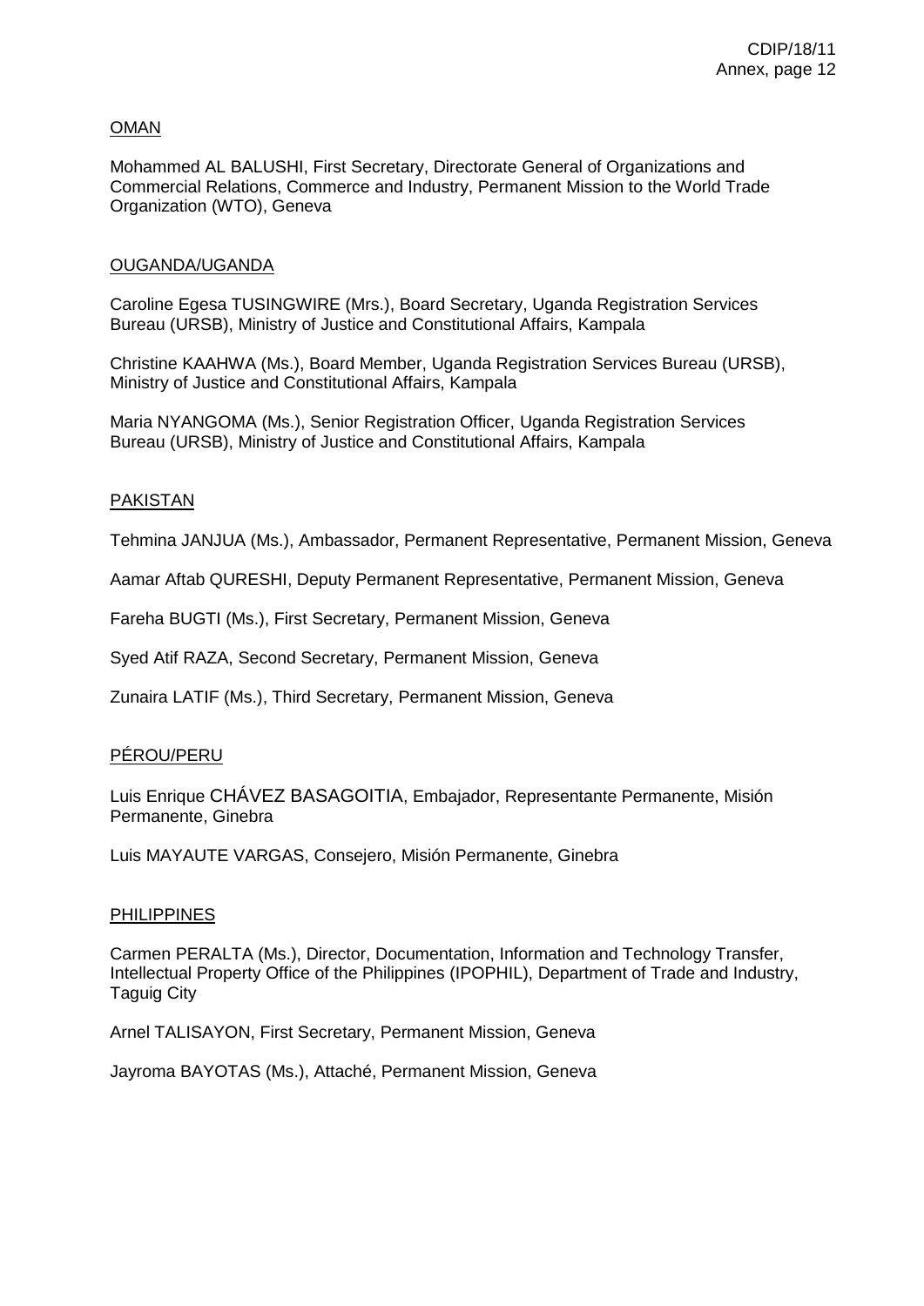OMAN

Mohammed AL BALUSHI, First Secretary, Directorate General of Organizations and Commercial Relations, Commerce and Industry, Permanent Mission to the World Trade Organization (WTO), Geneva

OUGANDA/UGANDA

Caroline Egesa TUSINGWIRE (Mrs.), Board Secretary, Uganda Registration Services Bureau (URSB), Ministry of Justice and Constitutional Affairs, Kampala

Christine KAAHWA (Ms.), Board Member, Uganda Registration Services Bureau (URSB), Ministry of Justice and Constitutional Affairs, Kampala

Maria NYANGOMA (Ms.), Senior Registration Officer, Uganda Registration Services Bureau (URSB), Ministry of Justice and Constitutional Affairs, Kampala

PAKISTAN

Tehmina JANJUA (Ms.), Ambassador, Permanent Representative, Permanent Mission, Geneva

Aamar Aftab QURESHI, Deputy Permanent Representative, Permanent Mission, Geneva

Fareha BUGTI (Ms.), First Secretary, Permanent Mission, Geneva

Syed Atif RAZA, Second Secretary, Permanent Mission, Geneva

Zunaira LATIF (Ms.), Third Secretary, Permanent Mission, Geneva

PÉROU/PERU

Luis Enrique CHÁVEZ BASAGOITIA, Embajador, Representante Permanente, Misión Permanente, Ginebra

Luis MAYAUTE VARGAS, Consejero, Misión Permanente, Ginebra

PHILIPPINES

Carmen PERALTA (Ms.), Director, Documentation, Information and Technology Transfer, Intellectual Property Office of the Philippines (IPOPHIL), Department of Trade and Industry, Taguig City

Arnel TALISAYON, First Secretary, Permanent Mission, Geneva

Jayroma BAYOTAS (Ms.), Attaché, Permanent Mission, Geneva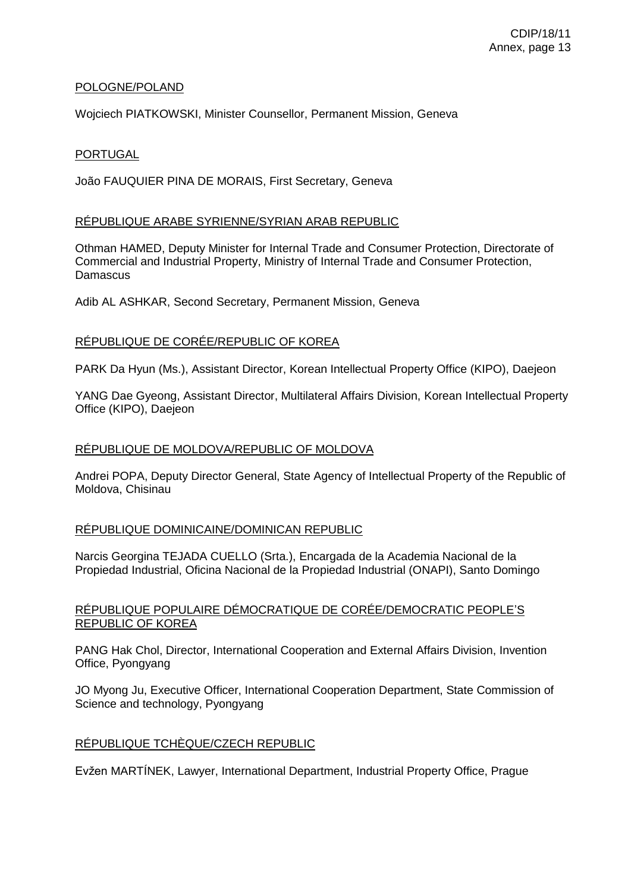POLOGNE/POLAND

Wojciech PIATKOWSKI, Minister Counsellor, Permanent Mission, Geneva

PORTUGAL

João FAUQUIER PINA DE MORAIS, First Secretary, Geneva

RÉPUBLIQUE ARABE SYRIENNE/SYRIAN ARAB REPUBLIC

Othman HAMED, Deputy Minister for Internal Trade and Consumer Protection, Directorate of Commercial and Industrial Property, Ministry of Internal Trade and Consumer Protection, Damascus

Adib AL ASHKAR, Second Secretary, Permanent Mission, Geneva

RÉPUBLIQUE DE CORÉE/REPUBLIC OF KOREA

PARK Da Hyun (Ms.), Assistant Director, Korean Intellectual Property Office (KIPO), Daejeon

YANG Dae Gyeong, Assistant Director, Multilateral Affairs Division, Korean Intellectual Property Office (KIPO), Daejeon

RÉPUBLIQUE DE MOLDOVA/REPUBLIC OF MOLDOVA

Andrei POPA, Deputy Director General, State Agency of Intellectual Property of the Republic of Moldova, Chisinau

RÉPUBLIQUE DOMINICAINE/DOMINICAN REPUBLIC

Narcis Georgina TEJADA CUELLO (Srta.), Encargada de la Academia Nacional de la Propiedad Industrial, Oficina Nacional de la Propiedad Industrial (ONAPI), Santo Domingo

RÉPUBLIQUE POPULAIRE DÉMOCRATIQUE DE CORÉE/DEMOCRATIC PEOPLE'S REPUBLIC OF KOREA

PANG Hak Chol, Director, International Cooperation and External Affairs Division, Invention Office, Pyongyang

JO Myong Ju, Executive Officer, International Cooperation Department, State Commission of Science and technology, Pyongyang

RÉPUBLIQUE TCHÈQUE/CZECH REPUBLIC

Evžen MARTÍNEK, Lawyer, International Department, Industrial Property Office, Prague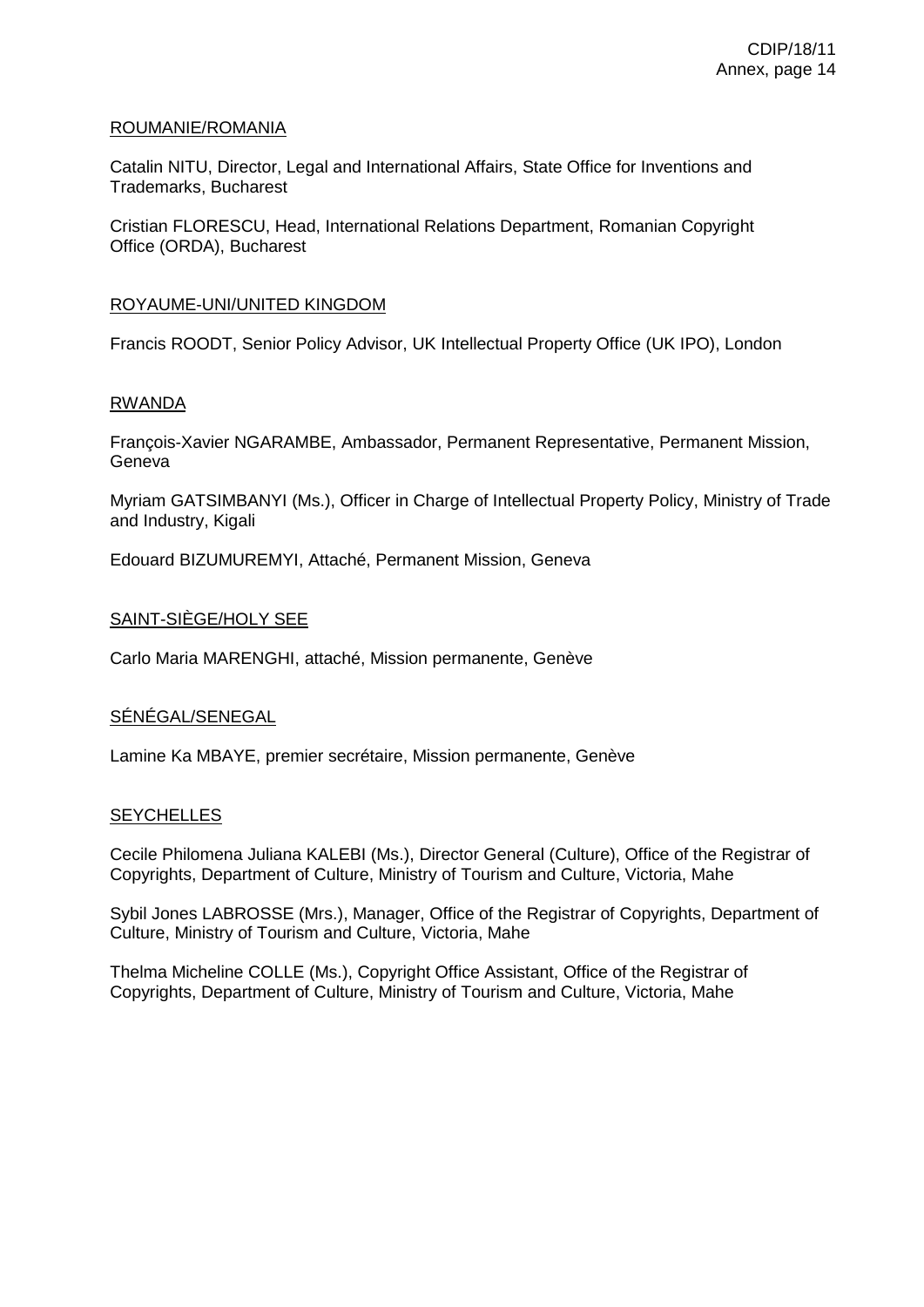ROUMANIE/ROMANIA

Catalin NITU, Director, Legal and International Affairs, State Office for Inventions and Trademarks, Bucharest

Cristian FLORESCU, Head, International Relations Department, Romanian Copyright Office (ORDA), Bucharest

ROYAUME-UNI/UNITED KINGDOM

Francis ROODT, Senior Policy Advisor, UK Intellectual Property Office (UK IPO), London

RWANDA

François-Xavier NGARAMBE, Ambassador, Permanent Representative, Permanent Mission, Geneva

Myriam GATSIMBANYI (Ms.), Officer in Charge of Intellectual Property Policy, Ministry of Trade and Industry, Kigali

Edouard BIZUMUREMYI, Attaché, Permanent Mission, Geneva

SAINT-SIÈGE/HOLY SEE

Carlo Maria MARENGHI, attaché, Mission permanente, Genève

SÉNÉGAL/SENEGAL

Lamine Ka MBAYE, premier secrétaire, Mission permanente, Genève

SEYCHELLES

Cecile Philomena Juliana KALEBI (Ms.), Director General (Culture), Office of the Registrar of Copyrights, Department of Culture, Ministry of Tourism and Culture, Victoria, Mahe

Sybil Jones LABROSSE (Mrs.), Manager, Office of the Registrar of Copyrights, Department of Culture, Ministry of Tourism and Culture, Victoria, Mahe

Thelma Micheline COLLE (Ms.), Copyright Office Assistant, Office of the Registrar of Copyrights, Department of Culture, Ministry of Tourism and Culture, Victoria, Mahe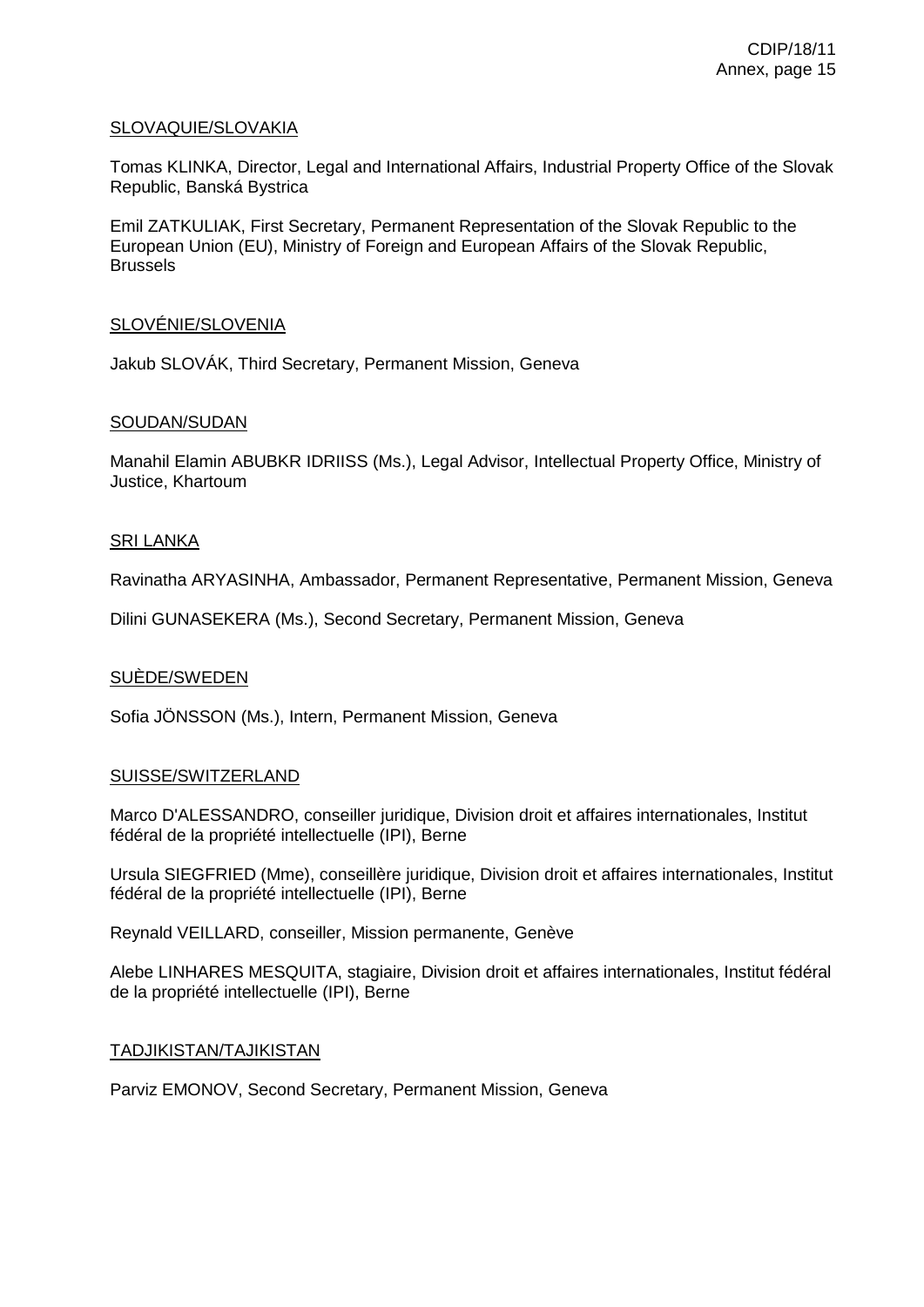SLOVAQUIE/SLOVAKIA

Tomas KLINKA, Director, Legal and International Affairs, Industrial Property Office of the Slovak Republic, Banská Bystrica

Emil ZATKULIAK, First Secretary, Permanent Representation of the Slovak Republic to the European Union (EU), Ministry of Foreign and European Affairs of the Slovak Republic, Brussels

SLOVÉNIE/SLOVENIA

Jakub SLOVÁK, Third Secretary, Permanent Mission, Geneva

SOUDAN/SUDAN

Manahil Elamin ABUBKR IDRIISS (Ms.), Legal Advisor, Intellectual Property Office, Ministry of Justice, Khartoum

SRI LANKA

Ravinatha ARYASINHA, Ambassador, Permanent Representative, Permanent Mission, Geneva

Dilini GUNASEKERA (Ms.), Second Secretary, Permanent Mission, Geneva

SUÈDE/SWEDEN

Sofia JÖNSSON (Ms.), Intern, Permanent Mission, Geneva

SUISSE/SWITZERLAND

Marco D'ALESSANDRO, conseiller juridique, Division droit et affaires internationales, Institut fédéral de la propriété intellectuelle (IPI), Berne

Ursula SIEGFRIED (Mme), conseillère juridique, Division droit et affaires internationales, Institut fédéral de la propriété intellectuelle (IPI), Berne

Reynald VEILLARD, conseiller, Mission permanente, Genève

Alebe LINHARES MESQUITA, stagiaire, Division droit et affaires internationales, Institut fédéral de la propriété intellectuelle (IPI), Berne

TADJIKISTAN/TAJIKISTAN

Parviz EMONOV, Second Secretary, Permanent Mission, Geneva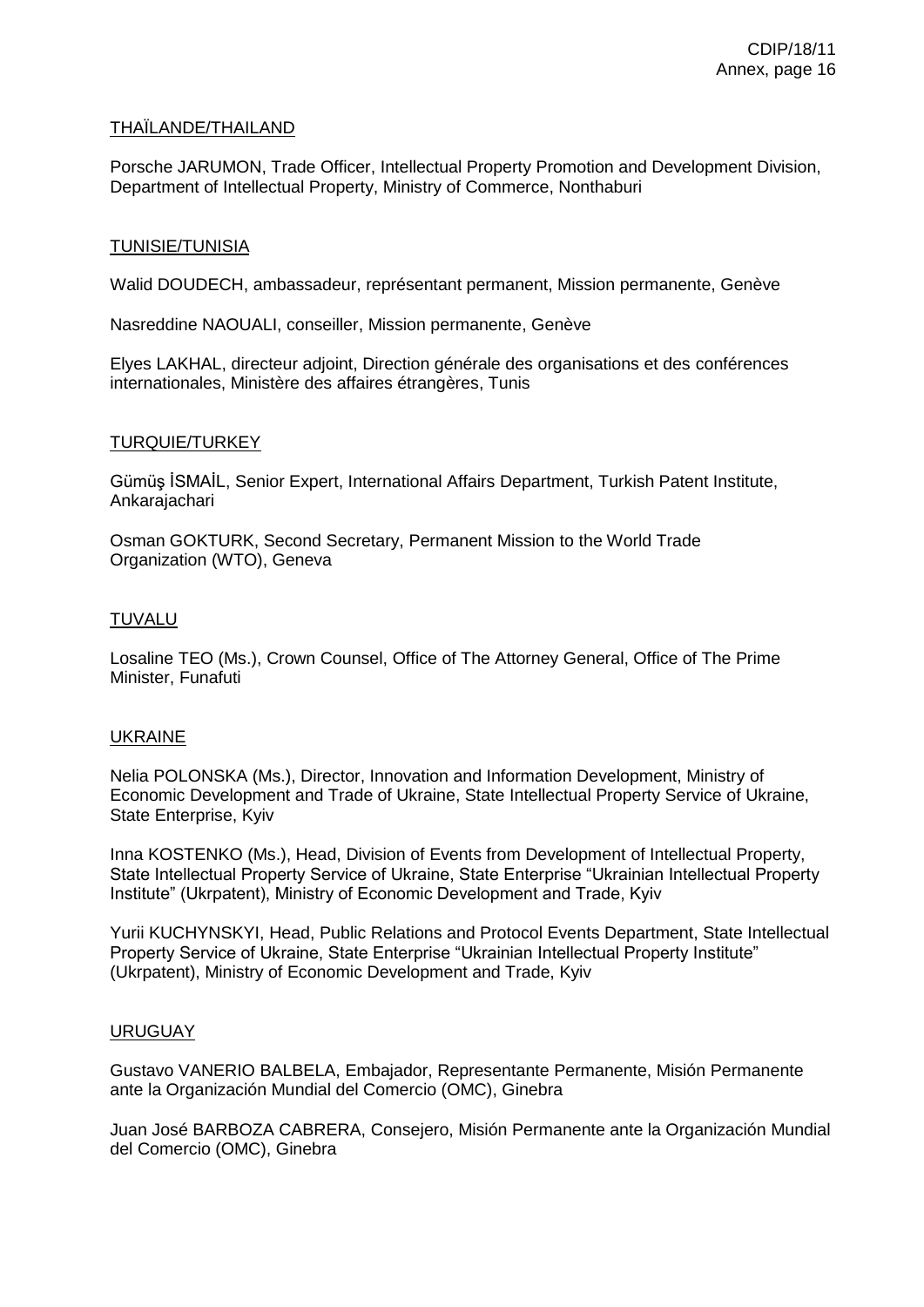THAÏLANDE/THAILAND

Porsche JARUMON, Trade Officer, Intellectual Property Promotion and Development Division, Department of Intellectual Property, Ministry of Commerce, Nonthaburi

TUNISIE/TUNISIA

Walid DOUDECH, ambassadeur, représentant permanent, Mission permanente, Genève

Nasreddine NAOUALI, conseiller, Mission permanente, Genève

Elyes LAKHAL, directeur adjoint, Direction générale des organisations et des conférences internationales, Ministère des affaires étrangères, Tunis

TURQUIE/TURKEY

Gümüş İSMAİL, Senior Expert, International Affairs Department, Turkish Patent Institute, Ankarajachari

Osman GOKTURK, Second Secretary, Permanent Mission to the World Trade Organization (WTO), Geneva

TUVALU

Losaline TEO (Ms.), Crown Counsel, Office of The Attorney General, Office of The Prime Minister, Funafuti

UKRAINE

Nelia POLONSKA (Ms.), Director, Innovation and Information Development, Ministry of Economic Development and Trade of Ukraine, State Intellectual Property Service of Ukraine, State Enterprise, Kyiv

Inna KOSTENKO (Ms.), Head, Division of Events from Development of Intellectual Property, State Intellectual Property Service of Ukraine, State Enterprise "Ukrainian Intellectual Property Institute" (Ukrpatent), Ministry of Economic Development and Trade, Kyiv

Yurii KUCHYNSKYI, Head, Public Relations and Protocol Events Department, State Intellectual Property Service of Ukraine, State Enterprise "Ukrainian Intellectual Property Institute" (Ukrpatent), Ministry of Economic Development and Trade, Kyiv

URUGUAY

Gustavo VANERIO BALBELA, Embajador, Representante Permanente, Misión Permanente ante la Organización Mundial del Comercio (OMC), Ginebra

Juan José BARBOZA CABRERA, Consejero, Misión Permanente ante la Organización Mundial del Comercio (OMC), Ginebra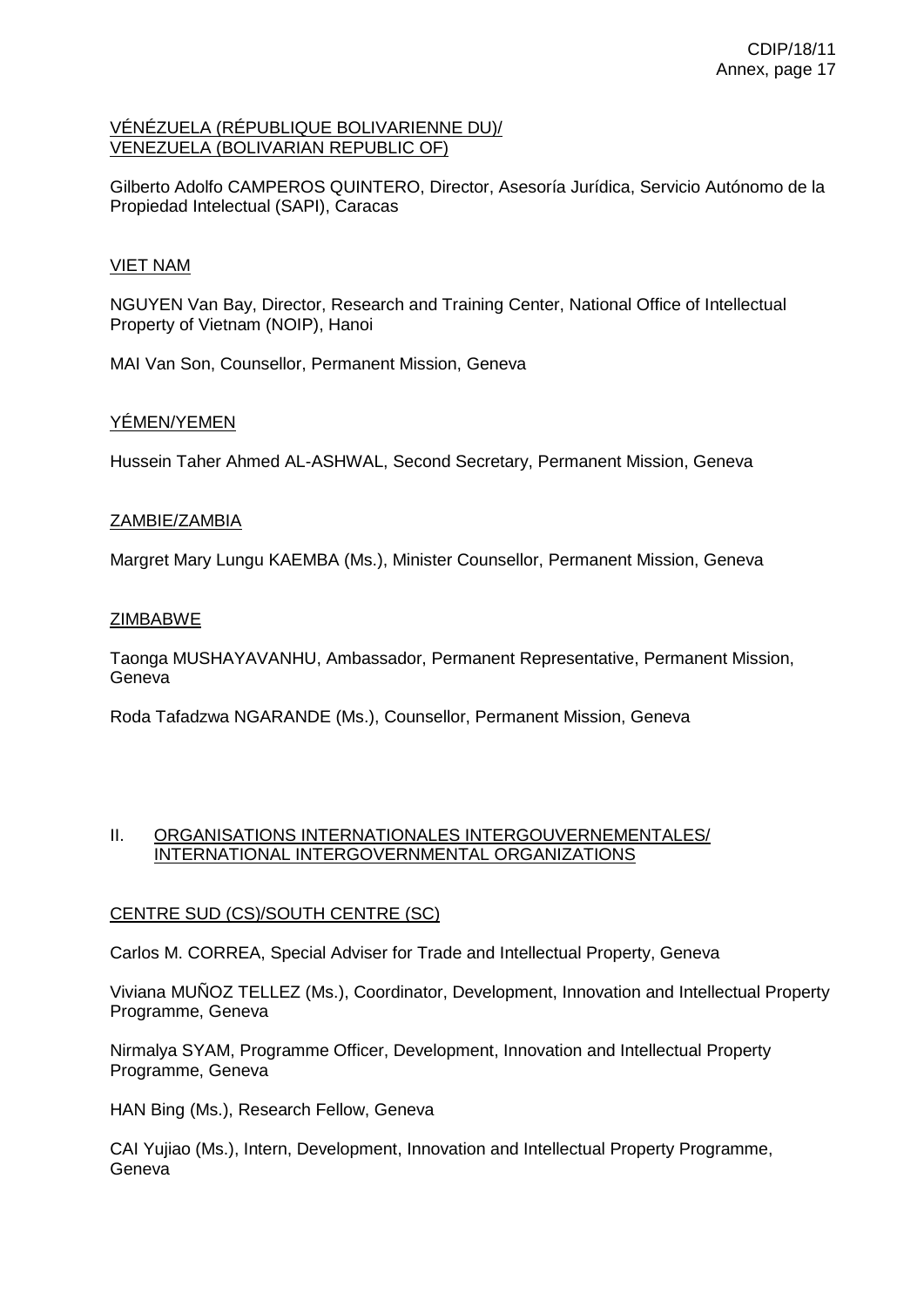VÉNÉZUELA (RÉPUBLIQUE BOLIVARIENNE DU)/
VENEZUELA (BOLIVARIAN REPUBLIC OF)

Gilberto Adolfo CAMPEROS QUINTERO, Director, Asesoría Jurídica, Servicio Autónomo de la Propiedad Intelectual (SAPI), Caracas

VIET NAM

NGUYEN Van Bay, Director, Research and Training Center, National Office of Intellectual Property of Vietnam (NOIP), Hanoi

MAI Van Son, Counsellor, Permanent Mission, Geneva

YÉMEN/YEMEN

Hussein Taher Ahmed AL-ASHWAL, Second Secretary, Permanent Mission, Geneva

ZAMBIE/ZAMBIA

Margret Mary Lungu KAEMBA (Ms.), Minister Counsellor, Permanent Mission, Geneva

ZIMBABWE

Taonga MUSHAYAVANHU, Ambassador, Permanent Representative, Permanent Mission, Geneva

Roda Tafadzwa NGARANDE (Ms.), Counsellor, Permanent Mission, Geneva

## II. ORGANISATIONS INTERNATIONALES INTERGOUVERNEMENTALES/ INTERNATIONAL INTERGOVERNMENTAL ORGANIZATIONS

CENTRE SUD (CS)/SOUTH CENTRE (SC)

Carlos M. CORREA, Special Adviser for Trade and Intellectual Property, Geneva

Viviana MUÑOZ TELLEZ (Ms.), Coordinator, Development, Innovation and Intellectual Property Programme, Geneva

Nirmalya SYAM, Programme Officer, Development, Innovation and Intellectual Property Programme, Geneva

HAN Bing (Ms.), Research Fellow, Geneva

CAI Yujiao (Ms.), Intern, Development, Innovation and Intellectual Property Programme, Geneva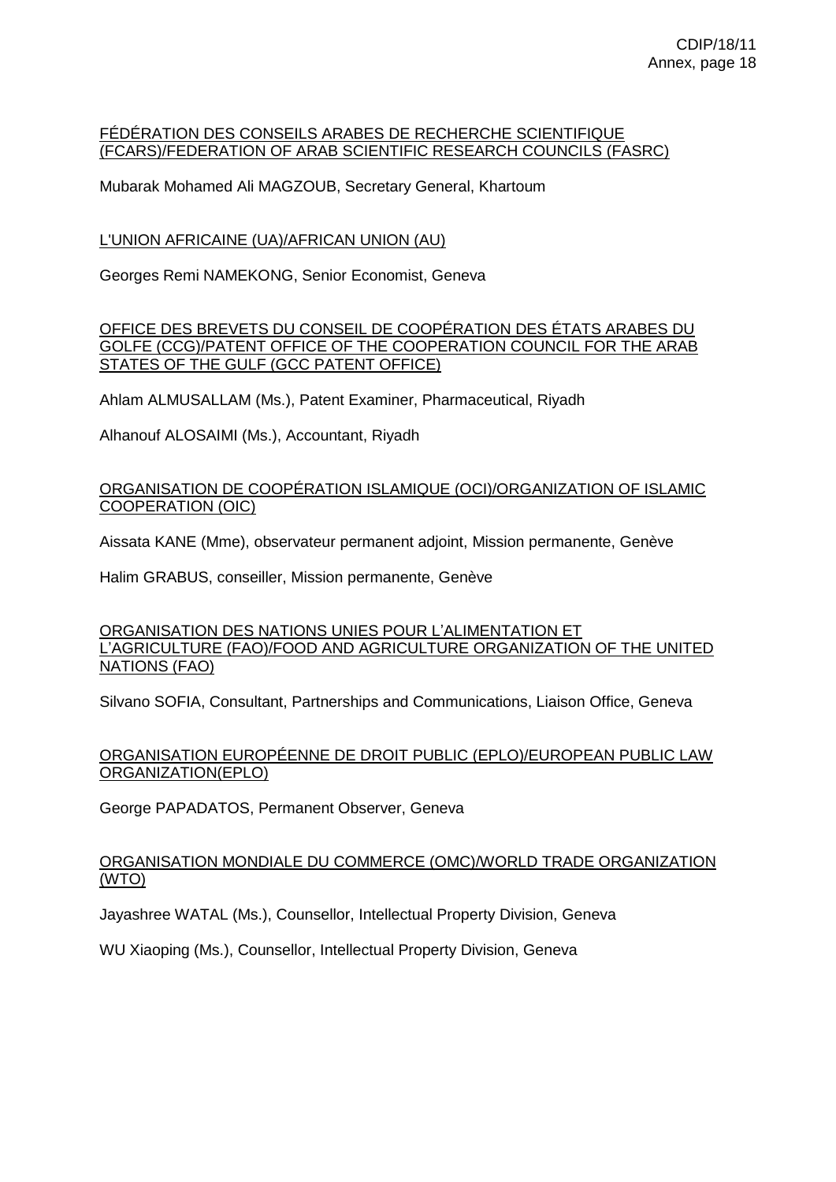FÉDÉRATION DES CONSEILS ARABES DE RECHERCHE SCIENTIFIQUE (FCARS)/FEDERATION OF ARAB SCIENTIFIC RESEARCH COUNCILS (FASRC)

Mubarak Mohamed Ali MAGZOUB, Secretary General, Khartoum

L'UNION AFRICAINE (UA)/AFRICAN UNION (AU)

Georges Remi NAMEKONG, Senior Economist, Geneva

OFFICE DES BREVETS DU CONSEIL DE COOPÉRATION DES ÉTATS ARABES DU GOLFE (CCG)/PATENT OFFICE OF THE COOPERATION COUNCIL FOR THE ARAB STATES OF THE GULF (GCC PATENT OFFICE)

Ahlam ALMUSALLAM (Ms.), Patent Examiner, Pharmaceutical, Riyadh

Alhanouf ALOSAIMI (Ms.), Accountant, Riyadh

ORGANISATION DE COOPÉRATION ISLAMIQUE (OCI)/ORGANIZATION OF ISLAMIC COOPERATION (OIC)

Aissata KANE (Mme), observateur permanent adjoint, Mission permanente, Genève

Halim GRABUS, conseiller, Mission permanente, Genève

ORGANISATION DES NATIONS UNIES POUR L'ALIMENTATION ET L'AGRICULTURE (FAO)/FOOD AND AGRICULTURE ORGANIZATION OF THE UNITED NATIONS (FAO)

Silvano SOFIA, Consultant, Partnerships and Communications, Liaison Office, Geneva

ORGANISATION EUROPÉENNE DE DROIT PUBLIC (EPLO)/EUROPEAN PUBLIC LAW ORGANIZATION(EPLO)

George PAPADATOS, Permanent Observer, Geneva

ORGANISATION MONDIALE DU COMMERCE (OMC)/WORLD TRADE ORGANIZATION (WTO)

Jayashree WATAL (Ms.), Counsellor, Intellectual Property Division, Geneva

WU Xiaoping (Ms.), Counsellor, Intellectual Property Division, Geneva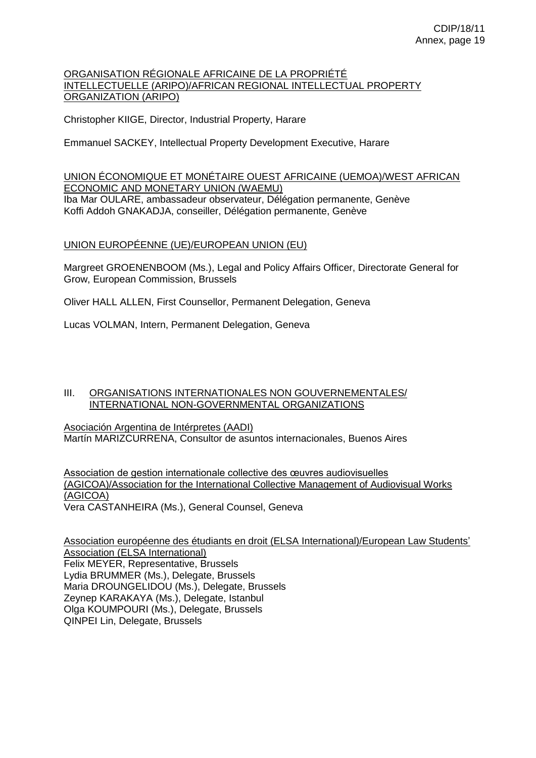ORGANISATION RÉGIONALE AFRICAINE DE LA PROPRIÉTÉ INTELLECTUELLE (ARIPO)/AFRICAN REGIONAL INTELLECTUAL PROPERTY ORGANIZATION (ARIPO)

Christopher KIIGE, Director, Industrial Property, Harare

Emmanuel SACKEY, Intellectual Property Development Executive, Harare

UNION ÉCONOMIQUE ET MONÉTAIRE OUEST AFRICAINE (UEMOA)/WEST AFRICAN ECONOMIC AND MONETARY UNION (WAEMU)
Iba Mar OULARE, ambassadeur observateur, Délégation permanente, Genève
Koffi Addoh GNAKADJA, conseiller, Délégation permanente, Genève

UNION EUROPÉENNE (UE)/EUROPEAN UNION (EU)

Margreet GROENENBOOM (Ms.), Legal and Policy Affairs Officer, Directorate General for Grow, European Commission, Brussels

Oliver HALL ALLEN, First Counsellor, Permanent Delegation, Geneva

Lucas VOLMAN, Intern, Permanent Delegation, Geneva

## III. ORGANISATIONS INTERNATIONALES NON GOUVERNEMENTALES/ INTERNATIONAL NON-GOVERNMENTAL ORGANIZATIONS

Asociación Argentina de Intérpretes (AADI)
Martín MARIZCURRENA, Consultor de asuntos internacionales, Buenos Aires

Association de gestion internationale collective des œuvres audiovisuelles (AGICOA)/Association for the International Collective Management of Audiovisual Works (AGICOA)
Vera CASTANHEIRA (Ms.), General Counsel, Geneva

Association européenne des étudiants en droit (ELSA International)/European Law Students' Association (ELSA International)
Felix MEYER, Representative, Brussels
Lydia BRUMMER (Ms.), Delegate, Brussels
Maria DROUNGELIDOU (Ms.), Delegate, Brussels
Zeynep KARAKAYA (Ms.), Delegate, Istanbul
Olga KOUMPOURI (Ms.), Delegate, Brussels
QINPEI Lin, Delegate, Brussels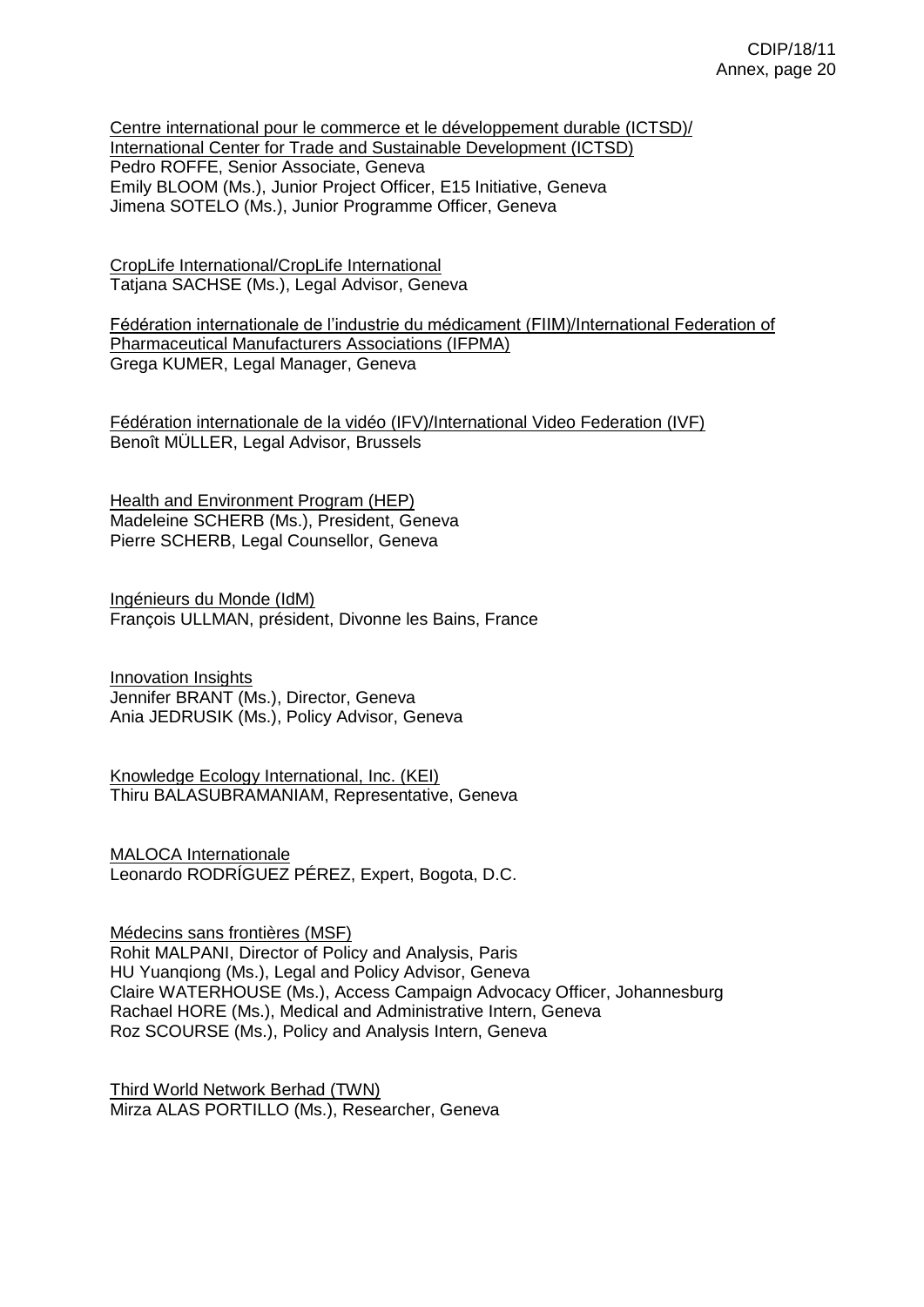<u>Centre international pour le commerce et le développement durable (ICTSD)/ International Center for Trade and Sustainable Development (ICTSD)</u>
Pedro ROFFE, Senior Associate, Geneva
Emily BLOOM (Ms.), Junior Project Officer, E15 Initiative, Geneva
Jimena SOTELO (Ms.), Junior Programme Officer, Geneva

<u>CropLife International/CropLife International</u>
Tatjana SACHSE (Ms.), Legal Advisor, Geneva

<u>Fédération internationale de l'industrie du médicament (FIIM)/International Federation of Pharmaceutical Manufacturers Associations (IFPMA)</u>
Grega KUMER, Legal Manager, Geneva

<u>Fédération internationale de la vidéo (IFV)/International Video Federation (IVF)</u>
Benoît MÜLLER, Legal Advisor, Brussels

<u>Health and Environment Program (HEP)</u>
Madeleine SCHERB (Ms.), President, Geneva
Pierre SCHERB, Legal Counsellor, Geneva

<u>Ingénieurs du Monde (IdM)</u>
François ULLMAN, président, Divonne les Bains, France

<u>Innovation Insights</u>
Jennifer BRANT (Ms.), Director, Geneva
Ania JEDRUSIK (Ms.), Policy Advisor, Geneva

<u>Knowledge Ecology International, Inc. (KEI)</u>
Thiru BALASUBRAMANIAM, Representative, Geneva

<u>MALOCA Internationale</u>
Leonardo RODRÍGUEZ PÉREZ, Expert, Bogota, D.C.

<u>Médecins sans frontières (MSF)</u>
Rohit MALPANI, Director of Policy and Analysis, Paris
HU Yuanqiong (Ms.), Legal and Policy Advisor, Geneva
Claire WATERHOUSE (Ms.), Access Campaign Advocacy Officer, Johannesburg
Rachael HORE (Ms.), Medical and Administrative Intern, Geneva
Roz SCOURSE (Ms.), Policy and Analysis Intern, Geneva

<u>Third World Network Berhad (TWN)</u>
Mirza ALAS PORTILLO (Ms.), Researcher, Geneva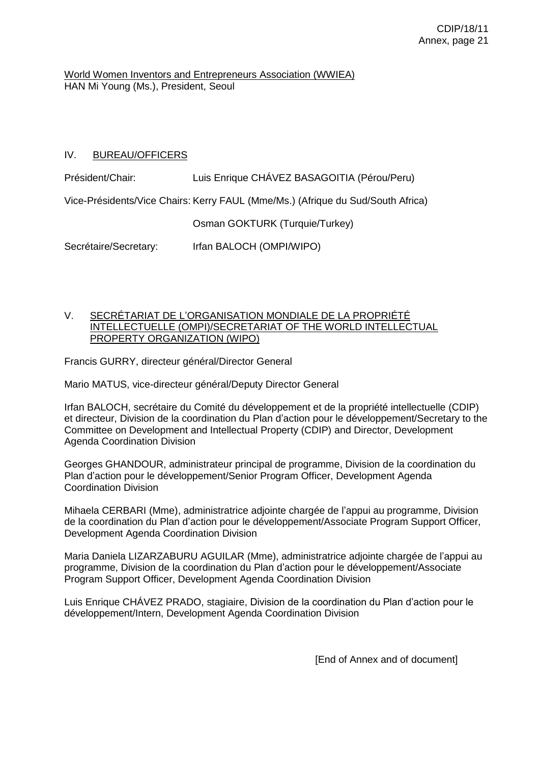World Women Inventors and Entrepreneurs Association (WWIEA)
HAN Mi Young (Ms.), President, Seoul

## IV. BUREAU/OFFICERS

Président/Chair: Luis Enrique CHÁVEZ BASAGOITIA (Pérou/Peru)

Vice-Présidents/Vice Chairs: Kerry FAUL (Mme/Ms.) (Afrique du Sud/South Africa)

Osman GOKTURK (Turquie/Turkey)

Secrétaire/Secretary: Irfan BALOCH (OMPI/WIPO)

## V. SECRÉTARIAT DE L'ORGANISATION MONDIALE DE LA PROPRIÉTÉ INTELLECTUELLE (OMPI)/SECRETARIAT OF THE WORLD INTELLECTUAL PROPERTY ORGANIZATION (WIPO)

Francis GURRY, directeur général/Director General

Mario MATUS, vice-directeur général/Deputy Director General

Irfan BALOCH, secrétaire du Comité du développement et de la propriété intellectuelle (CDIP) et directeur, Division de la coordination du Plan d'action pour le développement/Secretary to the Committee on Development and Intellectual Property (CDIP) and Director, Development Agenda Coordination Division

Georges GHANDOUR, administrateur principal de programme, Division de la coordination du Plan d'action pour le développement/Senior Program Officer, Development Agenda Coordination Division

Mihaela CERBARI (Mme), administratrice adjointe chargée de l'appui au programme, Division de la coordination du Plan d'action pour le développement/Associate Program Support Officer, Development Agenda Coordination Division

Maria Daniela LIZARZABURU AGUILAR (Mme), administratrice adjointe chargée de l'appui au programme, Division de la coordination du Plan d'action pour le développement/Associate Program Support Officer, Development Agenda Coordination Division

Luis Enrique CHÁVEZ PRADO, stagiaire, Division de la coordination du Plan d'action pour le développement/Intern, Development Agenda Coordination Division

[End of Annex and of document]